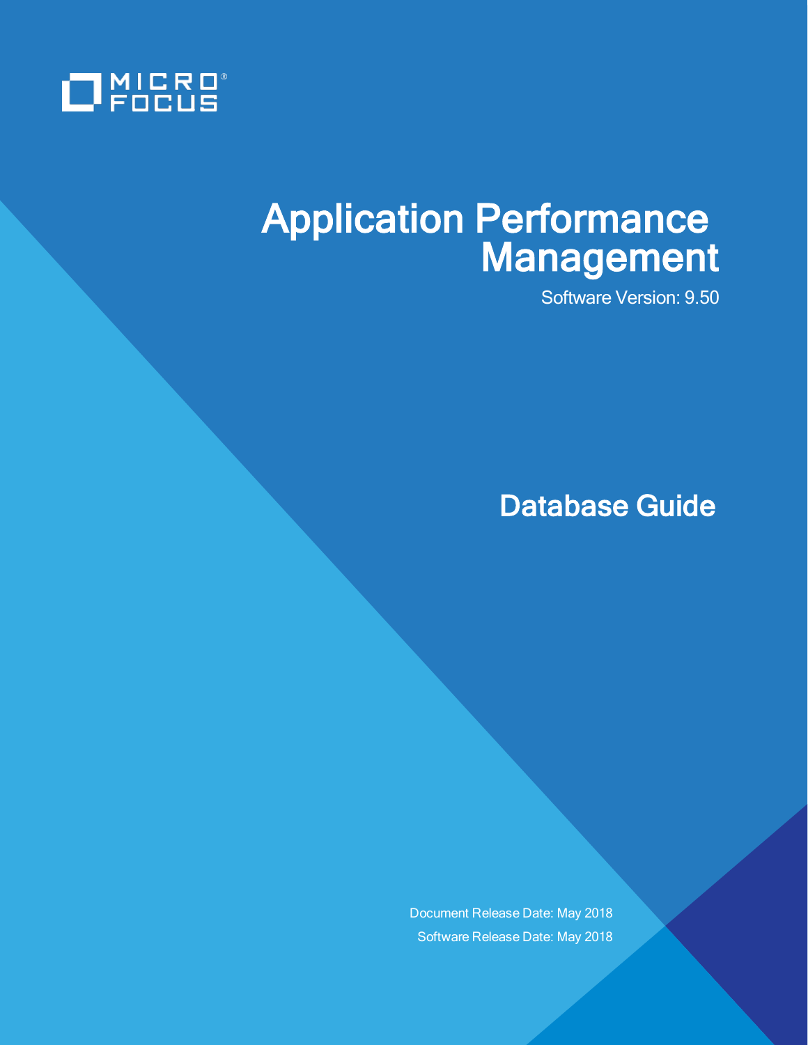MICRO FOCUS

# Application Performance Management

Software Version: 9.50

## Database Guide

Document Release Date: May 2018

Software Release Date: May 2018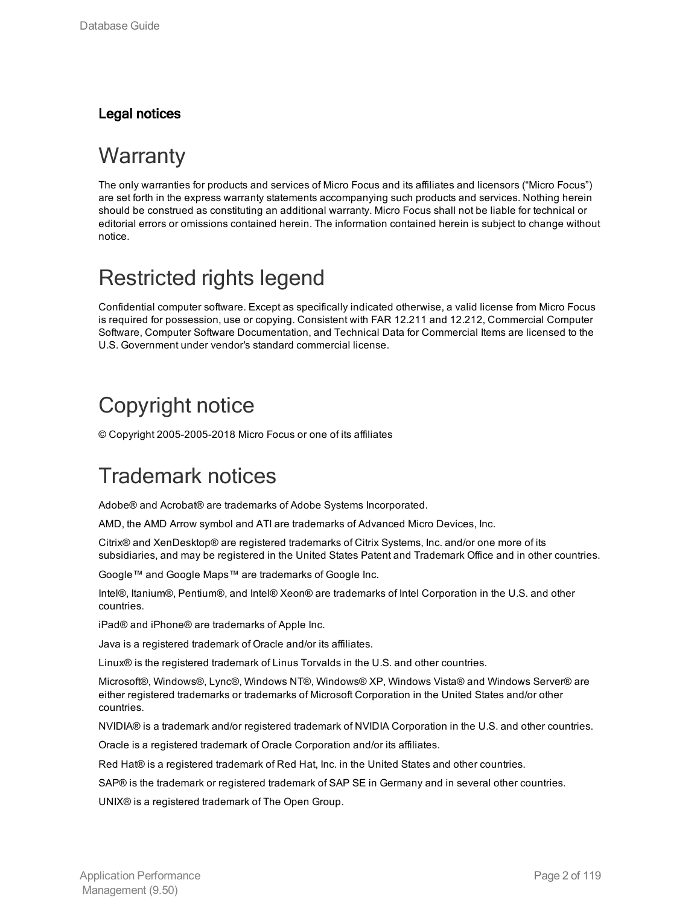**Legal notices**

# Warranty

The only warranties for products and services of Micro Focus and its affiliates and licensors ("Micro Focus") are set forth in the express warranty statements accompanying such products and services. Nothing herein should be construed as constituting an additional warranty. Micro Focus shall not be liable for technical or editorial errors or omissions contained herein. The information contained herein is subject to change without notice.

# Restricted rights legend

Confidential computer software. Except as specifically indicated otherwise, a valid license from Micro Focus is required for possession, use or copying. Consistent with FAR 12.211 and 12.212, Commercial Computer Software, Computer Software Documentation, and Technical Data for Commercial Items are licensed to the U.S. Government under vendor's standard commercial license.

# Copyright notice

© Copyright 2005-2005-2018 Micro Focus or one of its affiliates

# Trademark notices

Adobe® and Acrobat® are trademarks of Adobe Systems Incorporated.

AMD, the AMD Arrow symbol and ATI are trademarks of Advanced Micro Devices, Inc.

Citrix® and XenDesktop® are registered trademarks of Citrix Systems, Inc. and/or one more of its subsidiaries, and may be registered in the United States Patent and Trademark Office and in other countries.

Google™ and Google Maps™ are trademarks of Google Inc.

Intel®, Itanium®, Pentium®, and Intel® Xeon® are trademarks of Intel Corporation in the U.S. and other countries.

iPad® and iPhone® are trademarks of Apple Inc.

Java is a registered trademark of Oracle and/or its affiliates.

Linux® is the registered trademark of Linus Torvalds in the U.S. and other countries.

Microsoft®, Windows®, Lync®, Windows NT®, Windows® XP, Windows Vista® and Windows Server® are either registered trademarks or trademarks of Microsoft Corporation in the United States and/or other countries.

NVIDIA® is a trademark and/or registered trademark of NVIDIA Corporation in the U.S. and other countries.

Oracle is a registered trademark of Oracle Corporation and/or its affiliates.

Red Hat® is a registered trademark of Red Hat, Inc. in the United States and other countries.

SAP® is the trademark or registered trademark of SAP SE in Germany and in several other countries.

UNIX® is a registered trademark of The Open Group.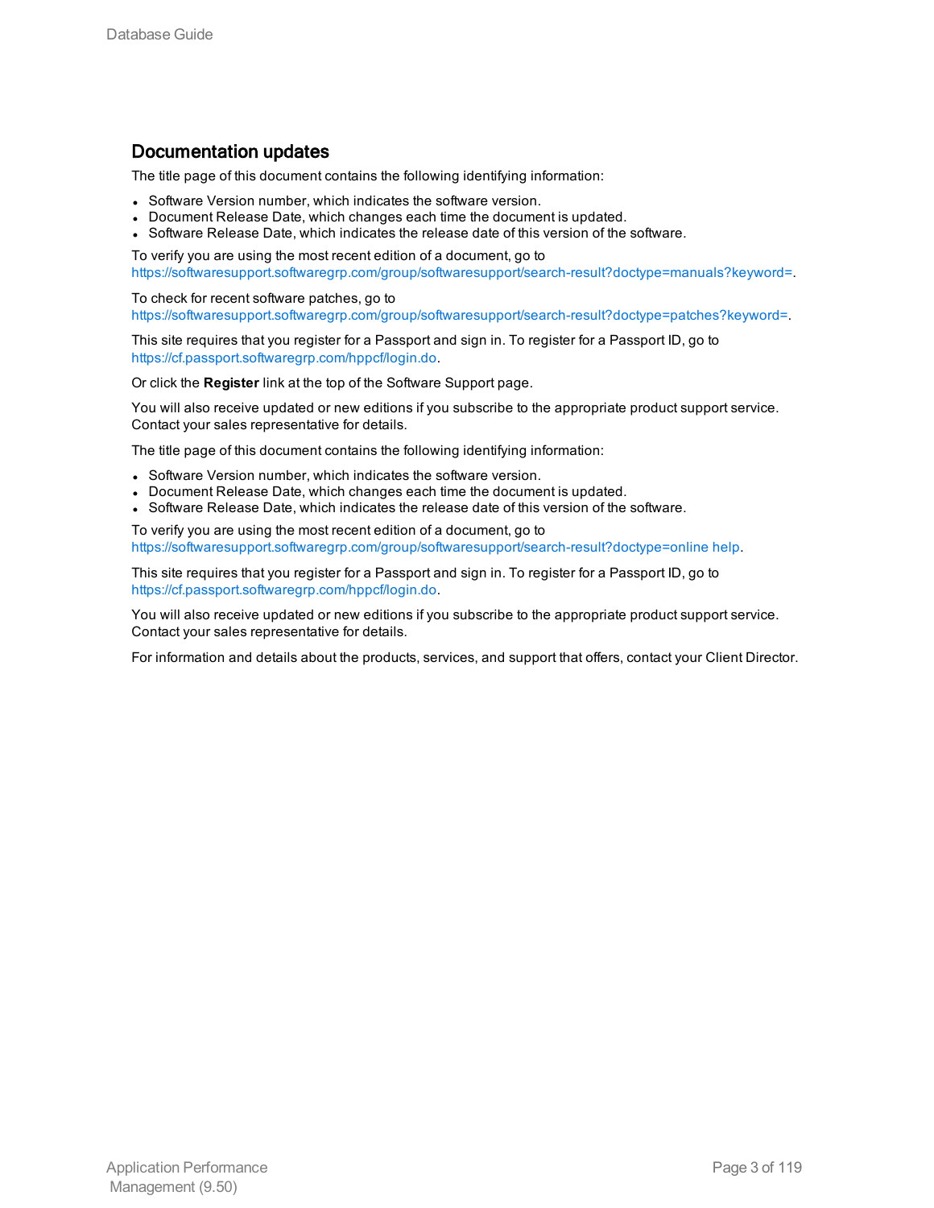## Documentation updates

The title page of this document contains the following identifying information:

- Software Version number, which indicates the software version.
- Document Release Date, which changes each time the document is updated.
- Software Release Date, which indicates the release date of this version of the software.

To verify you are using the most recent edition of a document, go to https://softwaresupport.softwaregrp.com/group/softwaresupport/search-result?doctype=manuals?keyword=.

To check for recent software patches, go to https://softwaresupport.softwaregrp.com/group/softwaresupport/search-result?doctype=patches?keyword=.

This site requires that you register for a Passport and sign in. To register for a Passport ID, go to https://cf.passport.softwaregrp.com/hppcf/login.do.

Or click the **Register** link at the top of the Software Support page.

You will also receive updated or new editions if you subscribe to the appropriate product support service. Contact your sales representative for details.

The title page of this document contains the following identifying information:

- Software Version number, which indicates the software version.
- Document Release Date, which changes each time the document is updated.
- Software Release Date, which indicates the release date of this version of the software.

To verify you are using the most recent edition of a document, go to https://softwaresupport.softwaregrp.com/group/softwaresupport/search-result?doctype=online help.

This site requires that you register for a Passport and sign in. To register for a Passport ID, go to https://cf.passport.softwaregrp.com/hppcf/login.do.

You will also receive updated or new editions if you subscribe to the appropriate product support service. Contact your sales representative for details.

For information and details about the products, services, and support that offers, contact your Client Director.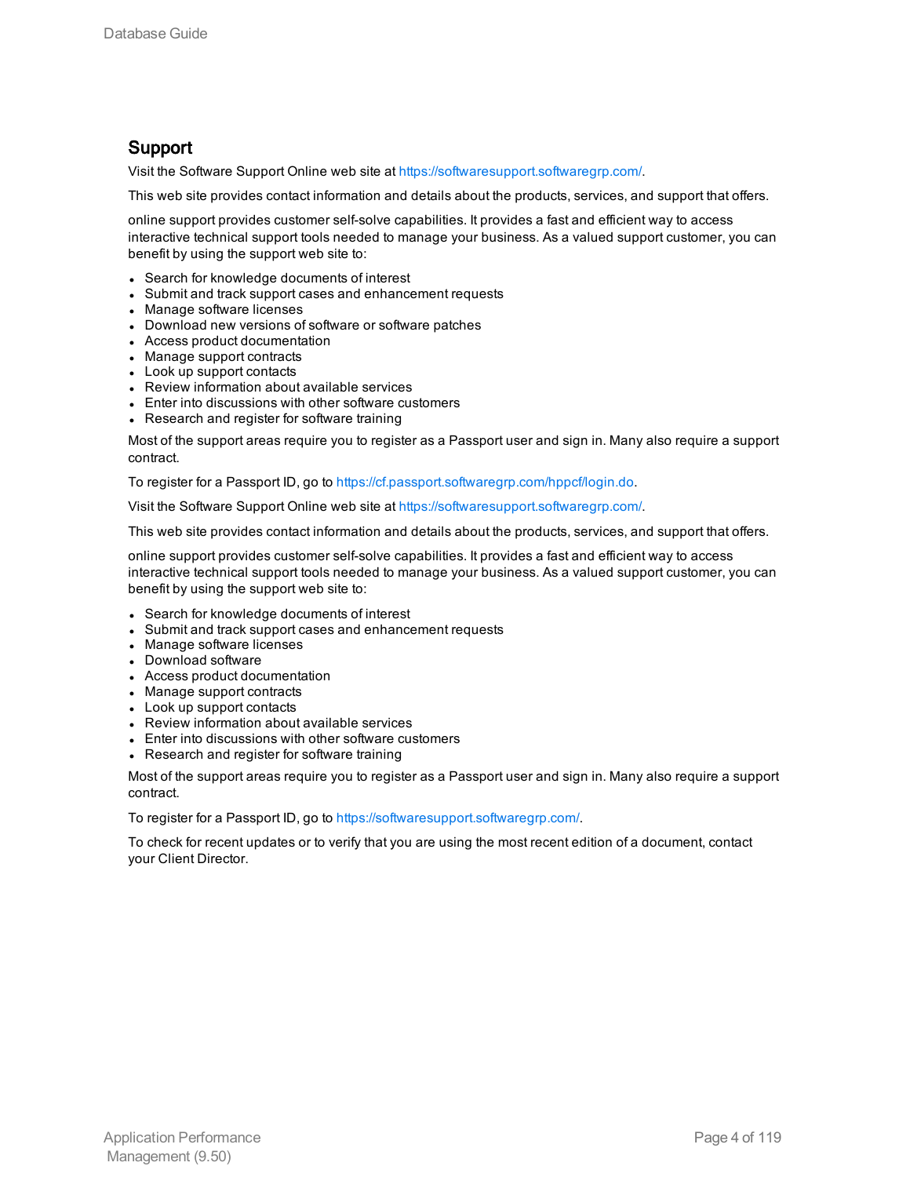## Support

Visit the Software Support Online web site at https://softwaresupport.softwaregrp.com/.

This web site provides contact information and details about the products, services, and support that offers.

online support provides customer self-solve capabilities. It provides a fast and efficient way to access interactive technical support tools needed to manage your business. As a valued support customer, you can benefit by using the support web site to:

- Search for knowledge documents of interest
- Submit and track support cases and enhancement requests
- Manage software licenses
- Download new versions of software or software patches
- Access product documentation
- Manage support contracts
- Look up support contacts
- Review information about available services
- Enter into discussions with other software customers
- Research and register for software training

Most of the support areas require you to register as a Passport user and sign in. Many also require a support contract.

To register for a Passport ID, go to https://cf.passport.softwaregrp.com/hppcf/login.do.

Visit the Software Support Online web site at https://softwaresupport.softwaregrp.com/.

This web site provides contact information and details about the products, services, and support that offers.

online support provides customer self-solve capabilities. It provides a fast and efficient way to access interactive technical support tools needed to manage your business. As a valued support customer, you can benefit by using the support web site to:

- Search for knowledge documents of interest
- Submit and track support cases and enhancement requests
- Manage software licenses
- Download software
- Access product documentation
- Manage support contracts
- Look up support contacts
- Review information about available services
- Enter into discussions with other software customers
- Research and register for software training

Most of the support areas require you to register as a Passport user and sign in. Many also require a support contract.

To register for a Passport ID, go to https://softwaresupport.softwaregrp.com/.

To check for recent updates or to verify that you are using the most recent edition of a document, contact your Client Director.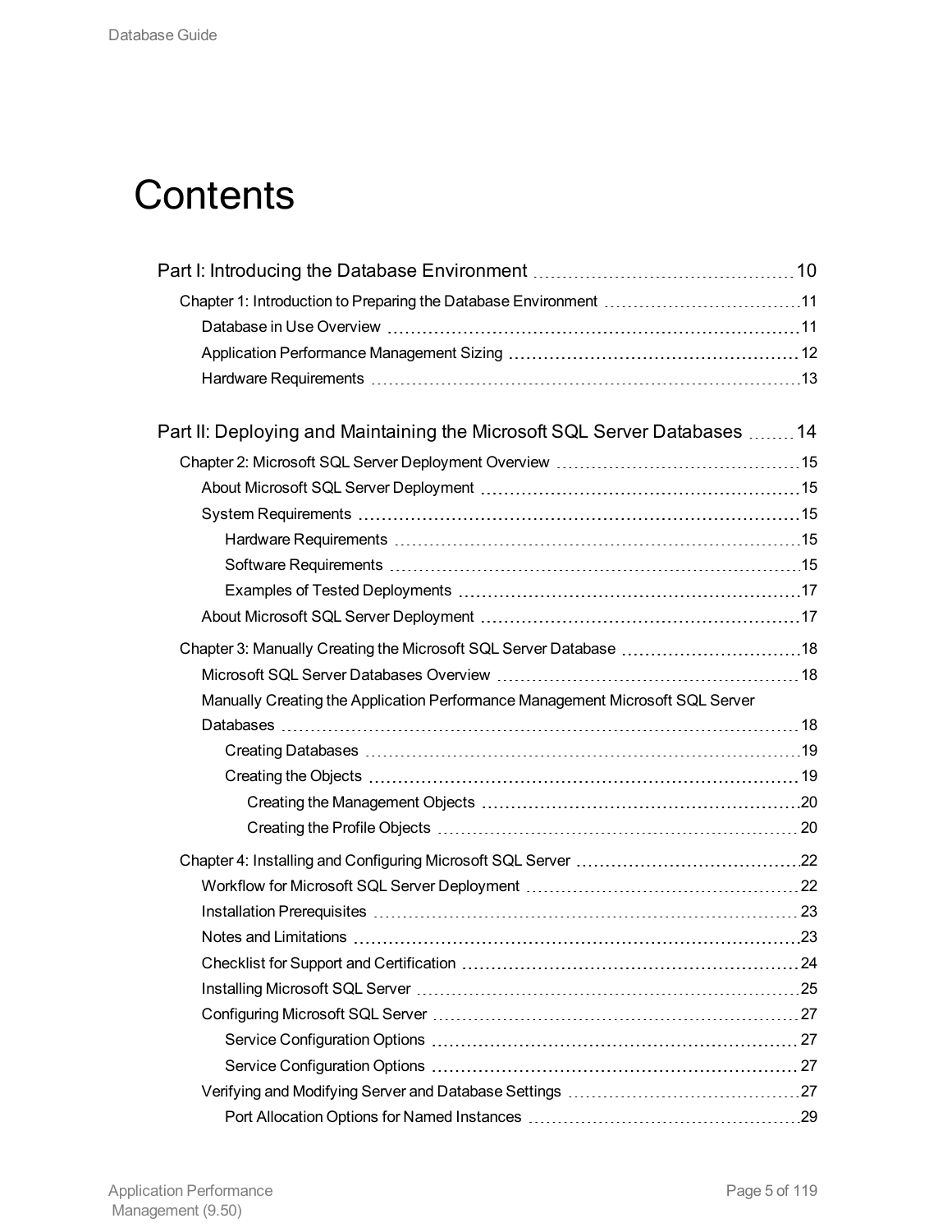# Contents

Part I: Introducing the Database Environment ..... 10

- Chapter 1: Introduction to Preparing the Database Environment ..... 11
  - Database in Use Overview ..... 11
  - Application Performance Management Sizing ..... 12
  - Hardware Requirements ..... 13

Part II: Deploying and Maintaining the Microsoft SQL Server Databases ..... 14

- Chapter 2: Microsoft SQL Server Deployment Overview ..... 15
  - About Microsoft SQL Server Deployment ..... 15
  - System Requirements ..... 15
    - Hardware Requirements ..... 15
    - Software Requirements ..... 15
    - Examples of Tested Deployments ..... 17
  - About Microsoft SQL Server Deployment ..... 17
- Chapter 3: Manually Creating the Microsoft SQL Server Database ..... 18
  - Microsoft SQL Server Databases Overview ..... 18
  - Manually Creating the Application Performance Management Microsoft SQL Server Databases ..... 18
    - Creating Databases ..... 19
    - Creating the Objects ..... 19
      - Creating the Management Objects ..... 20
      - Creating the Profile Objects ..... 20
- Chapter 4: Installing and Configuring Microsoft SQL Server ..... 22
  - Workflow for Microsoft SQL Server Deployment ..... 22
  - Installation Prerequisites ..... 23
  - Notes and Limitations ..... 23
  - Checklist for Support and Certification ..... 24
  - Installing Microsoft SQL Server ..... 25
  - Configuring Microsoft SQL Server ..... 27
    - Service Configuration Options ..... 27
    - Service Configuration Options ..... 27
  - Verifying and Modifying Server and Database Settings ..... 27
    - Port Allocation Options for Named Instances ..... 29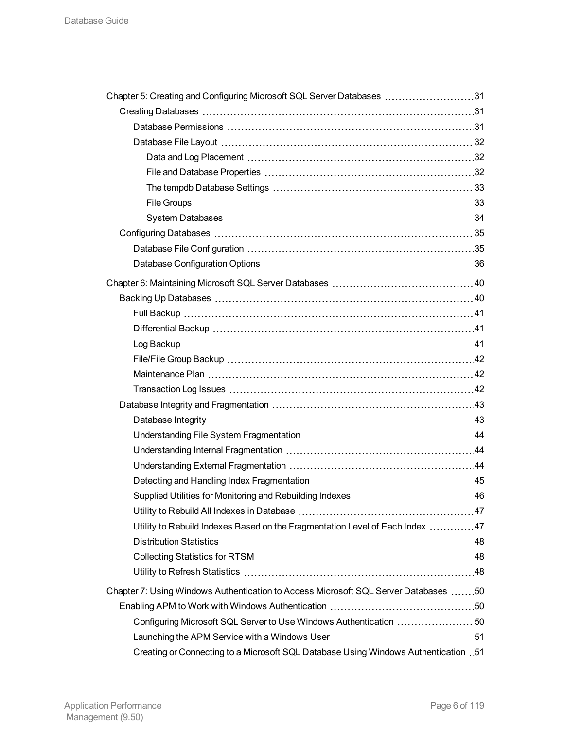- Chapter 5: Creating and Configuring Microsoft SQL Server Databases 31
  - Creating Databases 31
    - Database Permissions 31
    - Database File Layout 32
      - Data and Log Placement 32
      - File and Database Properties 32
      - The tempdb Database Settings 33
      - File Groups 33
      - System Databases 34
  - Configuring Databases 35
    - Database File Configuration 35
    - Database Configuration Options 36
- Chapter 6: Maintaining Microsoft SQL Server Databases 40
  - Backing Up Databases 40
    - Full Backup 41
    - Differential Backup 41
    - Log Backup 41
    - File/File Group Backup 42
    - Maintenance Plan 42
    - Transaction Log Issues 42
  - Database Integrity and Fragmentation 43
    - Database Integrity 43
    - Understanding File System Fragmentation 44
    - Understanding Internal Fragmentation 44
    - Understanding External Fragmentation 44
    - Detecting and Handling Index Fragmentation 45
    - Supplied Utilities for Monitoring and Rebuilding Indexes 46
    - Utility to Rebuild All Indexes in Database 47
    - Utility to Rebuild Indexes Based on the Fragmentation Level of Each Index 47
    - Distribution Statistics 48
    - Collecting Statistics for RTSM 48
    - Utility to Refresh Statistics 48
- Chapter 7: Using Windows Authentication to Access Microsoft SQL Server Databases 50
  - Enabling APM to Work with Windows Authentication 50
    - Configuring Microsoft SQL Server to Use Windows Authentication 50
    - Launching the APM Service with a Windows User 51
    - Creating or Connecting to a Microsoft SQL Database Using Windows Authentication 51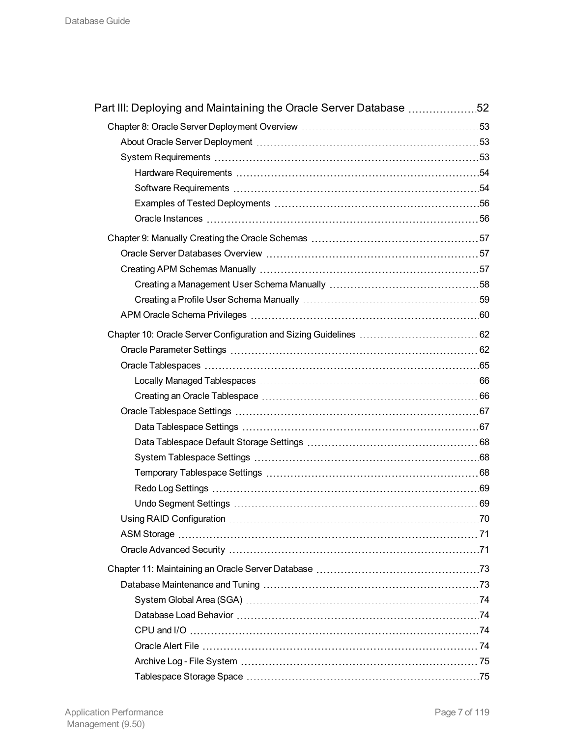Part III: Deploying and Maintaining the Oracle Server Database 52

- Chapter 8: Oracle Server Deployment Overview 53
  - About Oracle Server Deployment 53
  - System Requirements 53
    - Hardware Requirements 54
    - Software Requirements 54
    - Examples of Tested Deployments 56
    - Oracle Instances 56
- Chapter 9: Manually Creating the Oracle Schemas 57
  - Oracle Server Databases Overview 57
  - Creating APM Schemas Manually 57
    - Creating a Management User Schema Manually 58
    - Creating a Profile User Schema Manually 59
  - APM Oracle Schema Privileges 60
- Chapter 10: Oracle Server Configuration and Sizing Guidelines 62
  - Oracle Parameter Settings 62
  - Oracle Tablespaces 65
    - Locally Managed Tablespaces 66
    - Creating an Oracle Tablespace 66
  - Oracle Tablespace Settings 67
    - Data Tablespace Settings 67
    - Data Tablespace Default Storage Settings 68
    - System Tablespace Settings 68
    - Temporary Tablespace Settings 68
    - Redo Log Settings 69
    - Undo Segment Settings 69
  - Using RAID Configuration 70
  - ASM Storage 71
  - Oracle Advanced Security 71
- Chapter 11: Maintaining an Oracle Server Database 73
  - Database Maintenance and Tuning 73
    - System Global Area (SGA) 74
    - Database Load Behavior 74
    - CPU and I/O 74
    - Oracle Alert File 74
    - Archive Log - File System 75
    - Tablespace Storage Space 75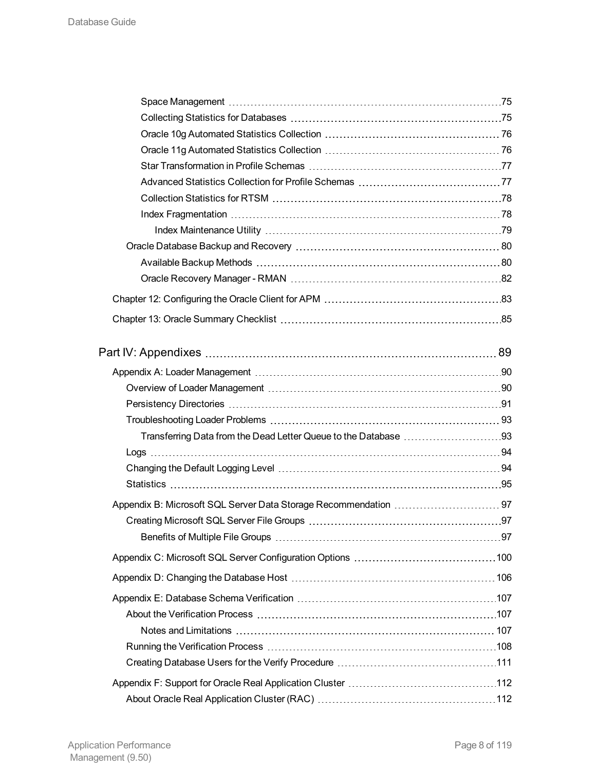Space Management 75
Collecting Statistics for Databases 75
Oracle 10g Automated Statistics Collection 76
Oracle 11g Automated Statistics Collection 76
Star Transformation in Profile Schemas 77
Advanced Statistics Collection for Profile Schemas 77
Collection Statistics for RTSM 78
Index Fragmentation 78
Index Maintenance Utility 79
Oracle Database Backup and Recovery 80
Available Backup Methods 80
Oracle Recovery Manager - RMAN 82

Chapter 12: Configuring the Oracle Client for APM 83

Chapter 13: Oracle Summary Checklist 85

Part IV: Appendixes 89

Appendix A: Loader Management 90
Overview of Loader Management 90
Persistency Directories 91
Troubleshooting Loader Problems 93
Transferring Data from the Dead Letter Queue to the Database 93
Logs 94
Changing the Default Logging Level 94
Statistics 95

Appendix B: Microsoft SQL Server Data Storage Recommendation 97
Creating Microsoft SQL Server File Groups 97
Benefits of Multiple File Groups 97

Appendix C: Microsoft SQL Server Configuration Options 100

Appendix D: Changing the Database Host 106

Appendix E: Database Schema Verification 107
About the Verification Process 107
Notes and Limitations 107
Running the Verification Process 108
Creating Database Users for the Verify Procedure 111

Appendix F: Support for Oracle Real Application Cluster 112
About Oracle Real Application Cluster (RAC) 112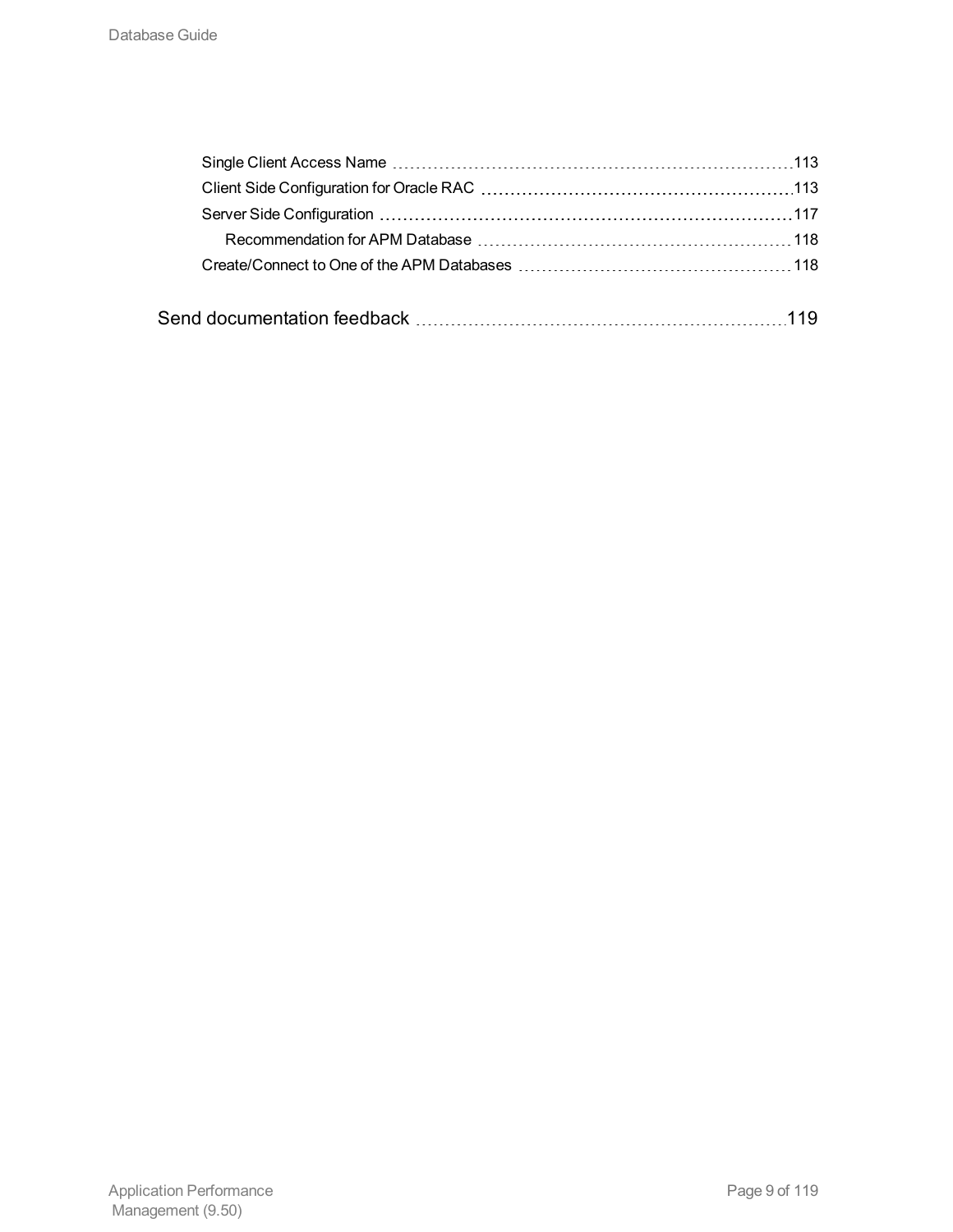- Single Client Access Name 113
- Client Side Configuration for Oracle RAC 113
- Server Side Configuration 117
  - Recommendation for APM Database 118
- Create/Connect to One of the APM Databases 118

Send documentation feedback 119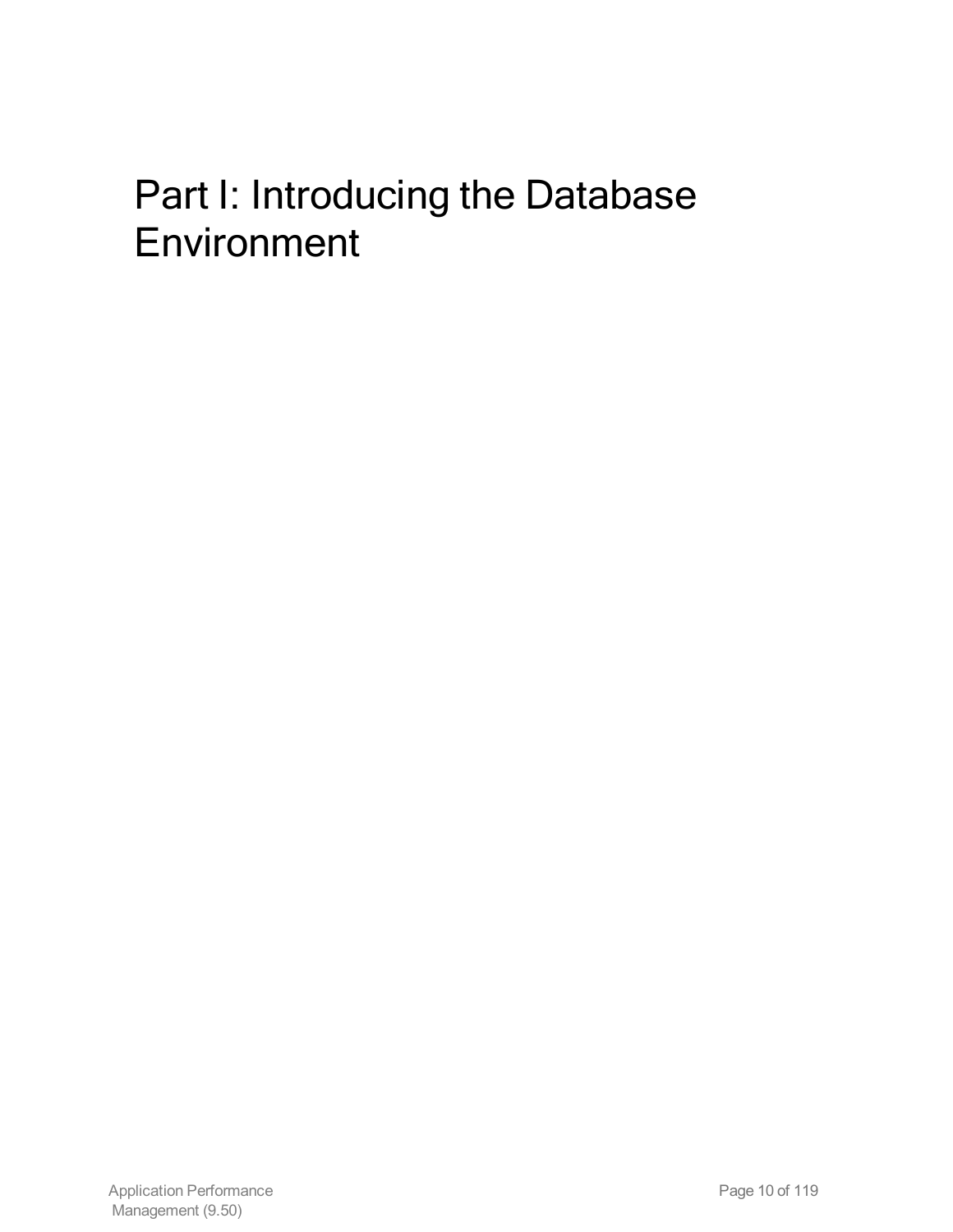# Part I: Introducing the Database Environment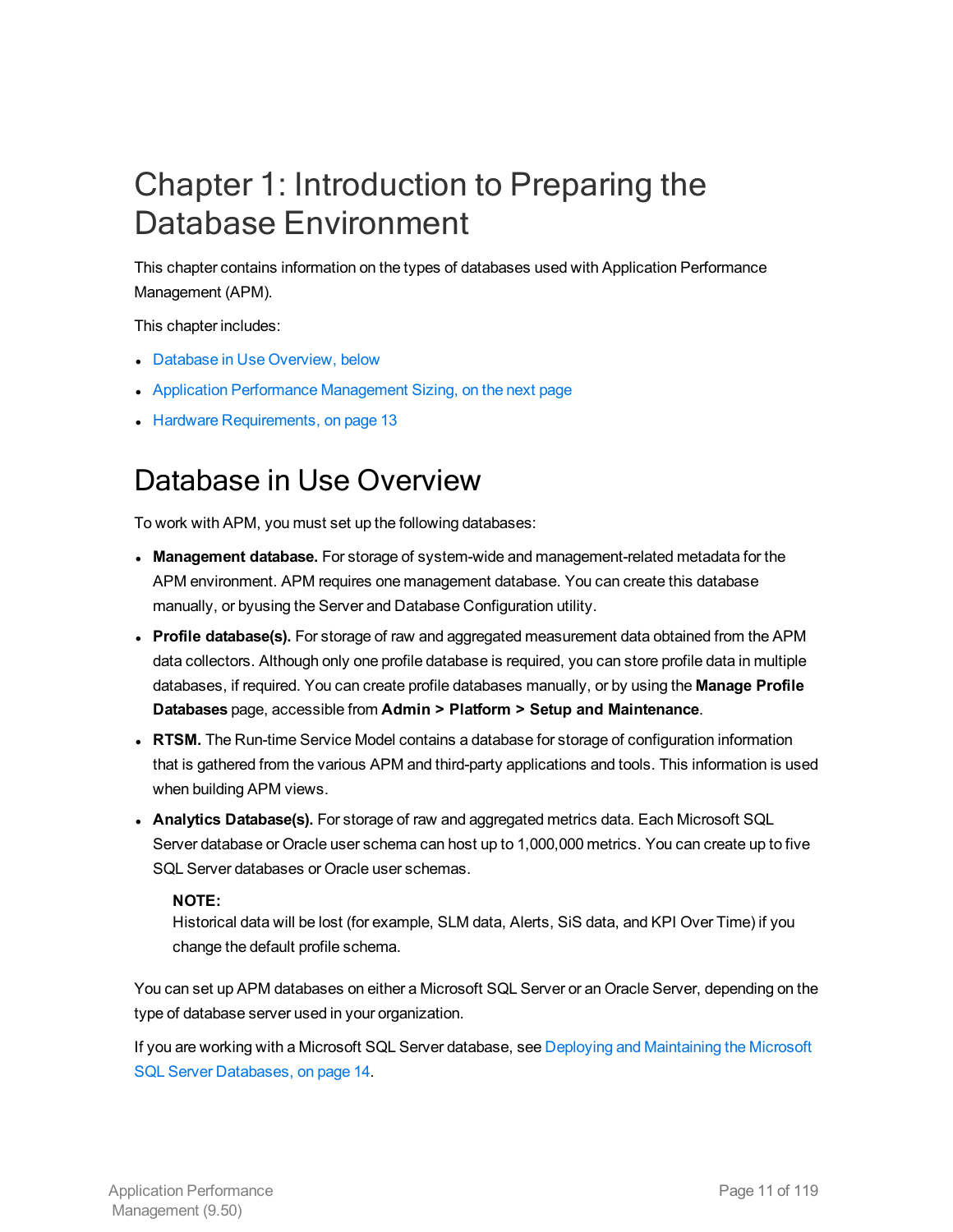# Chapter 1: Introduction to Preparing the Database Environment

This chapter contains information on the types of databases used with Application Performance Management (APM).

This chapter includes:

- Database in Use Overview, below
- Application Performance Management Sizing, on the next page
- Hardware Requirements, on page 13

## Database in Use Overview

To work with APM, you must set up the following databases:

- **Management database.** For storage of system-wide and management-related metadata for the APM environment. APM requires one management database. You can create this database manually, or byusing the Server and Database Configuration utility.
- **Profile database(s).** For storage of raw and aggregated measurement data obtained from the APM data collectors. Although only one profile database is required, you can store profile data in multiple databases, if required. You can create profile databases manually, or by using the **Manage Profile Databases** page, accessible from **Admin > Platform > Setup and Maintenance**.
- **RTSM.** The Run-time Service Model contains a database for storage of configuration information that is gathered from the various APM and third-party applications and tools. This information is used when building APM views.
- **Analytics Database(s).** For storage of raw and aggregated metrics data. Each Microsoft SQL Server database or Oracle user schema can host up to 1,000,000 metrics. You can create up to five SQL Server databases or Oracle user schemas.

  **NOTE:**
  Historical data will be lost (for example, SLM data, Alerts, SiS data, and KPI Over Time) if you change the default profile schema.

You can set up APM databases on either a Microsoft SQL Server or an Oracle Server, depending on the type of database server used in your organization.

If you are working with a Microsoft SQL Server database, see Deploying and Maintaining the Microsoft SQL Server Databases, on page 14.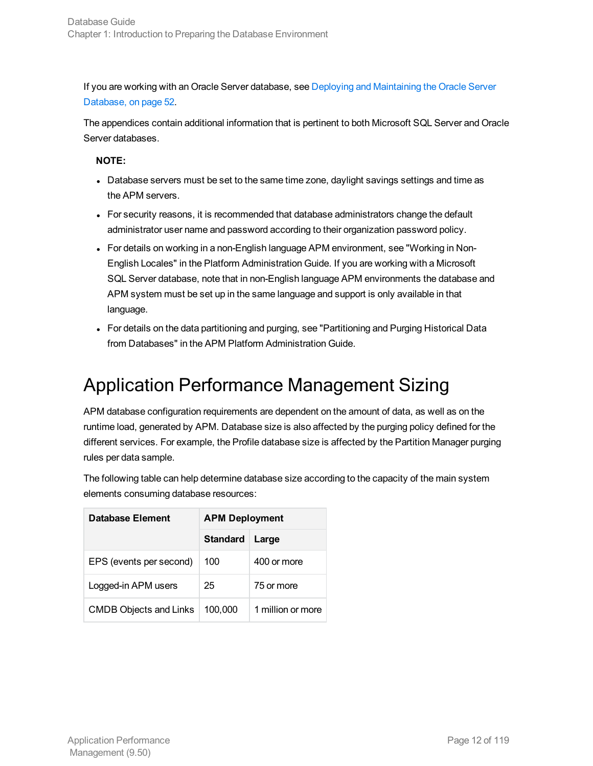If you are working with an Oracle Server database, see Deploying and Maintaining the Oracle Server Database, on page 52.

The appendices contain additional information that is pertinent to both Microsoft SQL Server and Oracle Server databases.

**NOTE:**

- Database servers must be set to the same time zone, daylight savings settings and time as the APM servers.
- For security reasons, it is recommended that database administrators change the default administrator user name and password according to their organization password policy.
- For details on working in a non-English language APM environment, see "Working in Non-English Locales" in the Platform Administration Guide. If you are working with a Microsoft SQL Server database, note that in non-English language APM environments the database and APM system must be set up in the same language and support is only available in that language.
- For details on the data partitioning and purging, see "Partitioning and Purging Historical Data from Databases" in the APM Platform Administration Guide.

# Application Performance Management Sizing

APM database configuration requirements are dependent on the amount of data, as well as on the runtime load, generated by APM. Database size is also affected by the purging policy defined for the different services. For example, the Profile database size is affected by the Partition Manager purging rules per data sample.

The following table can help determine database size according to the capacity of the main system elements consuming database resources:

| Database Element | APM Deployment | |
|---|---|---|
| | **Standard** | **Large** |
| EPS (events per second) | 100 | 400 or more |
| Logged-in APM users | 25 | 75 or more |
| CMDB Objects and Links | 100,000 | 1 million or more |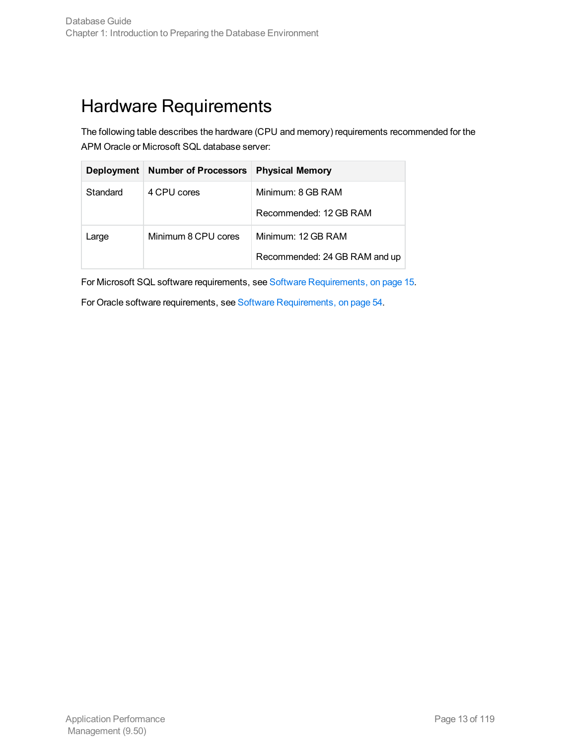# Hardware Requirements

The following table describes the hardware (CPU and memory) requirements recommended for the APM Oracle or Microsoft SQL database server:

| Deployment | Number of Processors | Physical Memory |
|---|---|---|
| Standard | 4 CPU cores | Minimum: 8 GB RAM<br>Recommended: 12 GB RAM |
| Large | Minimum 8 CPU cores | Minimum: 12 GB RAM<br>Recommended: 24 GB RAM and up |

For Microsoft SQL software requirements, see Software Requirements, on page 15.

For Oracle software requirements, see Software Requirements, on page 54.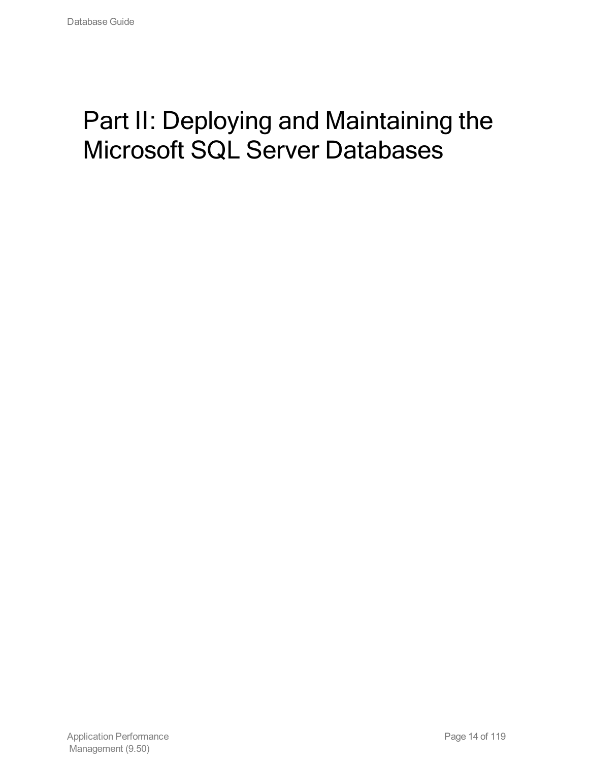# Part II: Deploying and Maintaining the Microsoft SQL Server Databases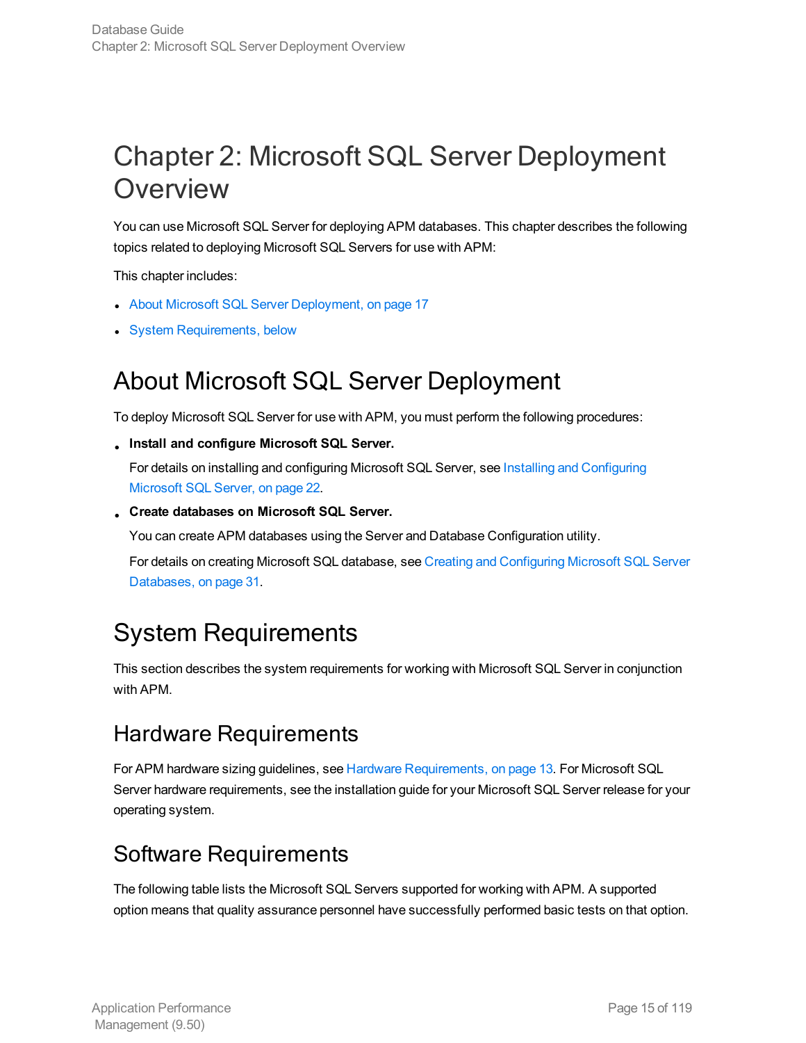# Chapter 2: Microsoft SQL Server Deployment Overview

You can use Microsoft SQL Server for deploying APM databases. This chapter describes the following topics related to deploying Microsoft SQL Servers for use with APM:

This chapter includes:

- About Microsoft SQL Server Deployment, on page 17
- System Requirements, below

## About Microsoft SQL Server Deployment

To deploy Microsoft SQL Server for use with APM, you must perform the following procedures:

- **Install and configure Microsoft SQL Server.**

  For details on installing and configuring Microsoft SQL Server, see Installing and Configuring Microsoft SQL Server, on page 22.

- **Create databases on Microsoft SQL Server.**

  You can create APM databases using the Server and Database Configuration utility.

  For details on creating Microsoft SQL database, see Creating and Configuring Microsoft SQL Server Databases, on page 31.

## System Requirements

This section describes the system requirements for working with Microsoft SQL Server in conjunction with APM.

### Hardware Requirements

For APM hardware sizing guidelines, see Hardware Requirements, on page 13. For Microsoft SQL Server hardware requirements, see the installation guide for your Microsoft SQL Server release for your operating system.

### Software Requirements

The following table lists the Microsoft SQL Servers supported for working with APM. A supported option means that quality assurance personnel have successfully performed basic tests on that option.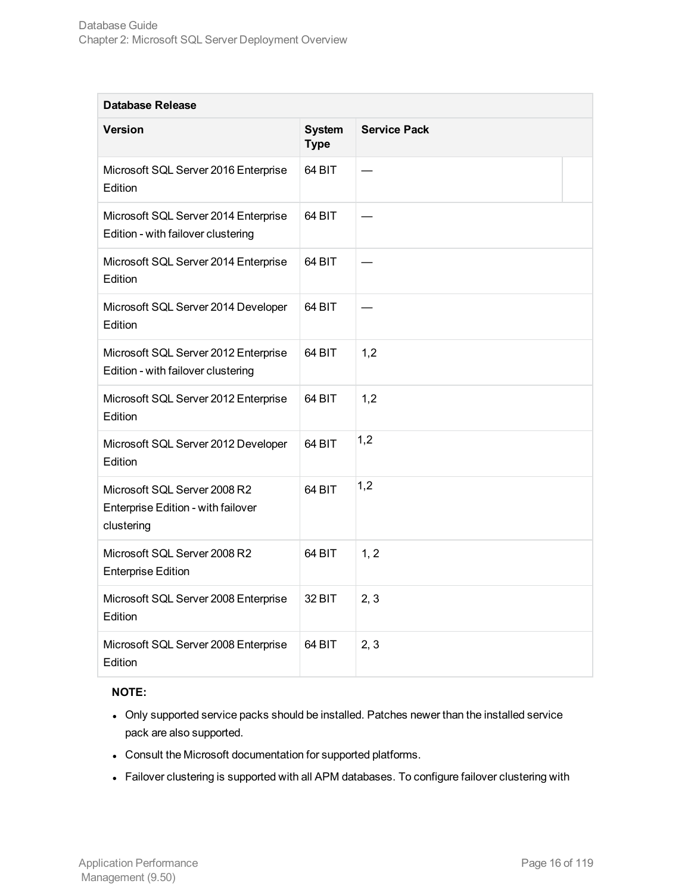| Database Release | | |
| --- | --- | --- |
| **Version** | **System Type** | **Service Pack** |
| Microsoft SQL Server 2016 Enterprise Edition | 64 BIT | — |
| Microsoft SQL Server 2014 Enterprise Edition - with failover clustering | 64 BIT | — |
| Microsoft SQL Server 2014 Enterprise Edition | 64 BIT | — |
| Microsoft SQL Server 2014 Developer Edition | 64 BIT | — |
| Microsoft SQL Server 2012 Enterprise Edition - with failover clustering | 64 BIT | 1,2 |
| Microsoft SQL Server 2012 Enterprise Edition | 64 BIT | 1,2 |
| Microsoft SQL Server 2012 Developer Edition | 64 BIT | 1,2 |
| Microsoft SQL Server 2008 R2 Enterprise Edition - with failover clustering | 64 BIT | 1,2 |
| Microsoft SQL Server 2008 R2 Enterprise Edition | 64 BIT | 1, 2 |
| Microsoft SQL Server 2008 Enterprise Edition | 32 BIT | 2, 3 |
| Microsoft SQL Server 2008 Enterprise Edition | 64 BIT | 2, 3 |

**NOTE:**

- Only supported service packs should be installed. Patches newer than the installed service pack are also supported.
- Consult the Microsoft documentation for supported platforms.
- Failover clustering is supported with all APM databases. To configure failover clustering with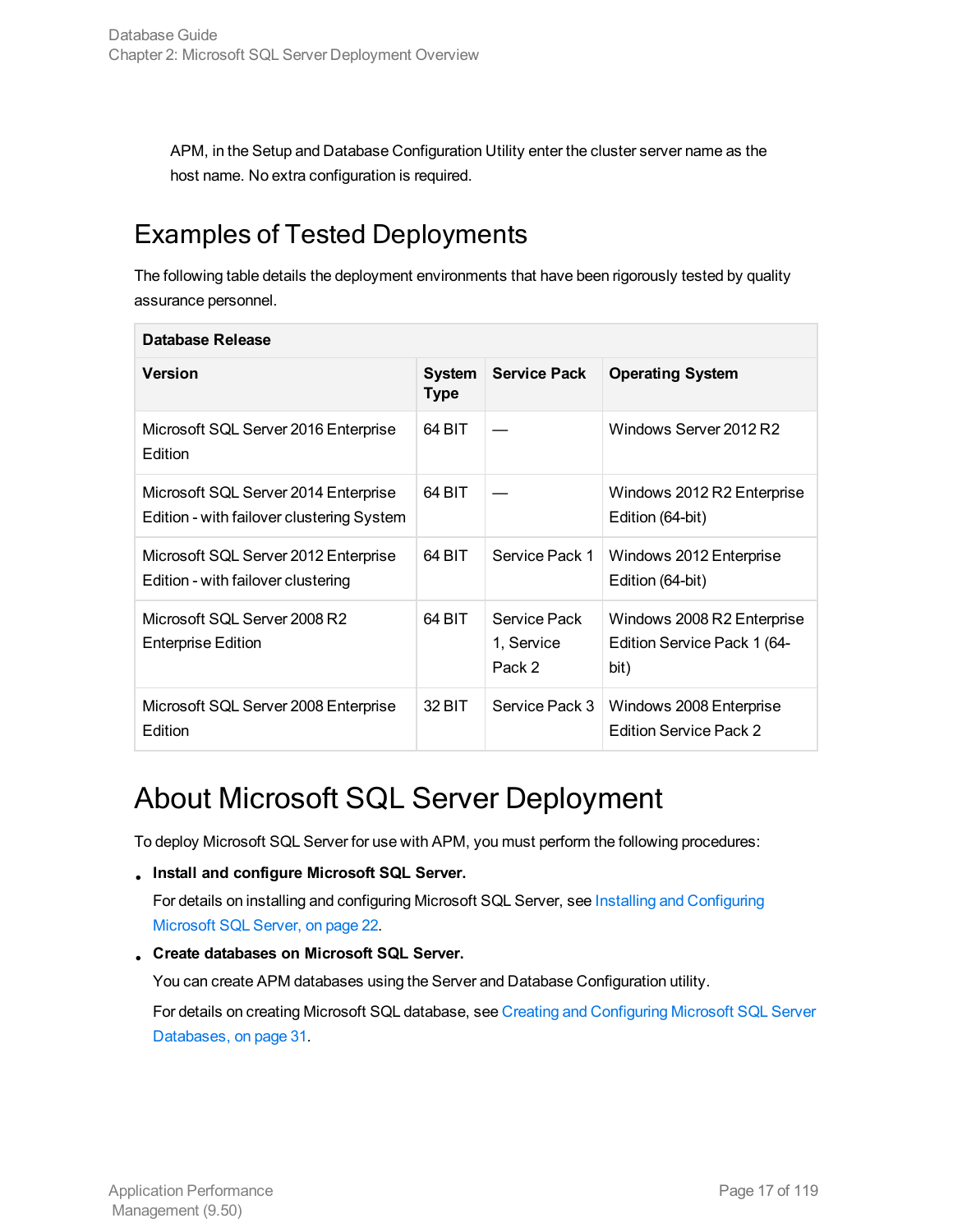APM, in the Setup and Database Configuration Utility enter the cluster server name as the host name. No extra configuration is required.

## Examples of Tested Deployments

The following table details the deployment environments that have been rigorously tested by quality assurance personnel.

| **Database Release** | | | |
|---|---|---|---|
| **Version** | **System Type** | **Service Pack** | **Operating System** |
| Microsoft SQL Server 2016 Enterprise Edition | 64 BIT | — | Windows Server 2012 R2 |
| Microsoft SQL Server 2014 Enterprise Edition - with failover clustering System | 64 BIT | — | Windows 2012 R2 Enterprise Edition (64-bit) |
| Microsoft SQL Server 2012 Enterprise Edition - with failover clustering | 64 BIT | Service Pack 1 | Windows 2012 Enterprise Edition (64-bit) |
| Microsoft SQL Server 2008 R2 Enterprise Edition | 64 BIT | Service Pack 1, Service Pack 2 | Windows 2008 R2 Enterprise Edition Service Pack 1 (64-bit) |
| Microsoft SQL Server 2008 Enterprise Edition | 32 BIT | Service Pack 3 | Windows 2008 Enterprise Edition Service Pack 2 |

# About Microsoft SQL Server Deployment

To deploy Microsoft SQL Server for use with APM, you must perform the following procedures:

- **Install and configure Microsoft SQL Server.**

  For details on installing and configuring Microsoft SQL Server, see Installing and Configuring Microsoft SQL Server, on page 22.

- **Create databases on Microsoft SQL Server.**

  You can create APM databases using the Server and Database Configuration utility.

  For details on creating Microsoft SQL database, see Creating and Configuring Microsoft SQL Server Databases, on page 31.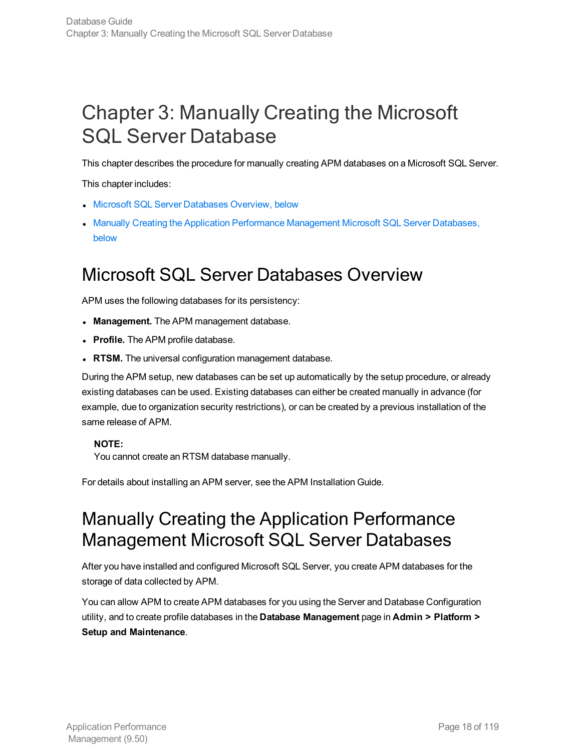# Chapter 3: Manually Creating the Microsoft SQL Server Database

This chapter describes the procedure for manually creating APM databases on a Microsoft SQL Server.

This chapter includes:

- Microsoft SQL Server Databases Overview, below
- Manually Creating the Application Performance Management Microsoft SQL Server Databases, below

## Microsoft SQL Server Databases Overview

APM uses the following databases for its persistency:

- **Management.** The APM management database.
- **Profile.** The APM profile database.
- **RTSM.** The universal configuration management database.

During the APM setup, new databases can be set up automatically by the setup procedure, or already existing databases can be used. Existing databases can either be created manually in advance (for example, due to organization security restrictions), or can be created by a previous installation of the same release of APM.

> **NOTE:**
> You cannot create an RTSM database manually.

For details about installing an APM server, see the APM Installation Guide.

## Manually Creating the Application Performance Management Microsoft SQL Server Databases

After you have installed and configured Microsoft SQL Server, you create APM databases for the storage of data collected by APM.

You can allow APM to create APM databases for you using the Server and Database Configuration utility, and to create profile databases in the **Database Management** page in **Admin > Platform > Setup and Maintenance**.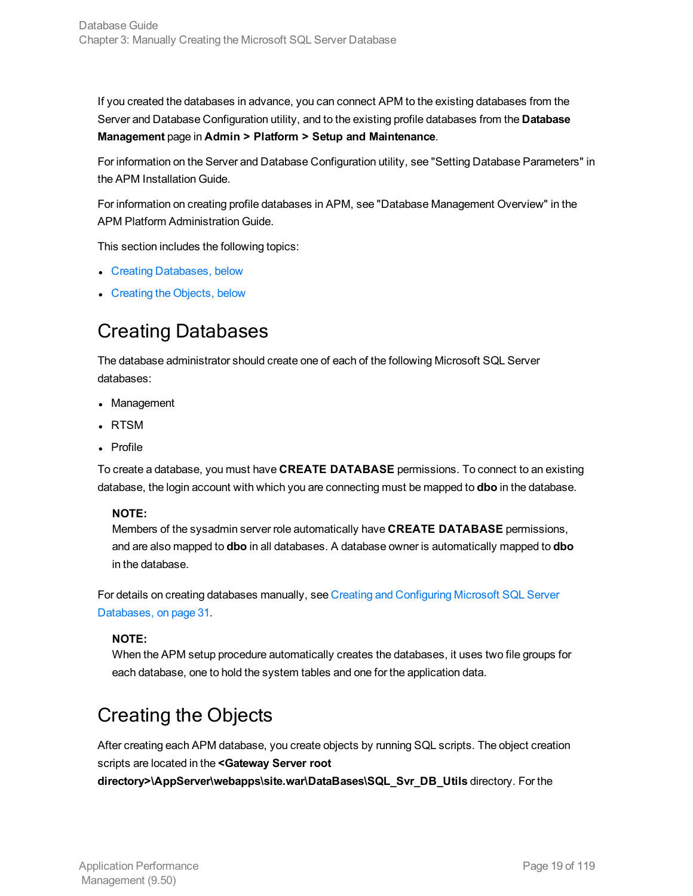If you created the databases in advance, you can connect APM to the existing databases from the Server and Database Configuration utility, and to the existing profile databases from the **Database Management** page in **Admin > Platform > Setup and Maintenance**.

For information on the Server and Database Configuration utility, see "Setting Database Parameters" in the APM Installation Guide.

For information on creating profile databases in APM, see "Database Management Overview" in the APM Platform Administration Guide.

This section includes the following topics:

- Creating Databases, below
- Creating the Objects, below

## Creating Databases

The database administrator should create one of each of the following Microsoft SQL Server databases:

- Management
- RTSM
- Profile

To create a database, you must have **CREATE DATABASE** permissions. To connect to an existing database, the login account with which you are connecting must be mapped to **dbo** in the database.

> **NOTE:**
> Members of the sysadmin server role automatically have **CREATE DATABASE** permissions, and are also mapped to **dbo** in all databases. A database owner is automatically mapped to **dbo** in the database.

For details on creating databases manually, see Creating and Configuring Microsoft SQL Server Databases, on page 31.

> **NOTE:**
> When the APM setup procedure automatically creates the databases, it uses two file groups for each database, one to hold the system tables and one for the application data.

## Creating the Objects

After creating each APM database, you create objects by running SQL scripts. The object creation scripts are located in the **<Gateway Server root directory>\AppServer\webapps\site.war\DataBases\SQL_Svr_DB_Utils** directory. For the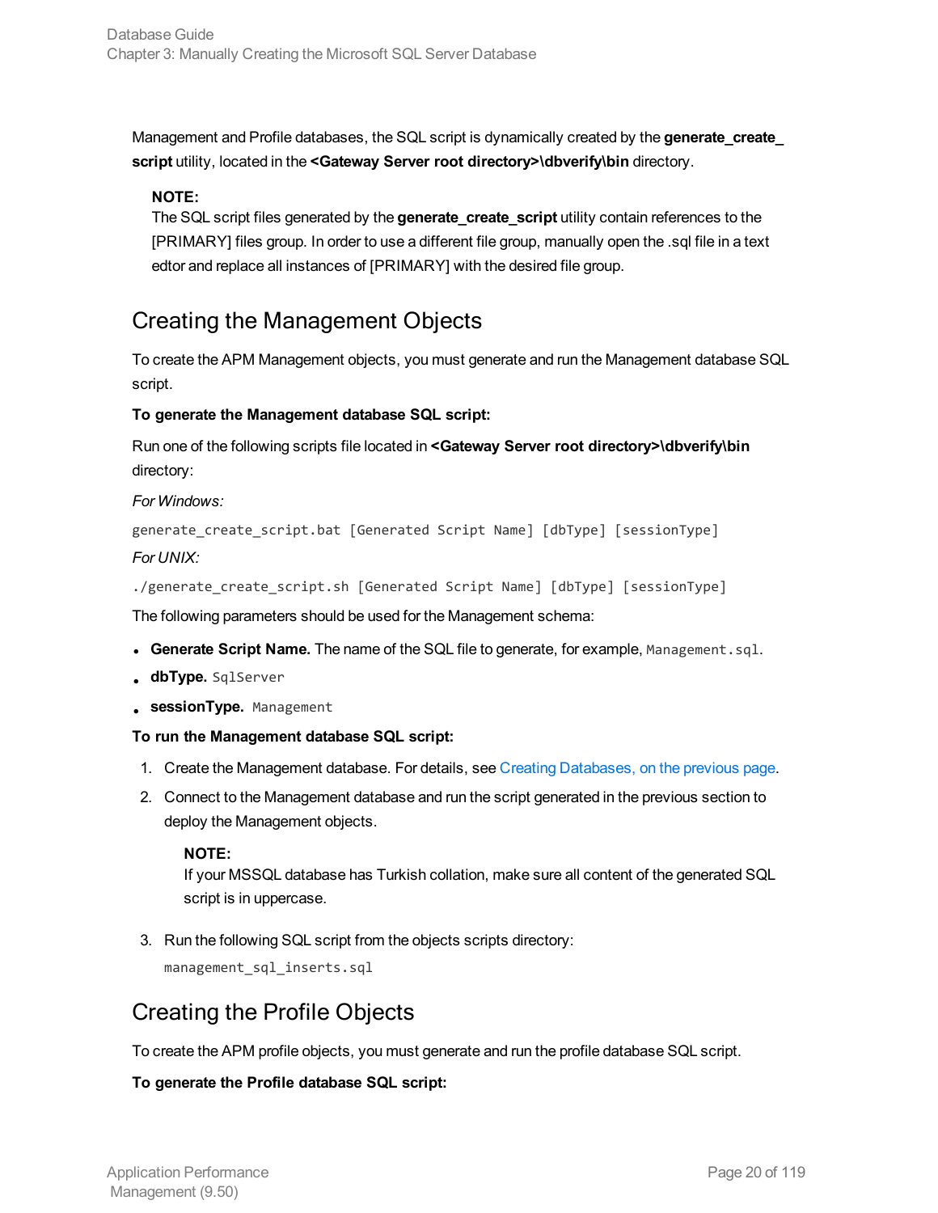Management and Profile databases, the SQL script is dynamically created by the **generate_create_script** utility, located in the **<Gateway Server root directory>\dbverify\bin** directory.

> **NOTE:**
> The SQL script files generated by the **generate_create_script** utility contain references to the [PRIMARY] files group. In order to use a different file group, manually open the .sql file in a text edtor and replace all instances of [PRIMARY] with the desired file group.

## Creating the Management Objects

To create the APM Management objects, you must generate and run the Management database SQL script.

**To generate the Management database SQL script:**

Run one of the following scripts file located in **<Gateway Server root directory>\dbverify\bin** directory:

*For Windows:*

```
generate_create_script.bat [Generated Script Name] [dbType] [sessionType]
```

*For UNIX:*

```
./generate_create_script.sh [Generated Script Name] [dbType] [sessionType]
```

The following parameters should be used for the Management schema:

- **Generate Script Name.** The name of the SQL file to generate, for example, `Management.sql`.
- **dbType.** `SqlServer`
- **sessionType.** `Management`

**To run the Management database SQL script:**

1. Create the Management database. For details, see Creating Databases, on the previous page.
2. Connect to the Management database and run the script generated in the previous section to deploy the Management objects.

   > **NOTE:**
   > If your MSSQL database has Turkish collation, make sure all content of the generated SQL script is in uppercase.

3. Run the following SQL script from the objects scripts directory:

   ```
   management_sql_inserts.sql
   ```

## Creating the Profile Objects

To create the APM profile objects, you must generate and run the profile database SQL script.

**To generate the Profile database SQL script:**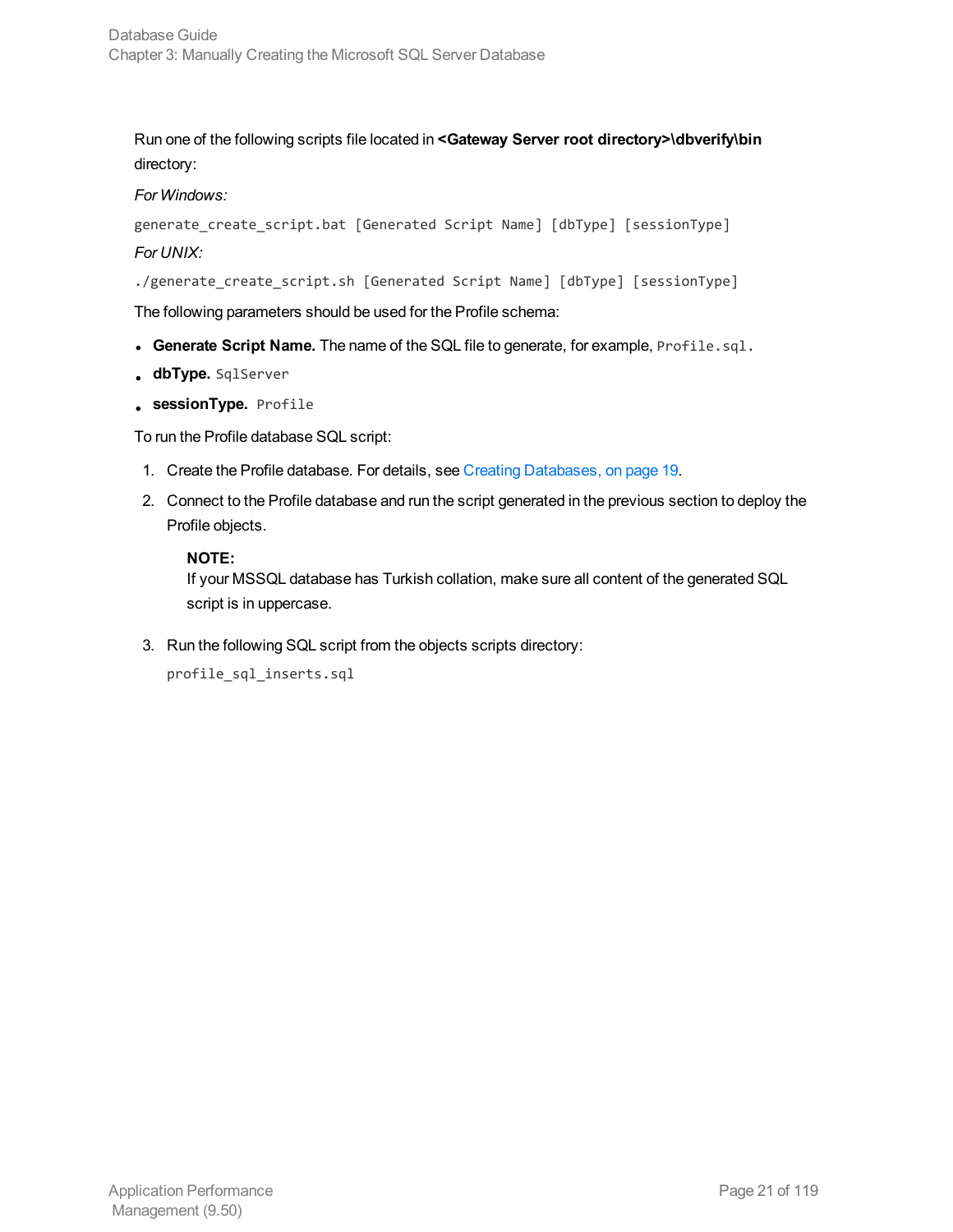Run one of the following scripts file located in **<Gateway Server root directory>\dbverify\bin** directory:

*For Windows:*

```
generate_create_script.bat [Generated Script Name] [dbType] [sessionType]
```

*For UNIX:*

```
./generate_create_script.sh [Generated Script Name] [dbType] [sessionType]
```

The following parameters should be used for the Profile schema:

- **Generate Script Name.** The name of the SQL file to generate, for example, `Profile.sql.`
- **dbType.** `SqlServer`
- **sessionType.** `Profile`

To run the Profile database SQL script:

1. Create the Profile database. For details, see Creating Databases, on page 19.
2. Connect to the Profile database and run the script generated in the previous section to deploy the Profile objects.

   **NOTE:**
   If your MSSQL database has Turkish collation, make sure all content of the generated SQL script is in uppercase.

3. Run the following SQL script from the objects scripts directory:

   ```
   profile_sql_inserts.sql
   ```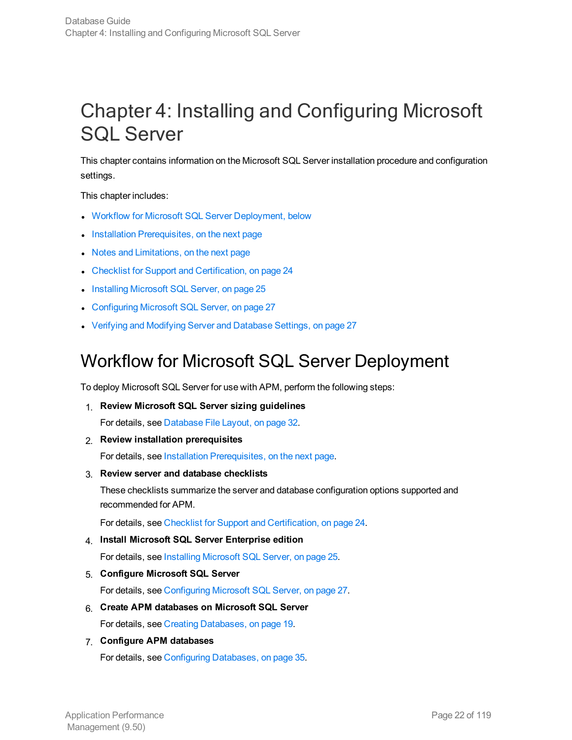# Chapter 4: Installing and Configuring Microsoft SQL Server

This chapter contains information on the Microsoft SQL Server installation procedure and configuration settings.

This chapter includes:

- Workflow for Microsoft SQL Server Deployment, below
- Installation Prerequisites, on the next page
- Notes and Limitations, on the next page
- Checklist for Support and Certification, on page 24
- Installing Microsoft SQL Server, on page 25
- Configuring Microsoft SQL Server, on page 27
- Verifying and Modifying Server and Database Settings, on page 27

## Workflow for Microsoft SQL Server Deployment

To deploy Microsoft SQL Server for use with APM, perform the following steps:

1. **Review Microsoft SQL Server sizing guidelines**

   For details, see Database File Layout, on page 32.

2. **Review installation prerequisites**

   For details, see Installation Prerequisites, on the next page.

3. **Review server and database checklists**

   These checklists summarize the server and database configuration options supported and recommended for APM.

   For details, see Checklist for Support and Certification, on page 24.

4. **Install Microsoft SQL Server Enterprise edition**

   For details, see Installing Microsoft SQL Server, on page 25.

5. **Configure Microsoft SQL Server**

   For details, see Configuring Microsoft SQL Server, on page 27.

6. **Create APM databases on Microsoft SQL Server**

   For details, see Creating Databases, on page 19.

7. **Configure APM databases**

   For details, see Configuring Databases, on page 35.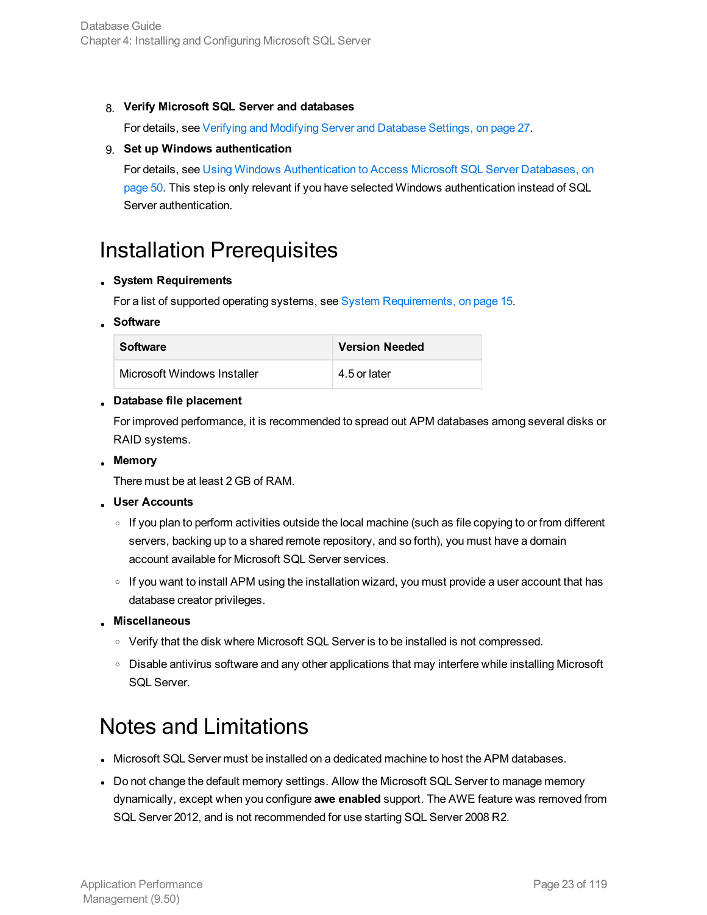8. **Verify Microsoft SQL Server and databases**

   For details, see Verifying and Modifying Server and Database Settings, on page 27.

9. **Set up Windows authentication**

   For details, see Using Windows Authentication to Access Microsoft SQL Server Databases, on page 50. This step is only relevant if you have selected Windows authentication instead of SQL Server authentication.

# Installation Prerequisites

- **System Requirements**

  For a list of supported operating systems, see System Requirements, on page 15.

- **Software**

  | Software | Version Needed |
  | --- | --- |
  | Microsoft Windows Installer | 4.5 or later |

- **Database file placement**

  For improved performance, it is recommended to spread out APM databases among several disks or RAID systems.

- **Memory**

  There must be at least 2 GB of RAM.

- **User Accounts**
  - If you plan to perform activities outside the local machine (such as file copying to or from different servers, backing up to a shared remote repository, and so forth), you must have a domain account available for Microsoft SQL Server services.
  - If you want to install APM using the installation wizard, you must provide a user account that has database creator privileges.

- **Miscellaneous**
  - Verify that the disk where Microsoft SQL Server is to be installed is not compressed.
  - Disable antivirus software and any other applications that may interfere while installing Microsoft SQL Server.

# Notes and Limitations

- Microsoft SQL Server must be installed on a dedicated machine to host the APM databases.
- Do not change the default memory settings. Allow the Microsoft SQL Server to manage memory dynamically, except when you configure **awe enabled** support. The AWE feature was removed from SQL Server 2012, and is not recommended for use starting SQL Server 2008 R2.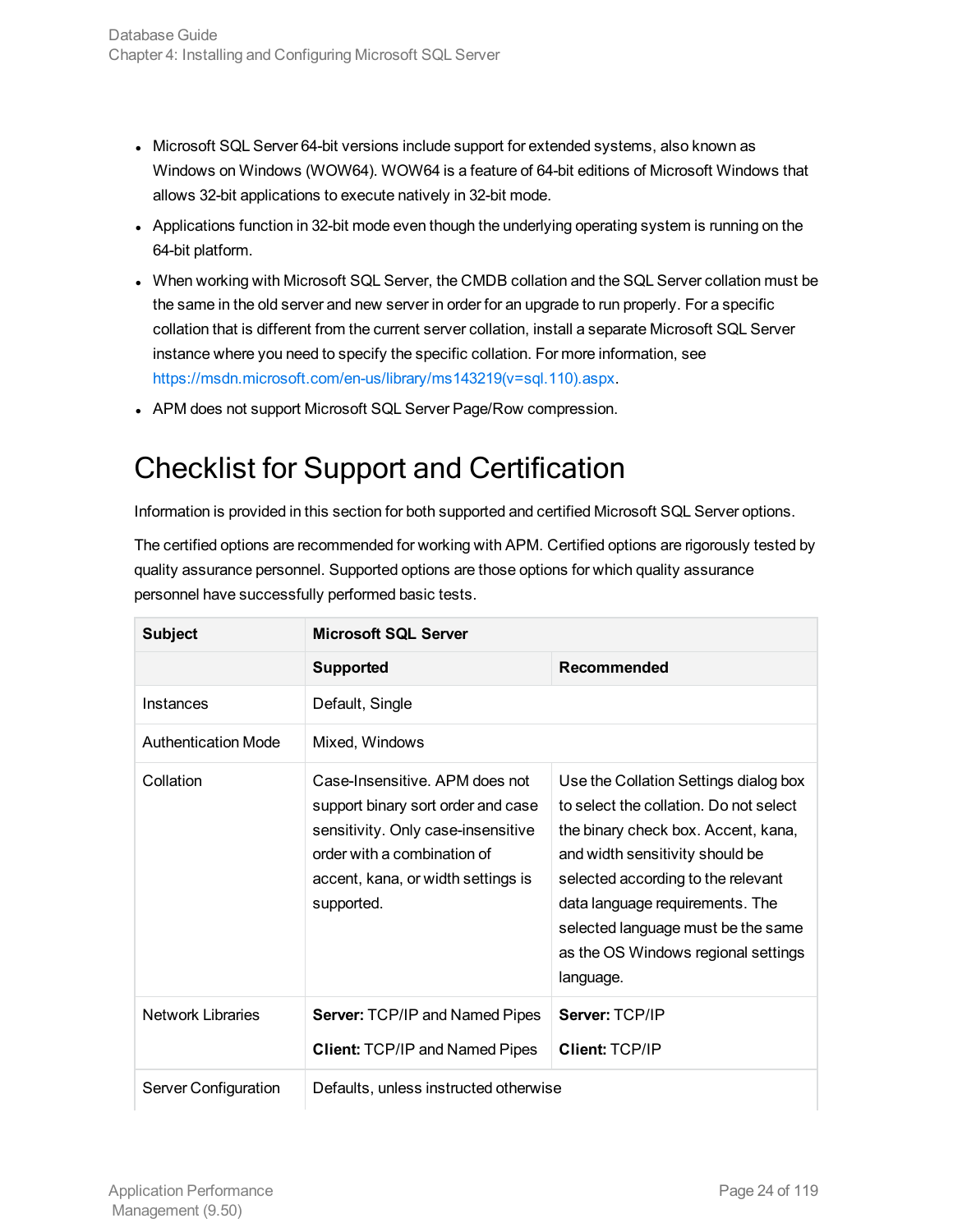- Microsoft SQL Server 64-bit versions include support for extended systems, also known as Windows on Windows (WOW64). WOW64 is a feature of 64-bit editions of Microsoft Windows that allows 32-bit applications to execute natively in 32-bit mode.
- Applications function in 32-bit mode even though the underlying operating system is running on the 64-bit platform.
- When working with Microsoft SQL Server, the CMDB collation and the SQL Server collation must be the same in the old server and new server in order for an upgrade to run properly. For a specific collation that is different from the current server collation, install a separate Microsoft SQL Server instance where you need to specify the specific collation. For more information, see https://msdn.microsoft.com/en-us/library/ms143219(v=sql.110).aspx.
- APM does not support Microsoft SQL Server Page/Row compression.

# Checklist for Support and Certification

Information is provided in this section for both supported and certified Microsoft SQL Server options.

The certified options are recommended for working with APM. Certified options are rigorously tested by quality assurance personnel. Supported options are those options for which quality assurance personnel have successfully performed basic tests.

| Subject | Microsoft SQL Server | |
|---|---|---|
| | **Supported** | **Recommended** |
| Instances | Default, Single | |
| Authentication Mode | Mixed, Windows | |
| Collation | Case-Insensitive. APM does not support binary sort order and case sensitivity. Only case-insensitive order with a combination of accent, kana, or width settings is supported. | Use the Collation Settings dialog box to select the collation. Do not select the binary check box. Accent, kana, and width sensitivity should be selected according to the relevant data language requirements. The selected language must be the same as the OS Windows regional settings language. |
| Network Libraries | **Server:** TCP/IP and Named Pipes<br>**Client:** TCP/IP and Named Pipes | **Server:** TCP/IP<br>**Client:** TCP/IP |
| Server Configuration | Defaults, unless instructed otherwise | |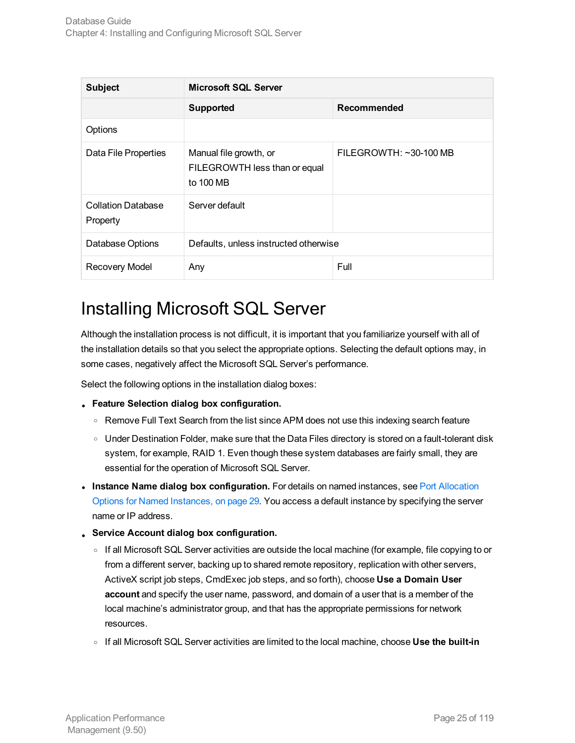| Subject | Microsoft SQL Server | |
|---|---|---|
| | **Supported** | **Recommended** |
| Options | | |
| Data File Properties | Manual file growth, or FILEGROWTH less than or equal to 100 MB | FILEGROWTH: ~30-100 MB |
| Collation Database Property | Server default | |
| Database Options | Defaults, unless instructed otherwise | |
| Recovery Model | Any | Full |

# Installing Microsoft SQL Server

Although the installation process is not difficult, it is important that you familiarize yourself with all of the installation details so that you select the appropriate options. Selecting the default options may, in some cases, negatively affect the Microsoft SQL Server's performance.

Select the following options in the installation dialog boxes:

- **Feature Selection dialog box configuration.**
  - Remove Full Text Search from the list since APM does not use this indexing search feature
  - Under Destination Folder, make sure that the Data Files directory is stored on a fault-tolerant disk system, for example, RAID 1. Even though these system databases are fairly small, they are essential for the operation of Microsoft SQL Server.
- **Instance Name dialog box configuration.** For details on named instances, see Port Allocation Options for Named Instances, on page 29. You access a default instance by specifying the server name or IP address.
- **Service Account dialog box configuration.**
  - If all Microsoft SQL Server activities are outside the local machine (for example, file copying to or from a different server, backing up to shared remote repository, replication with other servers, ActiveX script job steps, CmdExec job steps, and so forth), choose **Use a Domain User account** and specify the user name, password, and domain of a user that is a member of the local machine's administrator group, and that has the appropriate permissions for network resources.
  - If all Microsoft SQL Server activities are limited to the local machine, choose **Use the built-in**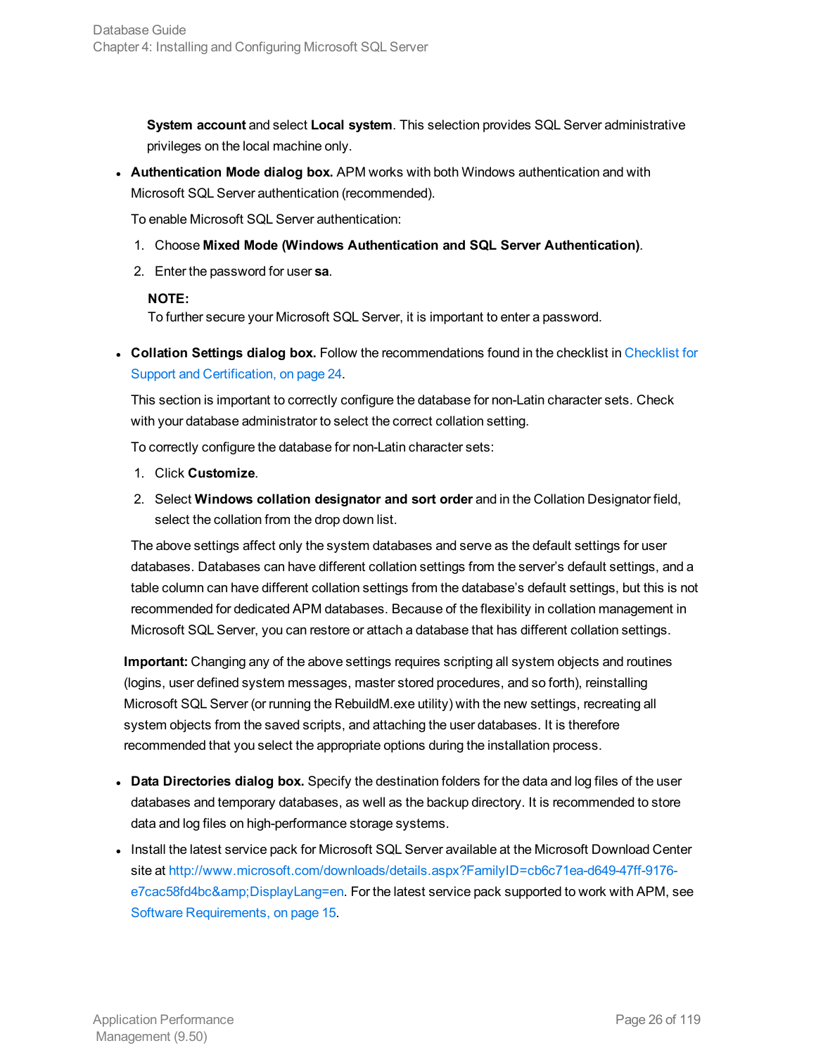**System account** and select **Local system**. This selection provides SQL Server administrative privileges on the local machine only.

- **Authentication Mode dialog box.** APM works with both Windows authentication and with Microsoft SQL Server authentication (recommended).

  To enable Microsoft SQL Server authentication:

  1. Choose **Mixed Mode (Windows Authentication and SQL Server Authentication)**.
  2. Enter the password for user **sa**.

  **NOTE:**
  To further secure your Microsoft SQL Server, it is important to enter a password.

- **Collation Settings dialog box.** Follow the recommendations found in the checklist in Checklist for Support and Certification, on page 24.

  This section is important to correctly configure the database for non-Latin character sets. Check with your database administrator to select the correct collation setting.

  To correctly configure the database for non-Latin character sets:

  1. Click **Customize**.
  2. Select **Windows collation designator and sort order** and in the Collation Designator field, select the collation from the drop down list.

  The above settings affect only the system databases and serve as the default settings for user databases. Databases can have different collation settings from the server's default settings, and a table column can have different collation settings from the database's default settings, but this is not recommended for dedicated APM databases. Because of the flexibility in collation management in Microsoft SQL Server, you can restore or attach a database that has different collation settings.

**Important:** Changing any of the above settings requires scripting all system objects and routines (logins, user defined system messages, master stored procedures, and so forth), reinstalling Microsoft SQL Server (or running the RebuildM.exe utility) with the new settings, recreating all system objects from the saved scripts, and attaching the user databases. It is therefore recommended that you select the appropriate options during the installation process.

- **Data Directories dialog box.** Specify the destination folders for the data and log files of the user databases and temporary databases, as well as the backup directory. It is recommended to store data and log files on high-performance storage systems.
- Install the latest service pack for Microsoft SQL Server available at the Microsoft Download Center site at http://www.microsoft.com/downloads/details.aspx?FamilyID=cb6c71ea-d649-47ff-9176-e7cac58fd4bc&amp;DisplayLang=en. For the latest service pack supported to work with APM, see Software Requirements, on page 15.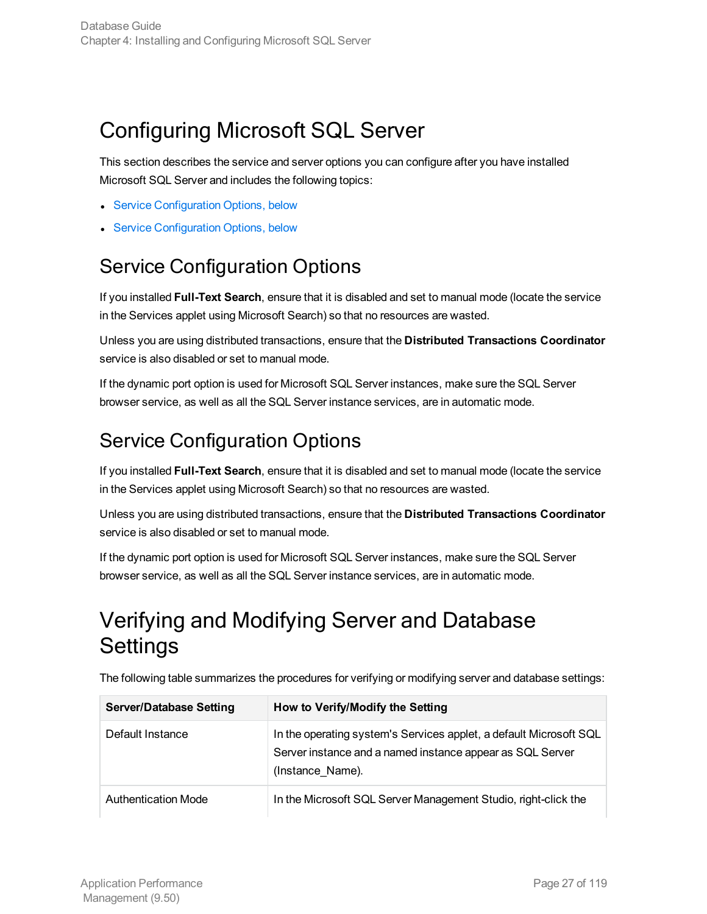# Configuring Microsoft SQL Server

This section describes the service and server options you can configure after you have installed Microsoft SQL Server and includes the following topics:

- Service Configuration Options, below
- Service Configuration Options, below

## Service Configuration Options

If you installed **Full-Text Search**, ensure that it is disabled and set to manual mode (locate the service in the Services applet using Microsoft Search) so that no resources are wasted.

Unless you are using distributed transactions, ensure that the **Distributed Transactions Coordinator** service is also disabled or set to manual mode.

If the dynamic port option is used for Microsoft SQL Server instances, make sure the SQL Server browser service, as well as all the SQL Server instance services, are in automatic mode.

## Service Configuration Options

If you installed **Full-Text Search**, ensure that it is disabled and set to manual mode (locate the service in the Services applet using Microsoft Search) so that no resources are wasted.

Unless you are using distributed transactions, ensure that the **Distributed Transactions Coordinator** service is also disabled or set to manual mode.

If the dynamic port option is used for Microsoft SQL Server instances, make sure the SQL Server browser service, as well as all the SQL Server instance services, are in automatic mode.

# Verifying and Modifying Server and Database Settings

The following table summarizes the procedures for verifying or modifying server and database settings:

| Server/Database Setting | How to Verify/Modify the Setting |
| --- | --- |
| Default Instance | In the operating system's Services applet, a default Microsoft SQL Server instance and a named instance appear as SQL Server (Instance_Name). |
| Authentication Mode | In the Microsoft SQL Server Management Studio, right-click the |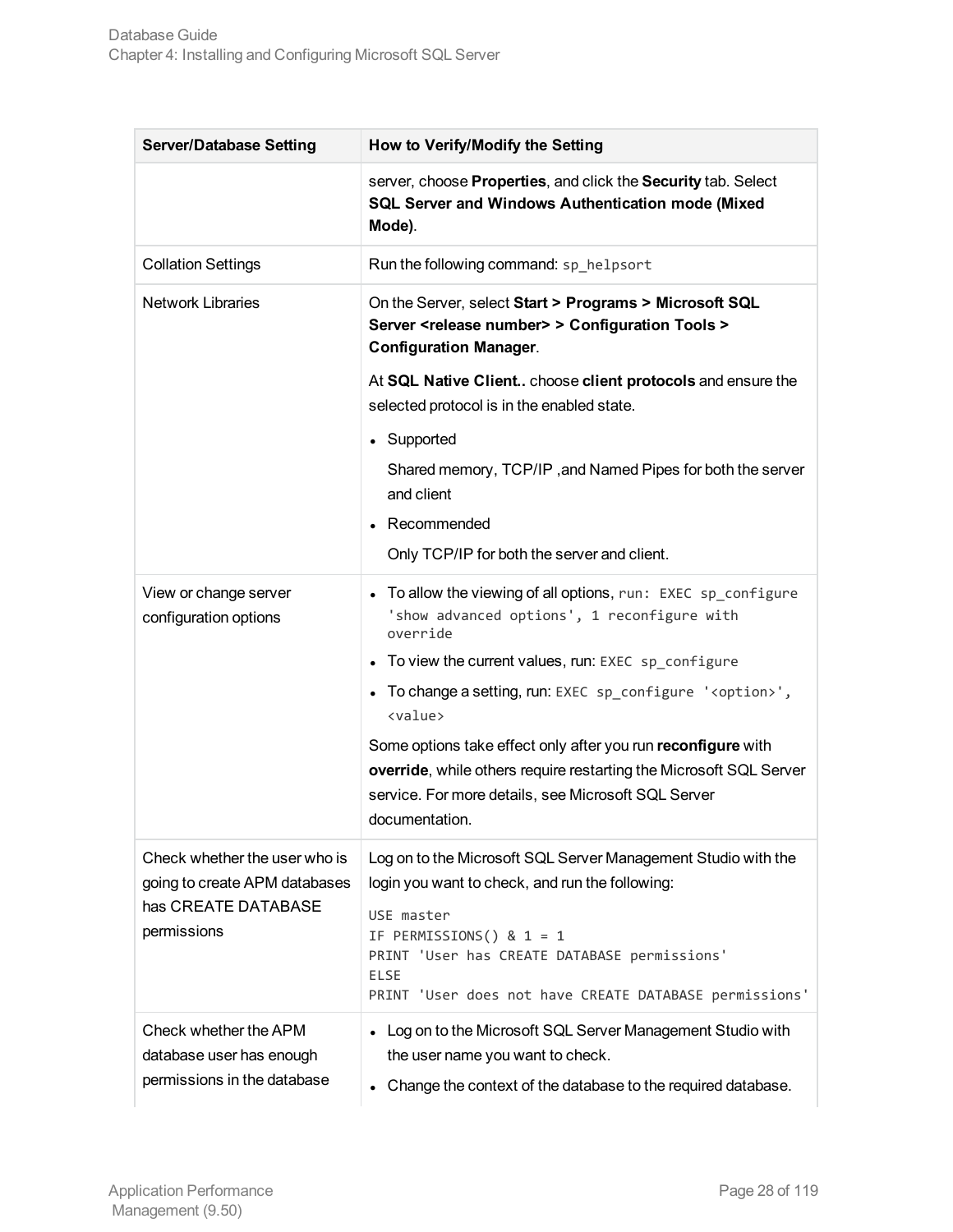| Server/Database Setting | How to Verify/Modify the Setting |
|---|---|
| | server, choose **Properties**, and click the **Security** tab. Select **SQL Server and Windows Authentication mode (Mixed Mode)**. |
| Collation Settings | Run the following command: `sp_helpsort` |
| Network Libraries | On the Server, select **Start > Programs > Microsoft SQL Server <release number> > Configuration Tools > Configuration Manager**.<br><br>At **SQL Native Client..** choose **client protocols** and ensure the selected protocol is in the enabled state.<br><br>• Supported<br>Shared memory, TCP/IP ,and Named Pipes for both the server and client<br>• Recommended<br>Only TCP/IP for both the server and client. |
| View or change server configuration options | • To allow the viewing of all options, `run: EXEC sp_configure 'show advanced options', 1 reconfigure with override`<br>• To view the current values, run: `EXEC sp_configure`<br>• To change a setting, run: `EXEC sp_configure '<option>', <value>`<br><br>Some options take effect only after you run **reconfigure** with **override**, while others require restarting the Microsoft SQL Server service. For more details, see Microsoft SQL Server documentation. |
| Check whether the user who is going to create APM databases has CREATE DATABASE permissions | Log on to the Microsoft SQL Server Management Studio with the login you want to check, and run the following:<br><br>`USE master`<br>`IF PERMISSIONS() & 1 = 1`<br>`PRINT 'User has CREATE DATABASE permissions'`<br>`ELSE`<br>`PRINT 'User does not have CREATE DATABASE permissions'` |
| Check whether the APM database user has enough permissions in the database | • Log on to the Microsoft SQL Server Management Studio with the user name you want to check.<br>• Change the context of the database to the required database. |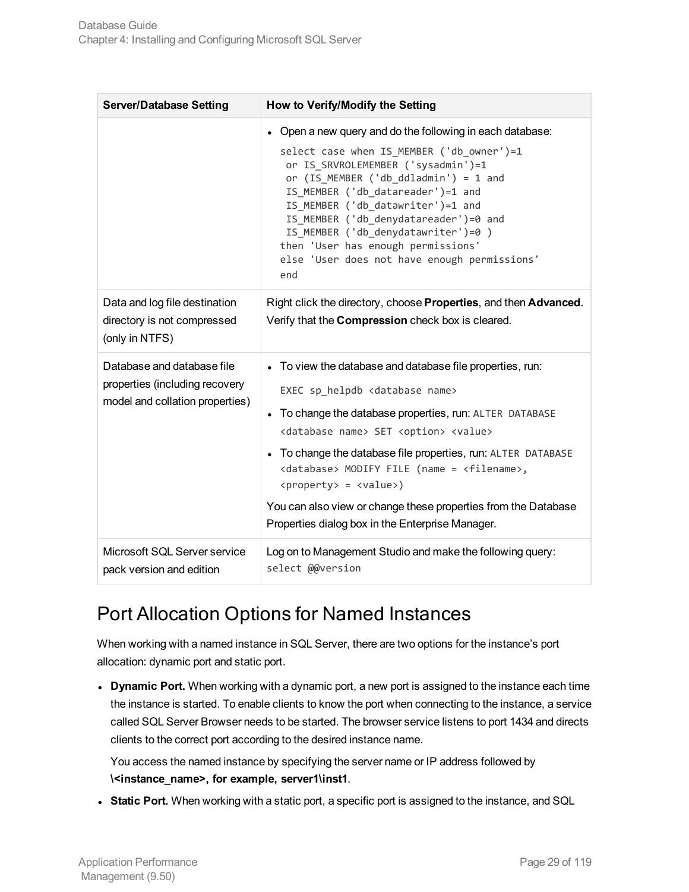| Server/Database Setting | How to Verify/Modify the Setting |
|---|---|
| | • Open a new query and do the following in each database:<br>`select case when IS_MEMBER ('db_owner')=1`<br>` or IS_SRVROLEMEMBER ('sysadmin')=1`<br>` or (IS_MEMBER ('db_ddladmin') = 1 and`<br>` IS_MEMBER ('db_datareader')=1 and`<br>` IS_MEMBER ('db_datawriter')=1 and`<br>` IS_MEMBER ('db_denydatareader')=0 and`<br>` IS_MEMBER ('db_denydatawriter')=0 )`<br>`then 'User has enough permissions'`<br>`else 'User does not have enough permissions'`<br>`end` |
| Data and log file destination directory is not compressed (only in NTFS) | Right click the directory, choose **Properties**, and then **Advanced**. Verify that the **Compression** check box is cleared. |
| Database and database file properties (including recovery model and collation properties) | • To view the database and database file properties, run:<br>`EXEC sp_helpdb <database name>`<br>• To change the database properties, run: `ALTER DATABASE <database name> SET <option> <value>`<br>• To change the database file properties, run: `ALTER DATABASE <database> MODIFY FILE (name = <filename>, <property> = <value>)`<br>You can also view or change these properties from the Database Properties dialog box in the Enterprise Manager. |
| Microsoft SQL Server service pack version and edition | Log on to Management Studio and make the following query: `select @@version` |

## Port Allocation Options for Named Instances

When working with a named instance in SQL Server, there are two options for the instance's port allocation: dynamic port and static port.

- **Dynamic Port.** When working with a dynamic port, a new port is assigned to the instance each time the instance is started. To enable clients to know the port when connecting to the instance, a service called SQL Server Browser needs to be started. The browser service listens to port 1434 and directs clients to the correct port according to the desired instance name.

  You access the named instance by specifying the server name or IP address followed by **\<instance_name>, for example, server1\inst1**.

- **Static Port.** When working with a static port, a specific port is assigned to the instance, and SQL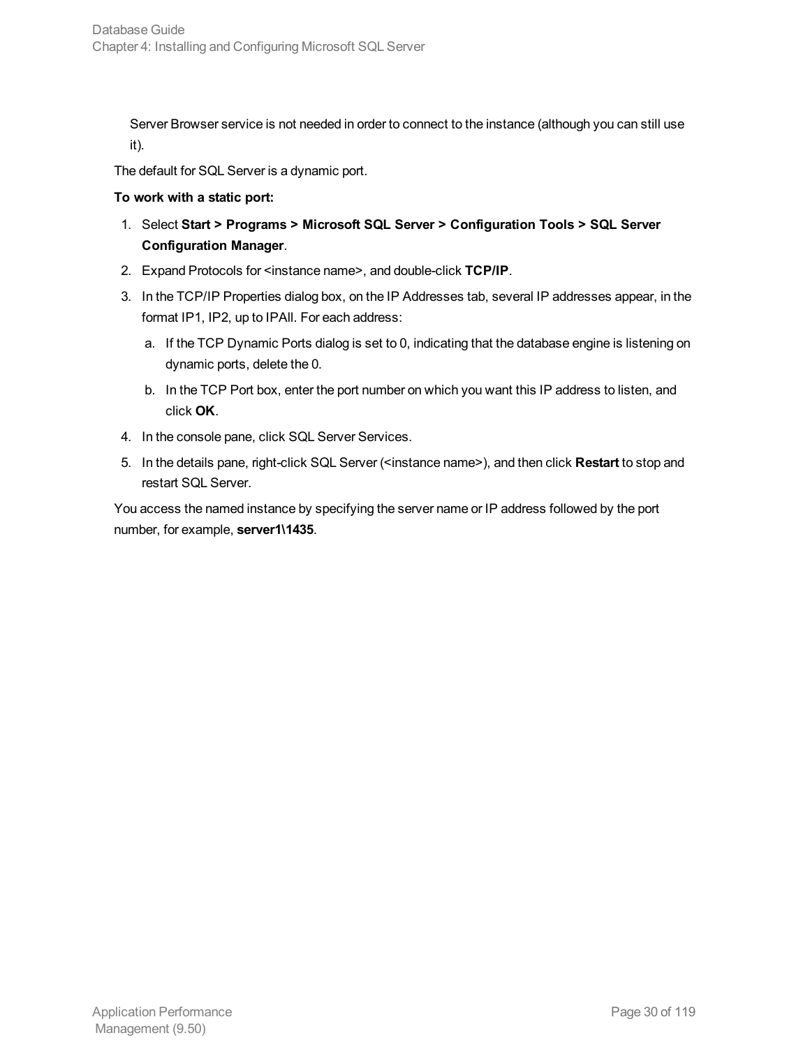Server Browser service is not needed in order to connect to the instance (although you can still use it).

The default for SQL Server is a dynamic port.

**To work with a static port:**

1. Select **Start > Programs > Microsoft SQL Server > Configuration Tools > SQL Server Configuration Manager**.
2. Expand Protocols for <instance name>, and double-click **TCP/IP**.
3. In the TCP/IP Properties dialog box, on the IP Addresses tab, several IP addresses appear, in the format IP1, IP2, up to IPAll. For each address:
   a. If the TCP Dynamic Ports dialog is set to 0, indicating that the database engine is listening on dynamic ports, delete the 0.
   b. In the TCP Port box, enter the port number on which you want this IP address to listen, and click **OK**.
4. In the console pane, click SQL Server Services.
5. In the details pane, right-click SQL Server (<instance name>), and then click **Restart** to stop and restart SQL Server.

You access the named instance by specifying the server name or IP address followed by the port number, for example, **server1\1435**.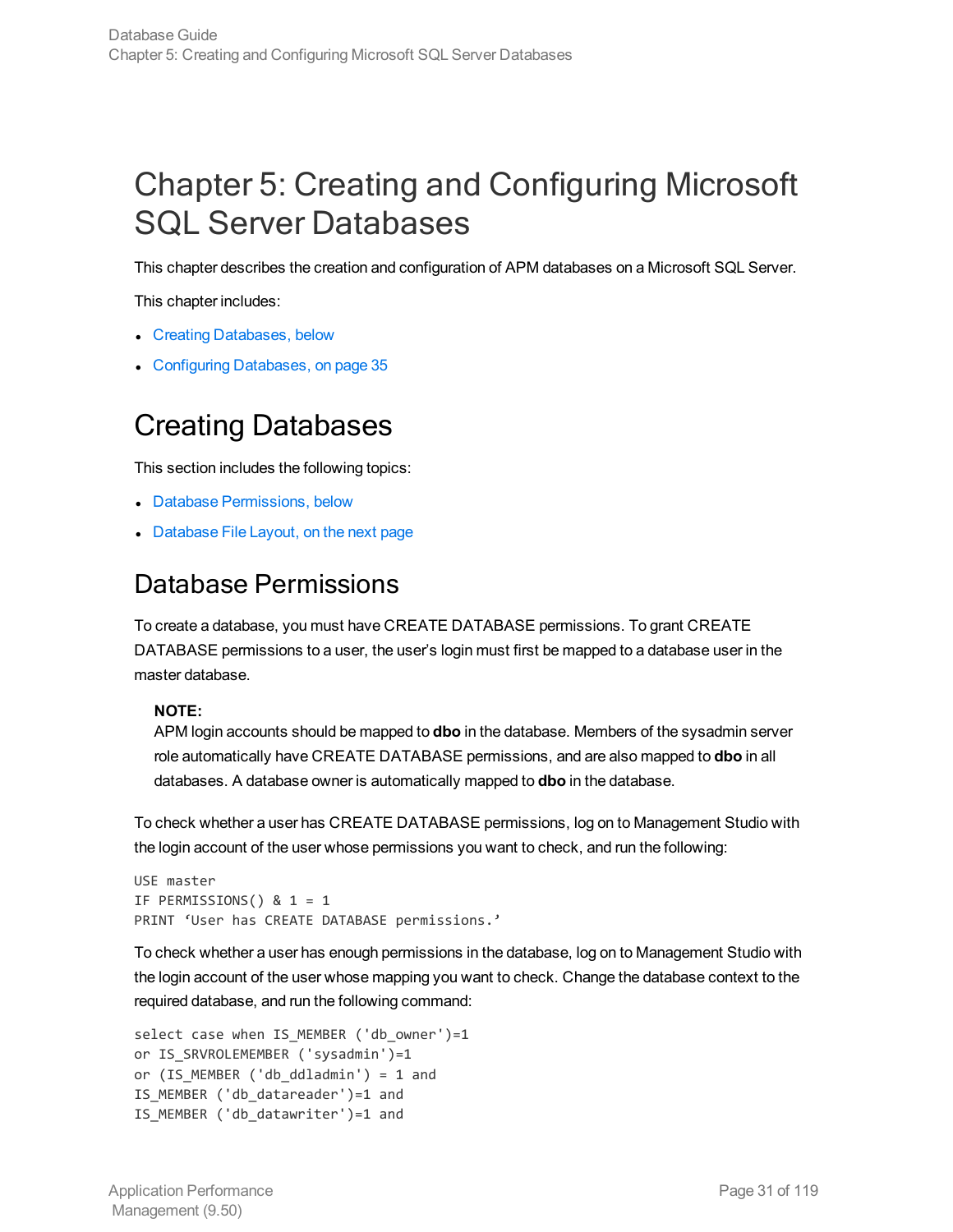# Chapter 5: Creating and Configuring Microsoft SQL Server Databases

This chapter describes the creation and configuration of APM databases on a Microsoft SQL Server.

This chapter includes:

- Creating Databases, below
- Configuring Databases, on page 35

## Creating Databases

This section includes the following topics:

- Database Permissions, below
- Database File Layout, on the next page

### Database Permissions

To create a database, you must have CREATE DATABASE permissions. To grant CREATE DATABASE permissions to a user, the user's login must first be mapped to a database user in the master database.

> **NOTE:**
> APM login accounts should be mapped to **dbo** in the database. Members of the sysadmin server role automatically have CREATE DATABASE permissions, and are also mapped to **dbo** in all databases. A database owner is automatically mapped to **dbo** in the database.

To check whether a user has CREATE DATABASE permissions, log on to Management Studio with the login account of the user whose permissions you want to check, and run the following:

```
USE master
IF PERMISSIONS() & 1 = 1
PRINT ‘User has CREATE DATABASE permissions.’
```

To check whether a user has enough permissions in the database, log on to Management Studio with the login account of the user whose mapping you want to check. Change the database context to the required database, and run the following command:

```
select case when IS_MEMBER ('db_owner')=1
or IS_SRVROLEMEMBER ('sysadmin')=1
or (IS_MEMBER ('db_ddladmin') = 1 and
IS_MEMBER ('db_datareader')=1 and
IS_MEMBER ('db_datawriter')=1 and
```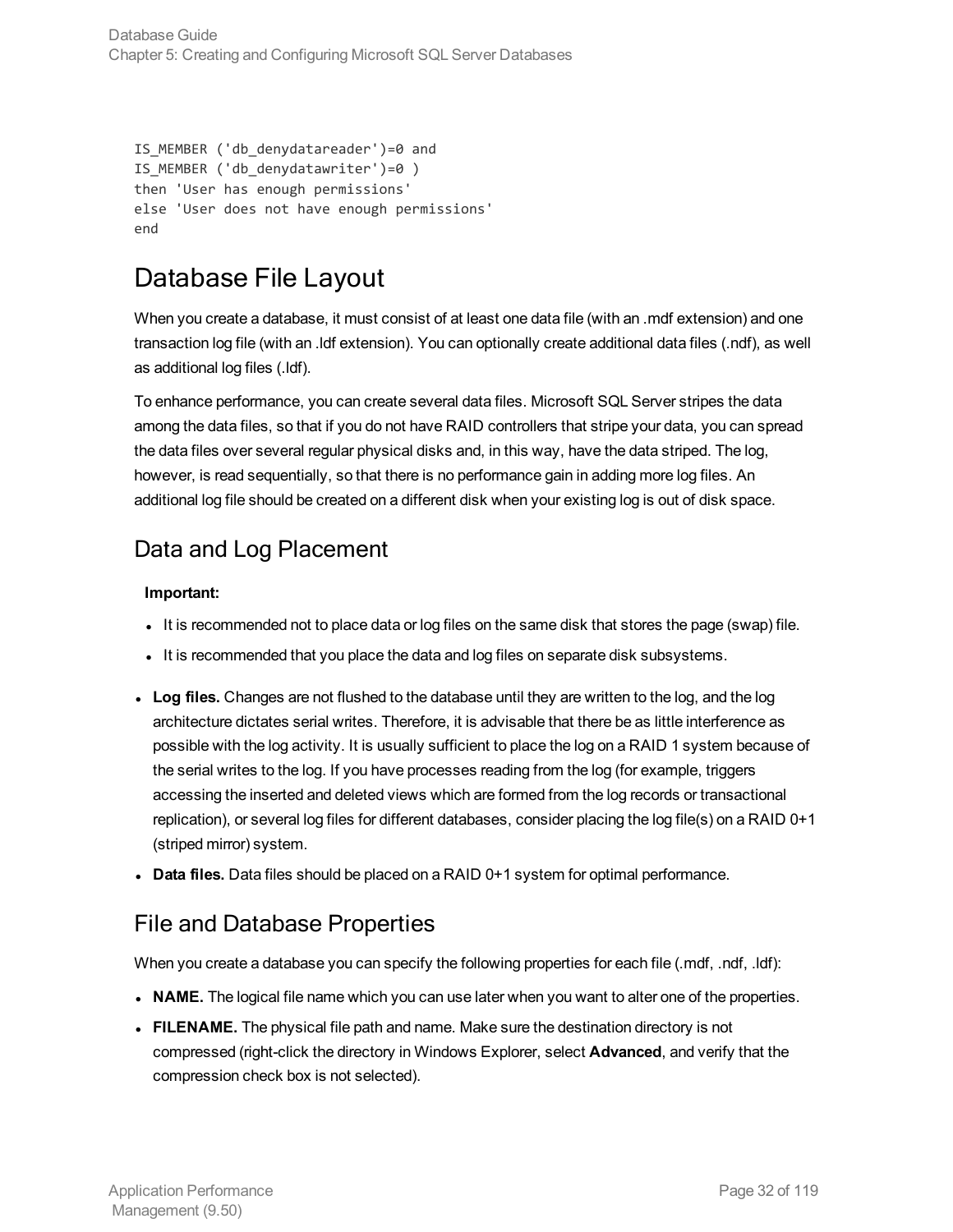```
IS_MEMBER ('db_denydatareader')=0 and
IS_MEMBER ('db_denydatawriter')=0 )
then 'User has enough permissions'
else 'User does not have enough permissions'
end
```

# Database File Layout

When you create a database, it must consist of at least one data file (with an .mdf extension) and one transaction log file (with an .ldf extension). You can optionally create additional data files (.ndf), as well as additional log files (.ldf).

To enhance performance, you can create several data files. Microsoft SQL Server stripes the data among the data files, so that if you do not have RAID controllers that stripe your data, you can spread the data files over several regular physical disks and, in this way, have the data striped. The log, however, is read sequentially, so that there is no performance gain in adding more log files. An additional log file should be created on a different disk when your existing log is out of disk space.

## Data and Log Placement

**Important:**

- It is recommended not to place data or log files on the same disk that stores the page (swap) file.
- It is recommended that you place the data and log files on separate disk subsystems.

- **Log files.** Changes are not flushed to the database until they are written to the log, and the log architecture dictates serial writes. Therefore, it is advisable that there be as little interference as possible with the log activity. It is usually sufficient to place the log on a RAID 1 system because of the serial writes to the log. If you have processes reading from the log (for example, triggers accessing the inserted and deleted views which are formed from the log records or transactional replication), or several log files for different databases, consider placing the log file(s) on a RAID 0+1 (striped mirror) system.
- **Data files.** Data files should be placed on a RAID 0+1 system for optimal performance.

## File and Database Properties

When you create a database you can specify the following properties for each file (.mdf, .ndf, .ldf):

- **NAME.** The logical file name which you can use later when you want to alter one of the properties.
- **FILENAME.** The physical file path and name. Make sure the destination directory is not compressed (right-click the directory in Windows Explorer, select **Advanced**, and verify that the compression check box is not selected).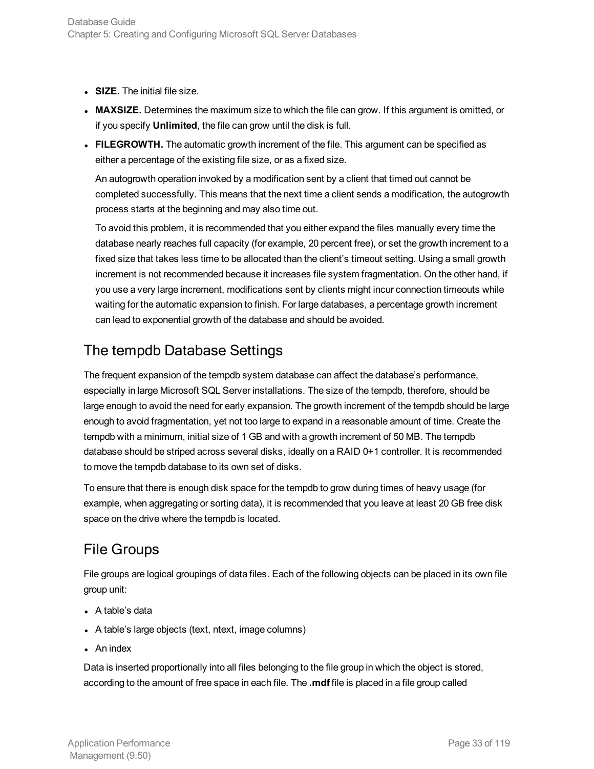- **SIZE.** The initial file size.
- **MAXSIZE.** Determines the maximum size to which the file can grow. If this argument is omitted, or if you specify **Unlimited**, the file can grow until the disk is full.
- **FILEGROWTH.** The automatic growth increment of the file. This argument can be specified as either a percentage of the existing file size, or as a fixed size.

  An autogrowth operation invoked by a modification sent by a client that timed out cannot be completed successfully. This means that the next time a client sends a modification, the autogrowth process starts at the beginning and may also time out.

  To avoid this problem, it is recommended that you either expand the files manually every time the database nearly reaches full capacity (for example, 20 percent free), or set the growth increment to a fixed size that takes less time to be allocated than the client's timeout setting. Using a small growth increment is not recommended because it increases file system fragmentation. On the other hand, if you use a very large increment, modifications sent by clients might incur connection timeouts while waiting for the automatic expansion to finish. For large databases, a percentage growth increment can lead to exponential growth of the database and should be avoided.

## The tempdb Database Settings

The frequent expansion of the tempdb system database can affect the database's performance, especially in large Microsoft SQL Server installations. The size of the tempdb, therefore, should be large enough to avoid the need for early expansion. The growth increment of the tempdb should be large enough to avoid fragmentation, yet not too large to expand in a reasonable amount of time. Create the tempdb with a minimum, initial size of 1 GB and with a growth increment of 50 MB. The tempdb database should be striped across several disks, ideally on a RAID 0+1 controller. It is recommended to move the tempdb database to its own set of disks.

To ensure that there is enough disk space for the tempdb to grow during times of heavy usage (for example, when aggregating or sorting data), it is recommended that you leave at least 20 GB free disk space on the drive where the tempdb is located.

## File Groups

File groups are logical groupings of data files. Each of the following objects can be placed in its own file group unit:

- A table's data
- A table's large objects (text, ntext, image columns)
- An index

Data is inserted proportionally into all files belonging to the file group in which the object is stored, according to the amount of free space in each file. The **.mdf** file is placed in a file group called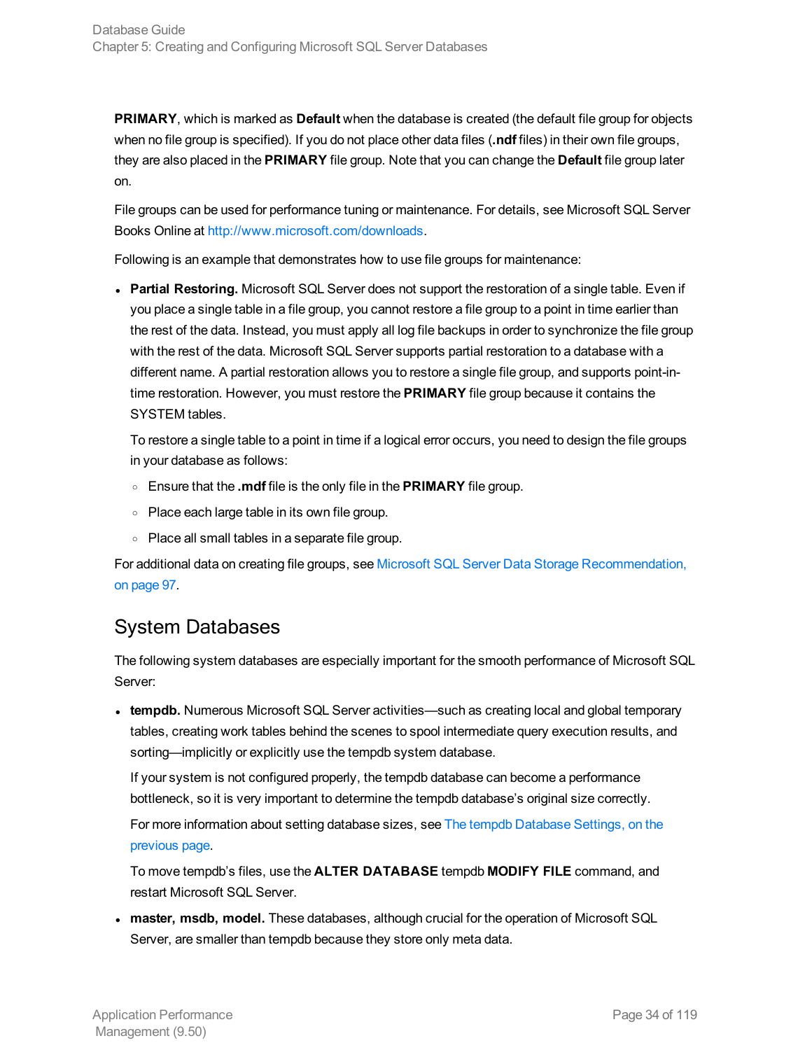**PRIMARY**, which is marked as **Default** when the database is created (the default file group for objects when no file group is specified). If you do not place other data files (**.ndf** files) in their own file groups, they are also placed in the **PRIMARY** file group. Note that you can change the **Default** file group later on.

File groups can be used for performance tuning or maintenance. For details, see Microsoft SQL Server Books Online at http://www.microsoft.com/downloads.

Following is an example that demonstrates how to use file groups for maintenance:

- **Partial Restoring.** Microsoft SQL Server does not support the restoration of a single table. Even if you place a single table in a file group, you cannot restore a file group to a point in time earlier than the rest of the data. Instead, you must apply all log file backups in order to synchronize the file group with the rest of the data. Microsoft SQL Server supports partial restoration to a database with a different name. A partial restoration allows you to restore a single file group, and supports point-in-time restoration. However, you must restore the **PRIMARY** file group because it contains the SYSTEM tables.

  To restore a single table to a point in time if a logical error occurs, you need to design the file groups in your database as follows:

  - Ensure that the **.mdf** file is the only file in the **PRIMARY** file group.
  - Place each large table in its own file group.
  - Place all small tables in a separate file group.

For additional data on creating file groups, see Microsoft SQL Server Data Storage Recommendation, on page 97.

## System Databases

The following system databases are especially important for the smooth performance of Microsoft SQL Server:

- **tempdb.** Numerous Microsoft SQL Server activities—such as creating local and global temporary tables, creating work tables behind the scenes to spool intermediate query execution results, and sorting—implicitly or explicitly use the tempdb system database.

  If your system is not configured properly, the tempdb database can become a performance bottleneck, so it is very important to determine the tempdb database's original size correctly.

  For more information about setting database sizes, see The tempdb Database Settings, on the previous page.

  To move tempdb's files, use the **ALTER DATABASE** tempdb **MODIFY FILE** command, and restart Microsoft SQL Server.

- **master, msdb, model.** These databases, although crucial for the operation of Microsoft SQL Server, are smaller than tempdb because they store only meta data.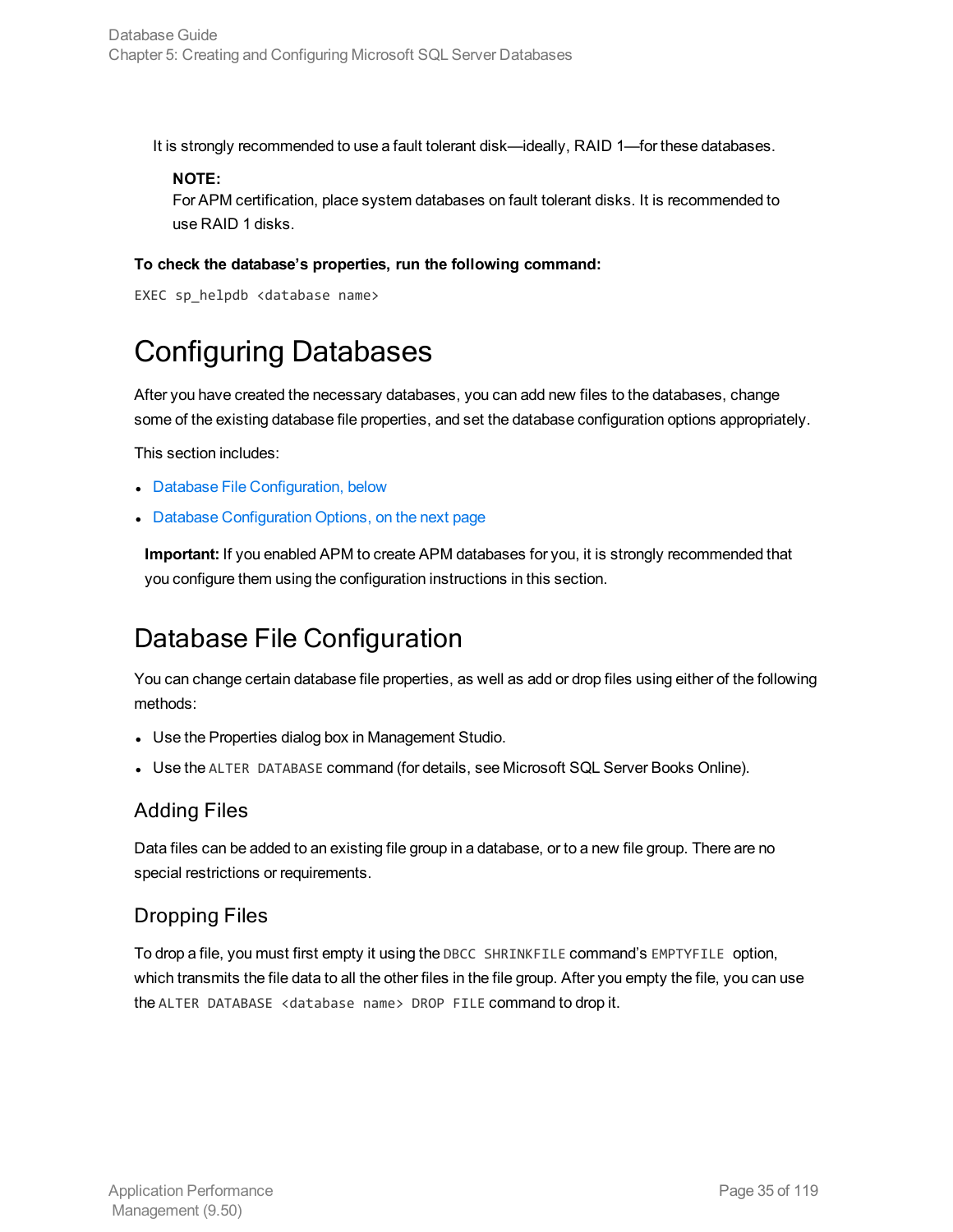It is strongly recommended to use a fault tolerant disk—ideally, RAID 1—for these databases.

**NOTE:**
For APM certification, place system databases on fault tolerant disks. It is recommended to use RAID 1 disks.

**To check the database's properties, run the following command:**

```
EXEC sp_helpdb <database name>
```

# Configuring Databases

After you have created the necessary databases, you can add new files to the databases, change some of the existing database file properties, and set the database configuration options appropriately.

This section includes:

- Database File Configuration, below
- Database Configuration Options, on the next page

**Important:** If you enabled APM to create APM databases for you, it is strongly recommended that you configure them using the configuration instructions in this section.

## Database File Configuration

You can change certain database file properties, as well as add or drop files using either of the following methods:

- Use the Properties dialog box in Management Studio.
- Use the `ALTER DATABASE` command (for details, see Microsoft SQL Server Books Online).

### Adding Files

Data files can be added to an existing file group in a database, or to a new file group. There are no special restrictions or requirements.

### Dropping Files

To drop a file, you must first empty it using the `DBCC SHRINKFILE` command's `EMPTYFILE` option, which transmits the file data to all the other files in the file group. After you empty the file, you can use the `ALTER DATABASE <database name> DROP FILE` command to drop it.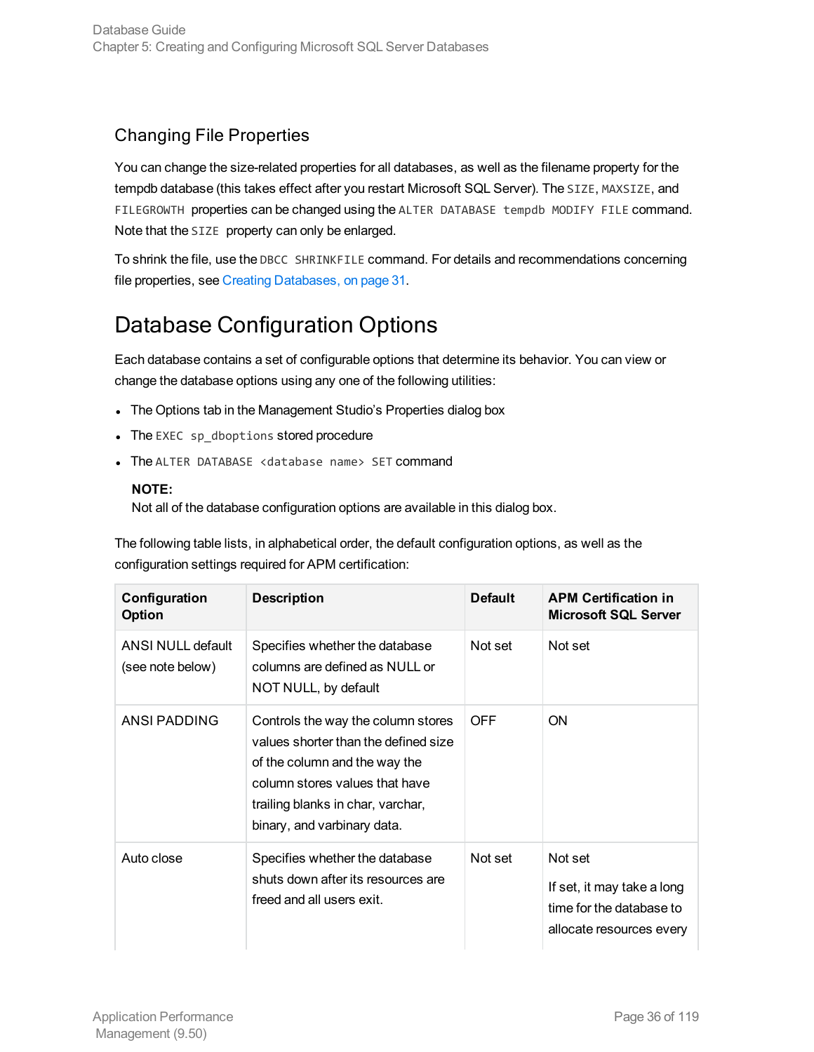### Changing File Properties

You can change the size-related properties for all databases, as well as the filename property for the tempdb database (this takes effect after you restart Microsoft SQL Server). The `SIZE`, `MAXSIZE`, and `FILEGROWTH` properties can be changed using the `ALTER DATABASE tempdb MODIFY FILE` command. Note that the `SIZE` property can only be enlarged.

To shrink the file, use the `DBCC SHRINKFILE` command. For details and recommendations concerning file properties, see Creating Databases, on page 31.

## Database Configuration Options

Each database contains a set of configurable options that determine its behavior. You can view or change the database options using any one of the following utilities:

- The Options tab in the Management Studio's Properties dialog box
- The `EXEC sp_dboptions` stored procedure
- The `ALTER DATABASE <database name> SET` command

**NOTE:**
Not all of the database configuration options are available in this dialog box.

The following table lists, in alphabetical order, the default configuration options, as well as the configuration settings required for APM certification:

| Configuration Option | Description | Default | APM Certification in Microsoft SQL Server |
|---|---|---|---|
| ANSI NULL default (see note below) | Specifies whether the database columns are defined as NULL or NOT NULL, by default | Not set | Not set |
| ANSI PADDING | Controls the way the column stores values shorter than the defined size of the column and the way the column stores values that have trailing blanks in char, varchar, binary, and varbinary data. | OFF | ON |
| Auto close | Specifies whether the database shuts down after its resources are freed and all users exit. | Not set | Not set<br><br>If set, it may take a long time for the database to allocate resources every |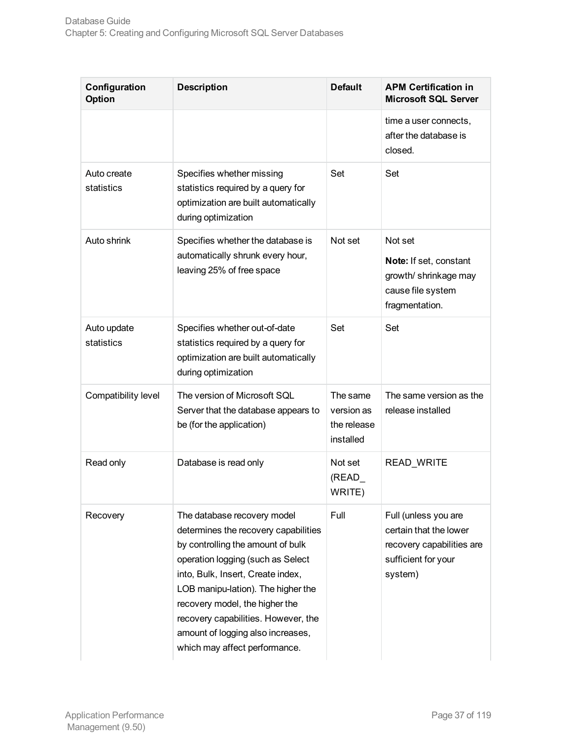| Configuration Option | Description | Default | APM Certification in Microsoft SQL Server |
|---|---|---|---|
| | | | time a user connects, after the database is closed. |
| Auto create statistics | Specifies whether missing statistics required by a query for optimization are built automatically during optimization | Set | Set |
| Auto shrink | Specifies whether the database is automatically shrunk every hour, leaving 25% of free space | Not set | Not set<br>**Note:** If set, constant growth/ shrinkage may cause file system fragmentation. |
| Auto update statistics | Specifies whether out-of-date statistics required by a query for optimization are built automatically during optimization | Set | Set |
| Compatibility level | The version of Microsoft SQL Server that the database appears to be (for the application) | The same version as the release installed | The same version as the release installed |
| Read only | Database is read only | Not set (READ_ WRITE) | READ_WRITE |
| Recovery | The database recovery model determines the recovery capabilities by controlling the amount of bulk operation logging (such as Select into, Bulk, Insert, Create index, LOB manipu-lation). The higher the recovery model, the higher the recovery capabilities. However, the amount of logging also increases, which may affect performance. | Full | Full (unless you are certain that the lower recovery capabilities are sufficient for your system) |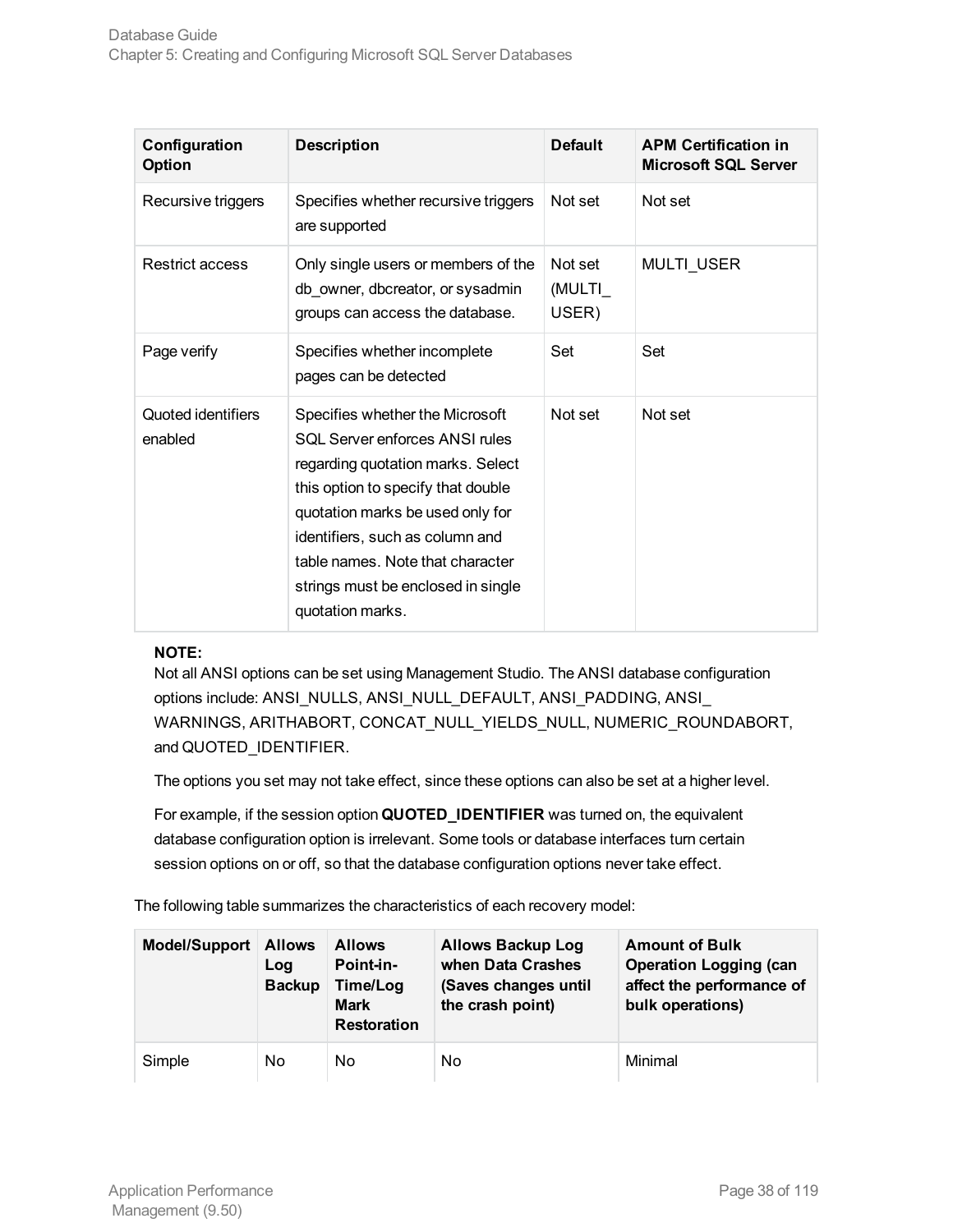| Configuration Option | Description | Default | APM Certification in Microsoft SQL Server |
| --- | --- | --- | --- |
| Recursive triggers | Specifies whether recursive triggers are supported | Not set | Not set |
| Restrict access | Only single users or members of the db_owner, dbcreator, or sysadmin groups can access the database. | Not set (MULTI_USER) | MULTI_USER |
| Page verify | Specifies whether incomplete pages can be detected | Set | Set |
| Quoted identifiers enabled | Specifies whether the Microsoft SQL Server enforces ANSI rules regarding quotation marks. Select this option to specify that double quotation marks be used only for identifiers, such as column and table names. Note that character strings must be enclosed in single quotation marks. | Not set | Not set |

**NOTE:**
Not all ANSI options can be set using Management Studio. The ANSI database configuration options include: ANSI_NULLS, ANSI_NULL_DEFAULT, ANSI_PADDING, ANSI_WARNINGS, ARITHABORT, CONCAT_NULL_YIELDS_NULL, NUMERIC_ROUNDABORT, and QUOTED_IDENTIFIER.

The options you set may not take effect, since these options can also be set at a higher level.

For example, if the session option **QUOTED_IDENTIFIER** was turned on, the equivalent database configuration option is irrelevant. Some tools or database interfaces turn certain session options on or off, so that the database configuration options never take effect.

The following table summarizes the characteristics of each recovery model:

| Model/Support | Allows Log Backup | Allows Point-in-Time/Log Mark Restoration | Allows Backup Log when Data Crashes (Saves changes until the crash point) | Amount of Bulk Operation Logging (can affect the performance of bulk operations) |
| --- | --- | --- | --- | --- |
| Simple | No | No | No | Minimal |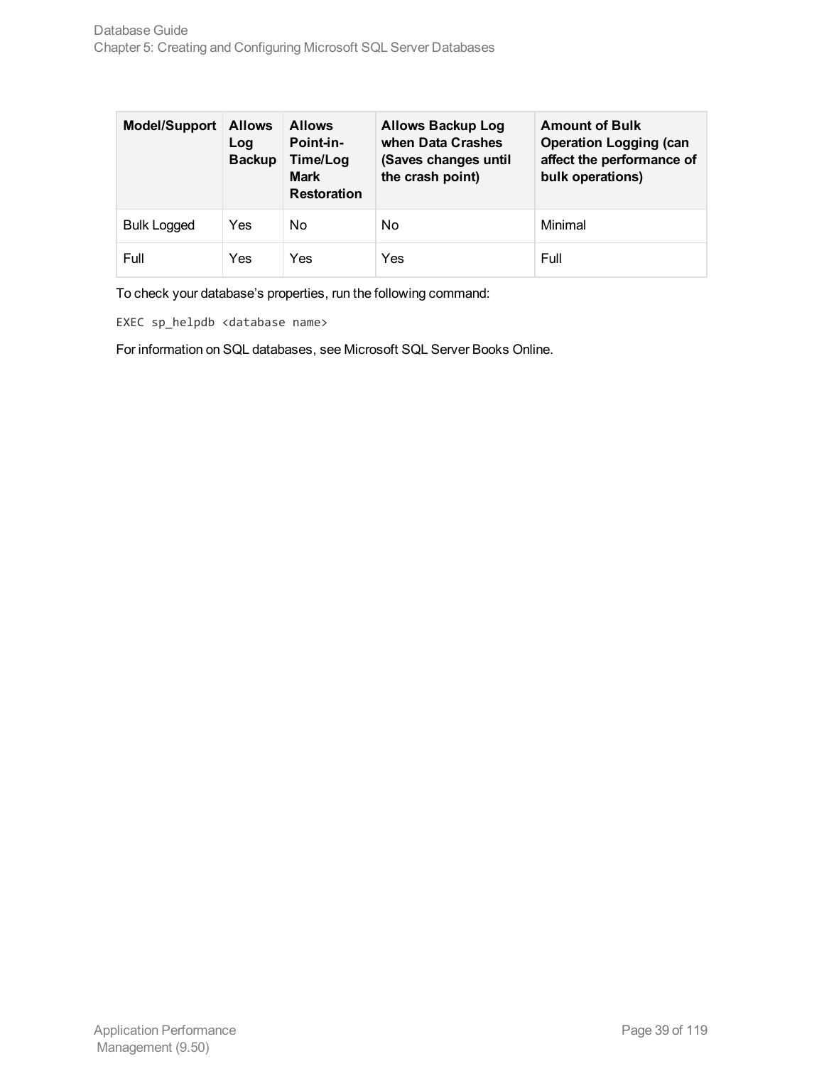| Model/Support | Allows Log Backup | Allows Point-in-Time/Log Mark Restoration | Allows Backup Log when Data Crashes (Saves changes until the crash point) | Amount of Bulk Operation Logging (can affect the performance of bulk operations) |
|---|---|---|---|---|
| Bulk Logged | Yes | No | No | Minimal |
| Full | Yes | Yes | Yes | Full |

To check your database's properties, run the following command:

```
EXEC sp_helpdb <database name>
```

For information on SQL databases, see Microsoft SQL Server Books Online.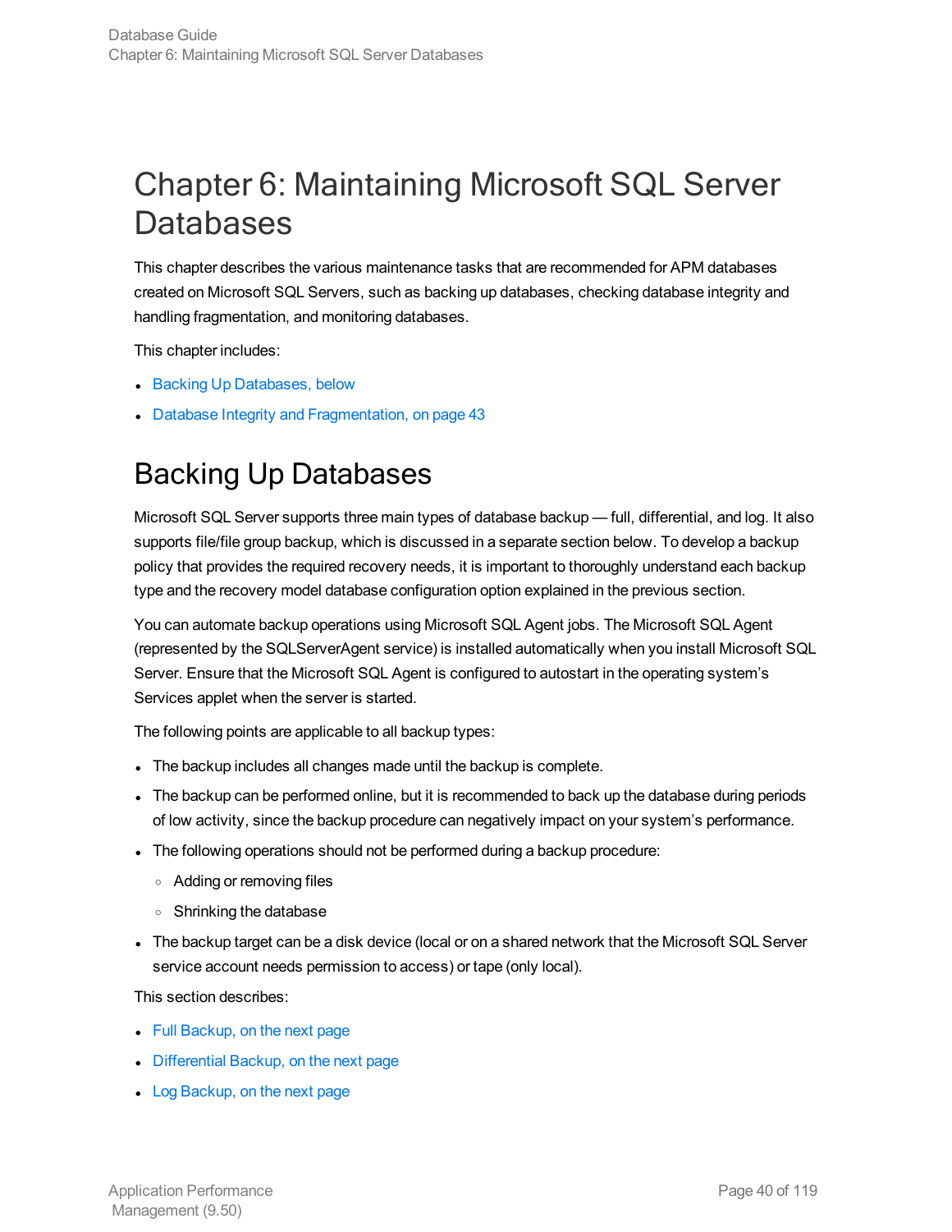# Chapter 6: Maintaining Microsoft SQL Server Databases

This chapter describes the various maintenance tasks that are recommended for APM databases created on Microsoft SQL Servers, such as backing up databases, checking database integrity and handling fragmentation, and monitoring databases.

This chapter includes:

- Backing Up Databases, below
- Database Integrity and Fragmentation, on page 43

## Backing Up Databases

Microsoft SQL Server supports three main types of database backup — full, differential, and log. It also supports file/file group backup, which is discussed in a separate section below. To develop a backup policy that provides the required recovery needs, it is important to thoroughly understand each backup type and the recovery model database configuration option explained in the previous section.

You can automate backup operations using Microsoft SQL Agent jobs. The Microsoft SQL Agent (represented by the SQLServerAgent service) is installed automatically when you install Microsoft SQL Server. Ensure that the Microsoft SQL Agent is configured to autostart in the operating system's Services applet when the server is started.

The following points are applicable to all backup types:

- The backup includes all changes made until the backup is complete.
- The backup can be performed online, but it is recommended to back up the database during periods of low activity, since the backup procedure can negatively impact on your system's performance.
- The following operations should not be performed during a backup procedure:
  - Adding or removing files
  - Shrinking the database
- The backup target can be a disk device (local or on a shared network that the Microsoft SQL Server service account needs permission to access) or tape (only local).

This section describes:

- Full Backup, on the next page
- Differential Backup, on the next page
- Log Backup, on the next page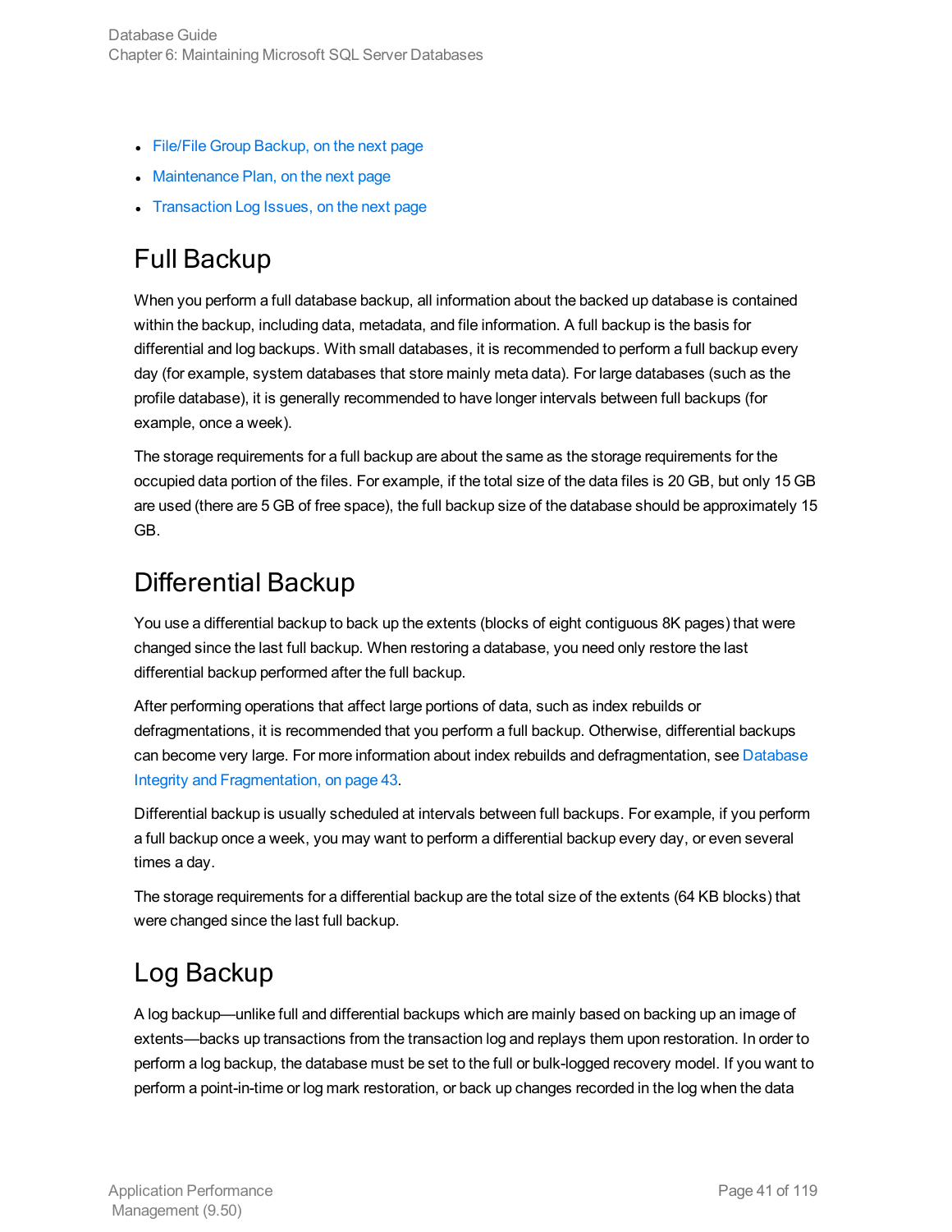- File/File Group Backup, on the next page
- Maintenance Plan, on the next page
- Transaction Log Issues, on the next page

## Full Backup

When you perform a full database backup, all information about the backed up database is contained within the backup, including data, metadata, and file information. A full backup is the basis for differential and log backups. With small databases, it is recommended to perform a full backup every day (for example, system databases that store mainly meta data). For large databases (such as the profile database), it is generally recommended to have longer intervals between full backups (for example, once a week).

The storage requirements for a full backup are about the same as the storage requirements for the occupied data portion of the files. For example, if the total size of the data files is 20 GB, but only 15 GB are used (there are 5 GB of free space), the full backup size of the database should be approximately 15 GB.

## Differential Backup

You use a differential backup to back up the extents (blocks of eight contiguous 8K pages) that were changed since the last full backup. When restoring a database, you need only restore the last differential backup performed after the full backup.

After performing operations that affect large portions of data, such as index rebuilds or defragmentations, it is recommended that you perform a full backup. Otherwise, differential backups can become very large. For more information about index rebuilds and defragmentation, see Database Integrity and Fragmentation, on page 43.

Differential backup is usually scheduled at intervals between full backups. For example, if you perform a full backup once a week, you may want to perform a differential backup every day, or even several times a day.

The storage requirements for a differential backup are the total size of the extents (64 KB blocks) that were changed since the last full backup.

## Log Backup

A log backup—unlike full and differential backups which are mainly based on backing up an image of extents—backs up transactions from the transaction log and replays them upon restoration. In order to perform a log backup, the database must be set to the full or bulk-logged recovery model. If you want to perform a point-in-time or log mark restoration, or back up changes recorded in the log when the data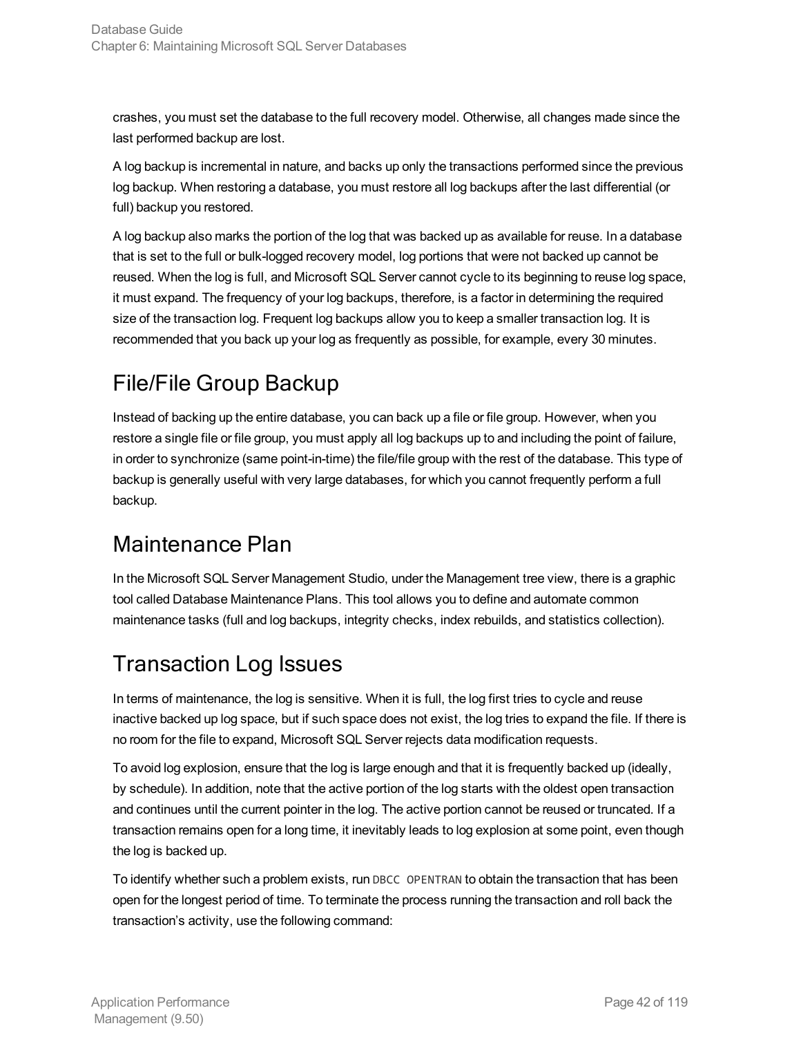crashes, you must set the database to the full recovery model. Otherwise, all changes made since the last performed backup are lost.

A log backup is incremental in nature, and backs up only the transactions performed since the previous log backup. When restoring a database, you must restore all log backups after the last differential (or full) backup you restored.

A log backup also marks the portion of the log that was backed up as available for reuse. In a database that is set to the full or bulk-logged recovery model, log portions that were not backed up cannot be reused. When the log is full, and Microsoft SQL Server cannot cycle to its beginning to reuse log space, it must expand. The frequency of your log backups, therefore, is a factor in determining the required size of the transaction log. Frequent log backups allow you to keep a smaller transaction log. It is recommended that you back up your log as frequently as possible, for example, every 30 minutes.

## File/File Group Backup

Instead of backing up the entire database, you can back up a file or file group. However, when you restore a single file or file group, you must apply all log backups up to and including the point of failure, in order to synchronize (same point-in-time) the file/file group with the rest of the database. This type of backup is generally useful with very large databases, for which you cannot frequently perform a full backup.

## Maintenance Plan

In the Microsoft SQL Server Management Studio, under the Management tree view, there is a graphic tool called Database Maintenance Plans. This tool allows you to define and automate common maintenance tasks (full and log backups, integrity checks, index rebuilds, and statistics collection).

## Transaction Log Issues

In terms of maintenance, the log is sensitive. When it is full, the log first tries to cycle and reuse inactive backed up log space, but if such space does not exist, the log tries to expand the file. If there is no room for the file to expand, Microsoft SQL Server rejects data modification requests.

To avoid log explosion, ensure that the log is large enough and that it is frequently backed up (ideally, by schedule). In addition, note that the active portion of the log starts with the oldest open transaction and continues until the current pointer in the log. The active portion cannot be reused or truncated. If a transaction remains open for a long time, it inevitably leads to log explosion at some point, even though the log is backed up.

To identify whether such a problem exists, run `DBCC OPENTRAN` to obtain the transaction that has been open for the longest period of time. To terminate the process running the transaction and roll back the transaction's activity, use the following command: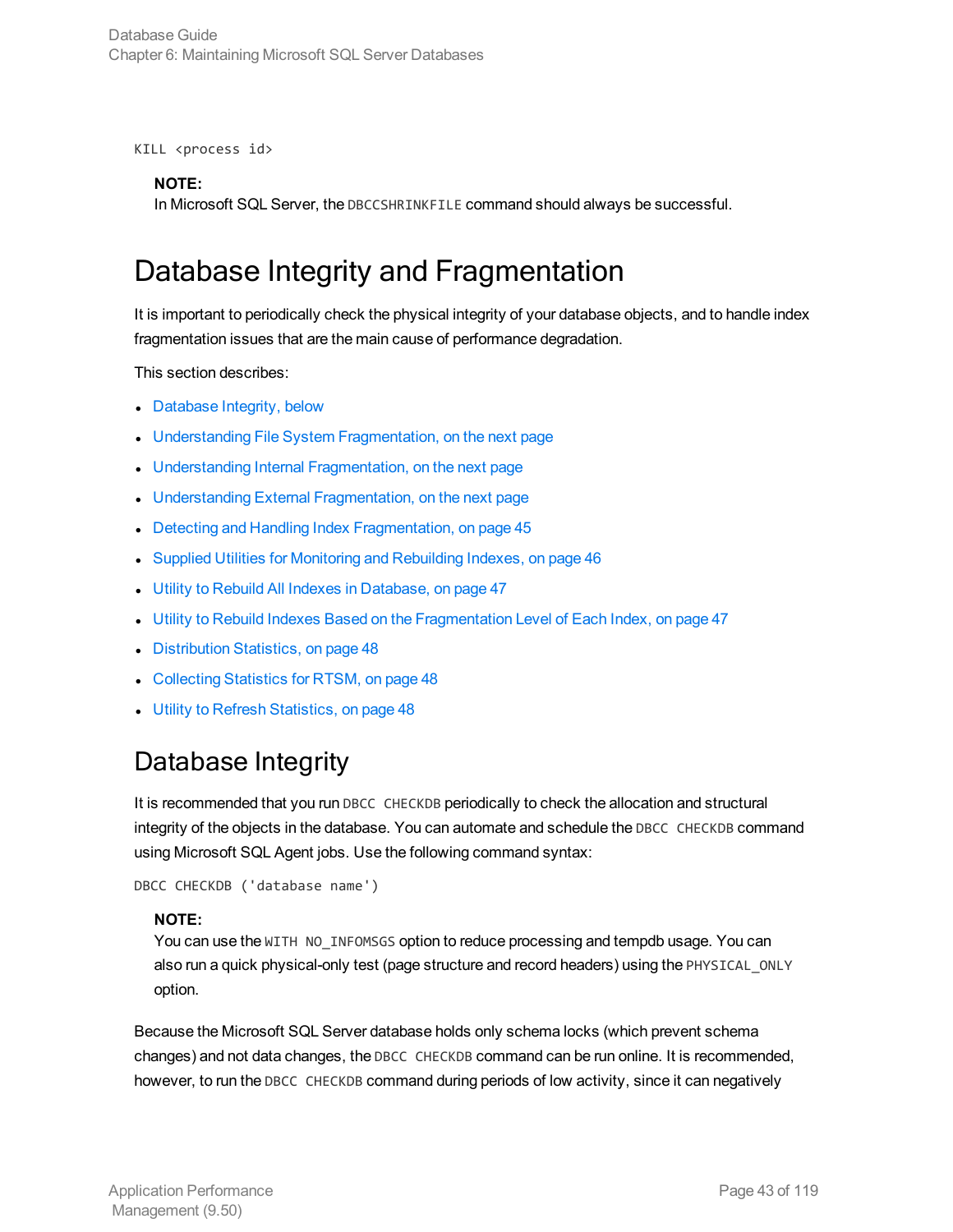```
KILL <process id>
```

> **NOTE:**
> In Microsoft SQL Server, the `DBCCSHRINKFILE` command should always be successful.

# Database Integrity and Fragmentation

It is important to periodically check the physical integrity of your database objects, and to handle index fragmentation issues that are the main cause of performance degradation.

This section describes:

- Database Integrity, below
- Understanding File System Fragmentation, on the next page
- Understanding Internal Fragmentation, on the next page
- Understanding External Fragmentation, on the next page
- Detecting and Handling Index Fragmentation, on page 45
- Supplied Utilities for Monitoring and Rebuilding Indexes, on page 46
- Utility to Rebuild All Indexes in Database, on page 47
- Utility to Rebuild Indexes Based on the Fragmentation Level of Each Index, on page 47
- Distribution Statistics, on page 48
- Collecting Statistics for RTSM, on page 48
- Utility to Refresh Statistics, on page 48

## Database Integrity

It is recommended that you run `DBCC CHECKDB` periodically to check the allocation and structural integrity of the objects in the database. You can automate and schedule the `DBCC CHECKDB` command using Microsoft SQL Agent jobs. Use the following command syntax:

```
DBCC CHECKDB ('database name')
```

> **NOTE:**
> You can use the `WITH NO_INFOMSGS` option to reduce processing and tempdb usage. You can also run a quick physical-only test (page structure and record headers) using the `PHYSICAL_ONLY` option.

Because the Microsoft SQL Server database holds only schema locks (which prevent schema changes) and not data changes, the `DBCC CHECKDB` command can be run online. It is recommended, however, to run the `DBCC CHECKDB` command during periods of low activity, since it can negatively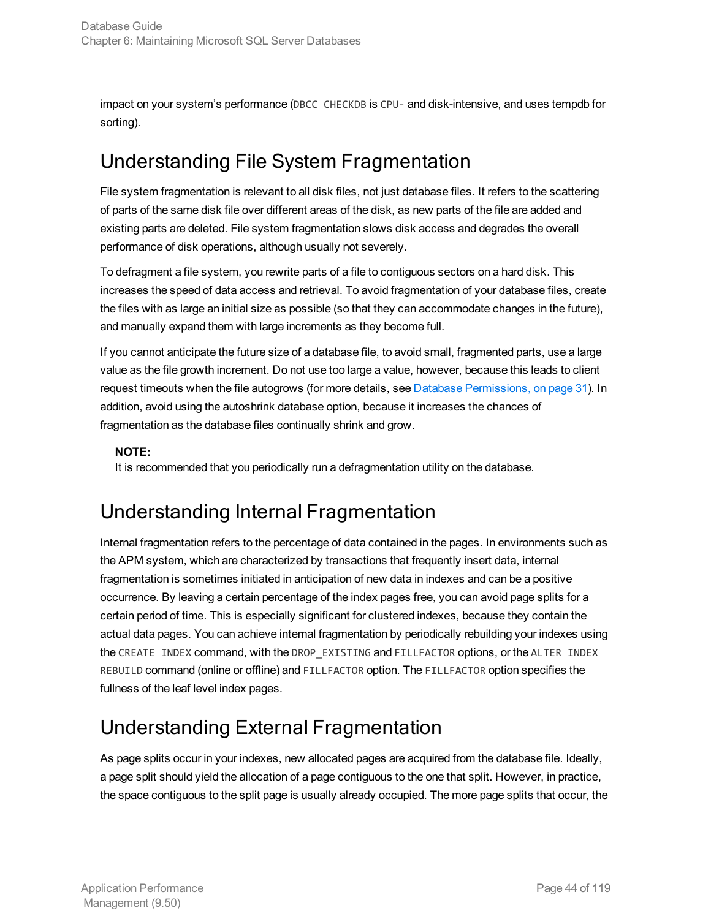impact on your system's performance (`DBCC CHECKDB` is `CPU-` and disk-intensive, and uses tempdb for sorting).

## Understanding File System Fragmentation

File system fragmentation is relevant to all disk files, not just database files. It refers to the scattering of parts of the same disk file over different areas of the disk, as new parts of the file are added and existing parts are deleted. File system fragmentation slows disk access and degrades the overall performance of disk operations, although usually not severely.

To defragment a file system, you rewrite parts of a file to contiguous sectors on a hard disk. This increases the speed of data access and retrieval. To avoid fragmentation of your database files, create the files with as large an initial size as possible (so that they can accommodate changes in the future), and manually expand them with large increments as they become full.

If you cannot anticipate the future size of a database file, to avoid small, fragmented parts, use a large value as the file growth increment. Do not use too large a value, however, because this leads to client request timeouts when the file autogrows (for more details, see Database Permissions, on page 31). In addition, avoid using the autoshrink database option, because it increases the chances of fragmentation as the database files continually shrink and grow.

> **NOTE:**
> It is recommended that you periodically run a defragmentation utility on the database.

## Understanding Internal Fragmentation

Internal fragmentation refers to the percentage of data contained in the pages. In environments such as the APM system, which are characterized by transactions that frequently insert data, internal fragmentation is sometimes initiated in anticipation of new data in indexes and can be a positive occurrence. By leaving a certain percentage of the index pages free, you can avoid page splits for a certain period of time. This is especially significant for clustered indexes, because they contain the actual data pages. You can achieve internal fragmentation by periodically rebuilding your indexes using the `CREATE INDEX` command, with the `DROP_EXISTING` and `FILLFACTOR` options, or the `ALTER INDEX REBUILD` command (online or offline) and `FILLFACTOR` option. The `FILLFACTOR` option specifies the fullness of the leaf level index pages.

## Understanding External Fragmentation

As page splits occur in your indexes, new allocated pages are acquired from the database file. Ideally, a page split should yield the allocation of a page contiguous to the one that split. However, in practice, the space contiguous to the split page is usually already occupied. The more page splits that occur, the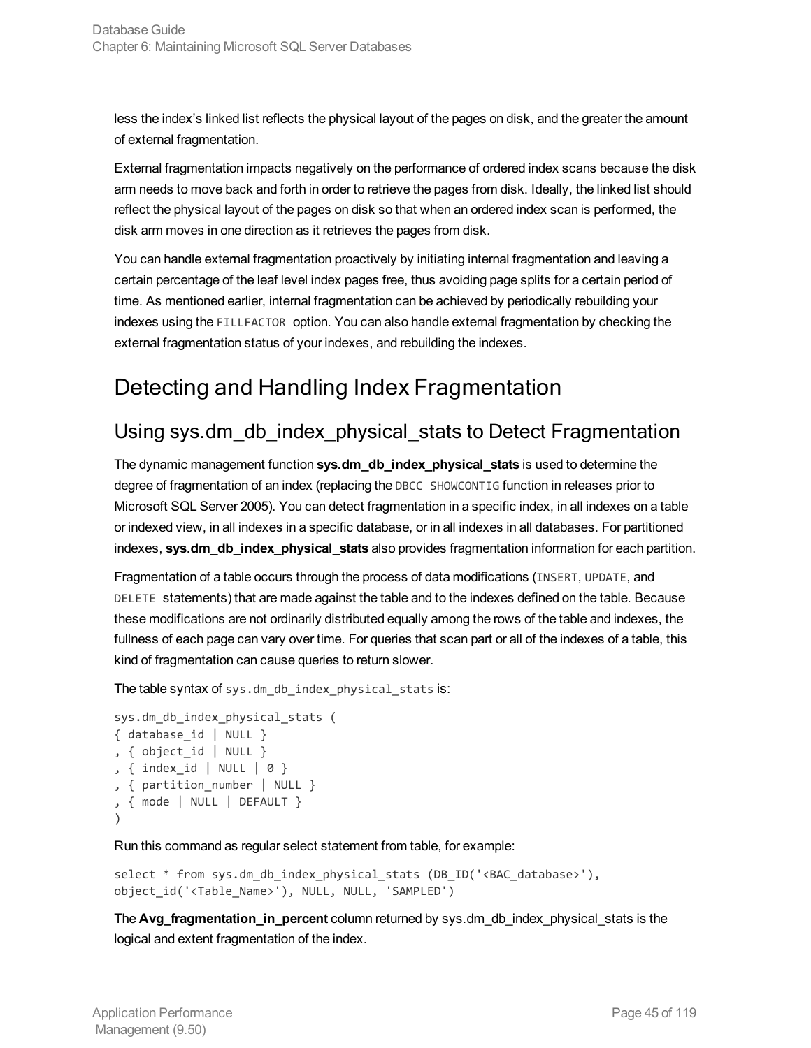less the index's linked list reflects the physical layout of the pages on disk, and the greater the amount of external fragmentation.

External fragmentation impacts negatively on the performance of ordered index scans because the disk arm needs to move back and forth in order to retrieve the pages from disk. Ideally, the linked list should reflect the physical layout of the pages on disk so that when an ordered index scan is performed, the disk arm moves in one direction as it retrieves the pages from disk.

You can handle external fragmentation proactively by initiating internal fragmentation and leaving a certain percentage of the leaf level index pages free, thus avoiding page splits for a certain period of time. As mentioned earlier, internal fragmentation can be achieved by periodically rebuilding your indexes using the `FILLFACTOR` option. You can also handle external fragmentation by checking the external fragmentation status of your indexes, and rebuilding the indexes.

# Detecting and Handling Index Fragmentation

## Using sys.dm_db_index_physical_stats to Detect Fragmentation

The dynamic management function **sys.dm_db_index_physical_stats** is used to determine the degree of fragmentation of an index (replacing the `DBCC SHOWCONTIG` function in releases prior to Microsoft SQL Server 2005). You can detect fragmentation in a specific index, in all indexes on a table or indexed view, in all indexes in a specific database, or in all indexes in all databases. For partitioned indexes, **sys.dm_db_index_physical_stats** also provides fragmentation information for each partition.

Fragmentation of a table occurs through the process of data modifications (`INSERT`, `UPDATE`, and `DELETE` statements) that are made against the table and to the indexes defined on the table. Because these modifications are not ordinarily distributed equally among the rows of the table and indexes, the fullness of each page can vary over time. For queries that scan part or all of the indexes of a table, this kind of fragmentation can cause queries to return slower.

The table syntax of `sys.dm_db_index_physical_stats` is:

```
sys.dm_db_index_physical_stats (
{ database_id | NULL }
, { object_id | NULL }
, { index_id | NULL | 0 }
, { partition_number | NULL }
, { mode | NULL | DEFAULT }
)
```

Run this command as regular select statement from table, for example:

```
select * from sys.dm_db_index_physical_stats (DB_ID('<BAC_database>'),
object_id('<Table_Name>'), NULL, NULL, 'SAMPLED')
```

The **Avg_fragmentation_in_percent** column returned by sys.dm_db_index_physical_stats is the logical and extent fragmentation of the index.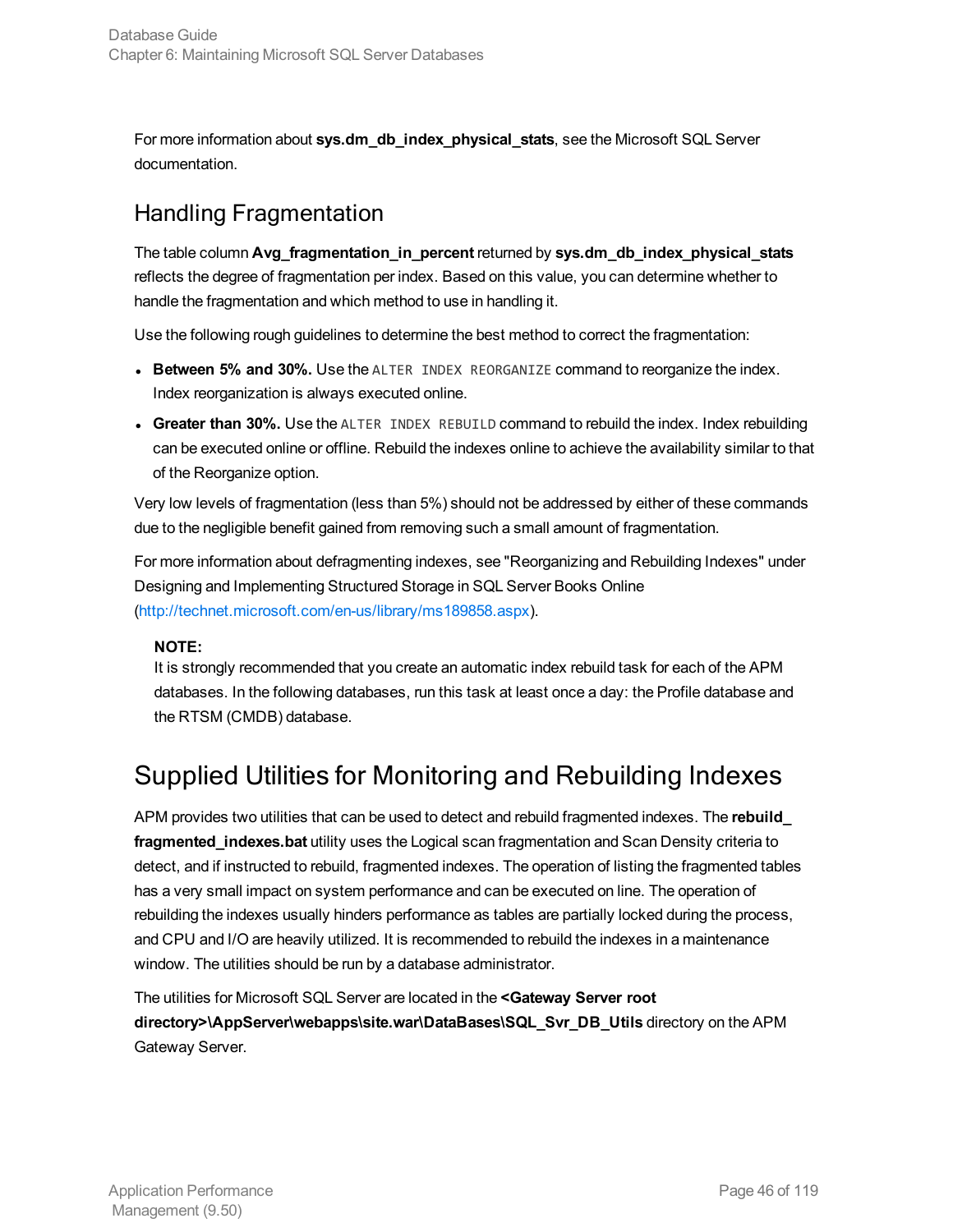For more information about **sys.dm_db_index_physical_stats**, see the Microsoft SQL Server documentation.

## Handling Fragmentation

The table column **Avg_fragmentation_in_percent** returned by **sys.dm_db_index_physical_stats** reflects the degree of fragmentation per index. Based on this value, you can determine whether to handle the fragmentation and which method to use in handling it.

Use the following rough guidelines to determine the best method to correct the fragmentation:

- **Between 5% and 30%.** Use the `ALTER INDEX REORGANIZE` command to reorganize the index. Index reorganization is always executed online.
- **Greater than 30%.** Use the `ALTER INDEX REBUILD` command to rebuild the index. Index rebuilding can be executed online or offline. Rebuild the indexes online to achieve the availability similar to that of the Reorganize option.

Very low levels of fragmentation (less than 5%) should not be addressed by either of these commands due to the negligible benefit gained from removing such a small amount of fragmentation.

For more information about defragmenting indexes, see "Reorganizing and Rebuilding Indexes" under Designing and Implementing Structured Storage in SQL Server Books Online (http://technet.microsoft.com/en-us/library/ms189858.aspx).

> **NOTE:**
> It is strongly recommended that you create an automatic index rebuild task for each of the APM databases. In the following databases, run this task at least once a day: the Profile database and the RTSM (CMDB) database.

# Supplied Utilities for Monitoring and Rebuilding Indexes

APM provides two utilities that can be used to detect and rebuild fragmented indexes. The **rebuild_fragmented_indexes.bat** utility uses the Logical scan fragmentation and Scan Density criteria to detect, and if instructed to rebuild, fragmented indexes. The operation of listing the fragmented tables has a very small impact on system performance and can be executed on line. The operation of rebuilding the indexes usually hinders performance as tables are partially locked during the process, and CPU and I/O are heavily utilized. It is recommended to rebuild the indexes in a maintenance window. The utilities should be run by a database administrator.

The utilities for Microsoft SQL Server are located in the **<Gateway Server root directory>\AppServer\webapps\site.war\DataBases\SQL_Svr_DB_Utils** directory on the APM Gateway Server.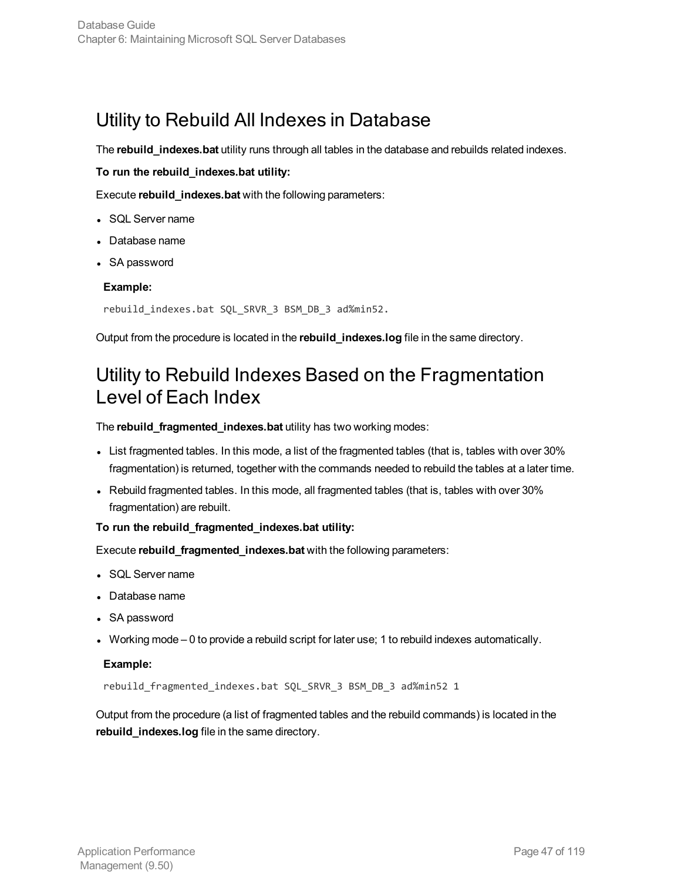## Utility to Rebuild All Indexes in Database

The **rebuild_indexes.bat** utility runs through all tables in the database and rebuilds related indexes.

**To run the rebuild_indexes.bat utility:**

Execute **rebuild_indexes.bat** with the following parameters:

- SQL Server name
- Database name
- SA password

**Example:**

```
rebuild_indexes.bat SQL_SRVR_3 BSM_DB_3 ad%min52.
```

Output from the procedure is located in the **rebuild_indexes.log** file in the same directory.

## Utility to Rebuild Indexes Based on the Fragmentation Level of Each Index

The **rebuild_fragmented_indexes.bat** utility has two working modes:

- List fragmented tables. In this mode, a list of the fragmented tables (that is, tables with over 30% fragmentation) is returned, together with the commands needed to rebuild the tables at a later time.
- Rebuild fragmented tables. In this mode, all fragmented tables (that is, tables with over 30% fragmentation) are rebuilt.

**To run the rebuild_fragmented_indexes.bat utility:**

Execute **rebuild_fragmented_indexes.bat** with the following parameters:

- SQL Server name
- Database name
- SA password
- Working mode – 0 to provide a rebuild script for later use; 1 to rebuild indexes automatically.

**Example:**

```
rebuild_fragmented_indexes.bat SQL_SRVR_3 BSM_DB_3 ad%min52 1
```

Output from the procedure (a list of fragmented tables and the rebuild commands) is located in the **rebuild_indexes.log** file in the same directory.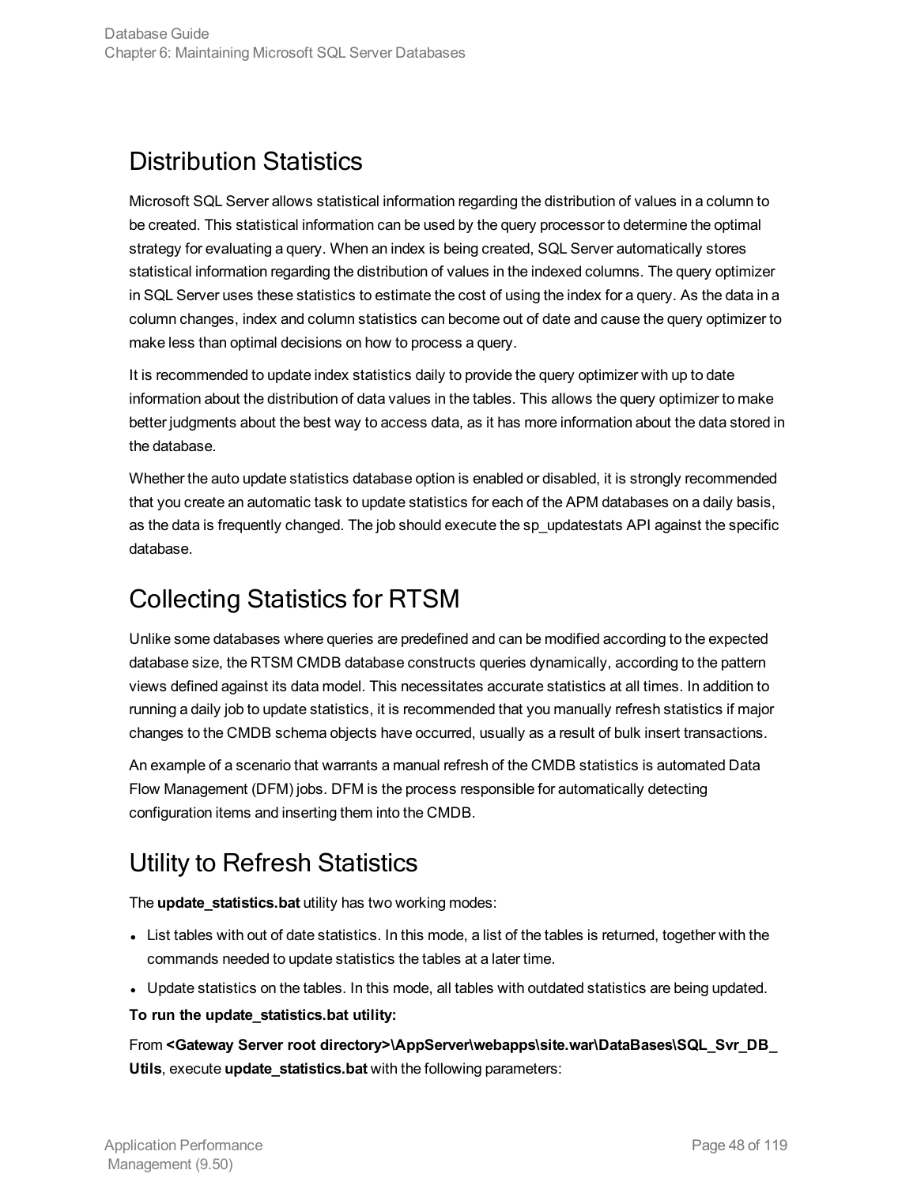## Distribution Statistics

Microsoft SQL Server allows statistical information regarding the distribution of values in a column to be created. This statistical information can be used by the query processor to determine the optimal strategy for evaluating a query. When an index is being created, SQL Server automatically stores statistical information regarding the distribution of values in the indexed columns. The query optimizer in SQL Server uses these statistics to estimate the cost of using the index for a query. As the data in a column changes, index and column statistics can become out of date and cause the query optimizer to make less than optimal decisions on how to process a query.

It is recommended to update index statistics daily to provide the query optimizer with up to date information about the distribution of data values in the tables. This allows the query optimizer to make better judgments about the best way to access data, as it has more information about the data stored in the database.

Whether the auto update statistics database option is enabled or disabled, it is strongly recommended that you create an automatic task to update statistics for each of the APM databases on a daily basis, as the data is frequently changed. The job should execute the sp_updatestats API against the specific database.

## Collecting Statistics for RTSM

Unlike some databases where queries are predefined and can be modified according to the expected database size, the RTSM CMDB database constructs queries dynamically, according to the pattern views defined against its data model. This necessitates accurate statistics at all times. In addition to running a daily job to update statistics, it is recommended that you manually refresh statistics if major changes to the CMDB schema objects have occurred, usually as a result of bulk insert transactions.

An example of a scenario that warrants a manual refresh of the CMDB statistics is automated Data Flow Management (DFM) jobs. DFM is the process responsible for automatically detecting configuration items and inserting them into the CMDB.

## Utility to Refresh Statistics

The **update_statistics.bat** utility has two working modes:

- List tables with out of date statistics. In this mode, a list of the tables is returned, together with the commands needed to update statistics the tables at a later time.
- Update statistics on the tables. In this mode, all tables with outdated statistics are being updated.

**To run the update_statistics.bat utility:**

From **<Gateway Server root directory>\AppServer\webapps\site.war\DataBases\SQL_Svr_DB_Utils**, execute **update_statistics.bat** with the following parameters: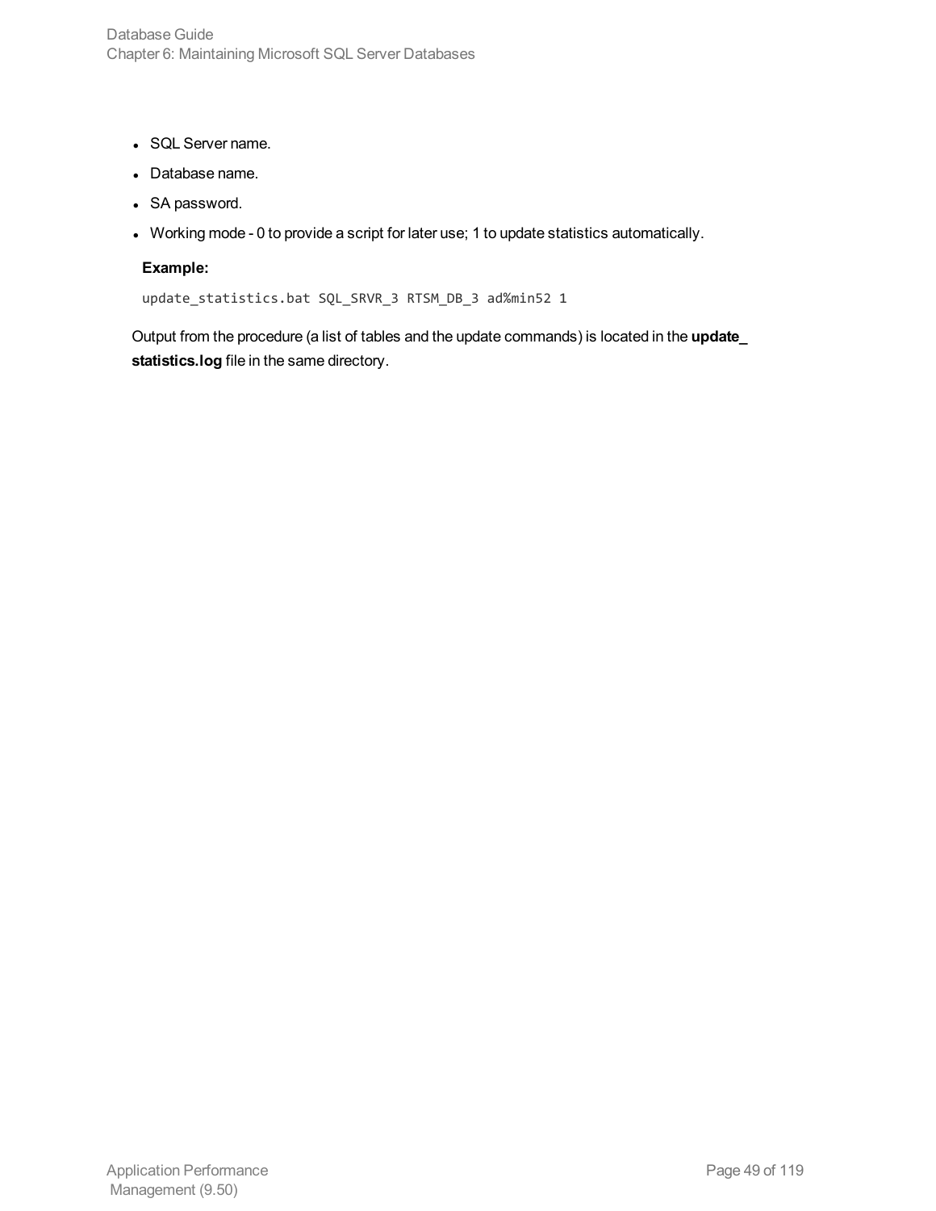- SQL Server name.
- Database name.
- SA password.
- Working mode - 0 to provide a script for later use; 1 to update statistics automatically.

**Example:**

```
update_statistics.bat SQL_SRVR_3 RTSM_DB_3 ad%min52 1
```

Output from the procedure (a list of tables and the update commands) is located in the **update_statistics.log** file in the same directory.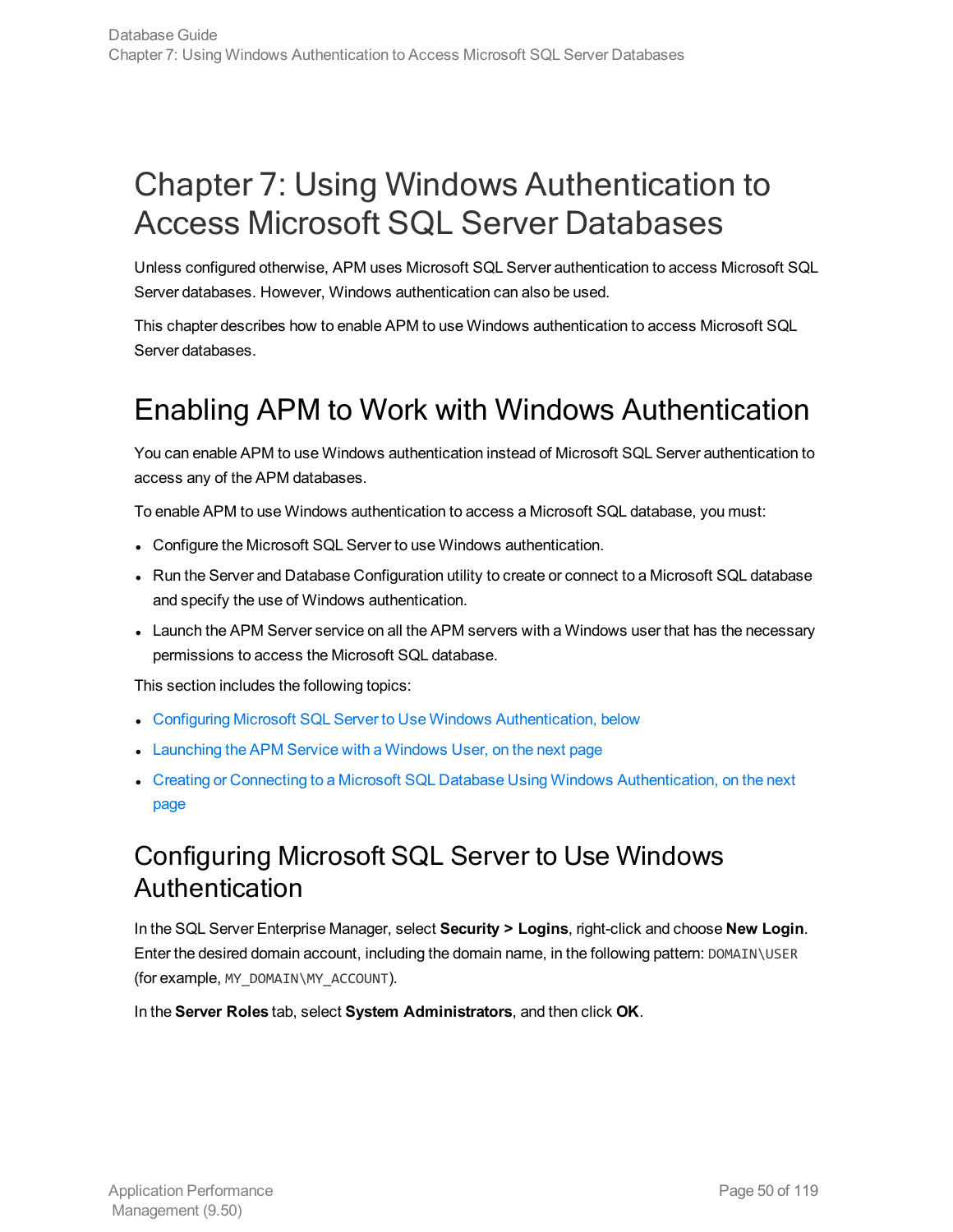# Chapter 7: Using Windows Authentication to Access Microsoft SQL Server Databases

Unless configured otherwise, APM uses Microsoft SQL Server authentication to access Microsoft SQL Server databases. However, Windows authentication can also be used.

This chapter describes how to enable APM to use Windows authentication to access Microsoft SQL Server databases.

## Enabling APM to Work with Windows Authentication

You can enable APM to use Windows authentication instead of Microsoft SQL Server authentication to access any of the APM databases.

To enable APM to use Windows authentication to access a Microsoft SQL database, you must:

- Configure the Microsoft SQL Server to use Windows authentication.
- Run the Server and Database Configuration utility to create or connect to a Microsoft SQL database and specify the use of Windows authentication.
- Launch the APM Server service on all the APM servers with a Windows user that has the necessary permissions to access the Microsoft SQL database.

This section includes the following topics:

- Configuring Microsoft SQL Server to Use Windows Authentication, below
- Launching the APM Service with a Windows User, on the next page
- Creating or Connecting to a Microsoft SQL Database Using Windows Authentication, on the next page

### Configuring Microsoft SQL Server to Use Windows Authentication

In the SQL Server Enterprise Manager, select **Security > Logins**, right-click and choose **New Login**. Enter the desired domain account, including the domain name, in the following pattern: `DOMAIN\USER` (for example, `MY_DOMAIN\MY_ACCOUNT`).

In the **Server Roles** tab, select **System Administrators**, and then click **OK**.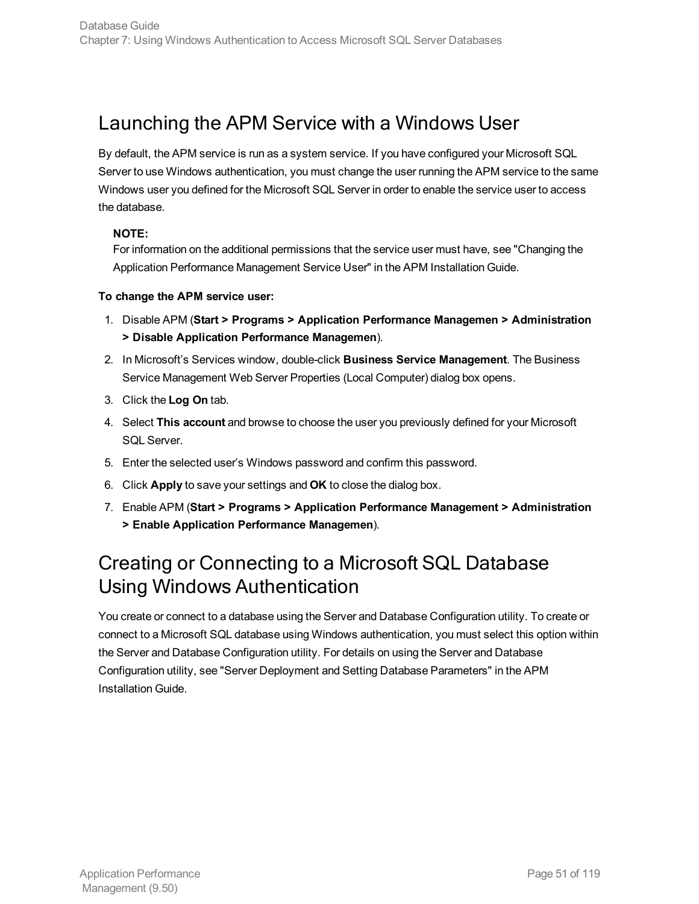## Launching the APM Service with a Windows User

By default, the APM service is run as a system service. If you have configured your Microsoft SQL Server to use Windows authentication, you must change the user running the APM service to the same Windows user you defined for the Microsoft SQL Server in order to enable the service user to access the database.

> **NOTE:**
> For information on the additional permissions that the service user must have, see "Changing the Application Performance Management Service User" in the APM Installation Guide.

**To change the APM service user:**

1. Disable APM (**Start > Programs > Application Performance Managemen > Administration > Disable Application Performance Managemen**).
2. In Microsoft's Services window, double-click **Business Service Management**. The Business Service Management Web Server Properties (Local Computer) dialog box opens.
3. Click the **Log On** tab.
4. Select **This account** and browse to choose the user you previously defined for your Microsoft SQL Server.
5. Enter the selected user's Windows password and confirm this password.
6. Click **Apply** to save your settings and **OK** to close the dialog box.
7. Enable APM (**Start > Programs > Application Performance Management > Administration > Enable Application Performance Managemen**).

## Creating or Connecting to a Microsoft SQL Database Using Windows Authentication

You create or connect to a database using the Server and Database Configuration utility. To create or connect to a Microsoft SQL database using Windows authentication, you must select this option within the Server and Database Configuration utility. For details on using the Server and Database Configuration utility, see "Server Deployment and Setting Database Parameters" in the APM Installation Guide.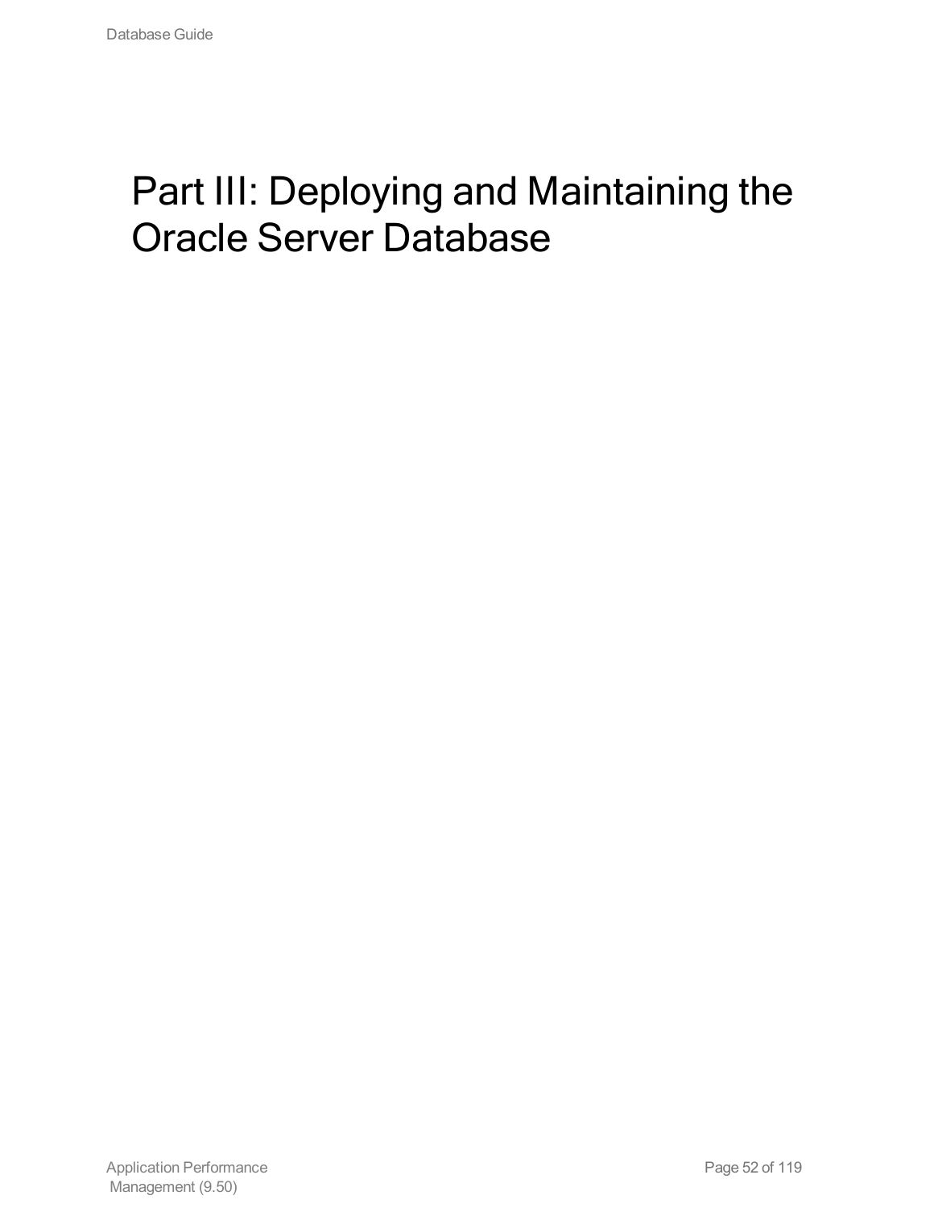# Part III: Deploying and Maintaining the Oracle Server Database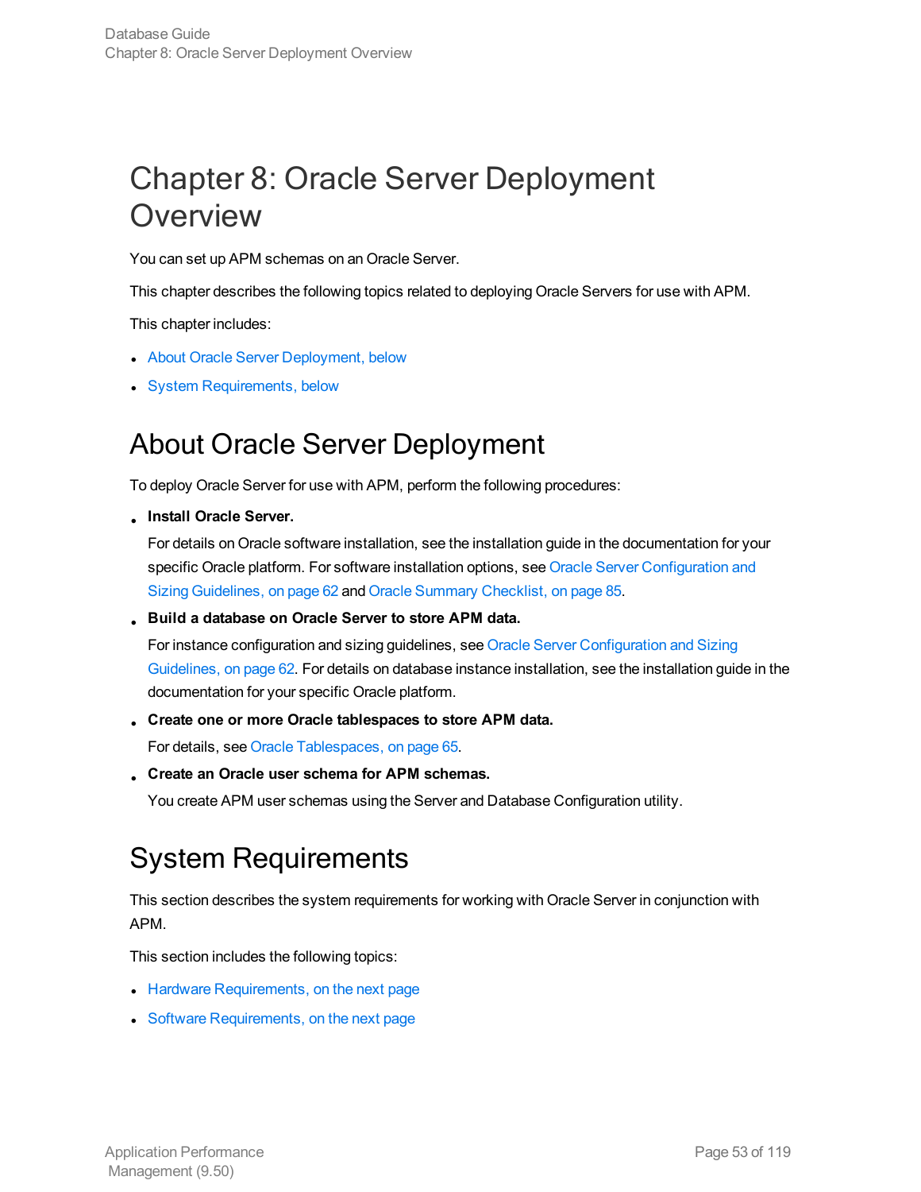# Chapter 8: Oracle Server Deployment Overview

You can set up APM schemas on an Oracle Server.

This chapter describes the following topics related to deploying Oracle Servers for use with APM.

This chapter includes:

- About Oracle Server Deployment, below
- System Requirements, below

## About Oracle Server Deployment

To deploy Oracle Server for use with APM, perform the following procedures:

- **Install Oracle Server.**

  For details on Oracle software installation, see the installation guide in the documentation for your specific Oracle platform. For software installation options, see Oracle Server Configuration and Sizing Guidelines, on page 62 and Oracle Summary Checklist, on page 85.

- **Build a database on Oracle Server to store APM data.**

  For instance configuration and sizing guidelines, see Oracle Server Configuration and Sizing Guidelines, on page 62. For details on database instance installation, see the installation guide in the documentation for your specific Oracle platform.

- **Create one or more Oracle tablespaces to store APM data.**

  For details, see Oracle Tablespaces, on page 65.

- **Create an Oracle user schema for APM schemas.**

  You create APM user schemas using the Server and Database Configuration utility.

## System Requirements

This section describes the system requirements for working with Oracle Server in conjunction with APM.

This section includes the following topics:

- Hardware Requirements, on the next page
- Software Requirements, on the next page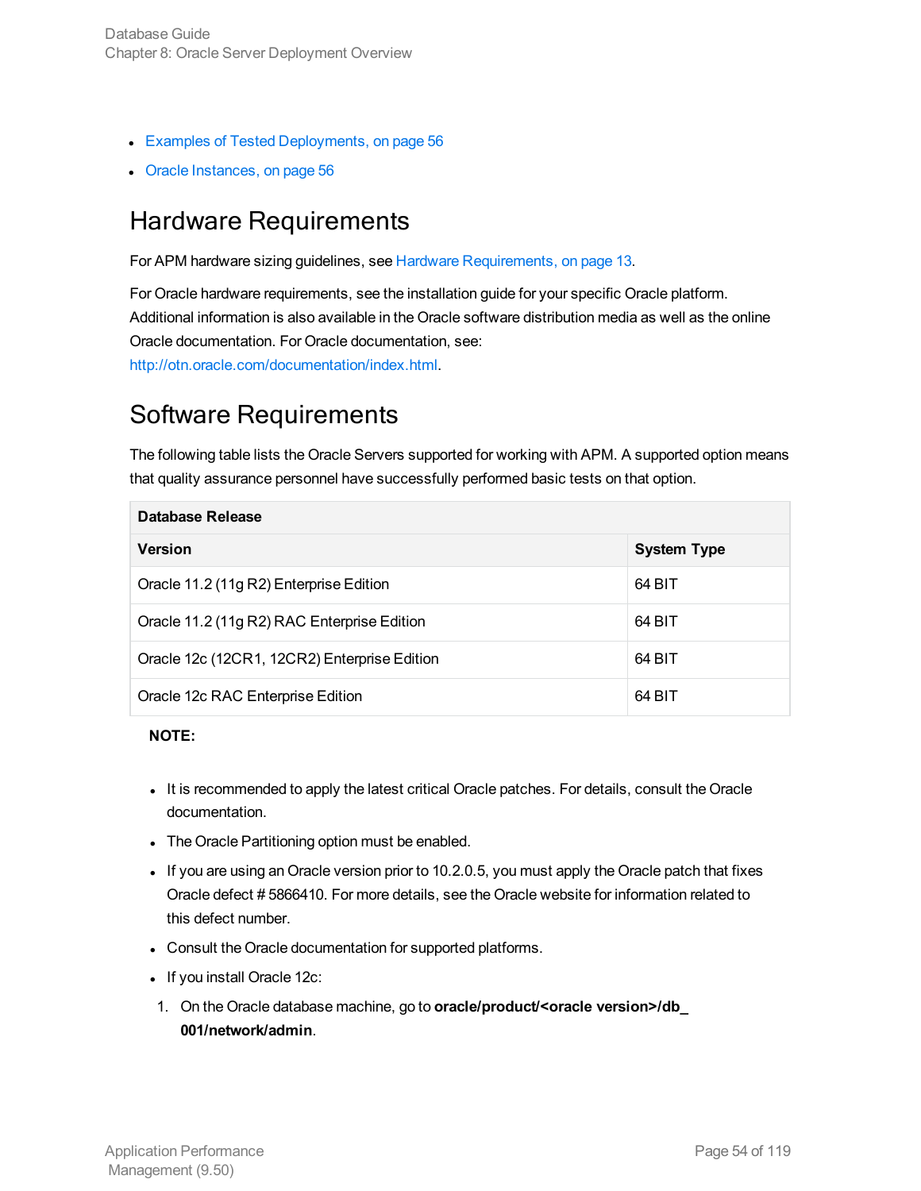- Examples of Tested Deployments, on page 56
- Oracle Instances, on page 56

## Hardware Requirements

For APM hardware sizing guidelines, see Hardware Requirements, on page 13.

For Oracle hardware requirements, see the installation guide for your specific Oracle platform. Additional information is also available in the Oracle software distribution media as well as the online Oracle documentation. For Oracle documentation, see: http://otn.oracle.com/documentation/index.html.

## Software Requirements

The following table lists the Oracle Servers supported for working with APM. A supported option means that quality assurance personnel have successfully performed basic tests on that option.

| **Database Release** | |
|---|---|
| **Version** | **System Type** |
| Oracle 11.2 (11g R2) Enterprise Edition | 64 BIT |
| Oracle 11.2 (11g R2) RAC Enterprise Edition | 64 BIT |
| Oracle 12c (12CR1, 12CR2) Enterprise Edition | 64 BIT |
| Oracle 12c RAC Enterprise Edition | 64 BIT |

**NOTE:**

- It is recommended to apply the latest critical Oracle patches. For details, consult the Oracle documentation.
- The Oracle Partitioning option must be enabled.
- If you are using an Oracle version prior to 10.2.0.5, you must apply the Oracle patch that fixes Oracle defect # 5866410. For more details, see the Oracle website for information related to this defect number.
- Consult the Oracle documentation for supported platforms.
- If you install Oracle 12c:

1. On the Oracle database machine, go to **oracle/product/<oracle version>/db_001/network/admin**.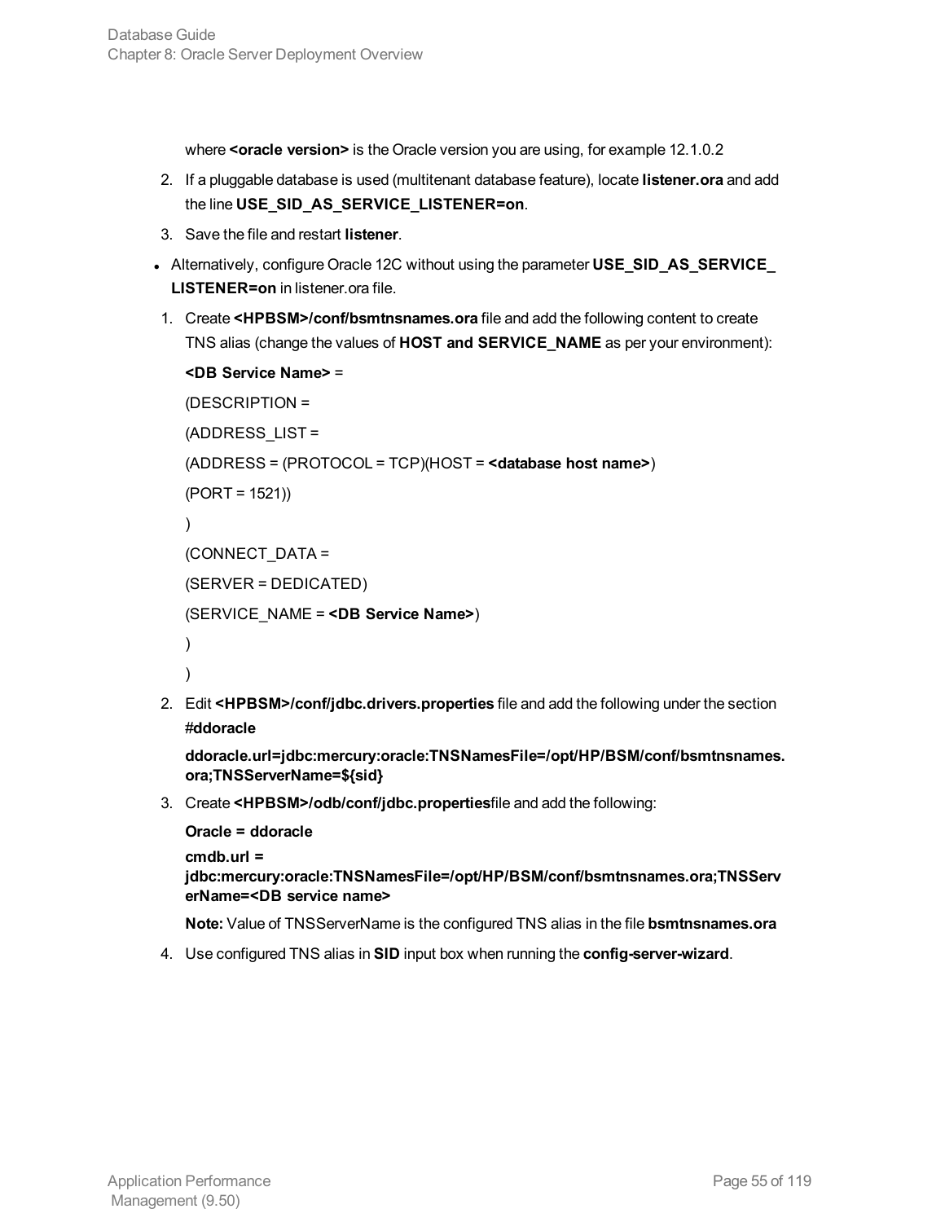where **<oracle version>** is the Oracle version you are using, for example 12.1.0.2

2. If a pluggable database is used (multitenant database feature), locate **listener.ora** and add the line **USE_SID_AS_SERVICE_LISTENER=on**.
3. Save the file and restart **listener**.

- Alternatively, configure Oracle 12C without using the parameter **USE_SID_AS_SERVICE_LISTENER=on** in listener.ora file.

1. Create **<HPBSM>/conf/bsmtnsnames.ora** file and add the following content to create TNS alias (change the values of **HOST and SERVICE_NAME** as per your environment):

   **<DB Service Name>** =

   (DESCRIPTION =

   (ADDRESS_LIST =

   (ADDRESS = (PROTOCOL = TCP)(HOST = **<database host name>**)

   (PORT = 1521))

   )

   (CONNECT_DATA =

   (SERVER = DEDICATED)

   (SERVICE_NAME = **<DB Service Name>**)

   )

   )

2. Edit **<HPBSM>/conf/jdbc.drivers.properties** file and add the following under the section #**ddoracle**

   **ddoracle.url=jdbc:mercury:oracle:TNSNamesFile=/opt/HP/BSM/conf/bsmtnsnames.ora;TNSServerName=${sid}**

3. Create **<HPBSM>/odb/conf/jdbc.properties**file and add the following:

   **Oracle = ddoracle**

   **cmdb.url = jdbc:mercury:oracle:TNSNamesFile=/opt/HP/BSM/conf/bsmtnsnames.ora;TNSServerName=<DB service name>**

   **Note:** Value of TNSServerName is the configured TNS alias in the file **bsmtnsnames.ora**

4. Use configured TNS alias in **SID** input box when running the **config-server-wizard**.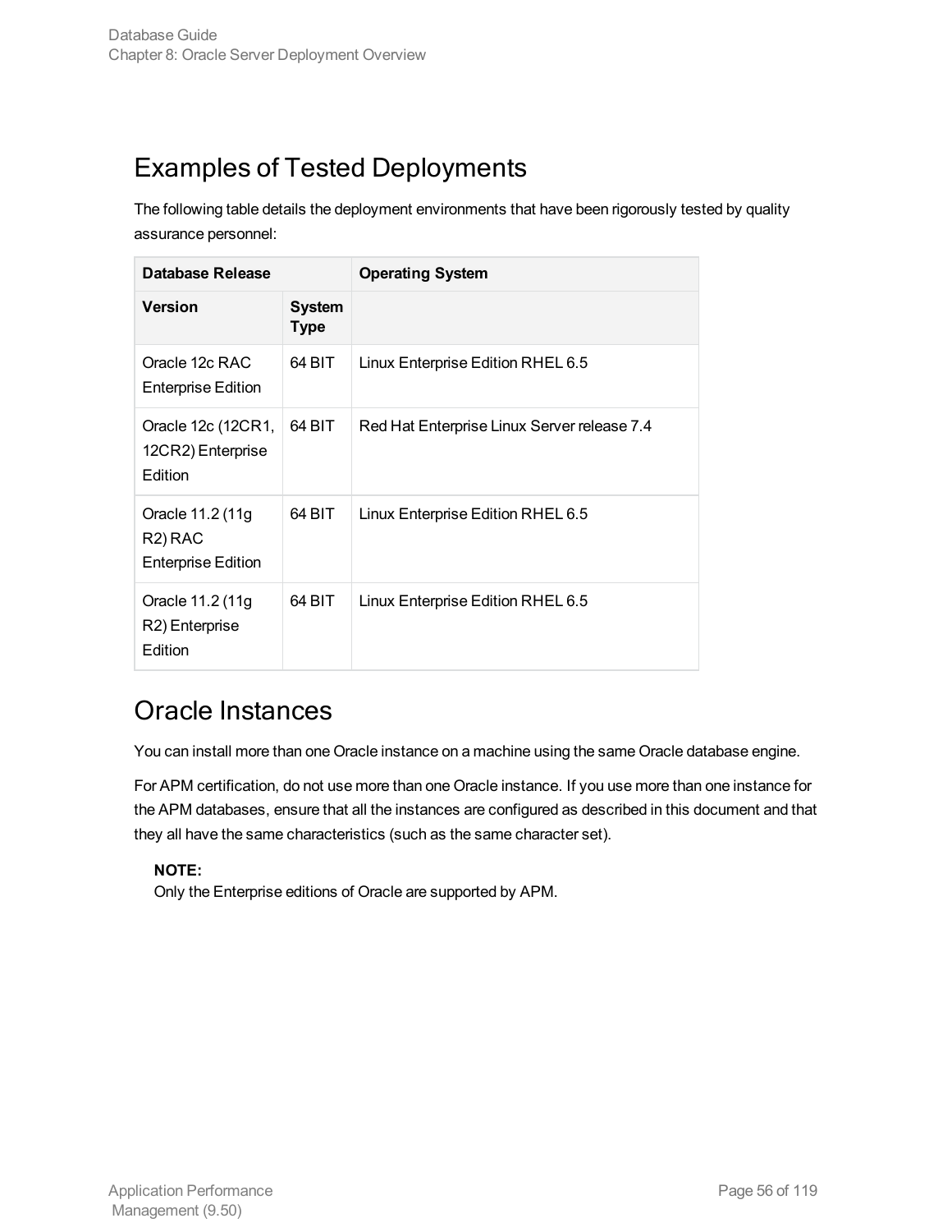## Examples of Tested Deployments

The following table details the deployment environments that have been rigorously tested by quality assurance personnel:

| Database Release | | Operating System |
| --- | --- | --- |
| **Version** | **System Type** | |
| Oracle 12c RAC Enterprise Edition | 64 BIT | Linux Enterprise Edition RHEL 6.5 |
| Oracle 12c (12CR1, 12CR2) Enterprise Edition | 64 BIT | Red Hat Enterprise Linux Server release 7.4 |
| Oracle 11.2 (11g R2) RAC Enterprise Edition | 64 BIT | Linux Enterprise Edition RHEL 6.5 |
| Oracle 11.2 (11g R2) Enterprise Edition | 64 BIT | Linux Enterprise Edition RHEL 6.5 |

## Oracle Instances

You can install more than one Oracle instance on a machine using the same Oracle database engine.

For APM certification, do not use more than one Oracle instance. If you use more than one instance for the APM databases, ensure that all the instances are configured as described in this document and that they all have the same characteristics (such as the same character set).

> **NOTE:**
> Only the Enterprise editions of Oracle are supported by APM.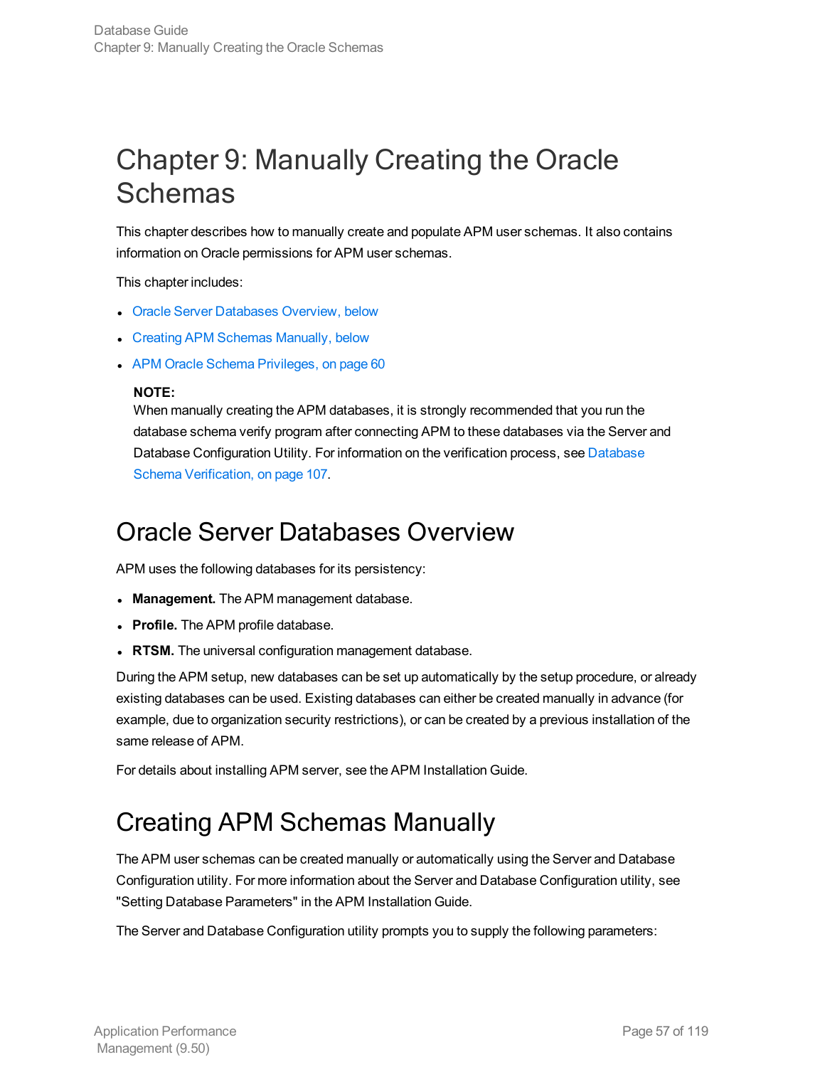# Chapter 9: Manually Creating the Oracle Schemas

This chapter describes how to manually create and populate APM user schemas. It also contains information on Oracle permissions for APM user schemas.

This chapter includes:

- Oracle Server Databases Overview, below
- Creating APM Schemas Manually, below
- APM Oracle Schema Privileges, on page 60

**NOTE:**
When manually creating the APM databases, it is strongly recommended that you run the database schema verify program after connecting APM to these databases via the Server and Database Configuration Utility. For information on the verification process, see Database Schema Verification, on page 107.

## Oracle Server Databases Overview

APM uses the following databases for its persistency:

- **Management.** The APM management database.
- **Profile.** The APM profile database.
- **RTSM.** The universal configuration management database.

During the APM setup, new databases can be set up automatically by the setup procedure, or already existing databases can be used. Existing databases can either be created manually in advance (for example, due to organization security restrictions), or can be created by a previous installation of the same release of APM.

For details about installing APM server, see the APM Installation Guide.

## Creating APM Schemas Manually

The APM user schemas can be created manually or automatically using the Server and Database Configuration utility. For more information about the Server and Database Configuration utility, see "Setting Database Parameters" in the APM Installation Guide.

The Server and Database Configuration utility prompts you to supply the following parameters: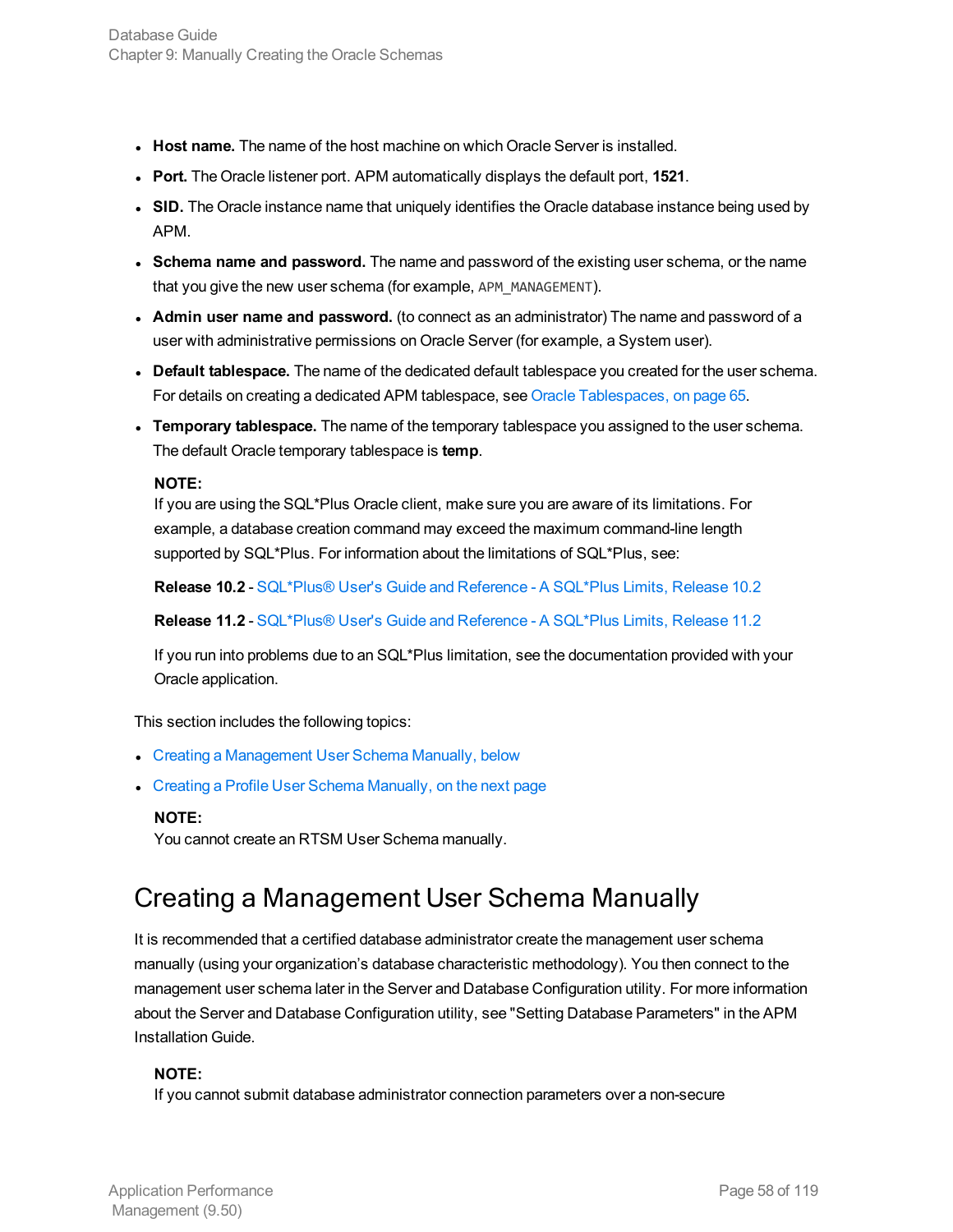- **Host name.** The name of the host machine on which Oracle Server is installed.
- **Port.** The Oracle listener port. APM automatically displays the default port, **1521**.
- **SID.** The Oracle instance name that uniquely identifies the Oracle database instance being used by APM.
- **Schema name and password.** The name and password of the existing user schema, or the name that you give the new user schema (for example, `APM_MANAGEMENT`).
- **Admin user name and password.** (to connect as an administrator) The name and password of a user with administrative permissions on Oracle Server (for example, a System user).
- **Default tablespace.** The name of the dedicated default tablespace you created for the user schema. For details on creating a dedicated APM tablespace, see Oracle Tablespaces, on page 65.
- **Temporary tablespace.** The name of the temporary tablespace you assigned to the user schema. The default Oracle temporary tablespace is **temp**.

  **NOTE:**
  If you are using the SQL*Plus Oracle client, make sure you are aware of its limitations. For example, a database creation command may exceed the maximum command-line length supported by SQL*Plus. For information about the limitations of SQL*Plus, see:

  **Release 10.2** - SQL*Plus® User's Guide and Reference - A SQL*Plus Limits, Release 10.2

  **Release 11.2** - SQL*Plus® User's Guide and Reference - A SQL*Plus Limits, Release 11.2

  If you run into problems due to an SQL*Plus limitation, see the documentation provided with your Oracle application.

This section includes the following topics:

- Creating a Management User Schema Manually, below
- Creating a Profile User Schema Manually, on the next page

  **NOTE:**
  You cannot create an RTSM User Schema manually.

## Creating a Management User Schema Manually

It is recommended that a certified database administrator create the management user schema manually (using your organization's database characteristic methodology). You then connect to the management user schema later in the Server and Database Configuration utility. For more information about the Server and Database Configuration utility, see "Setting Database Parameters" in the APM Installation Guide.

**NOTE:**
If you cannot submit database administrator connection parameters over a non-secure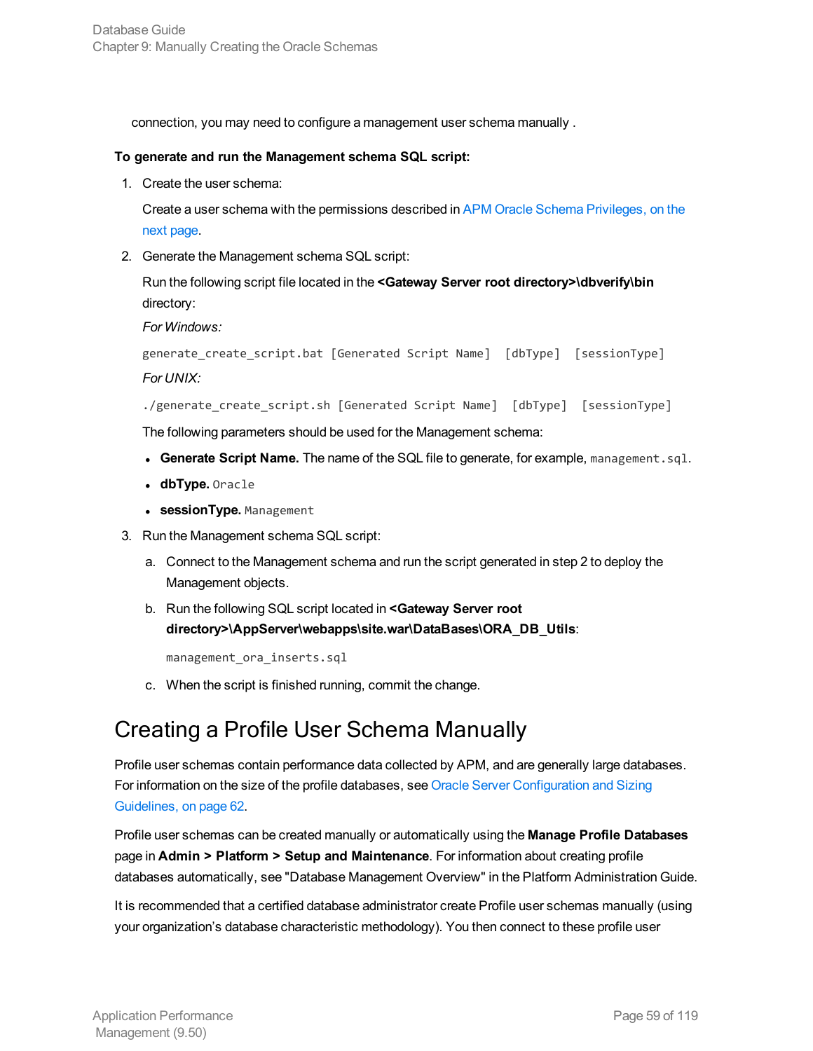connection, you may need to configure a management user schema manually .

**To generate and run the Management schema SQL script:**

1. Create the user schema:

   Create a user schema with the permissions described in APM Oracle Schema Privileges, on the next page.

2. Generate the Management schema SQL script:

   Run the following script file located in the **<Gateway Server root directory>\dbverify\bin** directory:

   *For Windows:*

   ```
   generate_create_script.bat [Generated Script Name]  [dbType]  [sessionType]
   ```

   *For UNIX:*

   ```
   ./generate_create_script.sh [Generated Script Name]  [dbType]  [sessionType]
   ```

   The following parameters should be used for the Management schema:

   - **Generate Script Name.** The name of the SQL file to generate, for example, `management.sql`.
   - **dbType.** `Oracle`
   - **sessionType.** `Management`

3. Run the Management schema SQL script:

   a. Connect to the Management schema and run the script generated in step 2 to deploy the Management objects.

   b. Run the following SQL script located in **<Gateway Server root directory>\AppServer\webapps\site.war\DataBases\ORA_DB_Utils**:

      ```
      management_ora_inserts.sql
      ```

   c. When the script is finished running, commit the change.

# Creating a Profile User Schema Manually

Profile user schemas contain performance data collected by APM, and are generally large databases. For information on the size of the profile databases, see Oracle Server Configuration and Sizing Guidelines, on page 62.

Profile user schemas can be created manually or automatically using the **Manage Profile Databases** page in **Admin > Platform > Setup and Maintenance**. For information about creating profile databases automatically, see "Database Management Overview" in the Platform Administration Guide.

It is recommended that a certified database administrator create Profile user schemas manually (using your organization's database characteristic methodology). You then connect to these profile user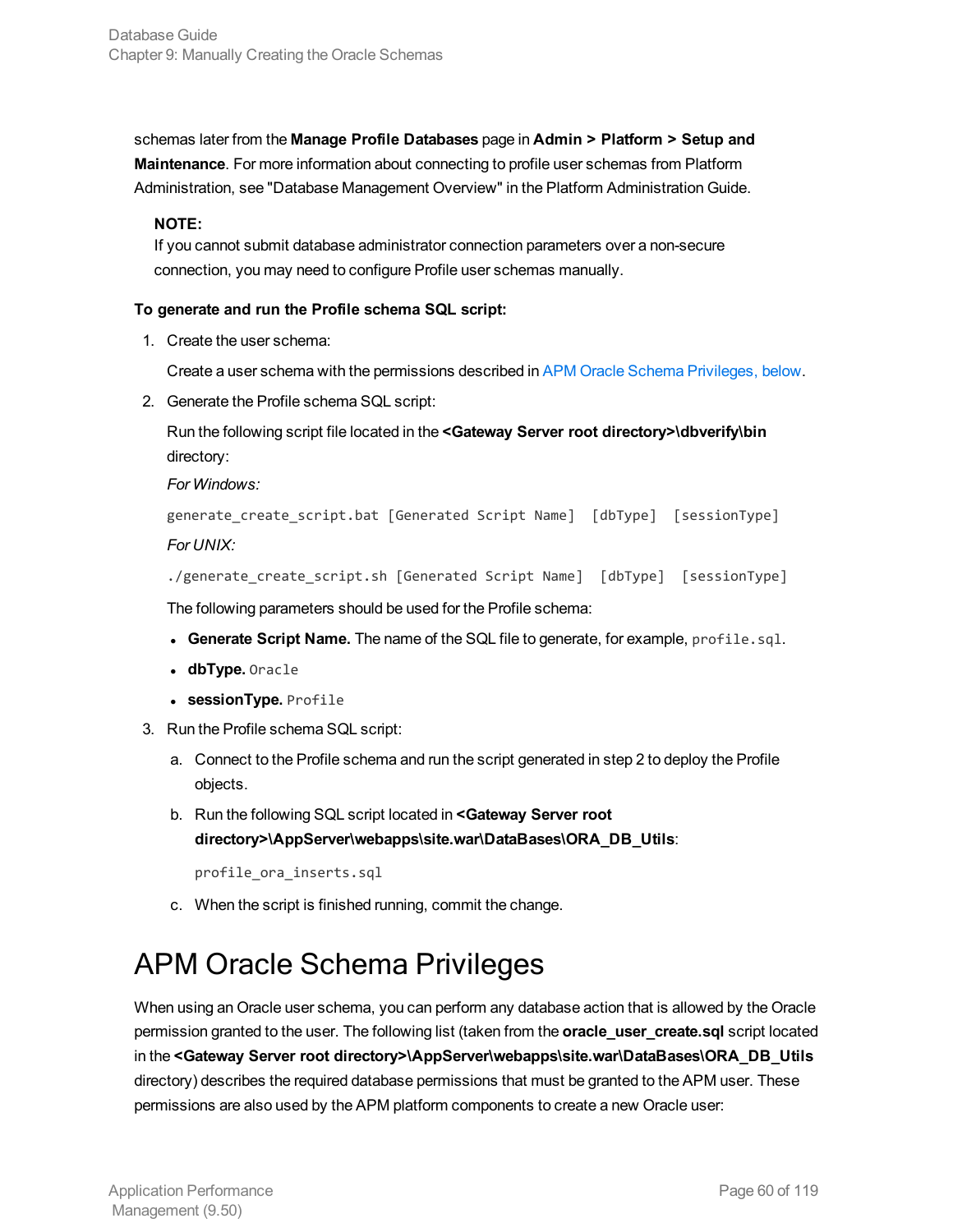schemas later from the **Manage Profile Databases** page in **Admin > Platform > Setup and Maintenance**. For more information about connecting to profile user schemas from Platform Administration, see "Database Management Overview" in the Platform Administration Guide.

> **NOTE:**
> If you cannot submit database administrator connection parameters over a non-secure connection, you may need to configure Profile user schemas manually.

**To generate and run the Profile schema SQL script:**

1. Create the user schema:

   Create a user schema with the permissions described in APM Oracle Schema Privileges, below.

2. Generate the Profile schema SQL script:

   Run the following script file located in the **<Gateway Server root directory>\dbverify\bin** directory:

   *For Windows:*

   ```
   generate_create_script.bat [Generated Script Name]  [dbType]  [sessionType]
   ```

   *For UNIX:*

   ```
   ./generate_create_script.sh [Generated Script Name]  [dbType]  [sessionType]
   ```

   The following parameters should be used for the Profile schema:

   - **Generate Script Name.** The name of the SQL file to generate, for example, `profile.sql`.
   - **dbType.** `Oracle`
   - **sessionType.** `Profile`

3. Run the Profile schema SQL script:

   a. Connect to the Profile schema and run the script generated in step 2 to deploy the Profile objects.

   b. Run the following SQL script located in **<Gateway Server root directory>\AppServer\webapps\site.war\DataBases\ORA_DB_Utils**:

      ```
      profile_ora_inserts.sql
      ```

   c. When the script is finished running, commit the change.

# APM Oracle Schema Privileges

When using an Oracle user schema, you can perform any database action that is allowed by the Oracle permission granted to the user. The following list (taken from the **oracle_user_create.sql** script located in the **<Gateway Server root directory>\AppServer\webapps\site.war\DataBases\ORA_DB_Utils** directory) describes the required database permissions that must be granted to the APM user. These permissions are also used by the APM platform components to create a new Oracle user: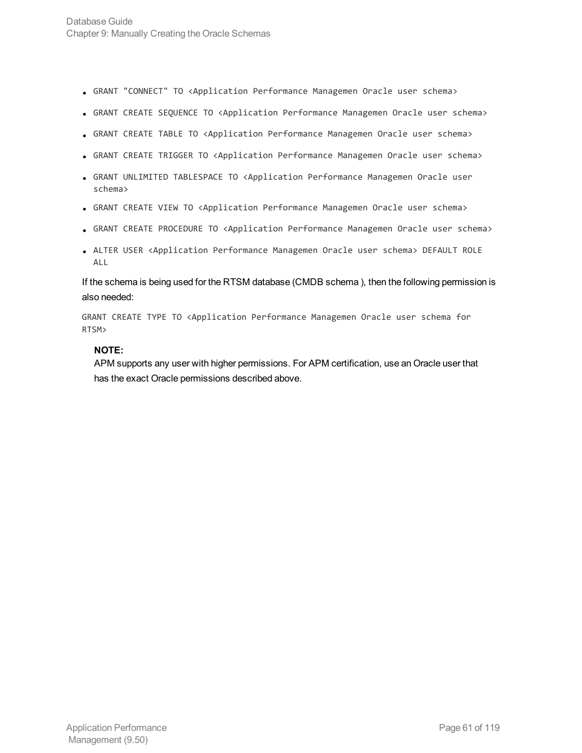- `GRANT "CONNECT" TO <Application Performance Managemen Oracle user schema>`
- `GRANT CREATE SEQUENCE TO <Application Performance Managemen Oracle user schema>`
- `GRANT CREATE TABLE TO <Application Performance Managemen Oracle user schema>`
- `GRANT CREATE TRIGGER TO <Application Performance Managemen Oracle user schema>`
- `GRANT UNLIMITED TABLESPACE TO <Application Performance Managemen Oracle user schema>`
- `GRANT CREATE VIEW TO <Application Performance Managemen Oracle user schema>`
- `GRANT CREATE PROCEDURE TO <Application Performance Managemen Oracle user schema>`
- `ALTER USER <Application Performance Managemen Oracle user schema> DEFAULT ROLE ALL`

If the schema is being used for the RTSM database (CMDB schema ), then the following permission is also needed:

```
GRANT CREATE TYPE TO <Application Performance Managemen Oracle user schema for RTSM>
```

> **NOTE:**
> APM supports any user with higher permissions. For APM certification, use an Oracle user that has the exact Oracle permissions described above.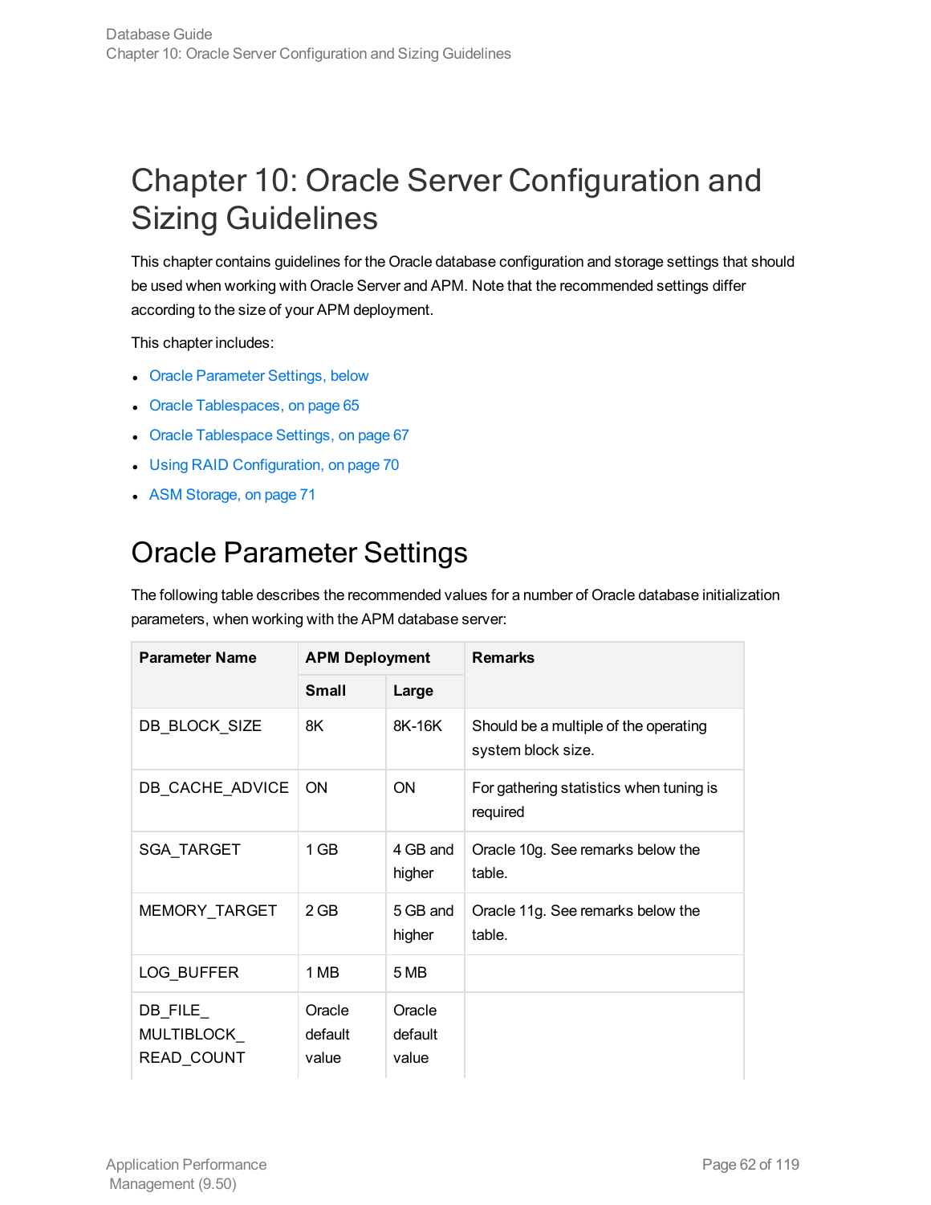# Chapter 10: Oracle Server Configuration and Sizing Guidelines

This chapter contains guidelines for the Oracle database configuration and storage settings that should be used when working with Oracle Server and APM. Note that the recommended settings differ according to the size of your APM deployment.

This chapter includes:

- Oracle Parameter Settings, below
- Oracle Tablespaces, on page 65
- Oracle Tablespace Settings, on page 67
- Using RAID Configuration, on page 70
- ASM Storage, on page 71

## Oracle Parameter Settings

The following table describes the recommended values for a number of Oracle database initialization parameters, when working with the APM database server:

| Parameter Name | APM Deployment | | Remarks |
|---|---|---|---|
| | Small | Large | |
| DB_BLOCK_SIZE | 8K | 8K-16K | Should be a multiple of the operating system block size. |
| DB_CACHE_ADVICE | ON | ON | For gathering statistics when tuning is required |
| SGA_TARGET | 1 GB | 4 GB and higher | Oracle 10g. See remarks below the table. |
| MEMORY_TARGET | 2 GB | 5 GB and higher | Oracle 11g. See remarks below the table. |
| LOG_BUFFER | 1 MB | 5 MB | |
| DB_FILE_ MULTIBLOCK_ READ_COUNT | Oracle default value | Oracle default value | |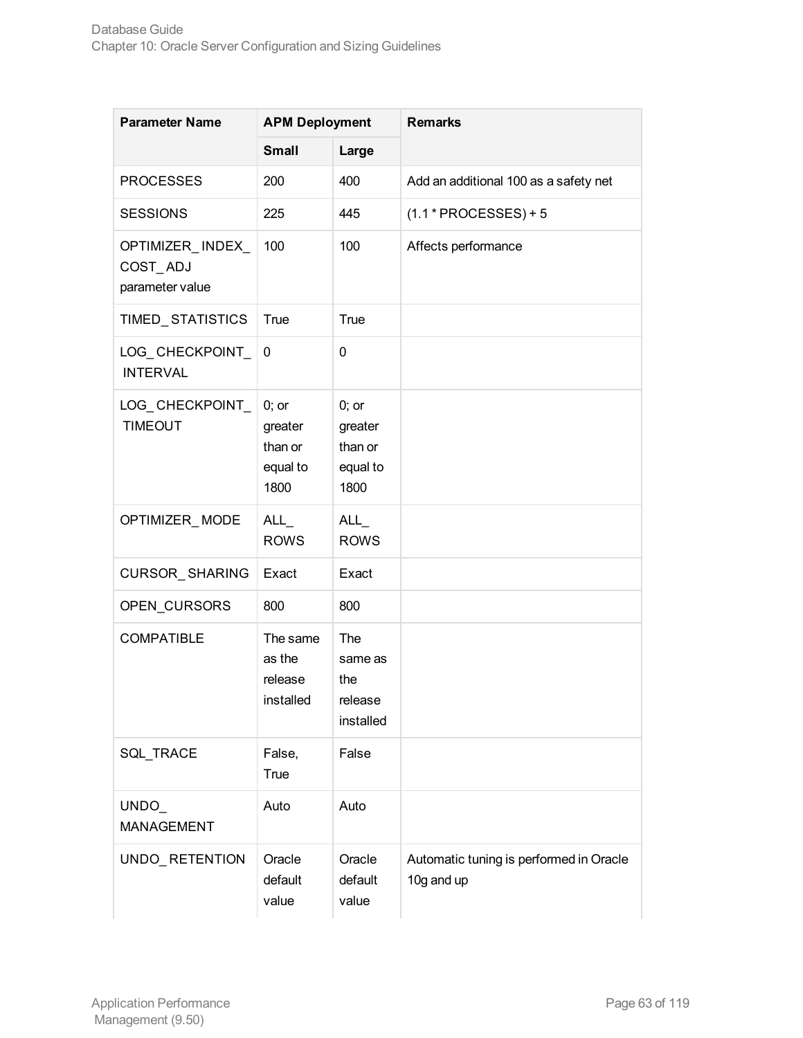| Parameter Name | APM Deployment | | Remarks |
|---|---|---|---|
| | Small | Large | |
| PROCESSES | 200 | 400 | Add an additional 100 as a safety net |
| SESSIONS | 225 | 445 | (1.1 * PROCESSES) + 5 |
| OPTIMIZER_INDEX_COST_ADJ parameter value | 100 | 100 | Affects performance |
| TIMED_STATISTICS | True | True | |
| LOG_CHECKPOINT_INTERVAL | 0 | 0 | |
| LOG_CHECKPOINT_TIMEOUT | 0; or greater than or equal to 1800 | 0; or greater than or equal to 1800 | |
| OPTIMIZER_MODE | ALL_ROWS | ALL_ROWS | |
| CURSOR_SHARING | Exact | Exact | |
| OPEN_CURSORS | 800 | 800 | |
| COMPATIBLE | The same as the release installed | The same as the release installed | |
| SQL_TRACE | False, True | False | |
| UNDO_MANAGEMENT | Auto | Auto | |
| UNDO_RETENTION | Oracle default value | Oracle default value | Automatic tuning is performed in Oracle 10g and up |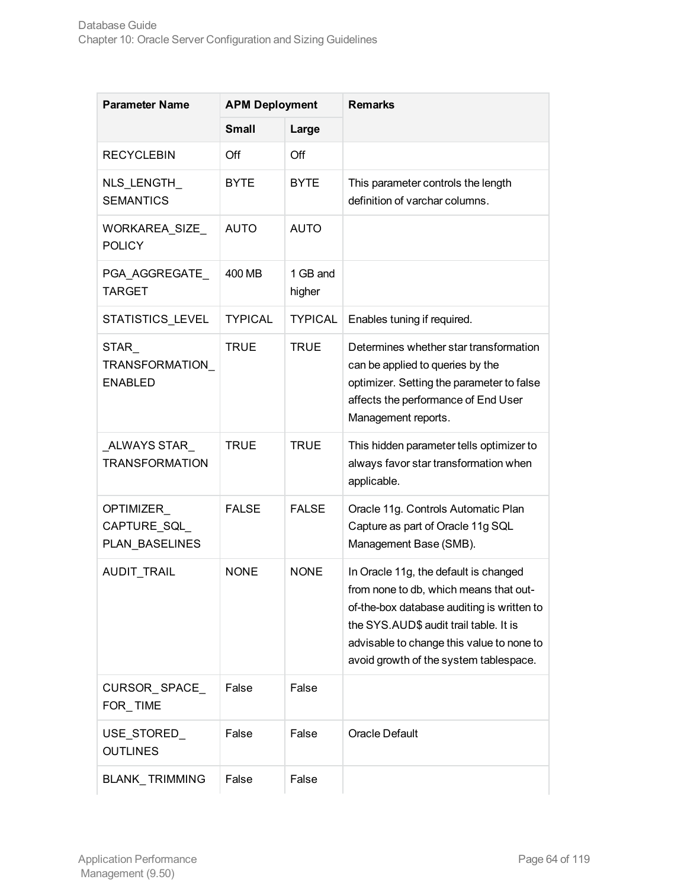| Parameter Name | APM Deployment | | Remarks |
|---|---|---|---|
| | Small | Large | |
| RECYCLEBIN | Off | Off | |
| NLS_LENGTH_ SEMANTICS | BYTE | BYTE | This parameter controls the length definition of varchar columns. |
| WORKAREA_SIZE_ POLICY | AUTO | AUTO | |
| PGA_AGGREGATE_ TARGET | 400 MB | 1 GB and higher | |
| STATISTICS_LEVEL | TYPICAL | TYPICAL | Enables tuning if required. |
| STAR_ TRANSFORMATION_ ENABLED | TRUE | TRUE | Determines whether star transformation can be applied to queries by the optimizer. Setting the parameter to false affects the performance of End User Management reports. |
| _ALWAYS STAR_ TRANSFORMATION | TRUE | TRUE | This hidden parameter tells optimizer to always favor star transformation when applicable. |
| OPTIMIZER_ CAPTURE_SQL_ PLAN_BASELINES | FALSE | FALSE | Oracle 11g. Controls Automatic Plan Capture as part of Oracle 11g SQL Management Base (SMB). |
| AUDIT_TRAIL | NONE | NONE | In Oracle 11g, the default is changed from none to db, which means that out-of-the-box database auditing is written to the SYS.AUD$ audit trail table. It is advisable to change this value to none to avoid growth of the system tablespace. |
| CURSOR_ SPACE_ FOR_ TIME | False | False | |
| USE_STORED_ OUTLINES | False | False | Oracle Default |
| BLANK_ TRIMMING | False | False | |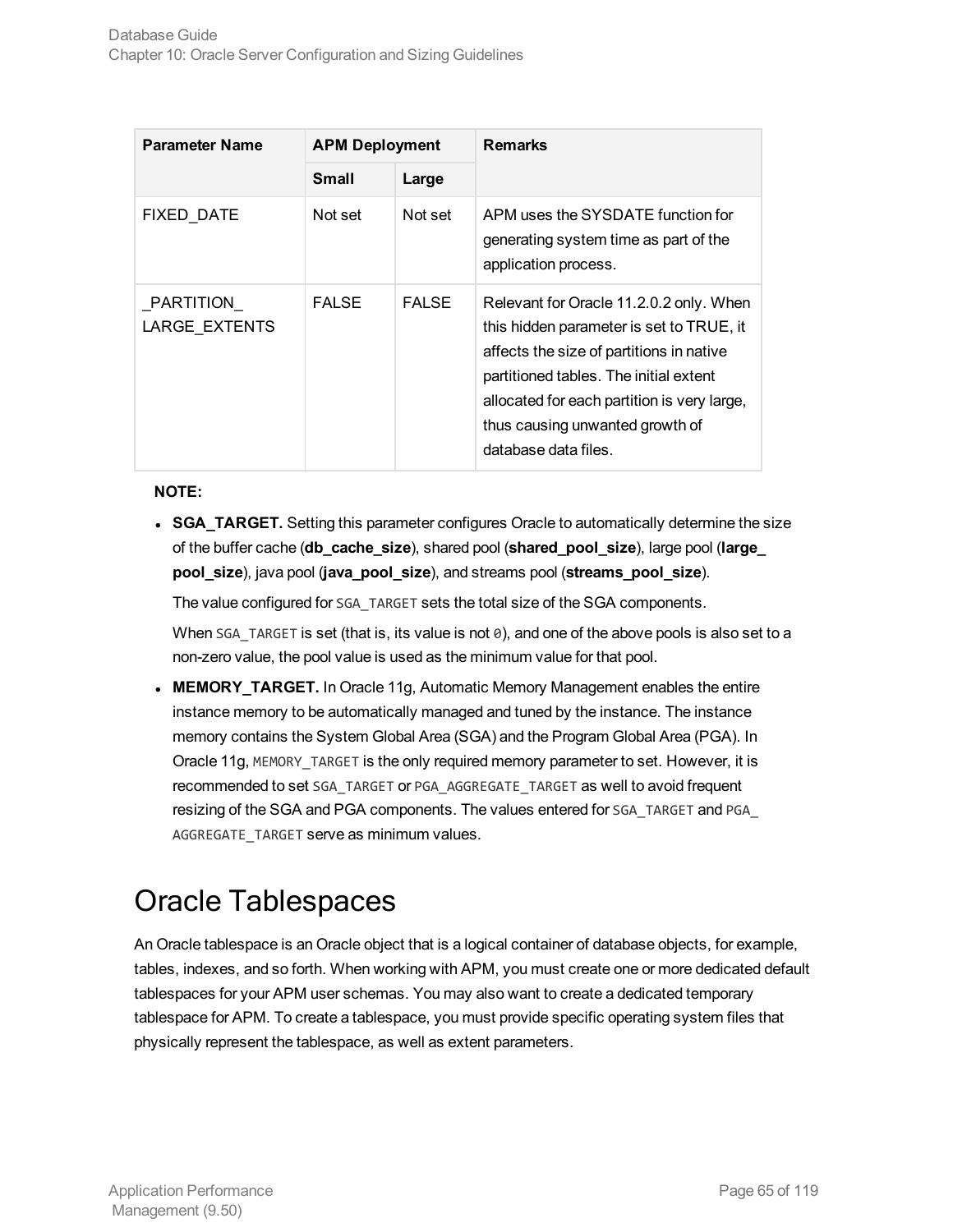| Parameter Name | APM Deployment | | Remarks |
|---|---|---|---|
| | Small | Large | |
| FIXED_DATE | Not set | Not set | APM uses the SYSDATE function for generating system time as part of the application process. |
| _PARTITION_ LARGE_EXTENTS | FALSE | FALSE | Relevant for Oracle 11.2.0.2 only. When this hidden parameter is set to TRUE, it affects the size of partitions in native partitioned tables. The initial extent allocated for each partition is very large, thus causing unwanted growth of database data files. |

**NOTE:**

- **SGA_TARGET.** Setting this parameter configures Oracle to automatically determine the size of the buffer cache (**db_cache_size**), shared pool (**shared_pool_size**), large pool (**large_pool_size**), java pool (**java_pool_size**), and streams pool (**streams_pool_size**).

  The value configured for `SGA_TARGET` sets the total size of the SGA components.

  When `SGA_TARGET` is set (that is, its value is not `0`), and one of the above pools is also set to a non-zero value, the pool value is used as the minimum value for that pool.

- **MEMORY_TARGET.** In Oracle 11g, Automatic Memory Management enables the entire instance memory to be automatically managed and tuned by the instance. The instance memory contains the System Global Area (SGA) and the Program Global Area (PGA). In Oracle 11g, `MEMORY_TARGET` is the only required memory parameter to set. However, it is recommended to set `SGA_TARGET` or `PGA_AGGREGATE_TARGET` as well to avoid frequent resizing of the SGA and PGA components. The values entered for `SGA_TARGET` and `PGA_AGGREGATE_TARGET` serve as minimum values.

# Oracle Tablespaces

An Oracle tablespace is an Oracle object that is a logical container of database objects, for example, tables, indexes, and so forth. When working with APM, you must create one or more dedicated default tablespaces for your APM user schemas. You may also want to create a dedicated temporary tablespace for APM. To create a tablespace, you must provide specific operating system files that physically represent the tablespace, as well as extent parameters.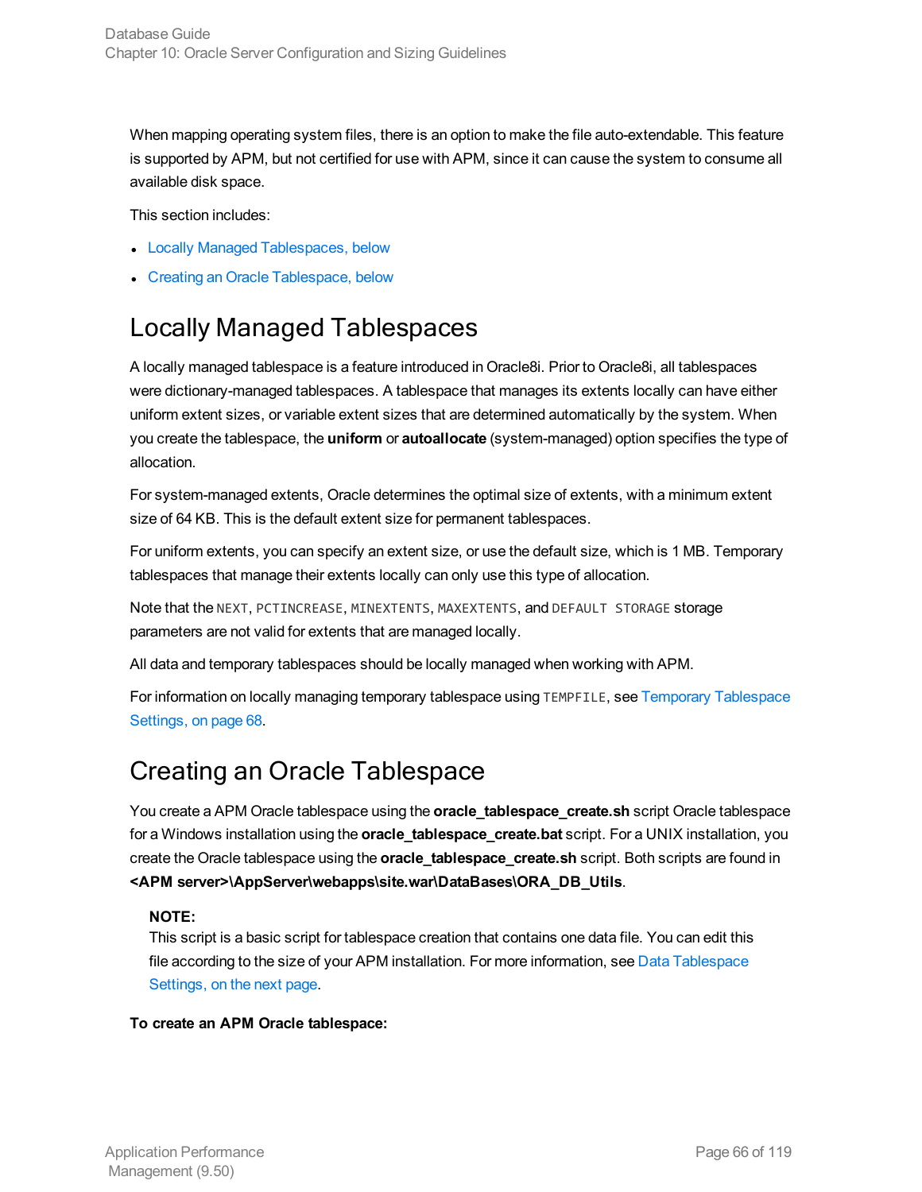When mapping operating system files, there is an option to make the file auto-extendable. This feature is supported by APM, but not certified for use with APM, since it can cause the system to consume all available disk space.

This section includes:

- Locally Managed Tablespaces, below
- Creating an Oracle Tablespace, below

## Locally Managed Tablespaces

A locally managed tablespace is a feature introduced in Oracle8i. Prior to Oracle8i, all tablespaces were dictionary-managed tablespaces. A tablespace that manages its extents locally can have either uniform extent sizes, or variable extent sizes that are determined automatically by the system. When you create the tablespace, the **uniform** or **autoallocate** (system-managed) option specifies the type of allocation.

For system-managed extents, Oracle determines the optimal size of extents, with a minimum extent size of 64 KB. This is the default extent size for permanent tablespaces.

For uniform extents, you can specify an extent size, or use the default size, which is 1 MB. Temporary tablespaces that manage their extents locally can only use this type of allocation.

Note that the `NEXT`, `PCTINCREASE`, `MINEXTENTS`, `MAXEXTENTS`, and `DEFAULT STORAGE` storage parameters are not valid for extents that are managed locally.

All data and temporary tablespaces should be locally managed when working with APM.

For information on locally managing temporary tablespace using `TEMPFILE`, see Temporary Tablespace Settings, on page 68.

## Creating an Oracle Tablespace

You create a APM Oracle tablespace using the **oracle_tablespace_create.sh** script Oracle tablespace for a Windows installation using the **oracle_tablespace_create.bat** script. For a UNIX installation, you create the Oracle tablespace using the **oracle_tablespace_create.sh** script. Both scripts are found in **<APM server>\AppServer\webapps\site.war\DataBases\ORA_DB_Utils**.

> **NOTE:**
> This script is a basic script for tablespace creation that contains one data file. You can edit this file according to the size of your APM installation. For more information, see Data Tablespace Settings, on the next page.

**To create an APM Oracle tablespace:**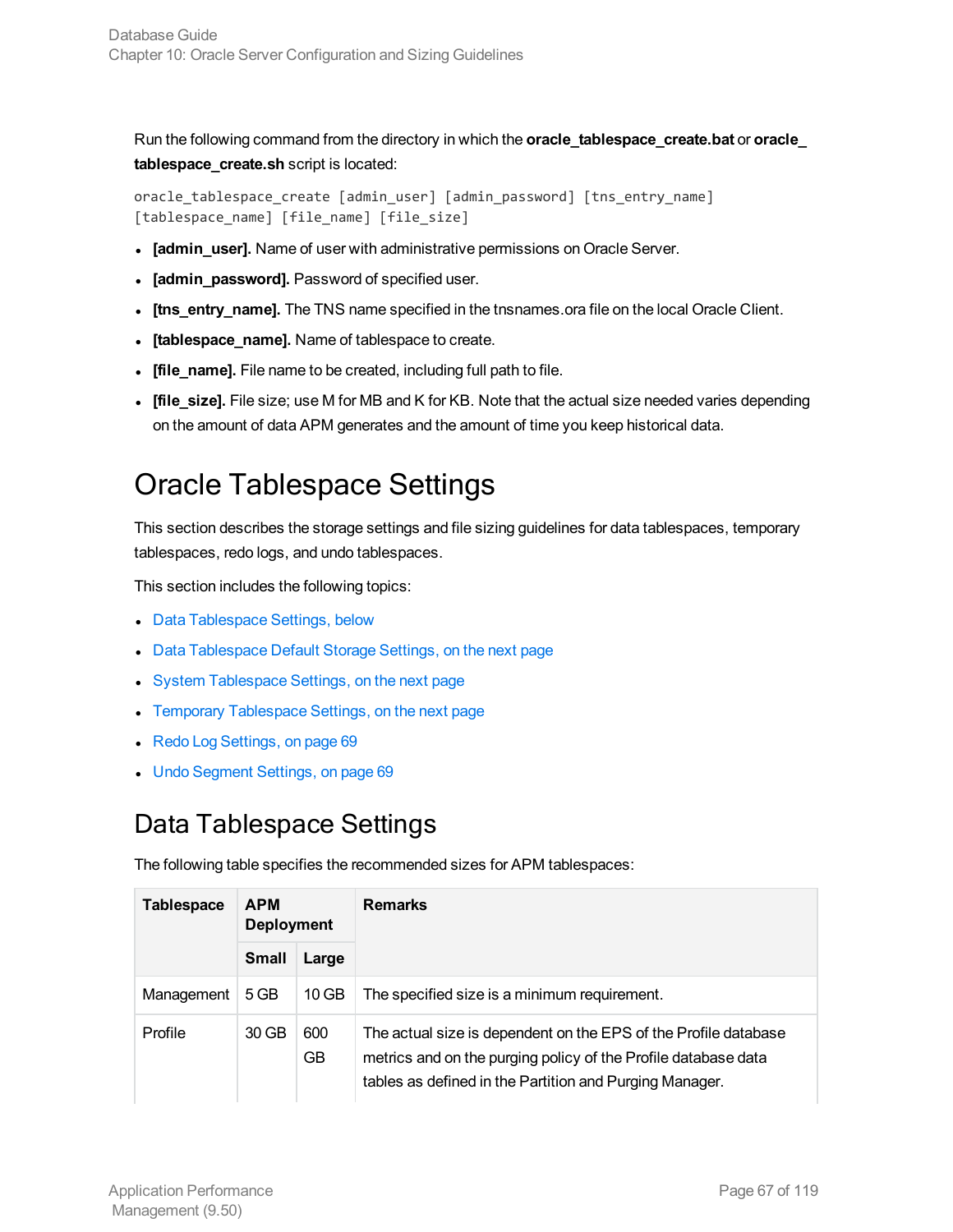Run the following command from the directory in which the **oracle_tablespace_create.bat** or **oracle_tablespace_create.sh** script is located:

```
oracle_tablespace_create [admin_user] [admin_password] [tns_entry_name]
[tablespace_name] [file_name] [file_size]
```

- **[admin_user].** Name of user with administrative permissions on Oracle Server.
- **[admin_password].** Password of specified user.
- **[tns_entry_name].** The TNS name specified in the tnsnames.ora file on the local Oracle Client.
- **[tablespace_name].** Name of tablespace to create.
- **[file_name].** File name to be created, including full path to file.
- **[file_size].** File size; use M for MB and K for KB. Note that the actual size needed varies depending on the amount of data APM generates and the amount of time you keep historical data.

# Oracle Tablespace Settings

This section describes the storage settings and file sizing guidelines for data tablespaces, temporary tablespaces, redo logs, and undo tablespaces.

This section includes the following topics:

- Data Tablespace Settings, below
- Data Tablespace Default Storage Settings, on the next page
- System Tablespace Settings, on the next page
- Temporary Tablespace Settings, on the next page
- Redo Log Settings, on page 69
- Undo Segment Settings, on page 69

## Data Tablespace Settings

The following table specifies the recommended sizes for APM tablespaces:

| Tablespace | APM Deployment | | Remarks |
|---|---|---|---|
| | Small | Large | |
| Management | 5 GB | 10 GB | The specified size is a minimum requirement. |
| Profile | 30 GB | 600 GB | The actual size is dependent on the EPS of the Profile database metrics and on the purging policy of the Profile database data tables as defined in the Partition and Purging Manager. |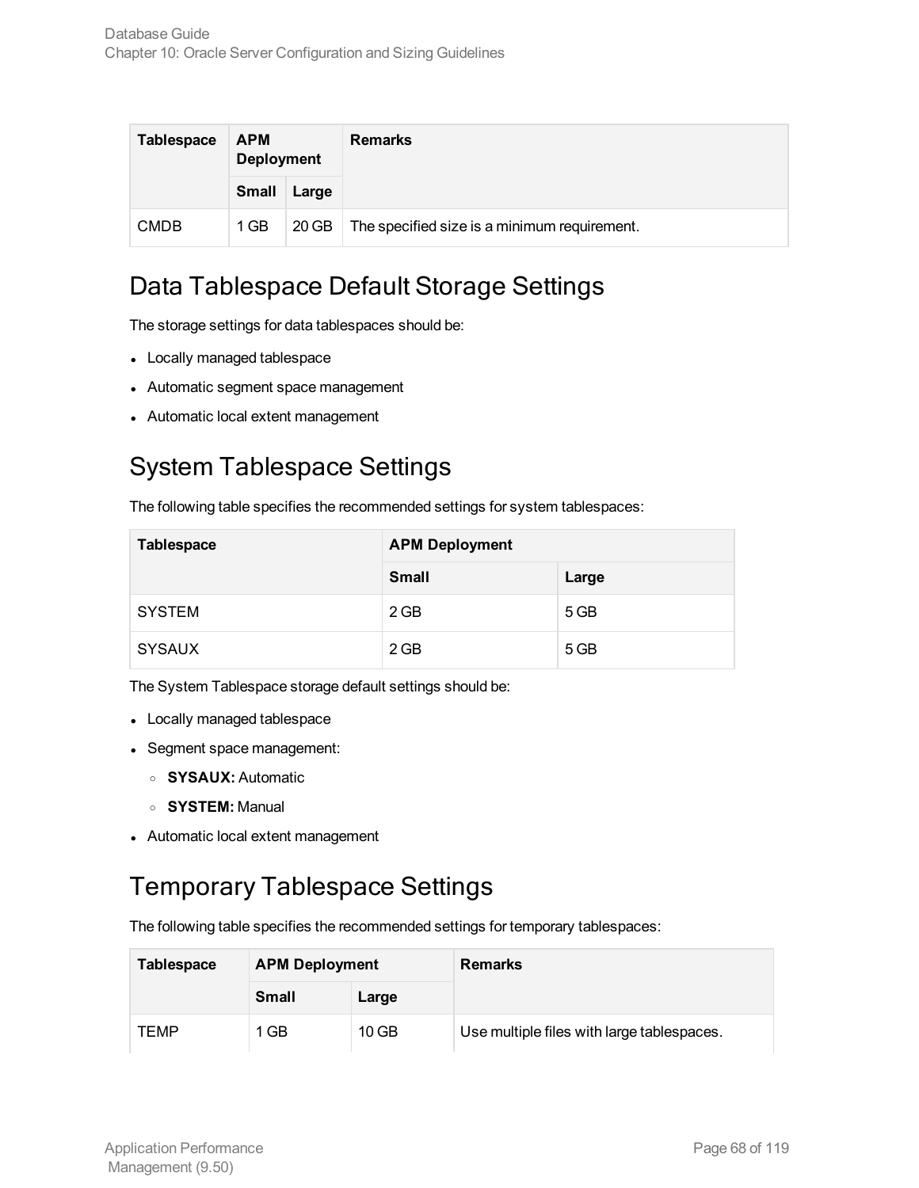| Tablespace | APM Deployment | | Remarks |
|---|---|---|---|
| | Small | Large | |
| CMDB | 1 GB | 20 GB | The specified size is a minimum requirement. |

## Data Tablespace Default Storage Settings

The storage settings for data tablespaces should be:

- Locally managed tablespace
- Automatic segment space management
- Automatic local extent management

## System Tablespace Settings

The following table specifies the recommended settings for system tablespaces:

| Tablespace | APM Deployment | |
|---|---|---|
| | Small | Large |
| SYSTEM | 2 GB | 5 GB |
| SYSAUX | 2 GB | 5 GB |

The System Tablespace storage default settings should be:

- Locally managed tablespace
- Segment space management:
  - **SYSAUX:** Automatic
  - **SYSTEM:** Manual
- Automatic local extent management

## Temporary Tablespace Settings

The following table specifies the recommended settings for temporary tablespaces:

| Tablespace | APM Deployment | | Remarks |
|---|---|---|---|
| | Small | Large | |
| TEMP | 1 GB | 10 GB | Use multiple files with large tablespaces. |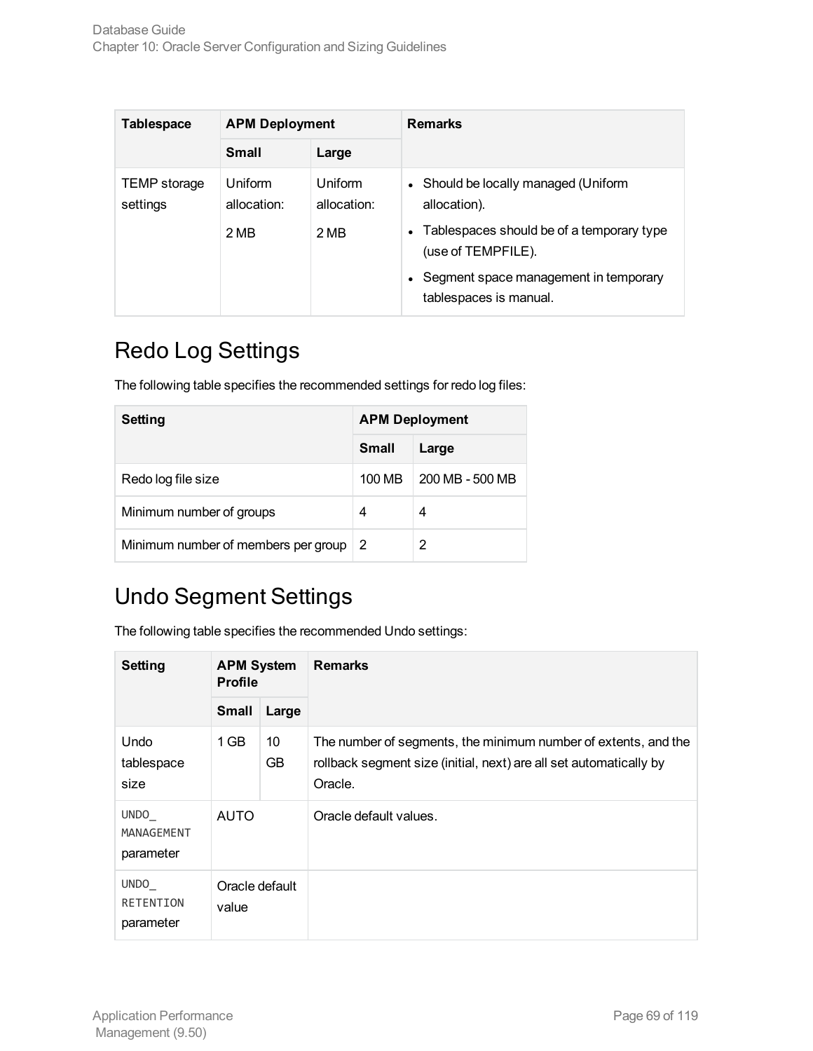| Tablespace | APM Deployment | | Remarks |
|---|---|---|---|
| | Small | Large | |
| TEMP storage settings | Uniform allocation: 2 MB | Uniform allocation: 2 MB | • Should be locally managed (Uniform allocation).<br>• Tablespaces should be of a temporary type (use of TEMPFILE).<br>• Segment space management in temporary tablespaces is manual. |

## Redo Log Settings

The following table specifies the recommended settings for redo log files:

| Setting | APM Deployment | |
|---|---|---|
| | Small | Large |
| Redo log file size | 100 MB | 200 MB - 500 MB |
| Minimum number of groups | 4 | 4 |
| Minimum number of members per group | 2 | 2 |

## Undo Segment Settings

The following table specifies the recommended Undo settings:

| Setting | APM System Profile | | Remarks |
|---|---|---|---|
| | Small | Large | |
| Undo tablespace size | 1 GB | 10 GB | The number of segments, the minimum number of extents, and the rollback segment size (initial, next) are all set automatically by Oracle. |
| `UNDO_MANAGEMENT` parameter | AUTO | | Oracle default values. |
| `UNDO_RETENTION` parameter | Oracle default value | | |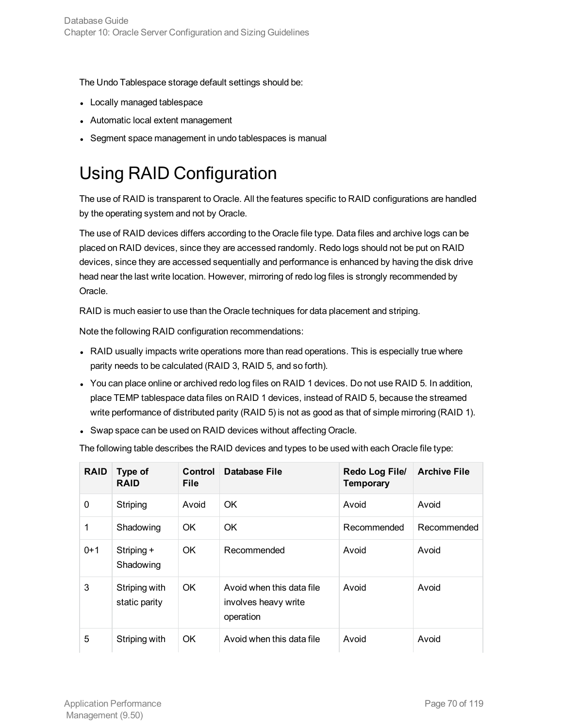The Undo Tablespace storage default settings should be:

- Locally managed tablespace
- Automatic local extent management
- Segment space management in undo tablespaces is manual

# Using RAID Configuration

The use of RAID is transparent to Oracle. All the features specific to RAID configurations are handled by the operating system and not by Oracle.

The use of RAID devices differs according to the Oracle file type. Data files and archive logs can be placed on RAID devices, since they are accessed randomly. Redo logs should not be put on RAID devices, since they are accessed sequentially and performance is enhanced by having the disk drive head near the last write location. However, mirroring of redo log files is strongly recommended by Oracle.

RAID is much easier to use than the Oracle techniques for data placement and striping.

Note the following RAID configuration recommendations:

- RAID usually impacts write operations more than read operations. This is especially true where parity needs to be calculated (RAID 3, RAID 5, and so forth).
- You can place online or archived redo log files on RAID 1 devices. Do not use RAID 5. In addition, place TEMP tablespace data files on RAID 1 devices, instead of RAID 5, because the streamed write performance of distributed parity (RAID 5) is not as good as that of simple mirroring (RAID 1).
- Swap space can be used on RAID devices without affecting Oracle.

The following table describes the RAID devices and types to be used with each Oracle file type:

| RAID | Type of RAID | Control File | Database File | Redo Log File/ Temporary | Archive File |
|---|---|---|---|---|---|
| 0 | Striping | Avoid | OK | Avoid | Avoid |
| 1 | Shadowing | OK | OK | Recommended | Recommended |
| 0+1 | Striping + Shadowing | OK | Recommended | Avoid | Avoid |
| 3 | Striping with static parity | OK | Avoid when this data file involves heavy write operation | Avoid | Avoid |
| 5 | Striping with | OK | Avoid when this data file | Avoid | Avoid |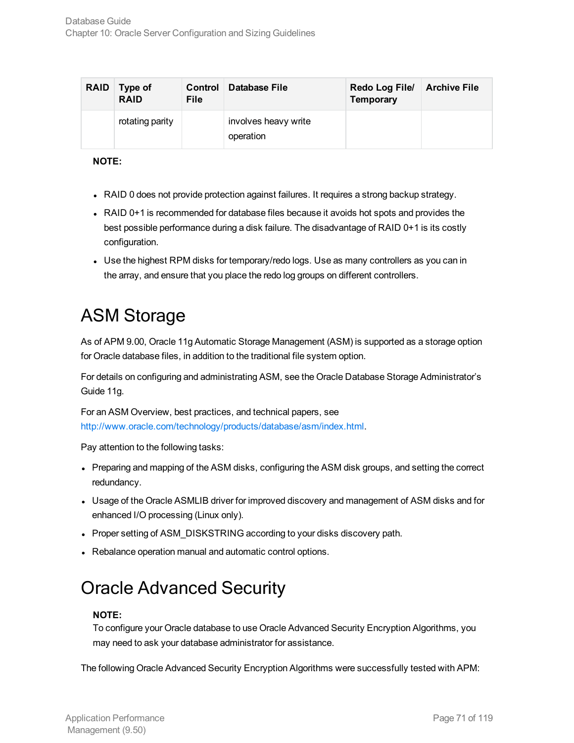| RAID | Type of RAID | Control File | Database File | Redo Log File/ Temporary | Archive File |
| --- | --- | --- | --- | --- | --- |
| | rotating parity | | involves heavy write operation | | |

**NOTE:**

- RAID 0 does not provide protection against failures. It requires a strong backup strategy.
- RAID 0+1 is recommended for database files because it avoids hot spots and provides the best possible performance during a disk failure. The disadvantage of RAID 0+1 is its costly configuration.
- Use the highest RPM disks for temporary/redo logs. Use as many controllers as you can in the array, and ensure that you place the redo log groups on different controllers.

# ASM Storage

As of APM 9.00, Oracle 11g Automatic Storage Management (ASM) is supported as a storage option for Oracle database files, in addition to the traditional file system option.

For details on configuring and administrating ASM, see the Oracle Database Storage Administrator's Guide 11g.

For an ASM Overview, best practices, and technical papers, see http://www.oracle.com/technology/products/database/asm/index.html.

Pay attention to the following tasks:

- Preparing and mapping of the ASM disks, configuring the ASM disk groups, and setting the correct redundancy.
- Usage of the Oracle ASMLIB driver for improved discovery and management of ASM disks and for enhanced I/O processing (Linux only).
- Proper setting of ASM_DISKSTRING according to your disks discovery path.
- Rebalance operation manual and automatic control options.

# Oracle Advanced Security

**NOTE:**
To configure your Oracle database to use Oracle Advanced Security Encryption Algorithms, you may need to ask your database administrator for assistance.

The following Oracle Advanced Security Encryption Algorithms were successfully tested with APM: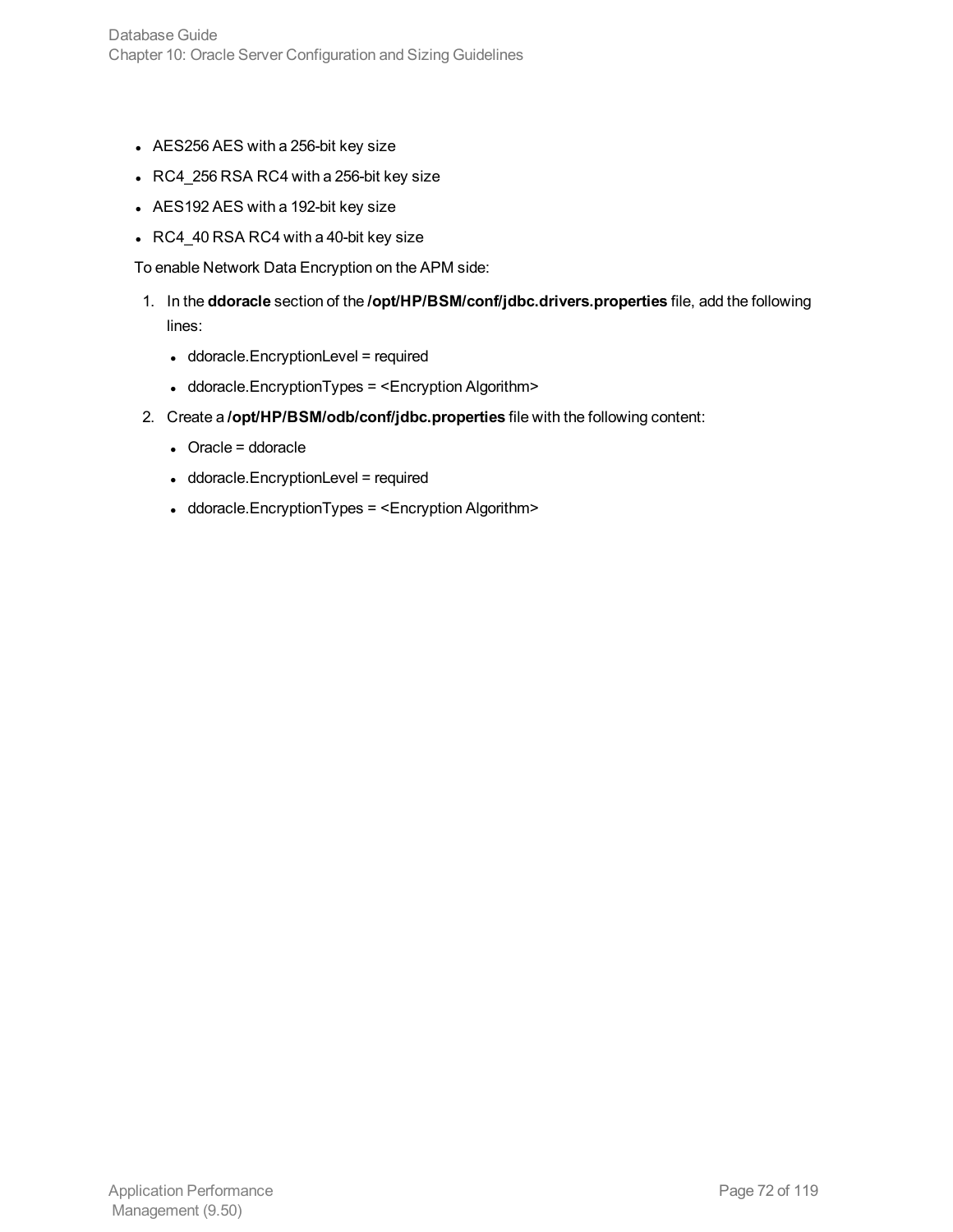- AES256 AES with a 256-bit key size
- RC4_256 RSA RC4 with a 256-bit key size
- AES192 AES with a 192-bit key size
- RC4_40 RSA RC4 with a 40-bit key size

To enable Network Data Encryption on the APM side:

1. In the **ddoracle** section of the **/opt/HP/BSM/conf/jdbc.drivers.properties** file, add the following lines:
   - ddoracle.EncryptionLevel = required
   - ddoracle.EncryptionTypes = <Encryption Algorithm>
2. Create a **/opt/HP/BSM/odb/conf/jdbc.properties** file with the following content:
   - Oracle = ddoracle
   - ddoracle.EncryptionLevel = required
   - ddoracle.EncryptionTypes = <Encryption Algorithm>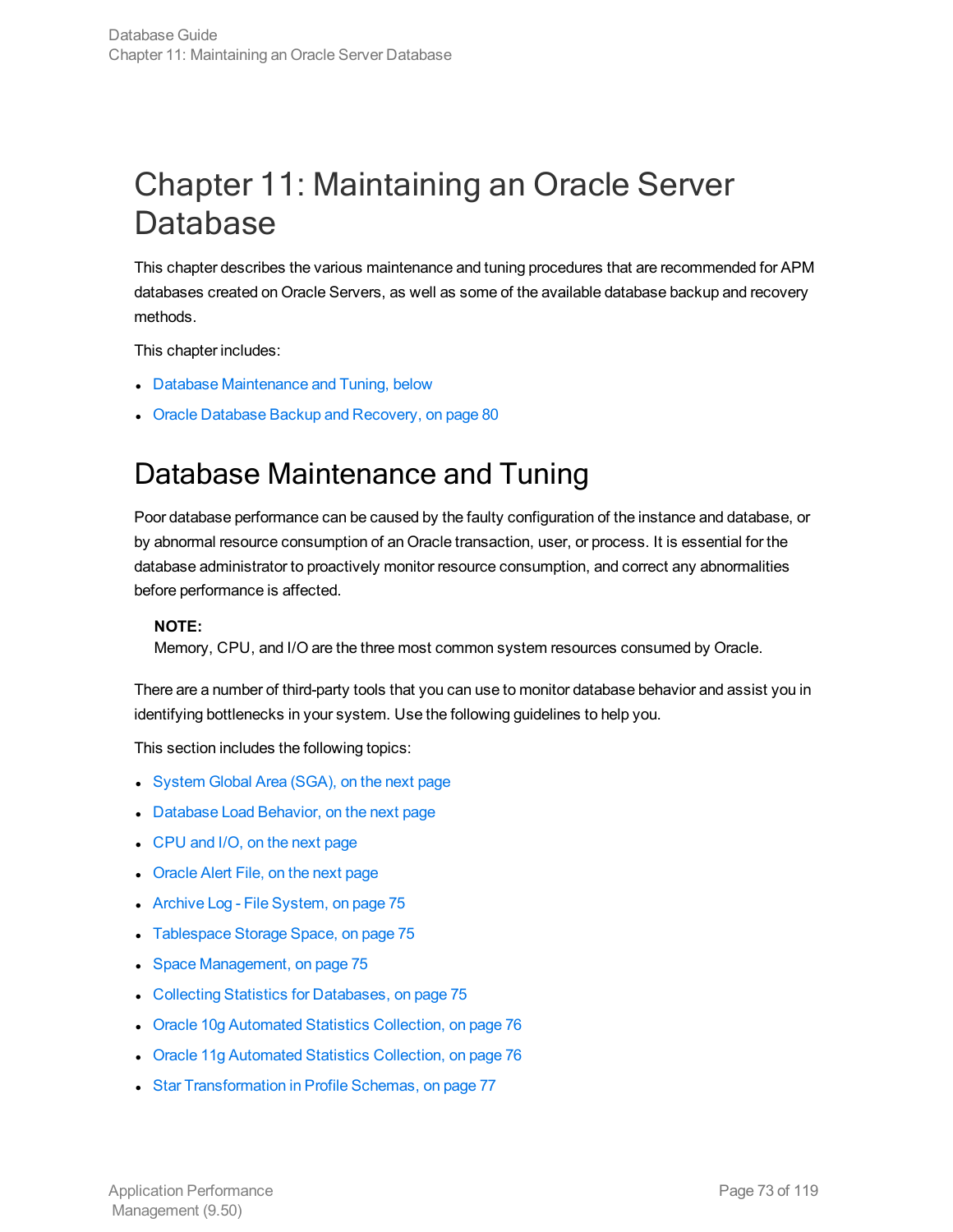# Chapter 11: Maintaining an Oracle Server Database

This chapter describes the various maintenance and tuning procedures that are recommended for APM databases created on Oracle Servers, as well as some of the available database backup and recovery methods.

This chapter includes:

- Database Maintenance and Tuning, below
- Oracle Database Backup and Recovery, on page 80

## Database Maintenance and Tuning

Poor database performance can be caused by the faulty configuration of the instance and database, or by abnormal resource consumption of an Oracle transaction, user, or process. It is essential for the database administrator to proactively monitor resource consumption, and correct any abnormalities before performance is affected.

> **NOTE:**
> Memory, CPU, and I/O are the three most common system resources consumed by Oracle.

There are a number of third-party tools that you can use to monitor database behavior and assist you in identifying bottlenecks in your system. Use the following guidelines to help you.

This section includes the following topics:

- System Global Area (SGA), on the next page
- Database Load Behavior, on the next page
- CPU and I/O, on the next page
- Oracle Alert File, on the next page
- Archive Log - File System, on page 75
- Tablespace Storage Space, on page 75
- Space Management, on page 75
- Collecting Statistics for Databases, on page 75
- Oracle 10g Automated Statistics Collection, on page 76
- Oracle 11g Automated Statistics Collection, on page 76
- Star Transformation in Profile Schemas, on page 77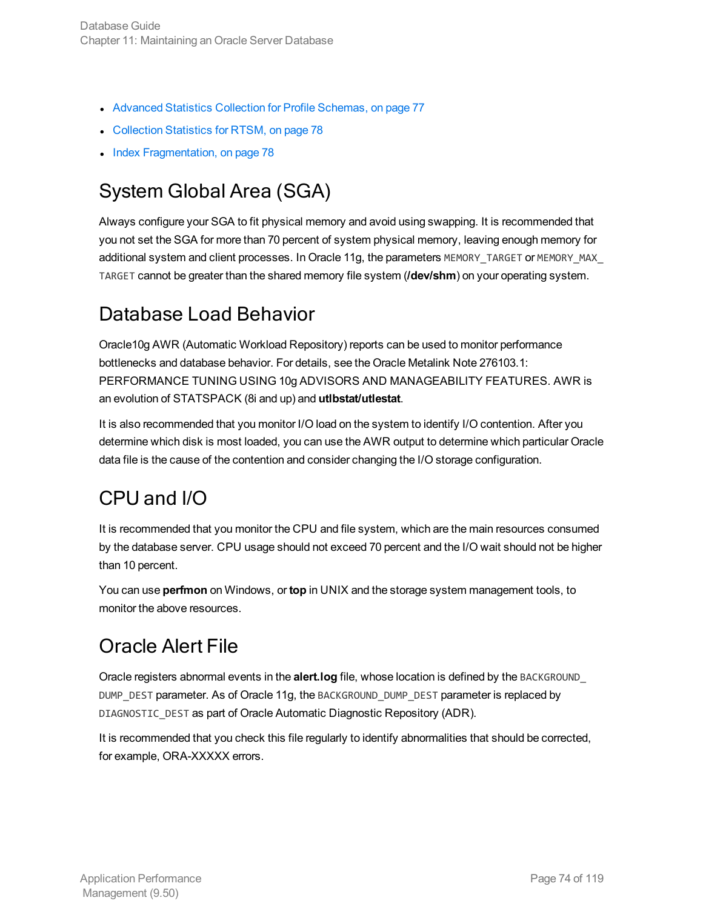- Advanced Statistics Collection for Profile Schemas, on page 77
- Collection Statistics for RTSM, on page 78
- Index Fragmentation, on page 78

## System Global Area (SGA)

Always configure your SGA to fit physical memory and avoid using swapping. It is recommended that you not set the SGA for more than 70 percent of system physical memory, leaving enough memory for additional system and client processes. In Oracle 11g, the parameters `MEMORY_TARGET` or `MEMORY_MAX_TARGET` cannot be greater than the shared memory file system (**/dev/shm**) on your operating system.

## Database Load Behavior

Oracle10g AWR (Automatic Workload Repository) reports can be used to monitor performance bottlenecks and database behavior. For details, see the Oracle Metalink Note 276103.1: PERFORMANCE TUNING USING 10g ADVISORS AND MANAGEABILITY FEATURES. AWR is an evolution of STATSPACK (8i and up) and **utlbstat/utlestat**.

It is also recommended that you monitor I/O load on the system to identify I/O contention. After you determine which disk is most loaded, you can use the AWR output to determine which particular Oracle data file is the cause of the contention and consider changing the I/O storage configuration.

## CPU and I/O

It is recommended that you monitor the CPU and file system, which are the main resources consumed by the database server. CPU usage should not exceed 70 percent and the I/O wait should not be higher than 10 percent.

You can use **perfmon** on Windows, or **top** in UNIX and the storage system management tools, to monitor the above resources.

## Oracle Alert File

Oracle registers abnormal events in the **alert.log** file, whose location is defined by the `BACKGROUND_DUMP_DEST` parameter. As of Oracle 11g, the `BACKGROUND_DUMP_DEST` parameter is replaced by `DIAGNOSTIC_DEST` as part of Oracle Automatic Diagnostic Repository (ADR).

It is recommended that you check this file regularly to identify abnormalities that should be corrected, for example, ORA-XXXXX errors.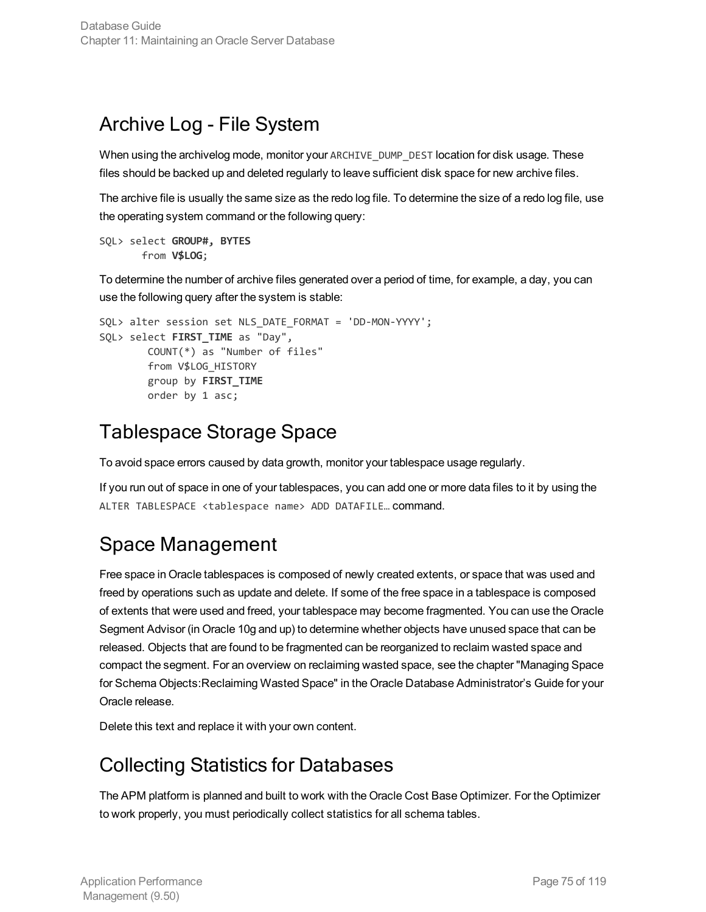## Archive Log - File System

When using the archivelog mode, monitor your `ARCHIVE_DUMP_DEST` location for disk usage. These files should be backed up and deleted regularly to leave sufficient disk space for new archive files.

The archive file is usually the same size as the redo log file. To determine the size of a redo log file, use the operating system command or the following query:

```
SQL> select GROUP#, BYTES
       from V$LOG;
```

To determine the number of archive files generated over a period of time, for example, a day, you can use the following query after the system is stable:

```
SQL> alter session set NLS_DATE_FORMAT = 'DD-MON-YYYY';
SQL> select FIRST_TIME as "Day",
        COUNT(*) as "Number of files"
        from V$LOG_HISTORY
        group by FIRST_TIME
        order by 1 asc;
```

## Tablespace Storage Space

To avoid space errors caused by data growth, monitor your tablespace usage regularly.

If you run out of space in one of your tablespaces, you can add one or more data files to it by using the `ALTER TABLESPACE <tablespace name> ADD DATAFILE…` command.

## Space Management

Free space in Oracle tablespaces is composed of newly created extents, or space that was used and freed by operations such as update and delete. If some of the free space in a tablespace is composed of extents that were used and freed, your tablespace may become fragmented. You can use the Oracle Segment Advisor (in Oracle 10g and up) to determine whether objects have unused space that can be released. Objects that are found to be fragmented can be reorganized to reclaim wasted space and compact the segment. For an overview on reclaiming wasted space, see the chapter "Managing Space for Schema Objects:Reclaiming Wasted Space" in the Oracle Database Administrator's Guide for your Oracle release.

Delete this text and replace it with your own content.

## Collecting Statistics for Databases

The APM platform is planned and built to work with the Oracle Cost Base Optimizer. For the Optimizer to work properly, you must periodically collect statistics for all schema tables.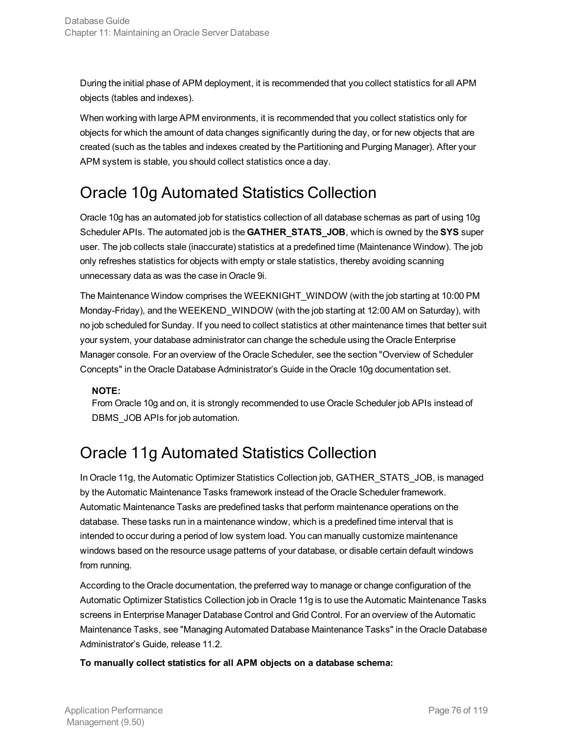During the initial phase of APM deployment, it is recommended that you collect statistics for all APM objects (tables and indexes).

When working with large APM environments, it is recommended that you collect statistics only for objects for which the amount of data changes significantly during the day, or for new objects that are created (such as the tables and indexes created by the Partitioning and Purging Manager). After your APM system is stable, you should collect statistics once a day.

## Oracle 10g Automated Statistics Collection

Oracle 10g has an automated job for statistics collection of all database schemas as part of using 10g Scheduler APIs. The automated job is the **GATHER_STATS_JOB**, which is owned by the **SYS** super user. The job collects stale (inaccurate) statistics at a predefined time (Maintenance Window). The job only refreshes statistics for objects with empty or stale statistics, thereby avoiding scanning unnecessary data as was the case in Oracle 9i.

The Maintenance Window comprises the WEEKNIGHT_WINDOW (with the job starting at 10:00 PM Monday-Friday), and the WEEKEND_WINDOW (with the job starting at 12:00 AM on Saturday), with no job scheduled for Sunday. If you need to collect statistics at other maintenance times that better suit your system, your database administrator can change the schedule using the Oracle Enterprise Manager console. For an overview of the Oracle Scheduler, see the section "Overview of Scheduler Concepts" in the Oracle Database Administrator's Guide in the Oracle 10g documentation set.

> **NOTE:**
> From Oracle 10g and on, it is strongly recommended to use Oracle Scheduler job APIs instead of DBMS_JOB APIs for job automation.

## Oracle 11g Automated Statistics Collection

In Oracle 11g, the Automatic Optimizer Statistics Collection job, GATHER_STATS_JOB, is managed by the Automatic Maintenance Tasks framework instead of the Oracle Scheduler framework. Automatic Maintenance Tasks are predefined tasks that perform maintenance operations on the database. These tasks run in a maintenance window, which is a predefined time interval that is intended to occur during a period of low system load. You can manually customize maintenance windows based on the resource usage patterns of your database, or disable certain default windows from running.

According to the Oracle documentation, the preferred way to manage or change configuration of the Automatic Optimizer Statistics Collection job in Oracle 11g is to use the Automatic Maintenance Tasks screens in Enterprise Manager Database Control and Grid Control. For an overview of the Automatic Maintenance Tasks, see "Managing Automated Database Maintenance Tasks" in the Oracle Database Administrator's Guide, release 11.2.

**To manually collect statistics for all APM objects on a database schema:**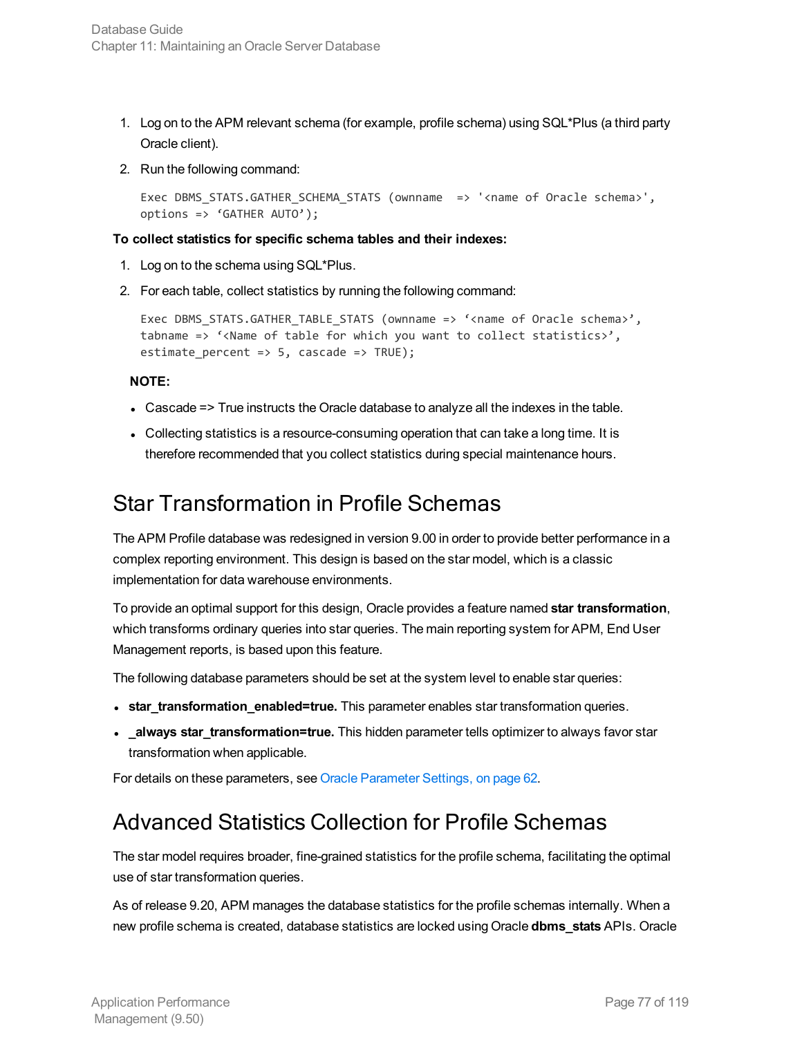1. Log on to the APM relevant schema (for example, profile schema) using SQL*Plus (a third party Oracle client).
2. Run the following command:

```
Exec DBMS_STATS.GATHER_SCHEMA_STATS (ownname  => '<name of Oracle schema>',
options => ‘GATHER AUTO’);
```

**To collect statistics for specific schema tables and their indexes:**

1. Log on to the schema using SQL*Plus.
2. For each table, collect statistics by running the following command:

```
Exec DBMS_STATS.GATHER_TABLE_STATS (ownname => ‘<name of Oracle schema>’,
tabname => ‘<Name of table for which you want to collect statistics>’,
estimate_percent => 5, cascade => TRUE);
```

**NOTE:**

- Cascade => True instructs the Oracle database to analyze all the indexes in the table.
- Collecting statistics is a resource-consuming operation that can take a long time. It is therefore recommended that you collect statistics during special maintenance hours.

# Star Transformation in Profile Schemas

The APM Profile database was redesigned in version 9.00 in order to provide better performance in a complex reporting environment. This design is based on the star model, which is a classic implementation for data warehouse environments.

To provide an optimal support for this design, Oracle provides a feature named **star transformation**, which transforms ordinary queries into star queries. The main reporting system for APM, End User Management reports, is based upon this feature.

The following database parameters should be set at the system level to enable star queries:

- **star_transformation_enabled=true.** This parameter enables star transformation queries.
- **_always star_transformation=true.** This hidden parameter tells optimizer to always favor star transformation when applicable.

For details on these parameters, see Oracle Parameter Settings, on page 62.

# Advanced Statistics Collection for Profile Schemas

The star model requires broader, fine-grained statistics for the profile schema, facilitating the optimal use of star transformation queries.

As of release 9.20, APM manages the database statistics for the profile schemas internally. When a new profile schema is created, database statistics are locked using Oracle **dbms_stats** APIs. Oracle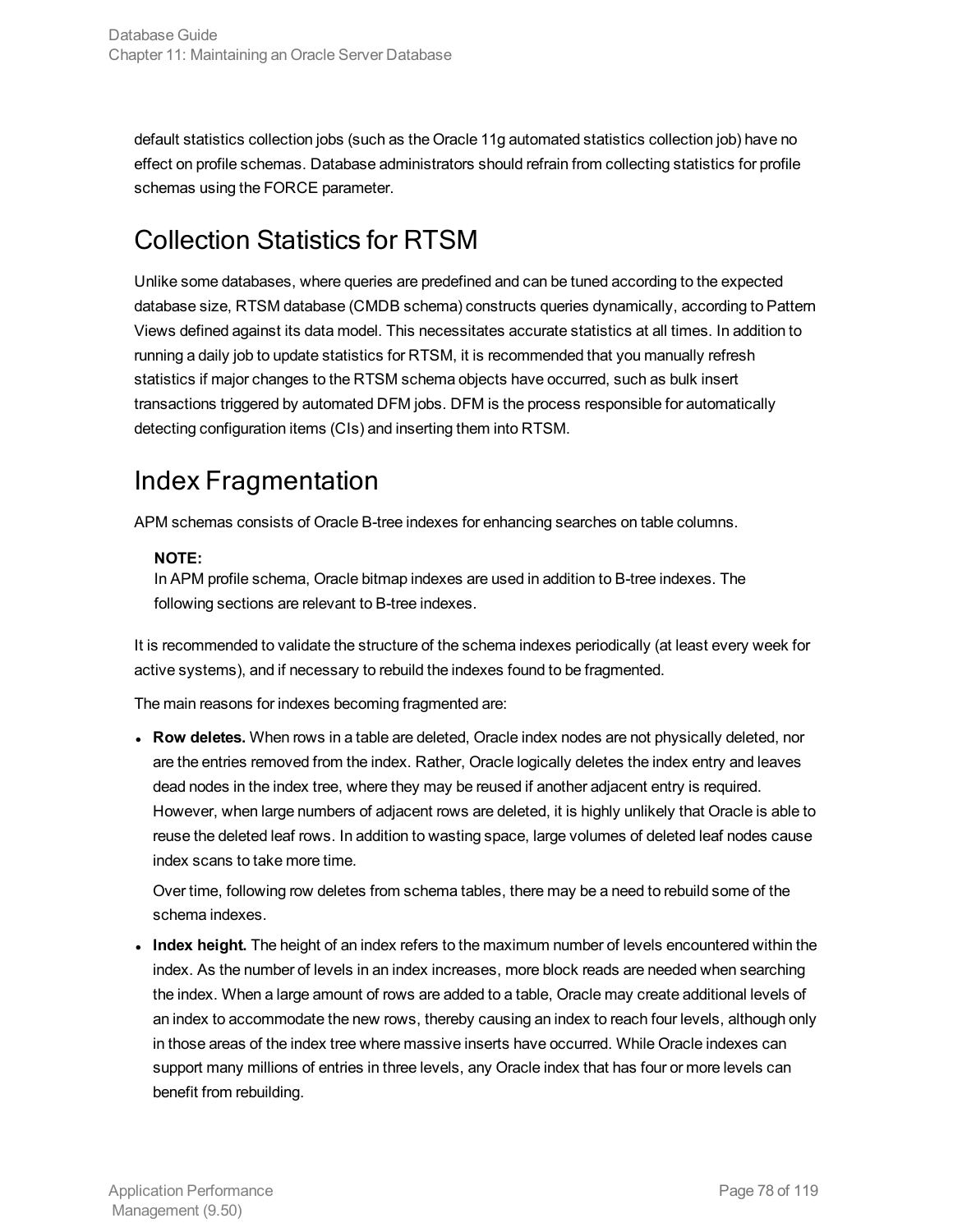default statistics collection jobs (such as the Oracle 11g automated statistics collection job) have no effect on profile schemas. Database administrators should refrain from collecting statistics for profile schemas using the FORCE parameter.

## Collection Statistics for RTSM

Unlike some databases, where queries are predefined and can be tuned according to the expected database size, RTSM database (CMDB schema) constructs queries dynamically, according to Pattern Views defined against its data model. This necessitates accurate statistics at all times. In addition to running a daily job to update statistics for RTSM, it is recommended that you manually refresh statistics if major changes to the RTSM schema objects have occurred, such as bulk insert transactions triggered by automated DFM jobs. DFM is the process responsible for automatically detecting configuration items (CIs) and inserting them into RTSM.

## Index Fragmentation

APM schemas consists of Oracle B-tree indexes for enhancing searches on table columns.

> **NOTE:**
> In APM profile schema, Oracle bitmap indexes are used in addition to B-tree indexes. The following sections are relevant to B-tree indexes.

It is recommended to validate the structure of the schema indexes periodically (at least every week for active systems), and if necessary to rebuild the indexes found to be fragmented.

The main reasons for indexes becoming fragmented are:

- **Row deletes.** When rows in a table are deleted, Oracle index nodes are not physically deleted, nor are the entries removed from the index. Rather, Oracle logically deletes the index entry and leaves dead nodes in the index tree, where they may be reused if another adjacent entry is required. However, when large numbers of adjacent rows are deleted, it is highly unlikely that Oracle is able to reuse the deleted leaf rows. In addition to wasting space, large volumes of deleted leaf nodes cause index scans to take more time.

  Over time, following row deletes from schema tables, there may be a need to rebuild some of the schema indexes.

- **Index height.** The height of an index refers to the maximum number of levels encountered within the index. As the number of levels in an index increases, more block reads are needed when searching the index. When a large amount of rows are added to a table, Oracle may create additional levels of an index to accommodate the new rows, thereby causing an index to reach four levels, although only in those areas of the index tree where massive inserts have occurred. While Oracle indexes can support many millions of entries in three levels, any Oracle index that has four or more levels can benefit from rebuilding.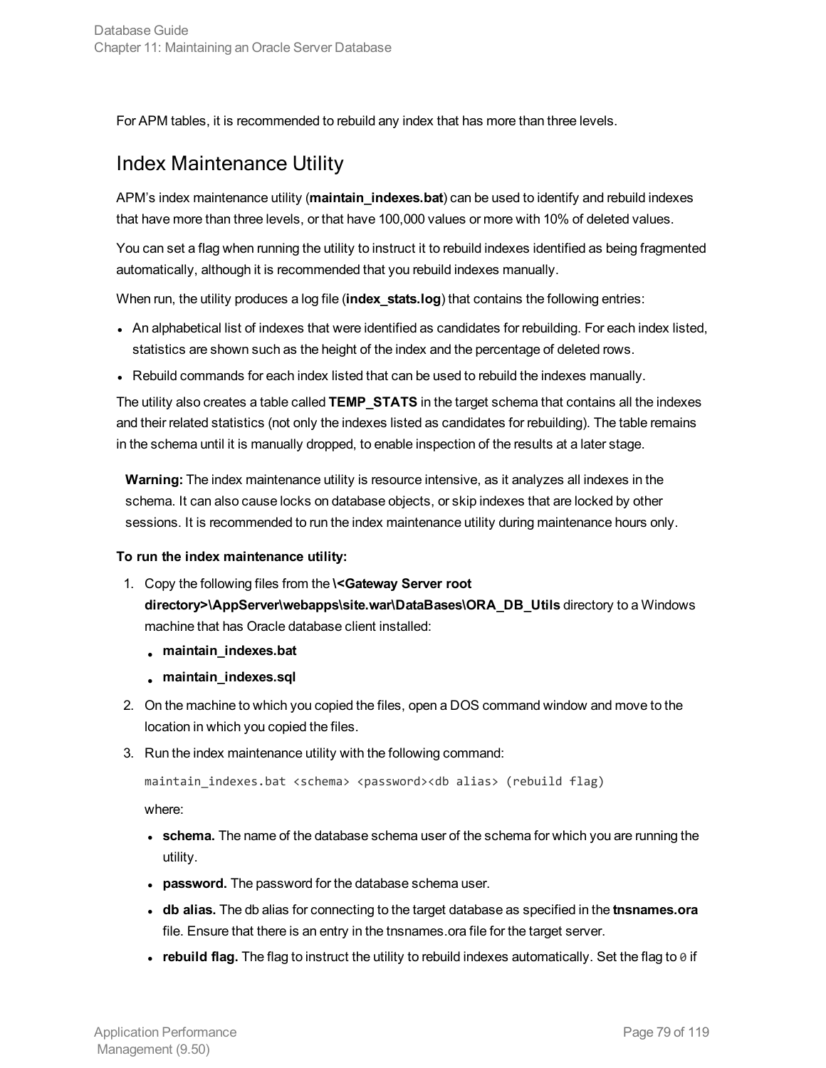For APM tables, it is recommended to rebuild any index that has more than three levels.

## Index Maintenance Utility

APM's index maintenance utility (**maintain_indexes.bat**) can be used to identify and rebuild indexes that have more than three levels, or that have 100,000 values or more with 10% of deleted values.

You can set a flag when running the utility to instruct it to rebuild indexes identified as being fragmented automatically, although it is recommended that you rebuild indexes manually.

When run, the utility produces a log file (**index_stats.log**) that contains the following entries:

- An alphabetical list of indexes that were identified as candidates for rebuilding. For each index listed, statistics are shown such as the height of the index and the percentage of deleted rows.
- Rebuild commands for each index listed that can be used to rebuild the indexes manually.

The utility also creates a table called **TEMP_STATS** in the target schema that contains all the indexes and their related statistics (not only the indexes listed as candidates for rebuilding). The table remains in the schema until it is manually dropped, to enable inspection of the results at a later stage.

> **Warning:** The index maintenance utility is resource intensive, as it analyzes all indexes in the schema. It can also cause locks on database objects, or skip indexes that are locked by other sessions. It is recommended to run the index maintenance utility during maintenance hours only.

**To run the index maintenance utility:**

1. Copy the following files from the **\<Gateway Server root directory>\AppServer\webapps\site.war\DataBases\ORA_DB_Utils** directory to a Windows machine that has Oracle database client installed:
   - **maintain_indexes.bat**
   - **maintain_indexes.sql**
2. On the machine to which you copied the files, open a DOS command window and move to the location in which you copied the files.
3. Run the index maintenance utility with the following command:

   ```
   maintain_indexes.bat <schema> <password><db alias> (rebuild flag)
   ```

   where:

   - **schema.** The name of the database schema user of the schema for which you are running the utility.
   - **password.** The password for the database schema user.
   - **db alias.** The db alias for connecting to the target database as specified in the **tnsnames.ora** file. Ensure that there is an entry in the tnsnames.ora file for the target server.
   - **rebuild flag.** The flag to instruct the utility to rebuild indexes automatically. Set the flag to `0` if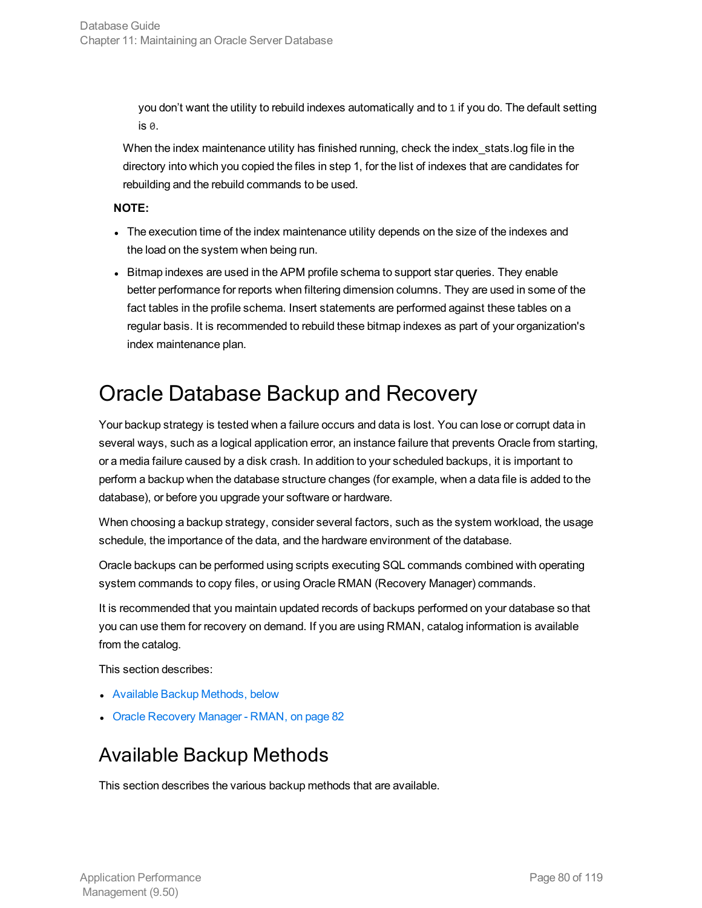you don't want the utility to rebuild indexes automatically and to `1` if you do. The default setting is `0`.

When the index maintenance utility has finished running, check the index_stats.log file in the directory into which you copied the files in step 1, for the list of indexes that are candidates for rebuilding and the rebuild commands to be used.

**NOTE:**

- The execution time of the index maintenance utility depends on the size of the indexes and the load on the system when being run.
- Bitmap indexes are used in the APM profile schema to support star queries. They enable better performance for reports when filtering dimension columns. They are used in some of the fact tables in the profile schema. Insert statements are performed against these tables on a regular basis. It is recommended to rebuild these bitmap indexes as part of your organization's index maintenance plan.

# Oracle Database Backup and Recovery

Your backup strategy is tested when a failure occurs and data is lost. You can lose or corrupt data in several ways, such as a logical application error, an instance failure that prevents Oracle from starting, or a media failure caused by a disk crash. In addition to your scheduled backups, it is important to perform a backup when the database structure changes (for example, when a data file is added to the database), or before you upgrade your software or hardware.

When choosing a backup strategy, consider several factors, such as the system workload, the usage schedule, the importance of the data, and the hardware environment of the database.

Oracle backups can be performed using scripts executing SQL commands combined with operating system commands to copy files, or using Oracle RMAN (Recovery Manager) commands.

It is recommended that you maintain updated records of backups performed on your database so that you can use them for recovery on demand. If you are using RMAN, catalog information is available from the catalog.

This section describes:

- Available Backup Methods, below
- Oracle Recovery Manager - RMAN, on page 82

## Available Backup Methods

This section describes the various backup methods that are available.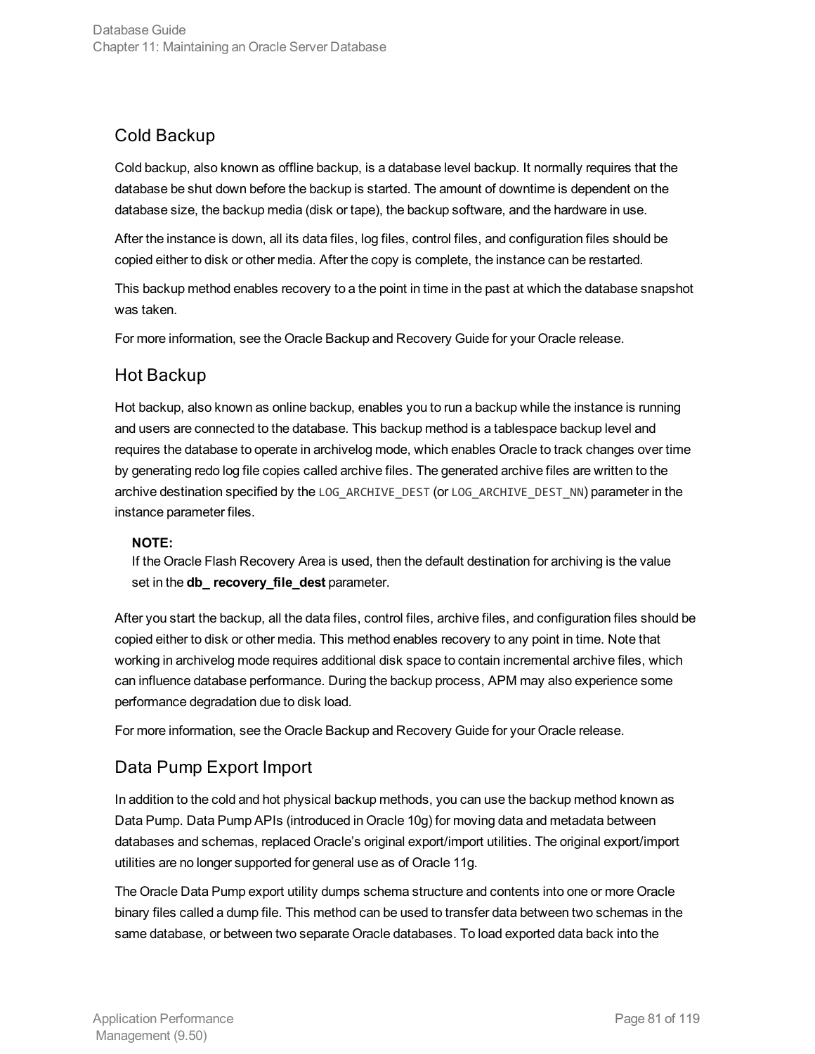## Cold Backup

Cold backup, also known as offline backup, is a database level backup. It normally requires that the database be shut down before the backup is started. The amount of downtime is dependent on the database size, the backup media (disk or tape), the backup software, and the hardware in use.

After the instance is down, all its data files, log files, control files, and configuration files should be copied either to disk or other media. After the copy is complete, the instance can be restarted.

This backup method enables recovery to a the point in time in the past at which the database snapshot was taken.

For more information, see the Oracle Backup and Recovery Guide for your Oracle release.

## Hot Backup

Hot backup, also known as online backup, enables you to run a backup while the instance is running and users are connected to the database. This backup method is a tablespace backup level and requires the database to operate in archivelog mode, which enables Oracle to track changes over time by generating redo log file copies called archive files. The generated archive files are written to the archive destination specified by the `LOG_ARCHIVE_DEST` (or `LOG_ARCHIVE_DEST_NN`) parameter in the instance parameter files.

> **NOTE:**
> If the Oracle Flash Recovery Area is used, then the default destination for archiving is the value set in the **db_ recovery_file_dest** parameter.

After you start the backup, all the data files, control files, archive files, and configuration files should be copied either to disk or other media. This method enables recovery to any point in time. Note that working in archivelog mode requires additional disk space to contain incremental archive files, which can influence database performance. During the backup process, APM may also experience some performance degradation due to disk load.

For more information, see the Oracle Backup and Recovery Guide for your Oracle release.

## Data Pump Export Import

In addition to the cold and hot physical backup methods, you can use the backup method known as Data Pump. Data Pump APIs (introduced in Oracle 10g) for moving data and metadata between databases and schemas, replaced Oracle's original export/import utilities. The original export/import utilities are no longer supported for general use as of Oracle 11g.

The Oracle Data Pump export utility dumps schema structure and contents into one or more Oracle binary files called a dump file. This method can be used to transfer data between two schemas in the same database, or between two separate Oracle databases. To load exported data back into the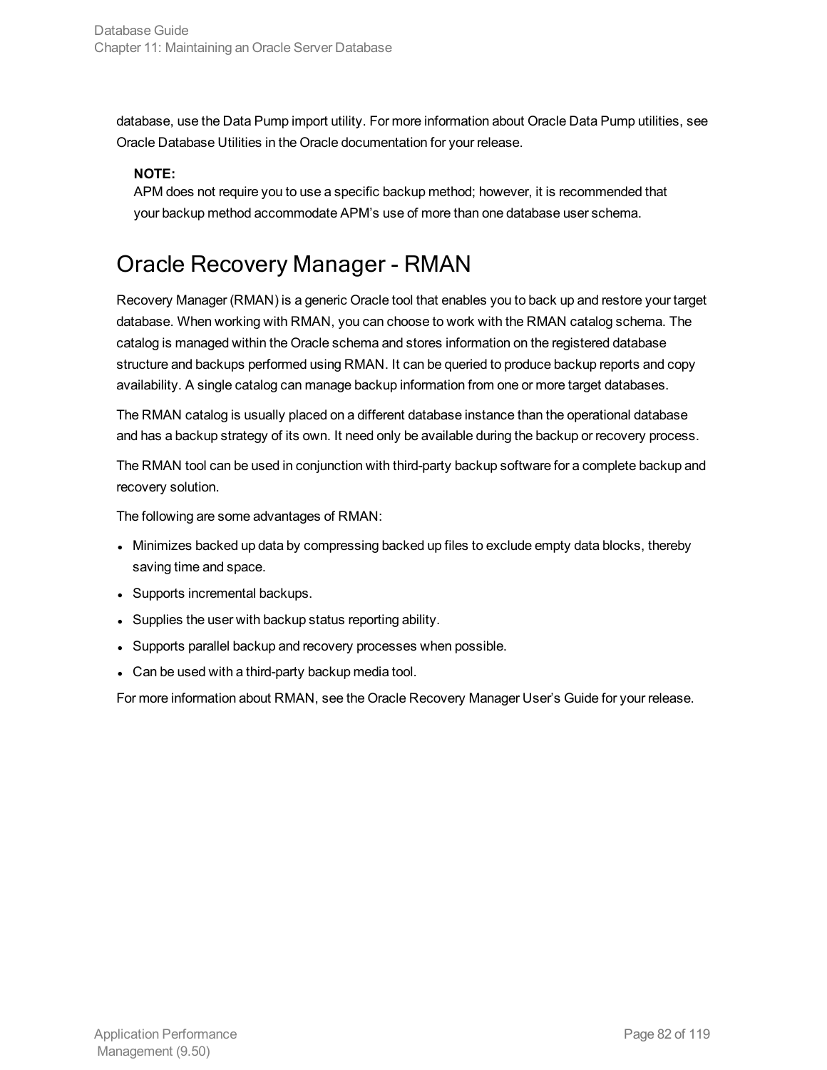database, use the Data Pump import utility. For more information about Oracle Data Pump utilities, see Oracle Database Utilities in the Oracle documentation for your release.

> **NOTE:**
> APM does not require you to use a specific backup method; however, it is recommended that your backup method accommodate APM's use of more than one database user schema.

## Oracle Recovery Manager - RMAN

Recovery Manager (RMAN) is a generic Oracle tool that enables you to back up and restore your target database. When working with RMAN, you can choose to work with the RMAN catalog schema. The catalog is managed within the Oracle schema and stores information on the registered database structure and backups performed using RMAN. It can be queried to produce backup reports and copy availability. A single catalog can manage backup information from one or more target databases.

The RMAN catalog is usually placed on a different database instance than the operational database and has a backup strategy of its own. It need only be available during the backup or recovery process.

The RMAN tool can be used in conjunction with third-party backup software for a complete backup and recovery solution.

The following are some advantages of RMAN:

- Minimizes backed up data by compressing backed up files to exclude empty data blocks, thereby saving time and space.
- Supports incremental backups.
- Supplies the user with backup status reporting ability.
- Supports parallel backup and recovery processes when possible.
- Can be used with a third-party backup media tool.

For more information about RMAN, see the Oracle Recovery Manager User's Guide for your release.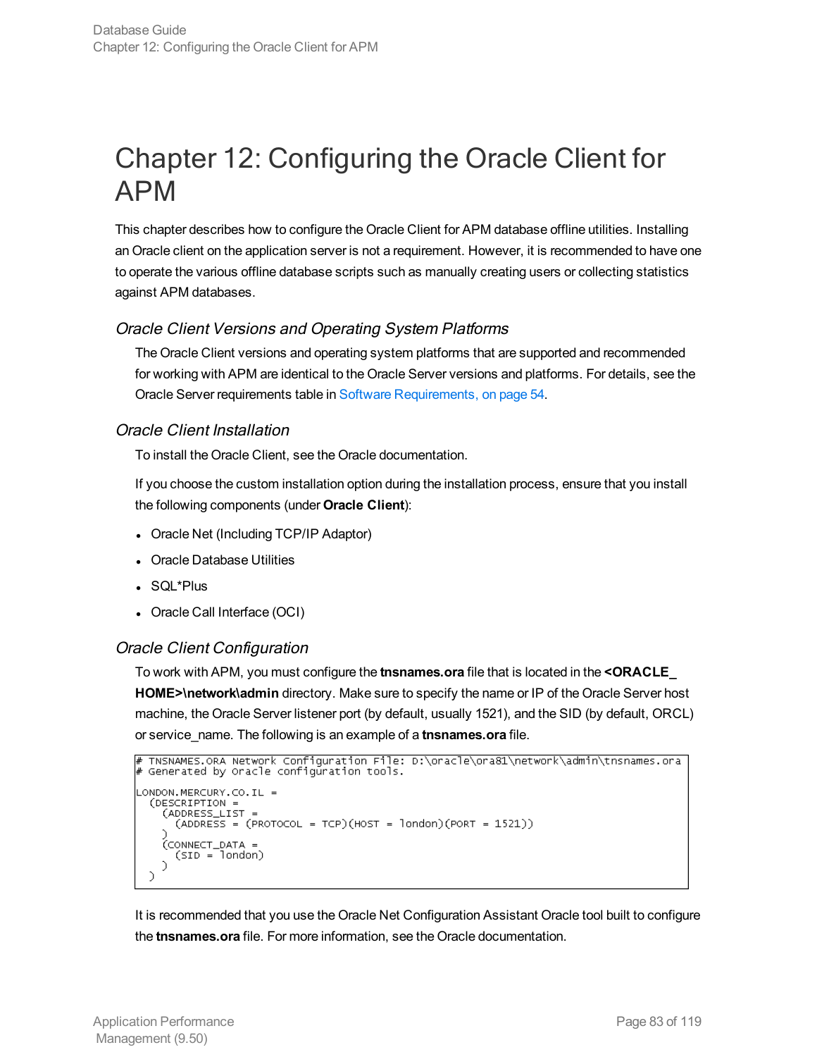# Chapter 12: Configuring the Oracle Client for APM

This chapter describes how to configure the Oracle Client for APM database offline utilities. Installing an Oracle client on the application server is not a requirement. However, it is recommended to have one to operate the various offline database scripts such as manually creating users or collecting statistics against APM databases.

### *Oracle Client Versions and Operating System Platforms*

The Oracle Client versions and operating system platforms that are supported and recommended for working with APM are identical to the Oracle Server versions and platforms. For details, see the Oracle Server requirements table in Software Requirements, on page 54.

### *Oracle Client Installation*

To install the Oracle Client, see the Oracle documentation.

If you choose the custom installation option during the installation process, ensure that you install the following components (under **Oracle Client**):

- Oracle Net (Including TCP/IP Adaptor)
- Oracle Database Utilities
- SQL*Plus
- Oracle Call Interface (OCI)

### *Oracle Client Configuration*

To work with APM, you must configure the **tnsnames.ora** file that is located in the **<ORACLE_HOME>\network\admin** directory. Make sure to specify the name or IP of the Oracle Server host machine, the Oracle Server listener port (by default, usually 1521), and the SID (by default, ORCL) or service_name. The following is an example of a **tnsnames.ora** file.

```
# TNSNAMES.ORA Network Configuration File: D:\oracle\ora81\network\admin\tnsnames.ora
# Generated by Oracle configuration tools.

LONDON.MERCURY.CO.IL =
  (DESCRIPTION =
    (ADDRESS_LIST =
      (ADDRESS = (PROTOCOL = TCP)(HOST = london)(PORT = 1521))
    )
    (CONNECT_DATA =
      (SID = london)
    )
  )
```

It is recommended that you use the Oracle Net Configuration Assistant Oracle tool built to configure the **tnsnames.ora** file. For more information, see the Oracle documentation.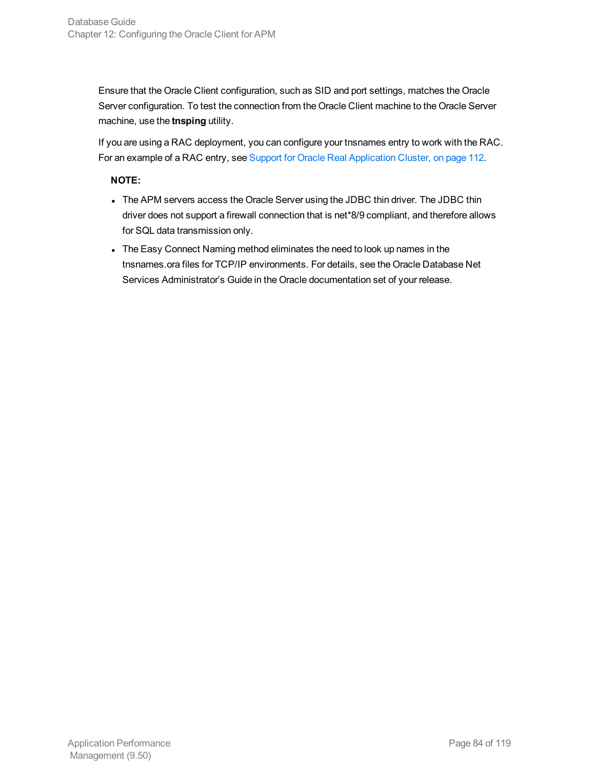Ensure that the Oracle Client configuration, such as SID and port settings, matches the Oracle Server configuration. To test the connection from the Oracle Client machine to the Oracle Server machine, use the **tnsping** utility.

If you are using a RAC deployment, you can configure your tnsnames entry to work with the RAC. For an example of a RAC entry, see Support for Oracle Real Application Cluster, on page 112.

**NOTE:**

- The APM servers access the Oracle Server using the JDBC thin driver. The JDBC thin driver does not support a firewall connection that is net*8/9 compliant, and therefore allows for SQL data transmission only.
- The Easy Connect Naming method eliminates the need to look up names in the tnsnames.ora files for TCP/IP environments. For details, see the Oracle Database Net Services Administrator's Guide in the Oracle documentation set of your release.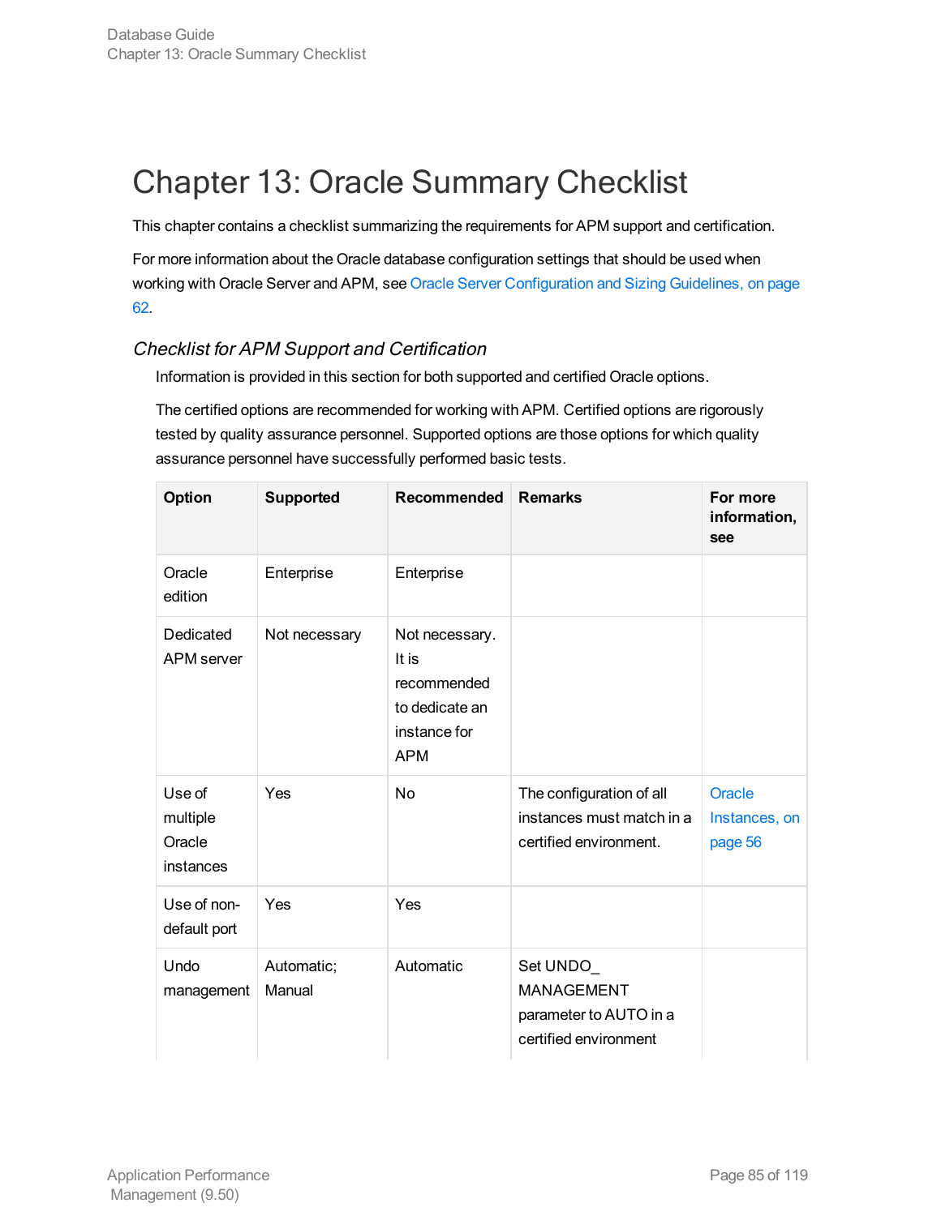# Chapter 13: Oracle Summary Checklist

This chapter contains a checklist summarizing the requirements for APM support and certification.

For more information about the Oracle database configuration settings that should be used when working with Oracle Server and APM, see Oracle Server Configuration and Sizing Guidelines, on page 62.

### *Checklist for APM Support and Certification*

Information is provided in this section for both supported and certified Oracle options.

The certified options are recommended for working with APM. Certified options are rigorously tested by quality assurance personnel. Supported options are those options for which quality assurance personnel have successfully performed basic tests.

| Option | Supported | Recommended | Remarks | For more information, see |
|---|---|---|---|---|
| Oracle edition | Enterprise | Enterprise | | |
| Dedicated APM server | Not necessary | Not necessary. It is recommended to dedicate an instance for APM | | |
| Use of multiple Oracle instances | Yes | No | The configuration of all instances must match in a certified environment. | Oracle Instances, on page 56 |
| Use of non-default port | Yes | Yes | | |
| Undo management | Automatic; Manual | Automatic | Set UNDO_ MANAGEMENT parameter to AUTO in a certified environment | |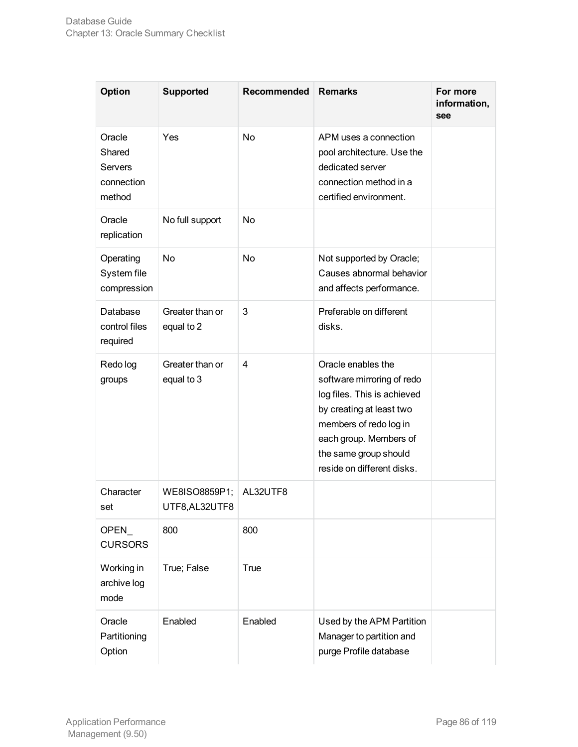| Option | Supported | Recommended | Remarks | For more information, see |
|---|---|---|---|---|
| Oracle Shared Servers connection method | Yes | No | APM uses a connection pool architecture. Use the dedicated server connection method in a certified environment. | |
| Oracle replication | No full support | No | | |
| Operating System file compression | No | No | Not supported by Oracle; Causes abnormal behavior and affects performance. | |
| Database control files required | Greater than or equal to 2 | 3 | Preferable on different disks. | |
| Redo log groups | Greater than or equal to 3 | 4 | Oracle enables the software mirroring of redo log files. This is achieved by creating at least two members of redo log in each group. Members of the same group should reside on different disks. | |
| Character set | WE8ISO8859P1; UTF8,AL32UTF8 | AL32UTF8 | | |
| OPEN_ CURSORS | 800 | 800 | | |
| Working in archive log mode | True; False | True | | |
| Oracle Partitioning Option | Enabled | Enabled | Used by the APM Partition Manager to partition and purge Profile database | |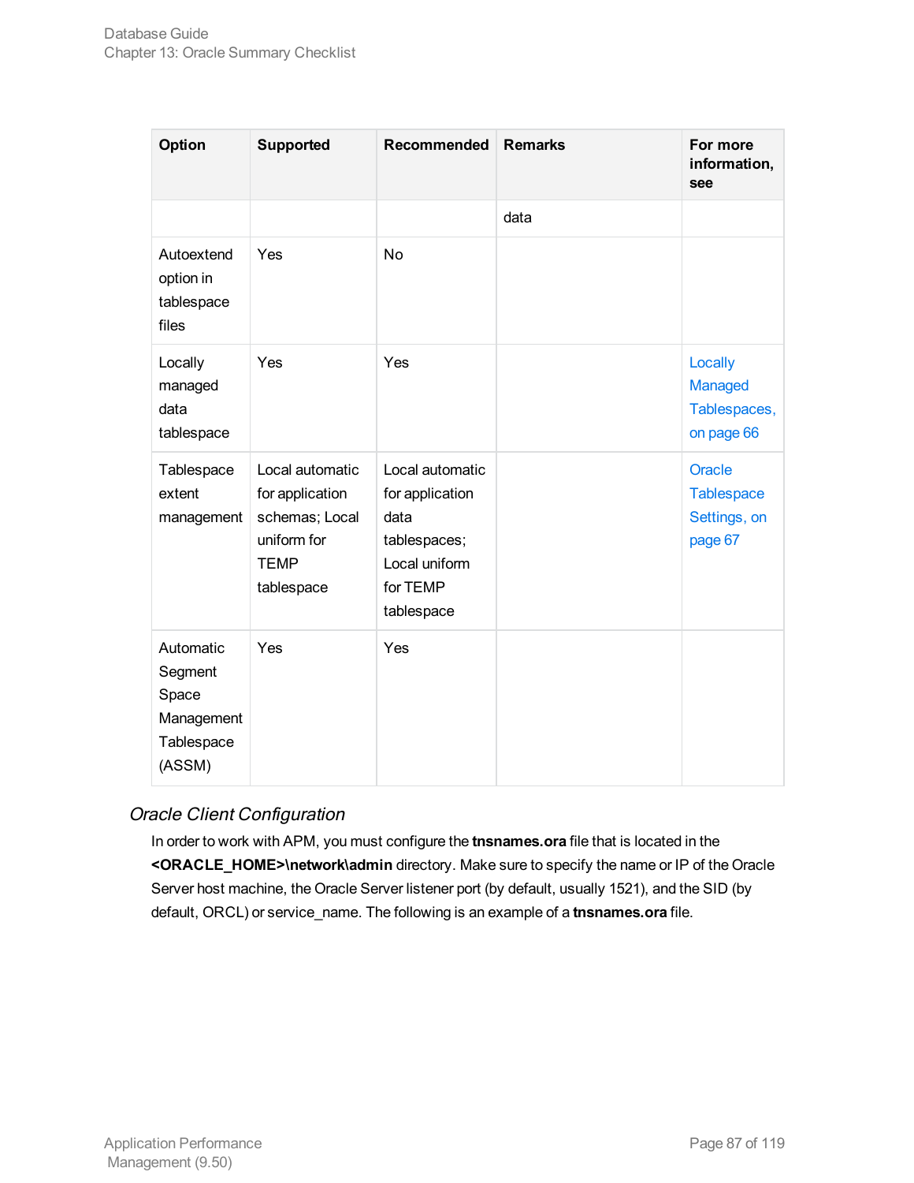| Option | Supported | Recommended | Remarks | For more information, see |
| --- | --- | --- | --- | --- |
| | | | data | |
| Autoextend option in tablespace files | Yes | No | | |
| Locally managed data tablespace | Yes | Yes | | Locally Managed Tablespaces, on page 66 |
| Tablespace extent management | Local automatic for application schemas; Local uniform for TEMP tablespace | Local automatic for application data tablespaces; Local uniform for TEMP tablespace | | Oracle Tablespace Settings, on page 67 |
| Automatic Segment Space Management Tablespace (ASSM) | Yes | Yes | | |

### *Oracle Client Configuration*

In order to work with APM, you must configure the **tnsnames.ora** file that is located in the **<ORACLE_HOME>\network\admin** directory. Make sure to specify the name or IP of the Oracle Server host machine, the Oracle Server listener port (by default, usually 1521), and the SID (by default, ORCL) or service_name. The following is an example of a **tnsnames.ora** file.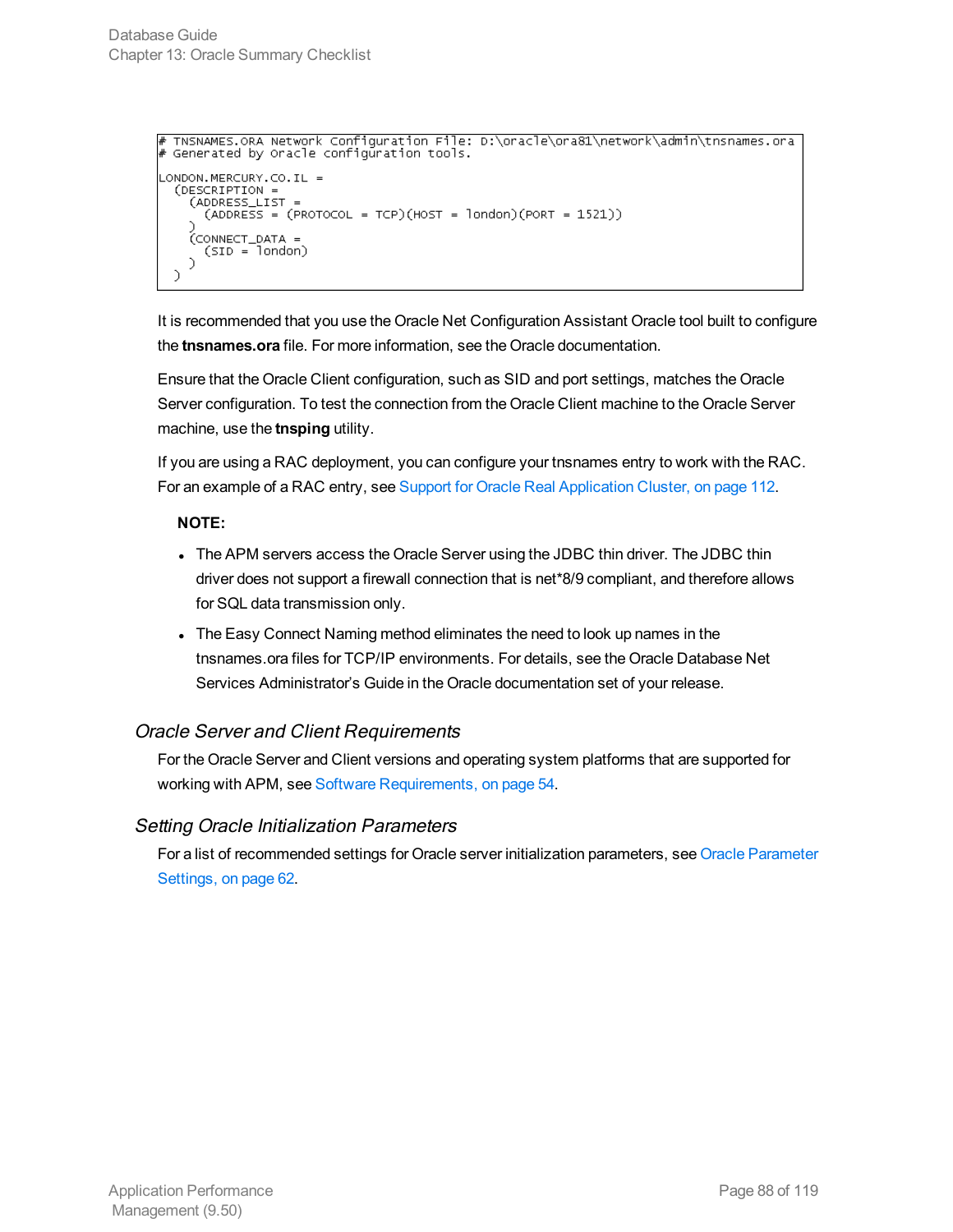```
# TNSNAMES.ORA Network Configuration File: D:\oracle\ora81\network\admin\tnsnames.ora
# Generated by Oracle configuration tools.

LONDON.MERCURY.CO.IL =
  (DESCRIPTION =
    (ADDRESS_LIST =
      (ADDRESS = (PROTOCOL = TCP)(HOST = london)(PORT = 1521))
    )
    (CONNECT_DATA =
      (SID = london)
    )
  )
```

It is recommended that you use the Oracle Net Configuration Assistant Oracle tool built to configure the **tnsnames.ora** file. For more information, see the Oracle documentation.

Ensure that the Oracle Client configuration, such as SID and port settings, matches the Oracle Server configuration. To test the connection from the Oracle Client machine to the Oracle Server machine, use the **tnsping** utility.

If you are using a RAC deployment, you can configure your tnsnames entry to work with the RAC. For an example of a RAC entry, see Support for Oracle Real Application Cluster, on page 112.

**NOTE:**

- The APM servers access the Oracle Server using the JDBC thin driver. The JDBC thin driver does not support a firewall connection that is net*8/9 compliant, and therefore allows for SQL data transmission only.
- The Easy Connect Naming method eliminates the need to look up names in the tnsnames.ora files for TCP/IP environments. For details, see the Oracle Database Net Services Administrator's Guide in the Oracle documentation set of your release.

### *Oracle Server and Client Requirements*

For the Oracle Server and Client versions and operating system platforms that are supported for working with APM, see Software Requirements, on page 54.

### *Setting Oracle Initialization Parameters*

For a list of recommended settings for Oracle server initialization parameters, see Oracle Parameter Settings, on page 62.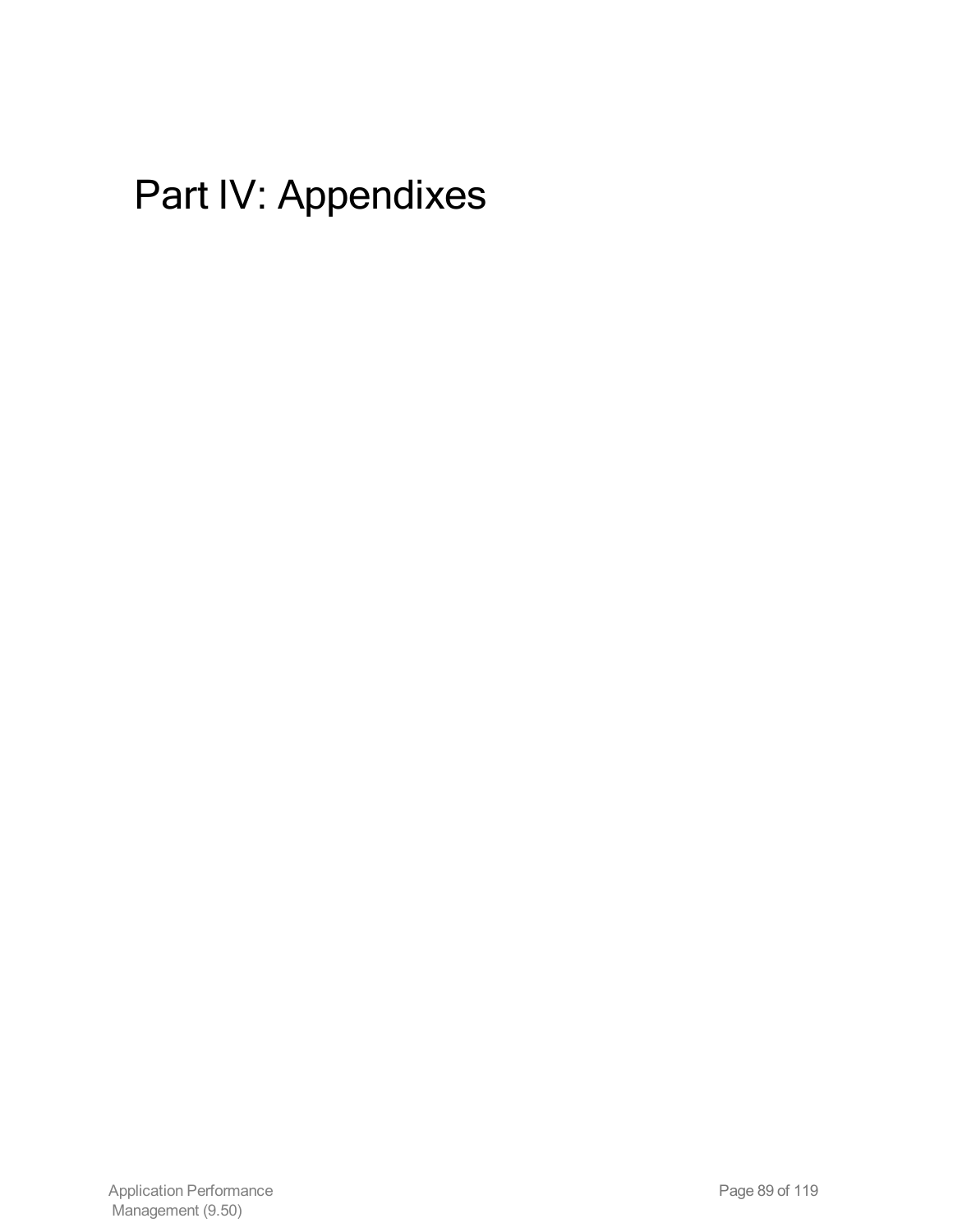# Part IV: Appendixes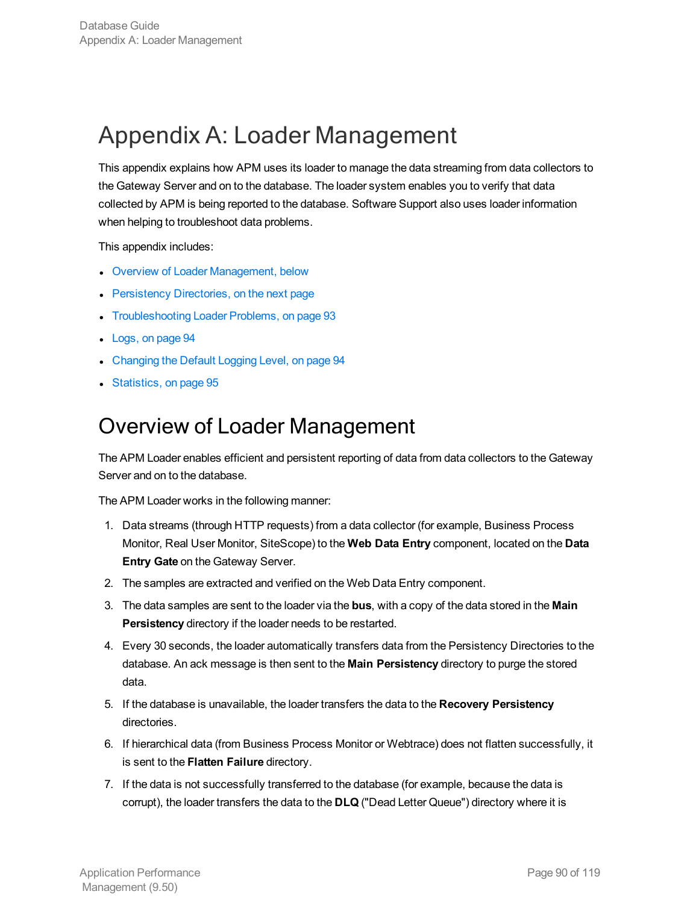# Appendix A: Loader Management

This appendix explains how APM uses its loader to manage the data streaming from data collectors to the Gateway Server and on to the database. The loader system enables you to verify that data collected by APM is being reported to the database. Software Support also uses loader information when helping to troubleshoot data problems.

This appendix includes:

- Overview of Loader Management, below
- Persistency Directories, on the next page
- Troubleshooting Loader Problems, on page 93
- Logs, on page 94
- Changing the Default Logging Level, on page 94
- Statistics, on page 95

# Overview of Loader Management

The APM Loader enables efficient and persistent reporting of data from data collectors to the Gateway Server and on to the database.

The APM Loader works in the following manner:

1. Data streams (through HTTP requests) from a data collector (for example, Business Process Monitor, Real User Monitor, SiteScope) to the **Web Data Entry** component, located on the **Data Entry Gate** on the Gateway Server.
2. The samples are extracted and verified on the Web Data Entry component.
3. The data samples are sent to the loader via the **bus**, with a copy of the data stored in the **Main Persistency** directory if the loader needs to be restarted.
4. Every 30 seconds, the loader automatically transfers data from the Persistency Directories to the database. An ack message is then sent to the **Main Persistency** directory to purge the stored data.
5. If the database is unavailable, the loader transfers the data to the **Recovery Persistency** directories.
6. If hierarchical data (from Business Process Monitor or Webtrace) does not flatten successfully, it is sent to the **Flatten Failure** directory.
7. If the data is not successfully transferred to the database (for example, because the data is corrupt), the loader transfers the data to the **DLQ** ("Dead Letter Queue") directory where it is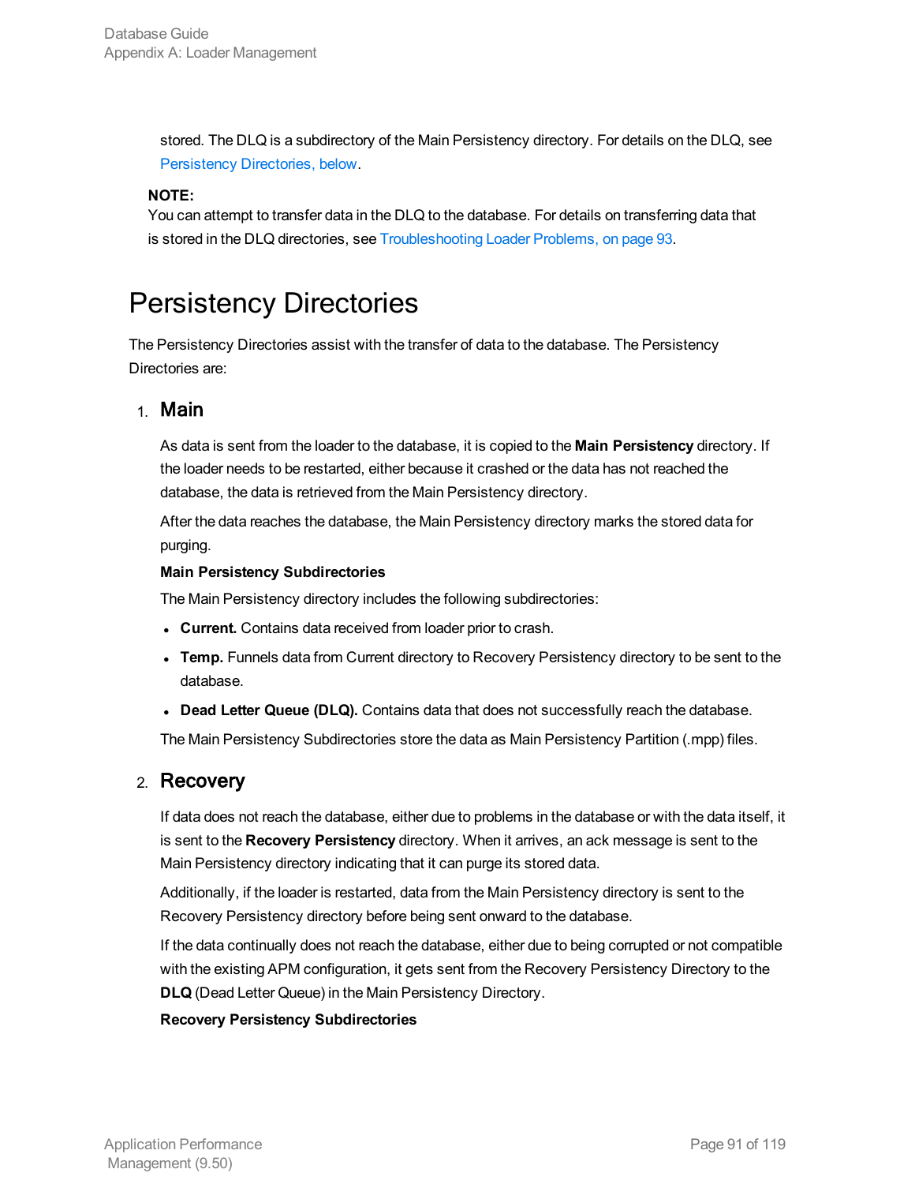stored. The DLQ is a subdirectory of the Main Persistency directory. For details on the DLQ, see Persistency Directories, below.

**NOTE:**
You can attempt to transfer data in the DLQ to the database. For details on transferring data that is stored in the DLQ directories, see Troubleshooting Loader Problems, on page 93.

# Persistency Directories

The Persistency Directories assist with the transfer of data to the database. The Persistency Directories are:

1. **Main**

   As data is sent from the loader to the database, it is copied to the **Main Persistency** directory. If the loader needs to be restarted, either because it crashed or the data has not reached the database, the data is retrieved from the Main Persistency directory.

   After the data reaches the database, the Main Persistency directory marks the stored data for purging.

   **Main Persistency Subdirectories**

   The Main Persistency directory includes the following subdirectories:

   - **Current.** Contains data received from loader prior to crash.
   - **Temp.** Funnels data from Current directory to Recovery Persistency directory to be sent to the database.
   - **Dead Letter Queue (DLQ).** Contains data that does not successfully reach the database.

   The Main Persistency Subdirectories store the data as Main Persistency Partition (.mpp) files.

2. **Recovery**

   If data does not reach the database, either due to problems in the database or with the data itself, it is sent to the **Recovery Persistency** directory. When it arrives, an ack message is sent to the Main Persistency directory indicating that it can purge its stored data.

   Additionally, if the loader is restarted, data from the Main Persistency directory is sent to the Recovery Persistency directory before being sent onward to the database.

   If the data continually does not reach the database, either due to being corrupted or not compatible with the existing APM configuration, it gets sent from the Recovery Persistency Directory to the **DLQ** (Dead Letter Queue) in the Main Persistency Directory.

   **Recovery Persistency Subdirectories**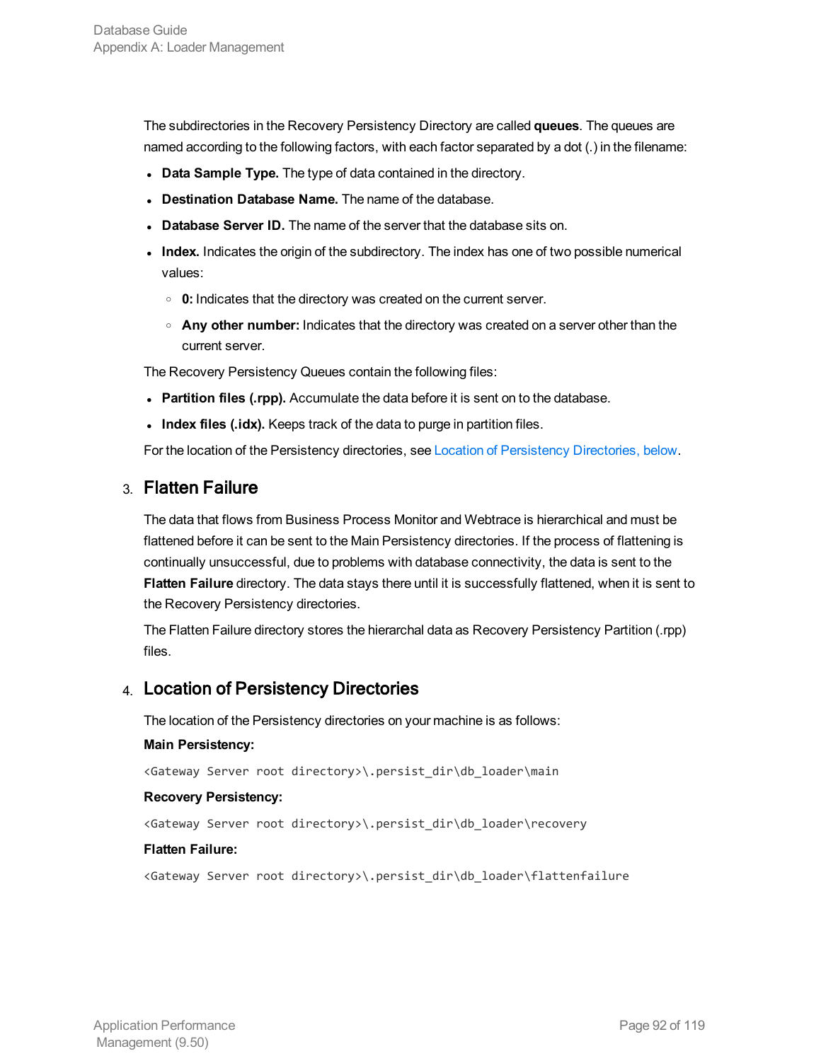The subdirectories in the Recovery Persistency Directory are called **queues**. The queues are named according to the following factors, with each factor separated by a dot (.) in the filename:

- **Data Sample Type.** The type of data contained in the directory.
- **Destination Database Name.** The name of the database.
- **Database Server ID.** The name of the server that the database sits on.
- **Index.** Indicates the origin of the subdirectory. The index has one of two possible numerical values:
  - **0:** Indicates that the directory was created on the current server.
  - **Any other number:** Indicates that the directory was created on a server other than the current server.

The Recovery Persistency Queues contain the following files:

- **Partition files (.rpp).** Accumulate the data before it is sent on to the database.
- **Index files (.idx).** Keeps track of the data to purge in partition files.

For the location of the Persistency directories, see Location of Persistency Directories, below.

## 3. Flatten Failure

The data that flows from Business Process Monitor and Webtrace is hierarchical and must be flattened before it can be sent to the Main Persistency directories. If the process of flattening is continually unsuccessful, due to problems with database connectivity, the data is sent to the **Flatten Failure** directory. The data stays there until it is successfully flattened, when it is sent to the Recovery Persistency directories.

The Flatten Failure directory stores the hierarchal data as Recovery Persistency Partition (.rpp) files.

## 4. Location of Persistency Directories

The location of the Persistency directories on your machine is as follows:

**Main Persistency:**

```
<Gateway Server root directory>\.persist_dir\db_loader\main
```

**Recovery Persistency:**

```
<Gateway Server root directory>\.persist_dir\db_loader\recovery
```

**Flatten Failure:**

```
<Gateway Server root directory>\.persist_dir\db_loader\flattenfailure
```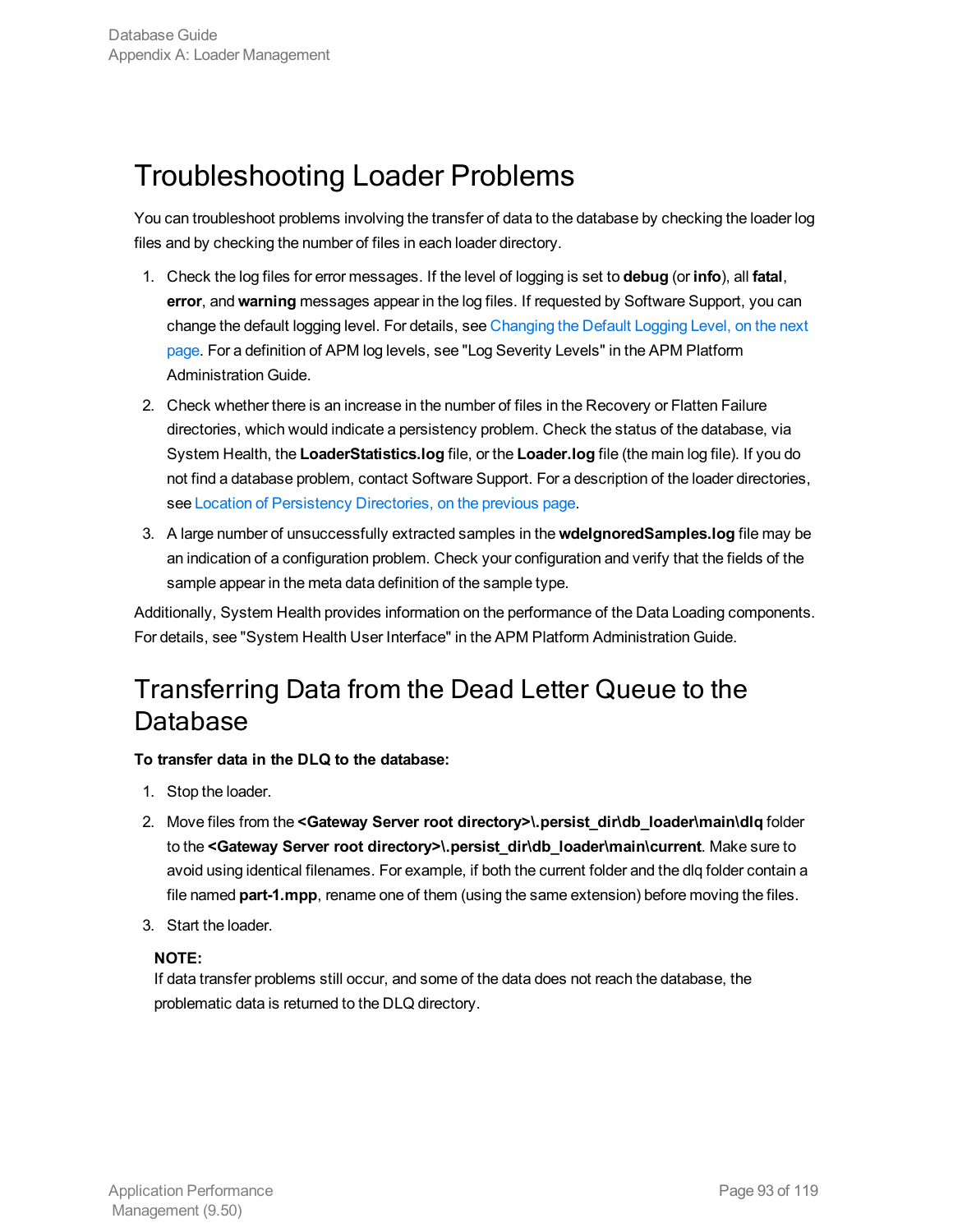# Troubleshooting Loader Problems

You can troubleshoot problems involving the transfer of data to the database by checking the loader log files and by checking the number of files in each loader directory.

1. Check the log files for error messages. If the level of logging is set to **debug** (or **info**), all **fatal**, **error**, and **warning** messages appear in the log files. If requested by Software Support, you can change the default logging level. For details, see Changing the Default Logging Level, on the next page. For a definition of APM log levels, see "Log Severity Levels" in the APM Platform Administration Guide.
2. Check whether there is an increase in the number of files in the Recovery or Flatten Failure directories, which would indicate a persistency problem. Check the status of the database, via System Health, the **LoaderStatistics.log** file, or the **Loader.log** file (the main log file). If you do not find a database problem, contact Software Support. For a description of the loader directories, see Location of Persistency Directories, on the previous page.
3. A large number of unsuccessfully extracted samples in the **wdeIgnoredSamples.log** file may be an indication of a configuration problem. Check your configuration and verify that the fields of the sample appear in the meta data definition of the sample type.

Additionally, System Health provides information on the performance of the Data Loading components. For details, see "System Health User Interface" in the APM Platform Administration Guide.

# Transferring Data from the Dead Letter Queue to the Database

**To transfer data in the DLQ to the database:**

1. Stop the loader.
2. Move files from the **<Gateway Server root directory>\.persist_dir\db_loader\main\dlq** folder to the **<Gateway Server root directory>\.persist_dir\db_loader\main\current**. Make sure to avoid using identical filenames. For example, if both the current folder and the dlq folder contain a file named **part-1.mpp**, rename one of them (using the same extension) before moving the files.
3. Start the loader.

**NOTE:**
If data transfer problems still occur, and some of the data does not reach the database, the problematic data is returned to the DLQ directory.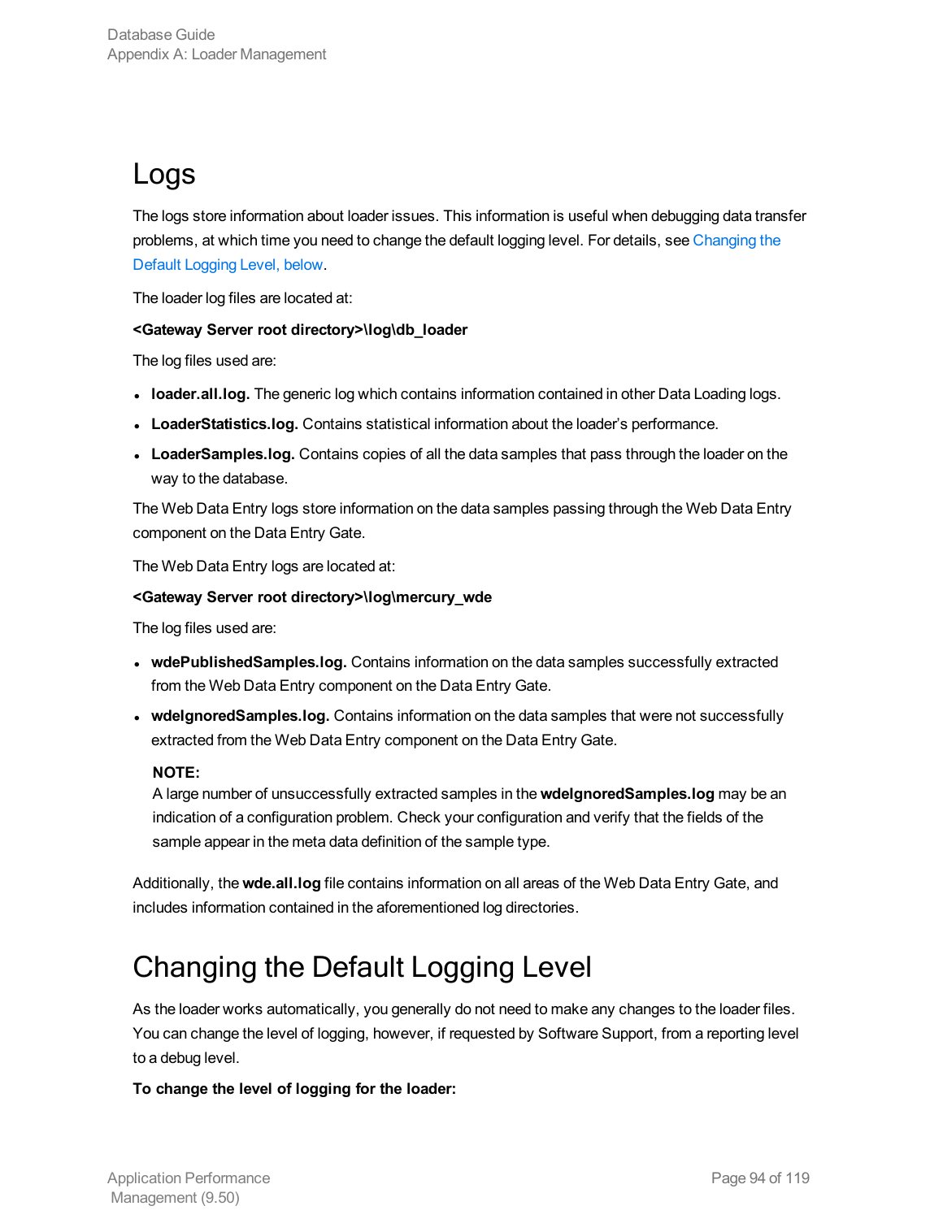# Logs

The logs store information about loader issues. This information is useful when debugging data transfer problems, at which time you need to change the default logging level. For details, see Changing the Default Logging Level, below.

The loader log files are located at:

**<Gateway Server root directory>\log\db_loader**

The log files used are:

- **loader.all.log.** The generic log which contains information contained in other Data Loading logs.
- **LoaderStatistics.log.** Contains statistical information about the loader's performance.
- **LoaderSamples.log.** Contains copies of all the data samples that pass through the loader on the way to the database.

The Web Data Entry logs store information on the data samples passing through the Web Data Entry component on the Data Entry Gate.

The Web Data Entry logs are located at:

**<Gateway Server root directory>\log\mercury_wde**

The log files used are:

- **wdePublishedSamples.log.** Contains information on the data samples successfully extracted from the Web Data Entry component on the Data Entry Gate.
- **wdeIgnoredSamples.log.** Contains information on the data samples that were not successfully extracted from the Web Data Entry component on the Data Entry Gate.

  **NOTE:**
  A large number of unsuccessfully extracted samples in the **wdeIgnoredSamples.log** may be an indication of a configuration problem. Check your configuration and verify that the fields of the sample appear in the meta data definition of the sample type.

Additionally, the **wde.all.log** file contains information on all areas of the Web Data Entry Gate, and includes information contained in the aforementioned log directories.

# Changing the Default Logging Level

As the loader works automatically, you generally do not need to make any changes to the loader files. You can change the level of logging, however, if requested by Software Support, from a reporting level to a debug level.

**To change the level of logging for the loader:**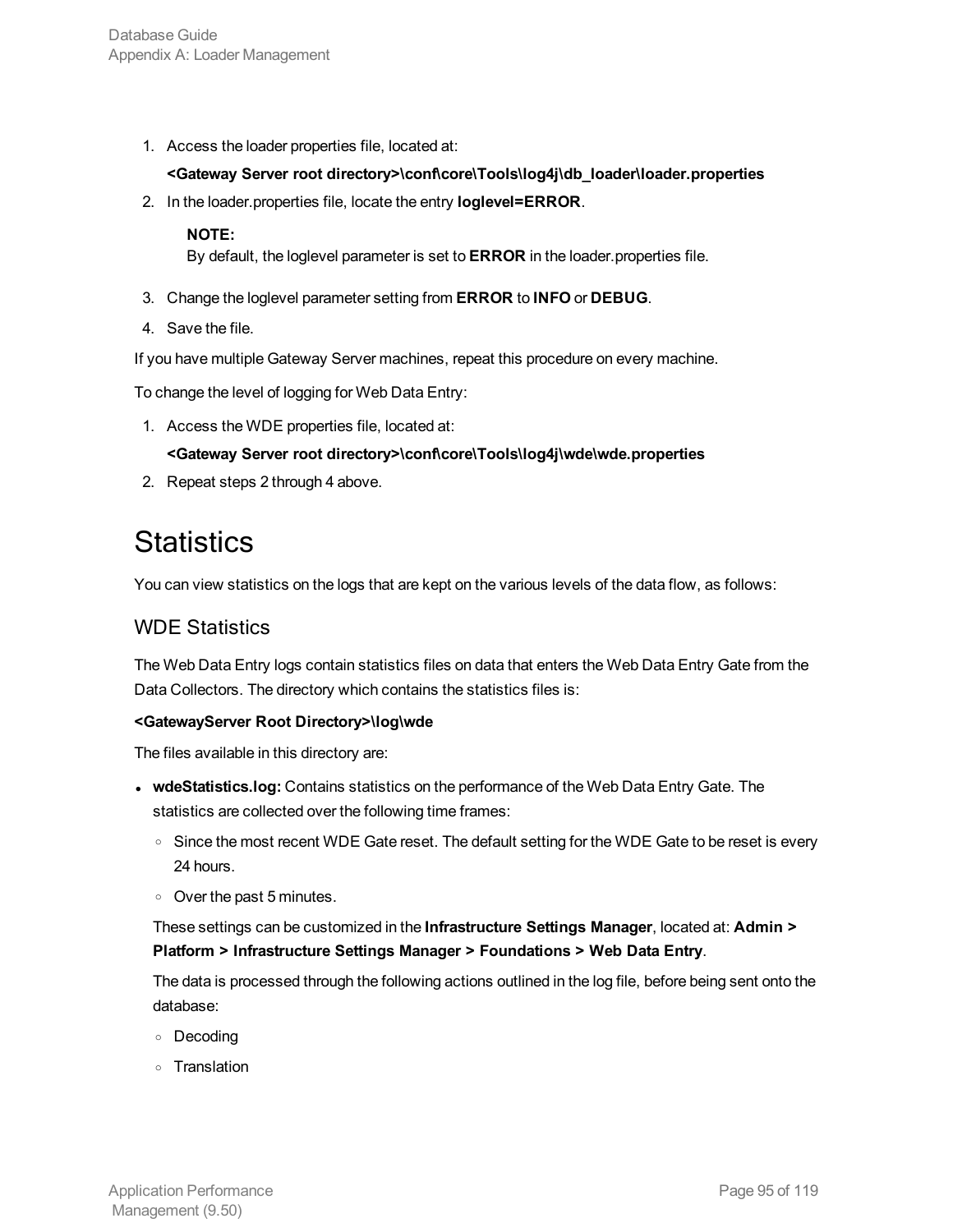1. Access the loader properties file, located at:

   **<Gateway Server root directory>\conf\core\Tools\log4j\db_loader\loader.properties**

2. In the loader.properties file, locate the entry **loglevel=ERROR**.

   **NOTE:**
   By default, the loglevel parameter is set to **ERROR** in the loader.properties file.

3. Change the loglevel parameter setting from **ERROR** to **INFO** or **DEBUG**.
4. Save the file.

If you have multiple Gateway Server machines, repeat this procedure on every machine.

To change the level of logging for Web Data Entry:

1. Access the WDE properties file, located at:

   **<Gateway Server root directory>\conf\core\Tools\log4j\wde\wde.properties**

2. Repeat steps 2 through 4 above.

# Statistics

You can view statistics on the logs that are kept on the various levels of the data flow, as follows:

## WDE Statistics

The Web Data Entry logs contain statistics files on data that enters the Web Data Entry Gate from the Data Collectors. The directory which contains the statistics files is:

**<GatewayServer Root Directory>\log\wde**

The files available in this directory are:

- **wdeStatistics.log:** Contains statistics on the performance of the Web Data Entry Gate. The statistics are collected over the following time frames:
  - Since the most recent WDE Gate reset. The default setting for the WDE Gate to be reset is every 24 hours.
  - Over the past 5 minutes.

  These settings can be customized in the **Infrastructure Settings Manager**, located at: **Admin > Platform > Infrastructure Settings Manager > Foundations > Web Data Entry**.

  The data is processed through the following actions outlined in the log file, before being sent onto the database:

  - Decoding
  - Translation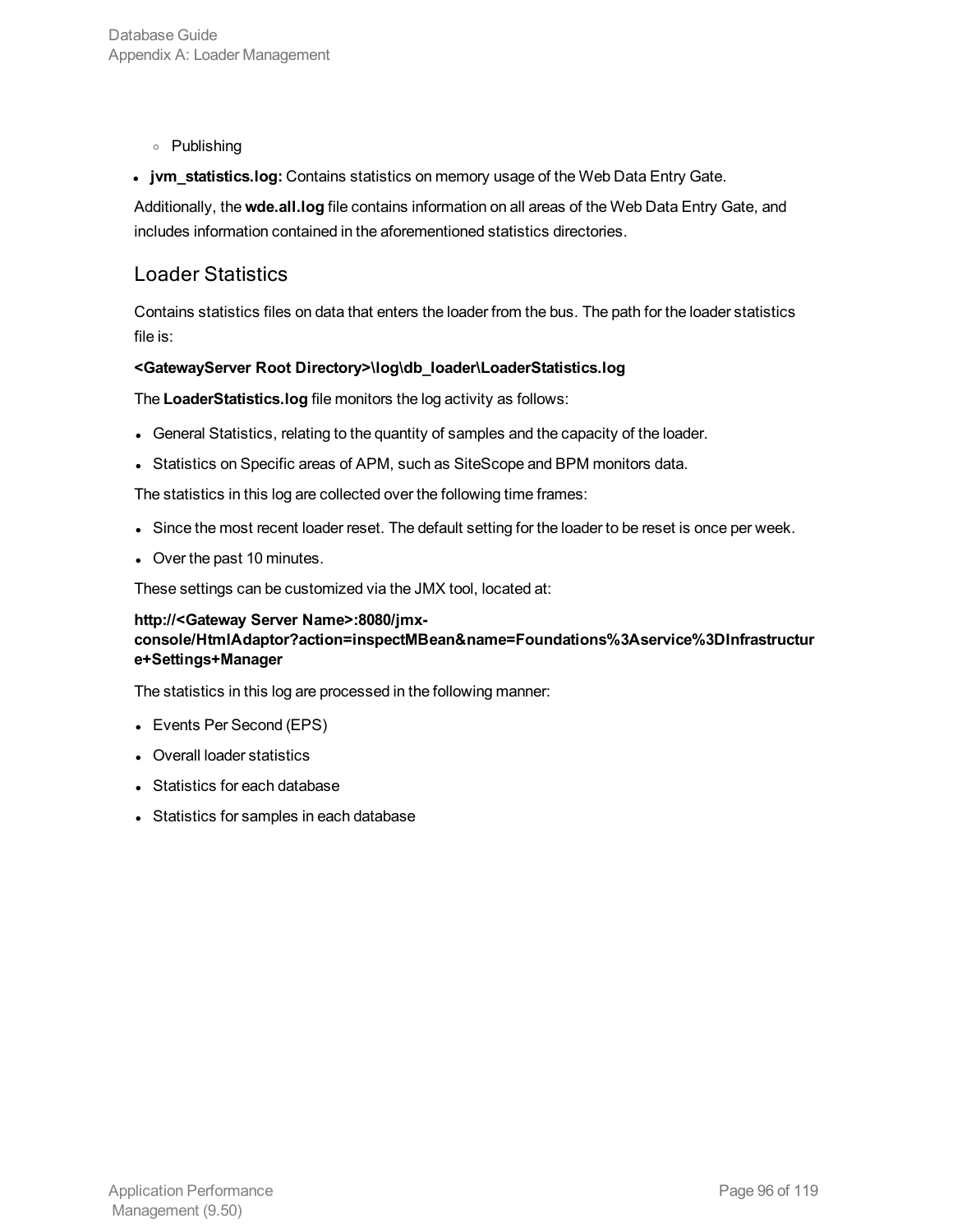- Publishing

- **jvm_statistics.log:** Contains statistics on memory usage of the Web Data Entry Gate.

Additionally, the **wde.all.log** file contains information on all areas of the Web Data Entry Gate, and includes information contained in the aforementioned statistics directories.

## Loader Statistics

Contains statistics files on data that enters the loader from the bus. The path for the loader statistics file is:

**<GatewayServer Root Directory>\log\db_loader\LoaderStatistics.log**

The **LoaderStatistics.log** file monitors the log activity as follows:

- General Statistics, relating to the quantity of samples and the capacity of the loader.
- Statistics on Specific areas of APM, such as SiteScope and BPM monitors data.

The statistics in this log are collected over the following time frames:

- Since the most recent loader reset. The default setting for the loader to be reset is once per week.
- Over the past 10 minutes.

These settings can be customized via the JMX tool, located at:

**http://<Gateway Server Name>:8080/jmx-console/HtmlAdaptor?action=inspectMBean&name=Foundations%3Aservice%3DInfrastructure+Settings+Manager**

The statistics in this log are processed in the following manner:

- Events Per Second (EPS)
- Overall loader statistics
- Statistics for each database
- Statistics for samples in each database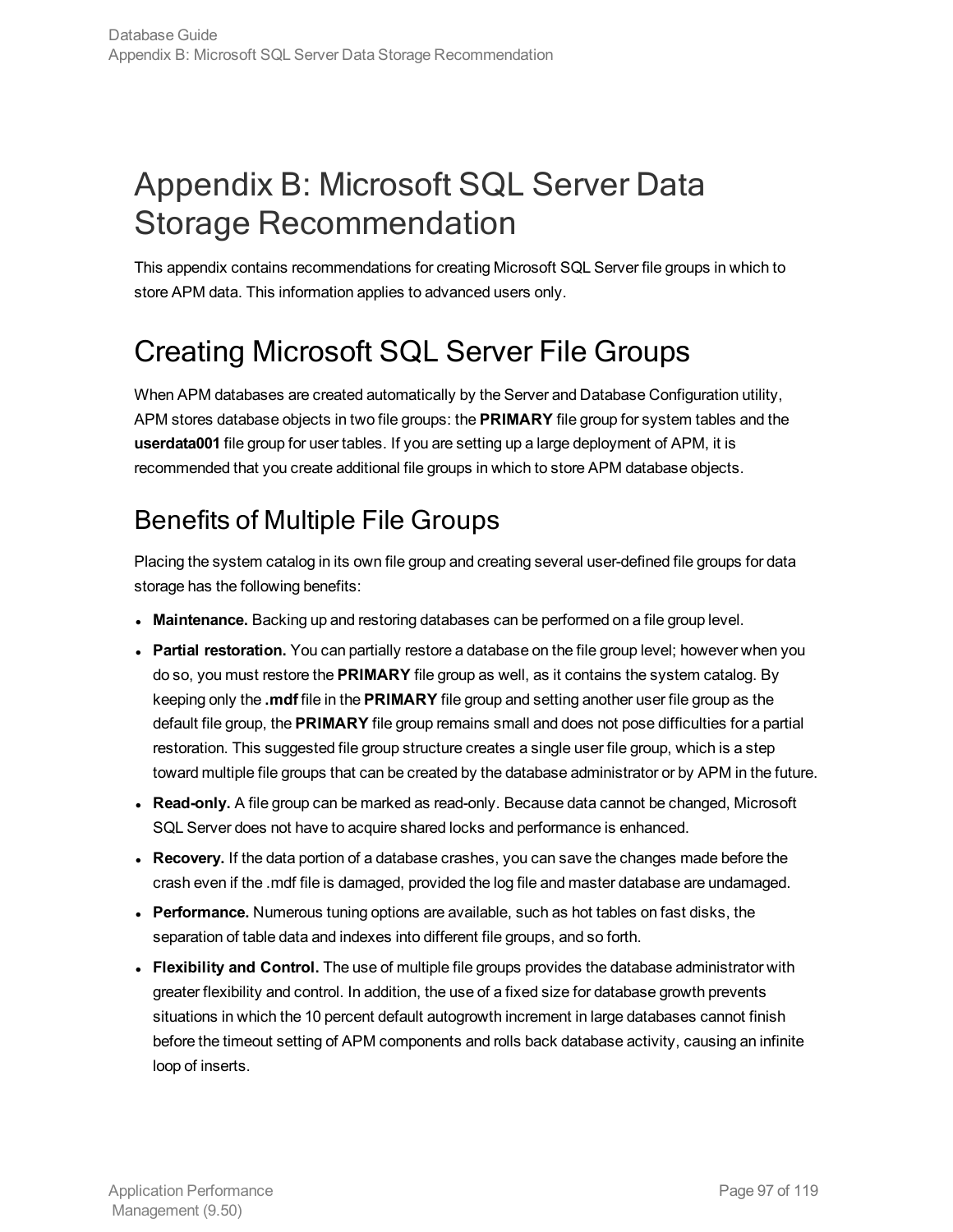# Appendix B: Microsoft SQL Server Data Storage Recommendation

This appendix contains recommendations for creating Microsoft SQL Server file groups in which to store APM data. This information applies to advanced users only.

# Creating Microsoft SQL Server File Groups

When APM databases are created automatically by the Server and Database Configuration utility, APM stores database objects in two file groups: the **PRIMARY** file group for system tables and the **userdata001** file group for user tables. If you are setting up a large deployment of APM, it is recommended that you create additional file groups in which to store APM database objects.

## Benefits of Multiple File Groups

Placing the system catalog in its own file group and creating several user-defined file groups for data storage has the following benefits:

- **Maintenance.** Backing up and restoring databases can be performed on a file group level.
- **Partial restoration.** You can partially restore a database on the file group level; however when you do so, you must restore the **PRIMARY** file group as well, as it contains the system catalog. By keeping only the **.mdf** file in the **PRIMARY** file group and setting another user file group as the default file group, the **PRIMARY** file group remains small and does not pose difficulties for a partial restoration. This suggested file group structure creates a single user file group, which is a step toward multiple file groups that can be created by the database administrator or by APM in the future.
- **Read-only.** A file group can be marked as read-only. Because data cannot be changed, Microsoft SQL Server does not have to acquire shared locks and performance is enhanced.
- **Recovery.** If the data portion of a database crashes, you can save the changes made before the crash even if the .mdf file is damaged, provided the log file and master database are undamaged.
- **Performance.** Numerous tuning options are available, such as hot tables on fast disks, the separation of table data and indexes into different file groups, and so forth.
- **Flexibility and Control.** The use of multiple file groups provides the database administrator with greater flexibility and control. In addition, the use of a fixed size for database growth prevents situations in which the 10 percent default autogrowth increment in large databases cannot finish before the timeout setting of APM components and rolls back database activity, causing an infinite loop of inserts.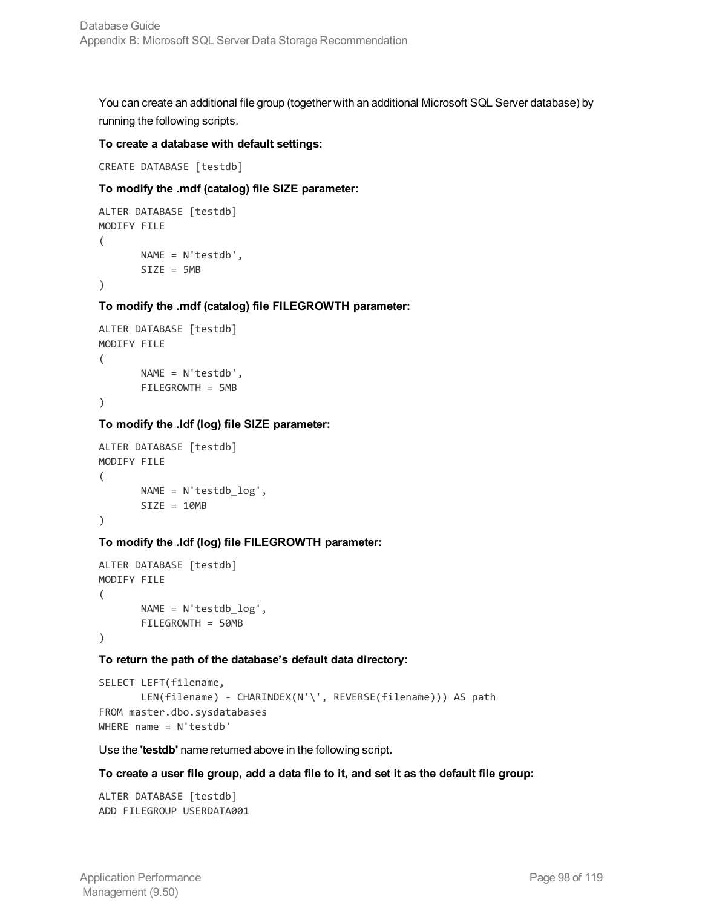You can create an additional file group (together with an additional Microsoft SQL Server database) by running the following scripts.

**To create a database with default settings:**

```
CREATE DATABASE [testdb]
```

**To modify the .mdf (catalog) file SIZE parameter:**

```
ALTER DATABASE [testdb]
MODIFY FILE
(
       NAME = N'testdb',
       SIZE = 5MB
)
```

**To modify the .mdf (catalog) file FILEGROWTH parameter:**

```
ALTER DATABASE [testdb]
MODIFY FILE
(
       NAME = N'testdb',
       FILEGROWTH = 5MB
)
```

**To modify the .ldf (log) file SIZE parameter:**

```
ALTER DATABASE [testdb]
MODIFY FILE
(
       NAME = N'testdb_log',
       SIZE = 10MB
)
```

**To modify the .ldf (log) file FILEGROWTH parameter:**

```
ALTER DATABASE [testdb]
MODIFY FILE
(
       NAME = N'testdb_log',
       FILEGROWTH = 50MB
)
```

**To return the path of the database's default data directory:**

```
SELECT LEFT(filename,
       LEN(filename) - CHARINDEX(N'\', REVERSE(filename))) AS path
FROM master.dbo.sysdatabases
WHERE name = N'testdb'
```

Use the **'testdb'** name returned above in the following script.

**To create a user file group, add a data file to it, and set it as the default file group:**

```
ALTER DATABASE [testdb]
ADD FILEGROUP USERDATA001
```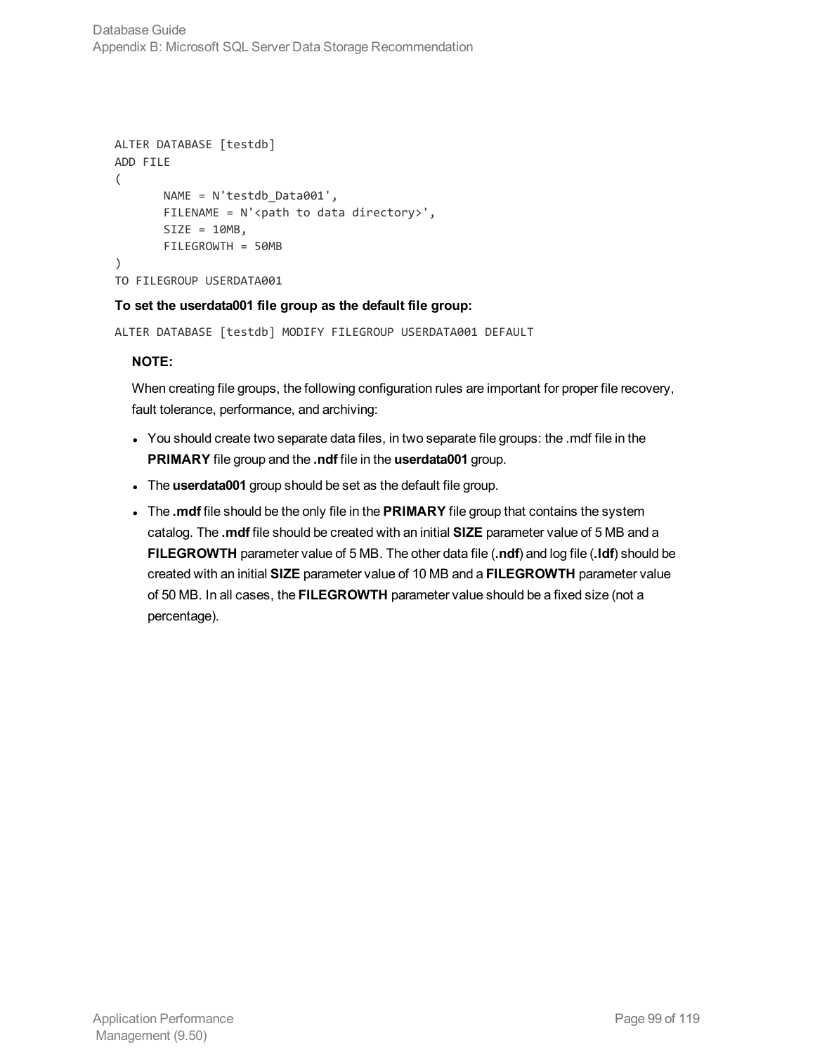```
ALTER DATABASE [testdb]
ADD FILE
(
       NAME = N'testdb_Data001',
       FILENAME = N'<path to data directory>',
       SIZE = 10MB,
       FILEGROWTH = 50MB
)
TO FILEGROUP USERDATA001
```

**To set the userdata001 file group as the default file group:**

```
ALTER DATABASE [testdb] MODIFY FILEGROUP USERDATA001 DEFAULT
```

**NOTE:**

When creating file groups, the following configuration rules are important for proper file recovery, fault tolerance, performance, and archiving:

- You should create two separate data files, in two separate file groups: the .mdf file in the **PRIMARY** file group and the **.ndf** file in the **userdata001** group.
- The **userdata001** group should be set as the default file group.
- The **.mdf** file should be the only file in the **PRIMARY** file group that contains the system catalog. The **.mdf** file should be created with an initial **SIZE** parameter value of 5 MB and a **FILEGROWTH** parameter value of 5 MB. The other data file (**.ndf**) and log file (**.ldf**) should be created with an initial **SIZE** parameter value of 10 MB and a **FILEGROWTH** parameter value of 50 MB. In all cases, the **FILEGROWTH** parameter value should be a fixed size (not a percentage).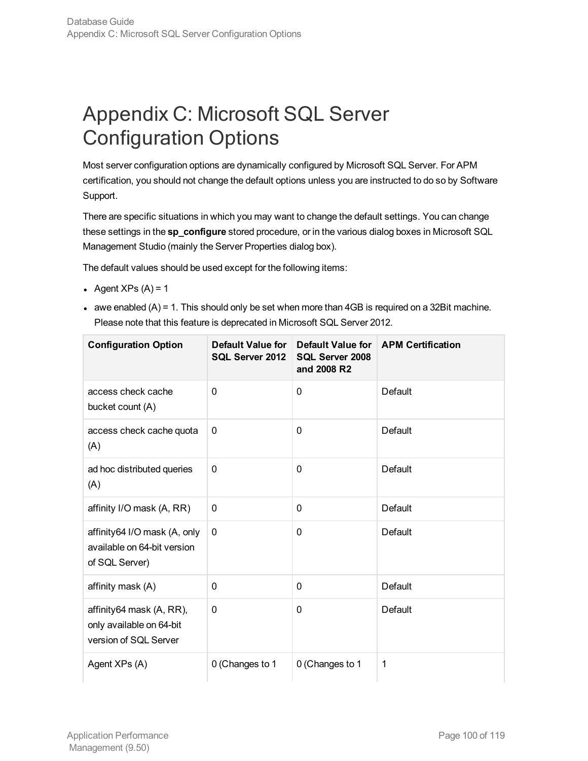# Appendix C: Microsoft SQL Server Configuration Options

Most server configuration options are dynamically configured by Microsoft SQL Server. For APM certification, you should not change the default options unless you are instructed to do so by Software Support.

There are specific situations in which you may want to change the default settings. You can change these settings in the **sp_configure** stored procedure, or in the various dialog boxes in Microsoft SQL Management Studio (mainly the Server Properties dialog box).

The default values should be used except for the following items:

- Agent XPs (A) = 1
- awe enabled (A) = 1. This should only be set when more than 4GB is required on a 32Bit machine. Please note that this feature is deprecated in Microsoft SQL Server 2012.

| Configuration Option | Default Value for SQL Server 2012 | Default Value for SQL Server 2008 and 2008 R2 | APM Certification |
|---|---|---|---|
| access check cache bucket count (A) | 0 | 0 | Default |
| access check cache quota (A) | 0 | 0 | Default |
| ad hoc distributed queries (A) | 0 | 0 | Default |
| affinity I/O mask (A, RR) | 0 | 0 | Default |
| affinity64 I/O mask (A, only available on 64-bit version of SQL Server) | 0 | 0 | Default |
| affinity mask (A) | 0 | 0 | Default |
| affinity64 mask (A, RR), only available on 64-bit version of SQL Server | 0 | 0 | Default |
| Agent XPs (A) | 0 (Changes to 1 | 0 (Changes to 1 | 1 |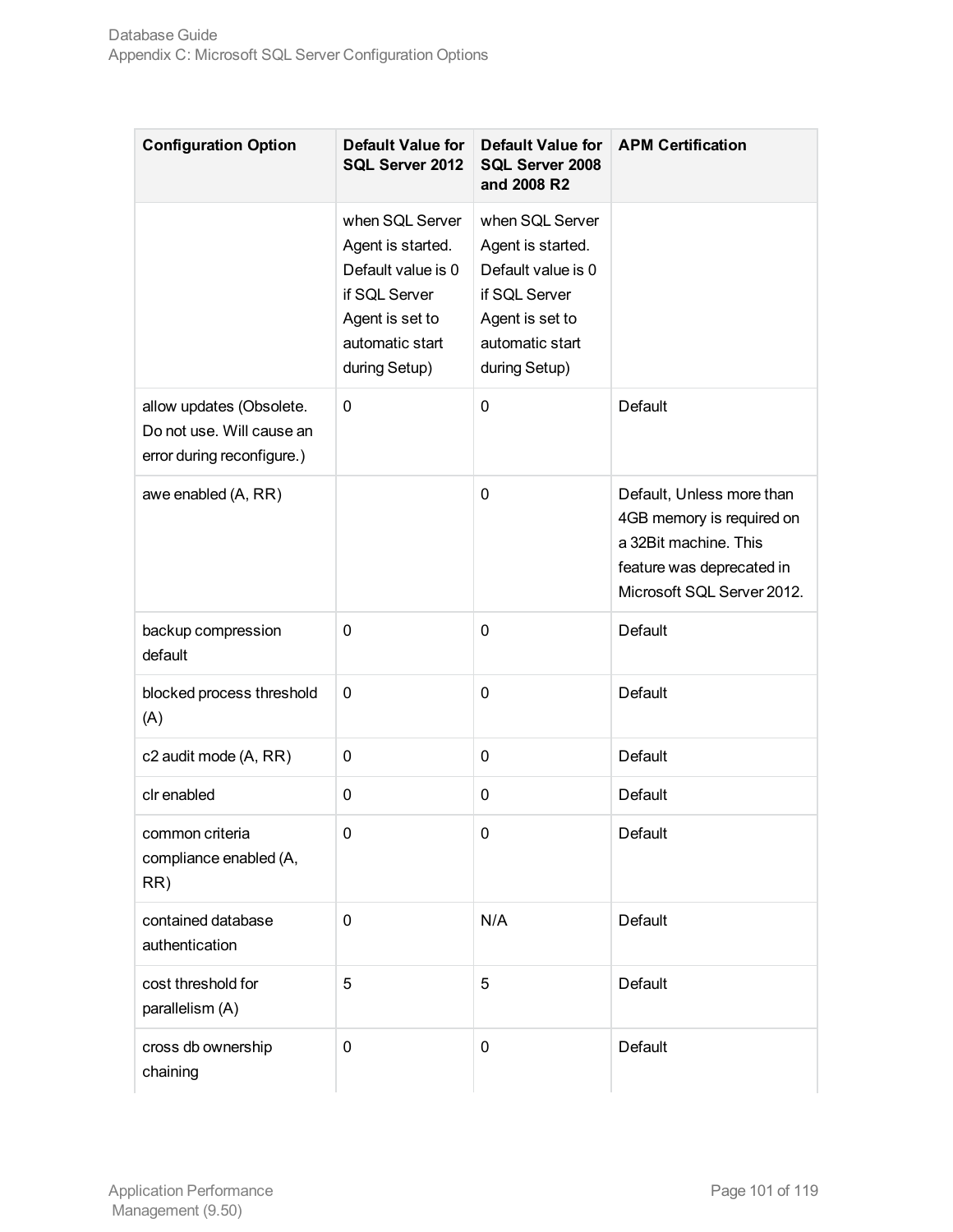| Configuration Option | Default Value for SQL Server 2012 | Default Value for SQL Server 2008 and 2008 R2 | APM Certification |
| --- | --- | --- | --- |
| | when SQL Server Agent is started. Default value is 0 if SQL Server Agent is set to automatic start during Setup) | when SQL Server Agent is started. Default value is 0 if SQL Server Agent is set to automatic start during Setup) | |
| allow updates (Obsolete. Do not use. Will cause an error during reconfigure.) | 0 | 0 | Default |
| awe enabled (A, RR) | | 0 | Default, Unless more than 4GB memory is required on a 32Bit machine. This feature was deprecated in Microsoft SQL Server 2012. |
| backup compression default | 0 | 0 | Default |
| blocked process threshold (A) | 0 | 0 | Default |
| c2 audit mode (A, RR) | 0 | 0 | Default |
| clr enabled | 0 | 0 | Default |
| common criteria compliance enabled (A, RR) | 0 | 0 | Default |
| contained database authentication | 0 | N/A | Default |
| cost threshold for parallelism (A) | 5 | 5 | Default |
| cross db ownership chaining | 0 | 0 | Default |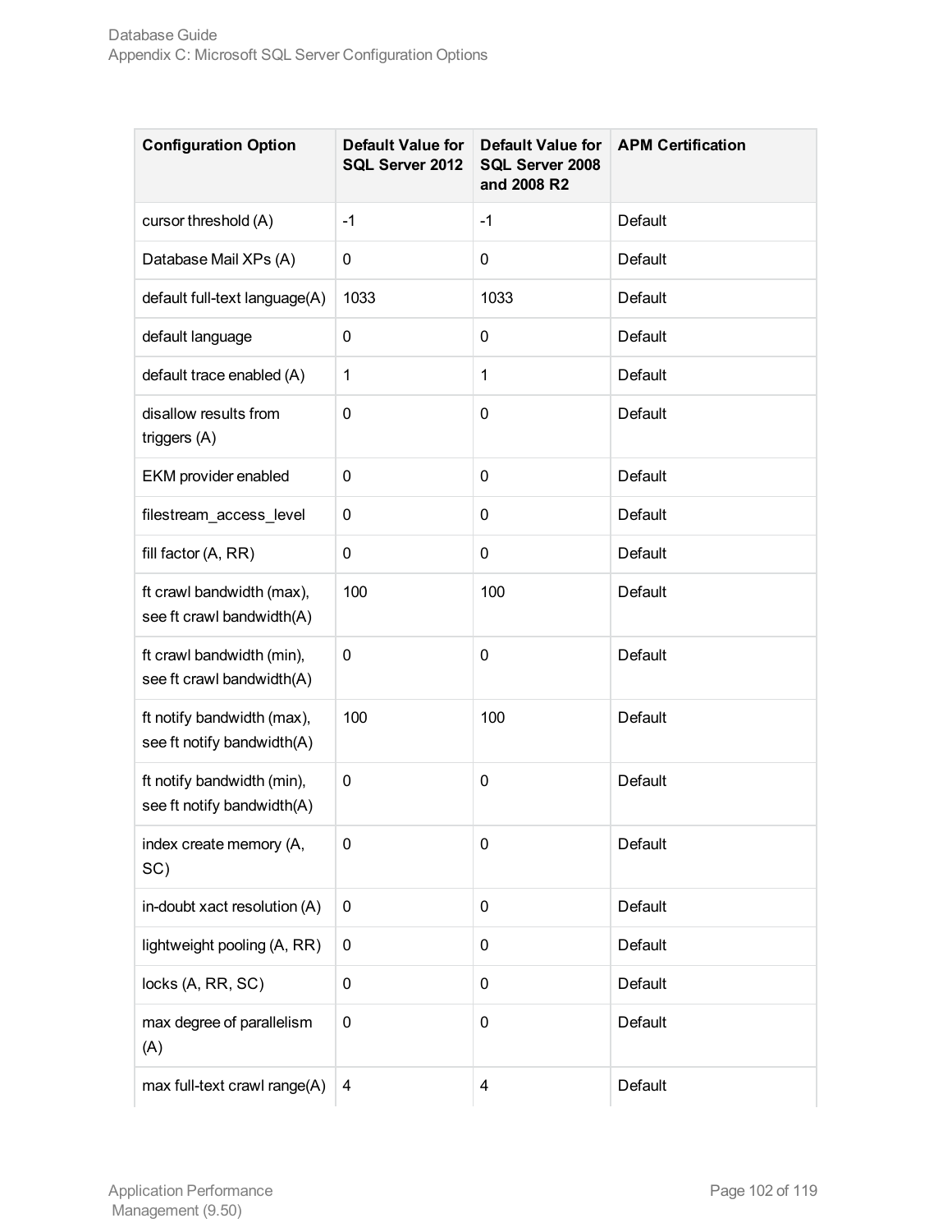| Configuration Option | Default Value for SQL Server 2012 | Default Value for SQL Server 2008 and 2008 R2 | APM Certification |
| --- | --- | --- | --- |
| cursor threshold (A) | -1 | -1 | Default |
| Database Mail XPs (A) | 0 | 0 | Default |
| default full-text language(A) | 1033 | 1033 | Default |
| default language | 0 | 0 | Default |
| default trace enabled (A) | 1 | 1 | Default |
| disallow results from triggers (A) | 0 | 0 | Default |
| EKM provider enabled | 0 | 0 | Default |
| filestream_access_level | 0 | 0 | Default |
| fill factor (A, RR) | 0 | 0 | Default |
| ft crawl bandwidth (max), see ft crawl bandwidth(A) | 100 | 100 | Default |
| ft crawl bandwidth (min), see ft crawl bandwidth(A) | 0 | 0 | Default |
| ft notify bandwidth (max), see ft notify bandwidth(A) | 100 | 100 | Default |
| ft notify bandwidth (min), see ft notify bandwidth(A) | 0 | 0 | Default |
| index create memory (A, SC) | 0 | 0 | Default |
| in-doubt xact resolution (A) | 0 | 0 | Default |
| lightweight pooling (A, RR) | 0 | 0 | Default |
| locks (A, RR, SC) | 0 | 0 | Default |
| max degree of parallelism (A) | 0 | 0 | Default |
| max full-text crawl range(A) | 4 | 4 | Default |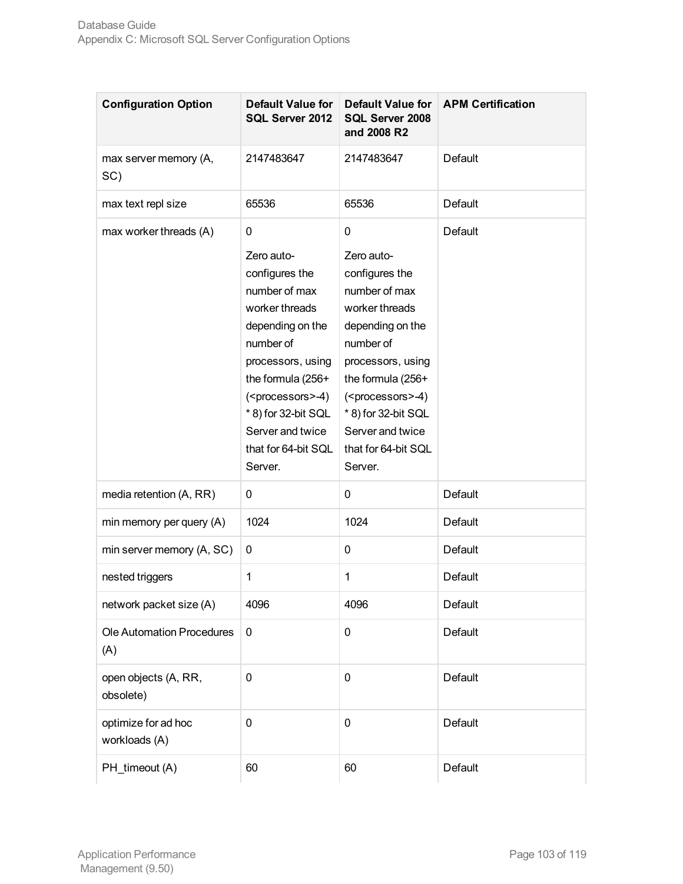| Configuration Option | Default Value for SQL Server 2012 | Default Value for SQL Server 2008 and 2008 R2 | APM Certification |
|---|---|---|---|
| max server memory (A, SC) | 2147483647 | 2147483647 | Default |
| max text repl size | 65536 | 65536 | Default |
| max worker threads (A) | 0<br><br>Zero auto-configures the number of max worker threads depending on the number of processors, using the formula (256+(<processors>-4) * 8) for 32-bit SQL Server and twice that for 64-bit SQL Server. | 0<br><br>Zero auto-configures the number of max worker threads depending on the number of processors, using the formula (256+(<processors>-4) * 8) for 32-bit SQL Server and twice that for 64-bit SQL Server. | Default |
| media retention (A, RR) | 0 | 0 | Default |
| min memory per query (A) | 1024 | 1024 | Default |
| min server memory (A, SC) | 0 | 0 | Default |
| nested triggers | 1 | 1 | Default |
| network packet size (A) | 4096 | 4096 | Default |
| Ole Automation Procedures (A) | 0 | 0 | Default |
| open objects (A, RR, obsolete) | 0 | 0 | Default |
| optimize for ad hoc workloads (A) | 0 | 0 | Default |
| PH_timeout (A) | 60 | 60 | Default |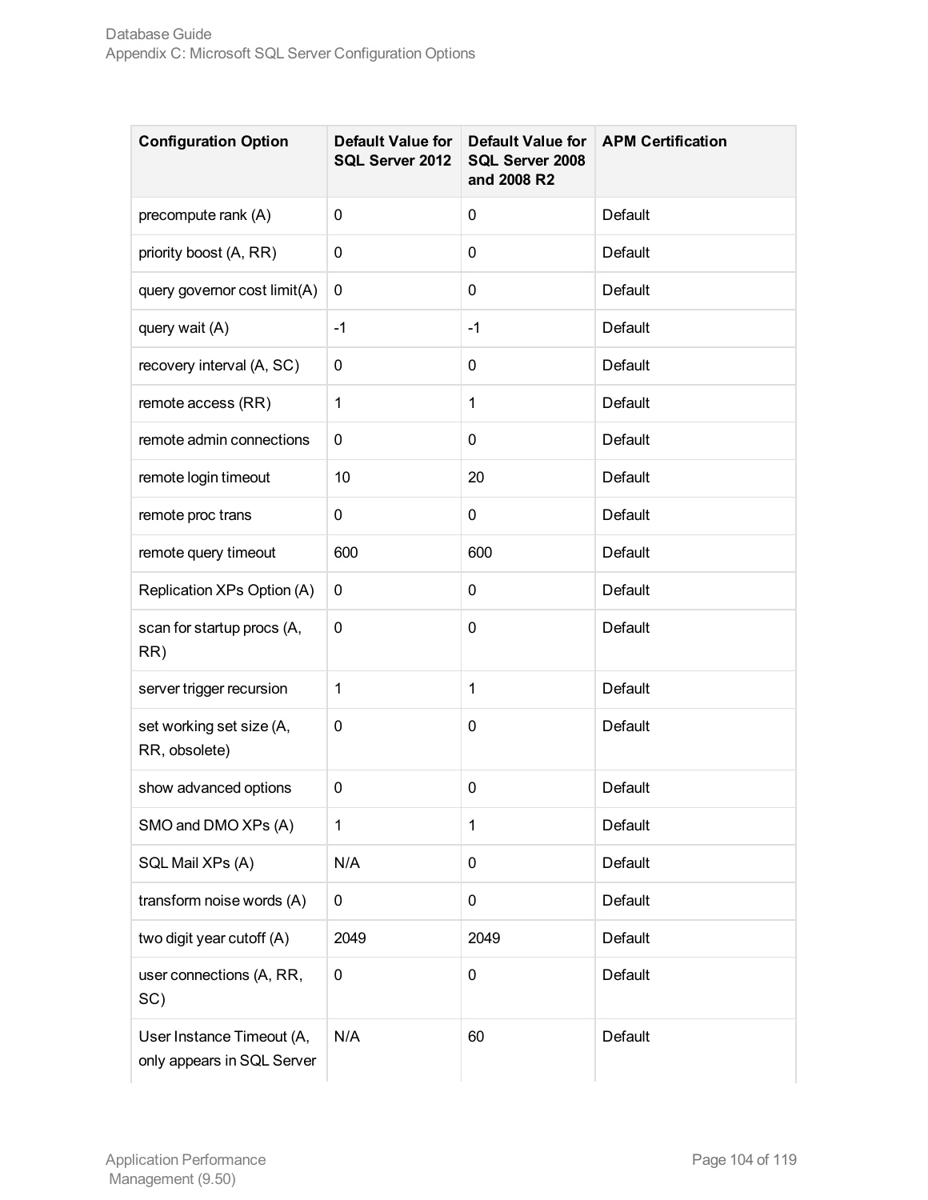| Configuration Option | Default Value for SQL Server 2012 | Default Value for SQL Server 2008 and 2008 R2 | APM Certification |
|---|---|---|---|
| precompute rank (A) | 0 | 0 | Default |
| priority boost (A, RR) | 0 | 0 | Default |
| query governor cost limit(A) | 0 | 0 | Default |
| query wait (A) | -1 | -1 | Default |
| recovery interval (A, SC) | 0 | 0 | Default |
| remote access (RR) | 1 | 1 | Default |
| remote admin connections | 0 | 0 | Default |
| remote login timeout | 10 | 20 | Default |
| remote proc trans | 0 | 0 | Default |
| remote query timeout | 600 | 600 | Default |
| Replication XPs Option (A) | 0 | 0 | Default |
| scan for startup procs (A, RR) | 0 | 0 | Default |
| server trigger recursion | 1 | 1 | Default |
| set working set size (A, RR, obsolete) | 0 | 0 | Default |
| show advanced options | 0 | 0 | Default |
| SMO and DMO XPs (A) | 1 | 1 | Default |
| SQL Mail XPs (A) | N/A | 0 | Default |
| transform noise words (A) | 0 | 0 | Default |
| two digit year cutoff (A) | 2049 | 2049 | Default |
| user connections (A, RR, SC) | 0 | 0 | Default |
| User Instance Timeout (A, only appears in SQL Server | N/A | 60 | Default |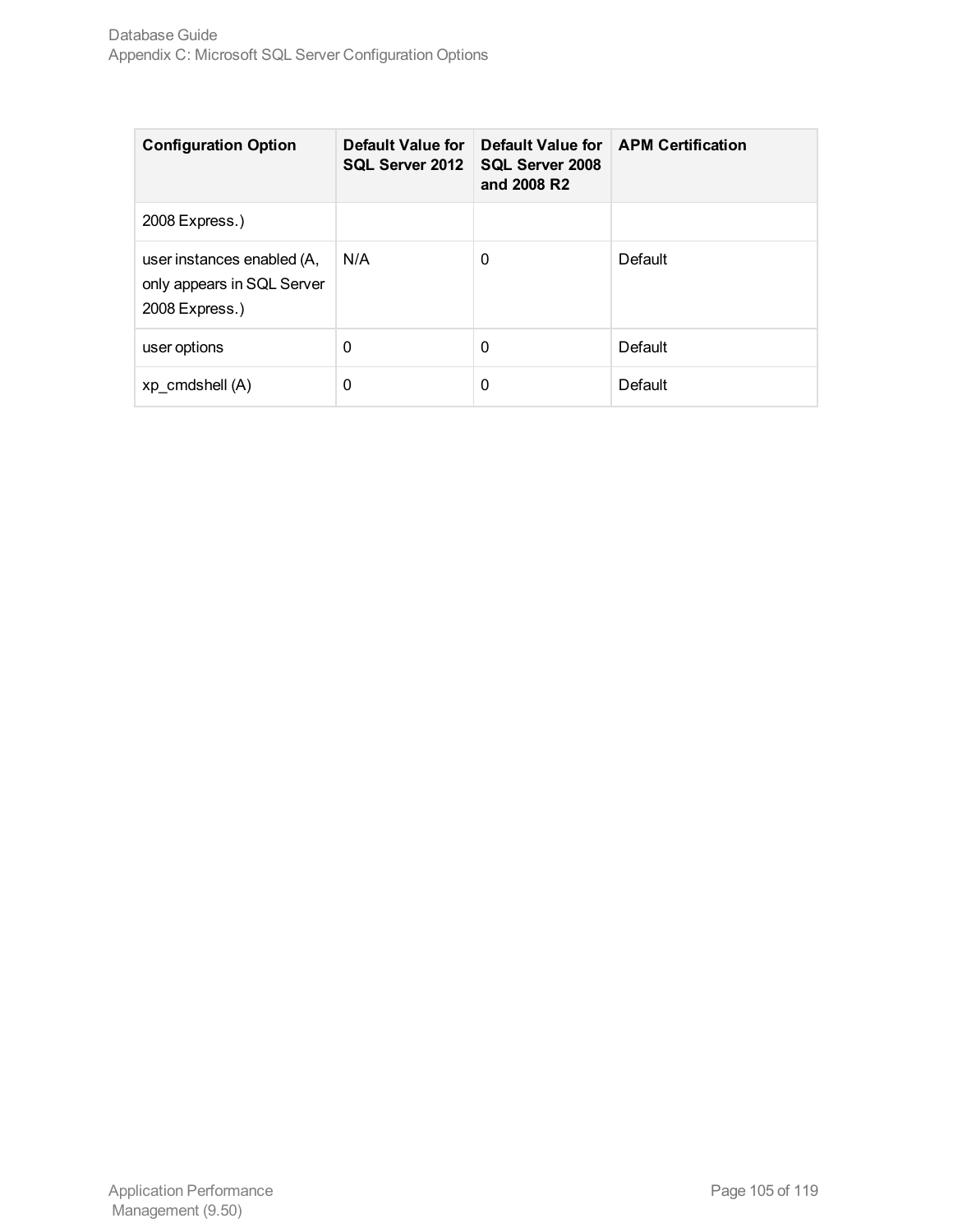| Configuration Option | Default Value for SQL Server 2012 | Default Value for SQL Server 2008 and 2008 R2 | APM Certification |
|---|---|---|---|
| 2008 Express.) | | | |
| user instances enabled (A, only appears in SQL Server 2008 Express.) | N/A | 0 | Default |
| user options | 0 | 0 | Default |
| xp_cmdshell (A) | 0 | 0 | Default |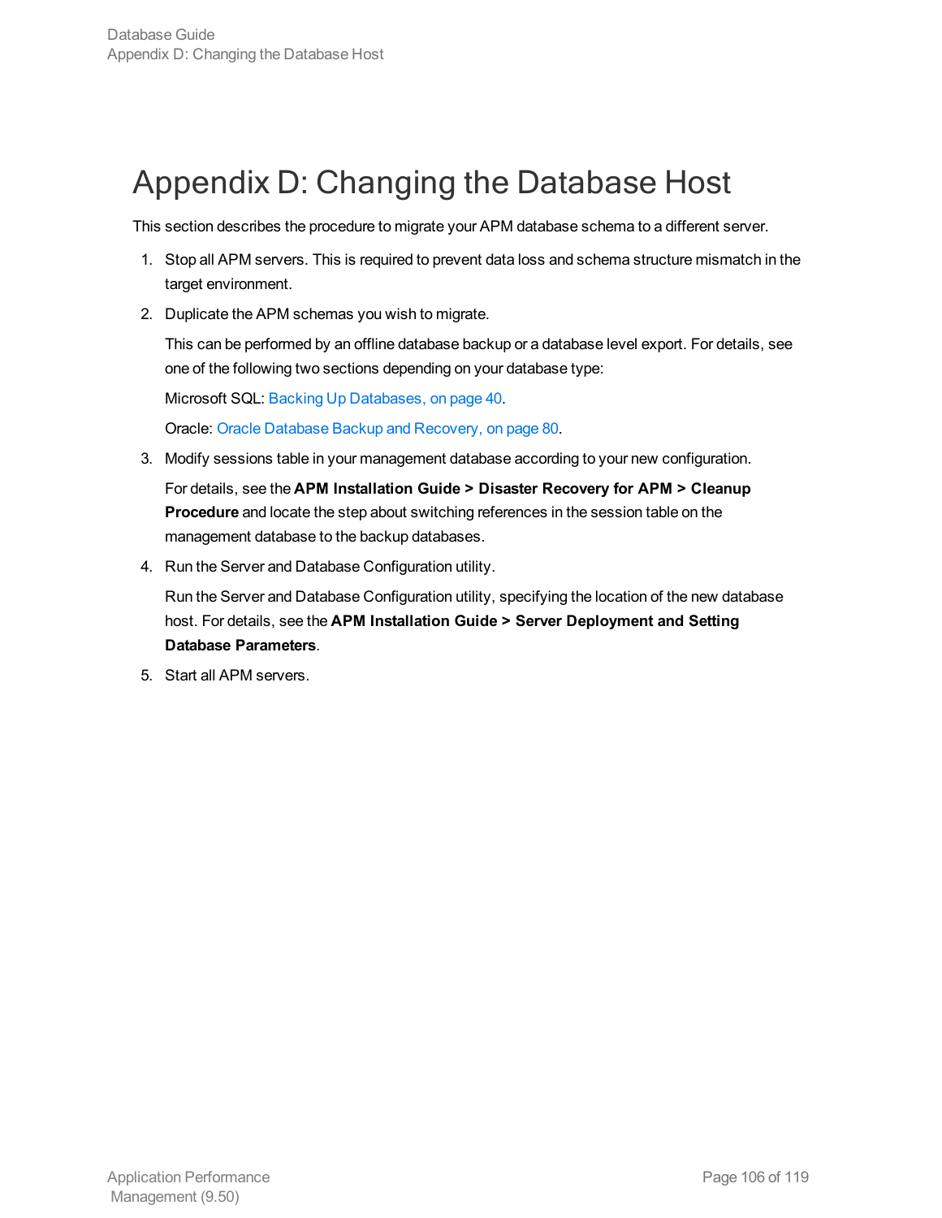# Appendix D: Changing the Database Host

This section describes the procedure to migrate your APM database schema to a different server.

1. Stop all APM servers. This is required to prevent data loss and schema structure mismatch in the target environment.
2. Duplicate the APM schemas you wish to migrate.

   This can be performed by an offline database backup or a database level export. For details, see one of the following two sections depending on your database type:

   Microsoft SQL: Backing Up Databases, on page 40.

   Oracle: Oracle Database Backup and Recovery, on page 80.
3. Modify sessions table in your management database according to your new configuration.

   For details, see the **APM Installation Guide > Disaster Recovery for APM > Cleanup Procedure** and locate the step about switching references in the session table on the management database to the backup databases.
4. Run the Server and Database Configuration utility.

   Run the Server and Database Configuration utility, specifying the location of the new database host. For details, see the **APM Installation Guide > Server Deployment and Setting Database Parameters**.
5. Start all APM servers.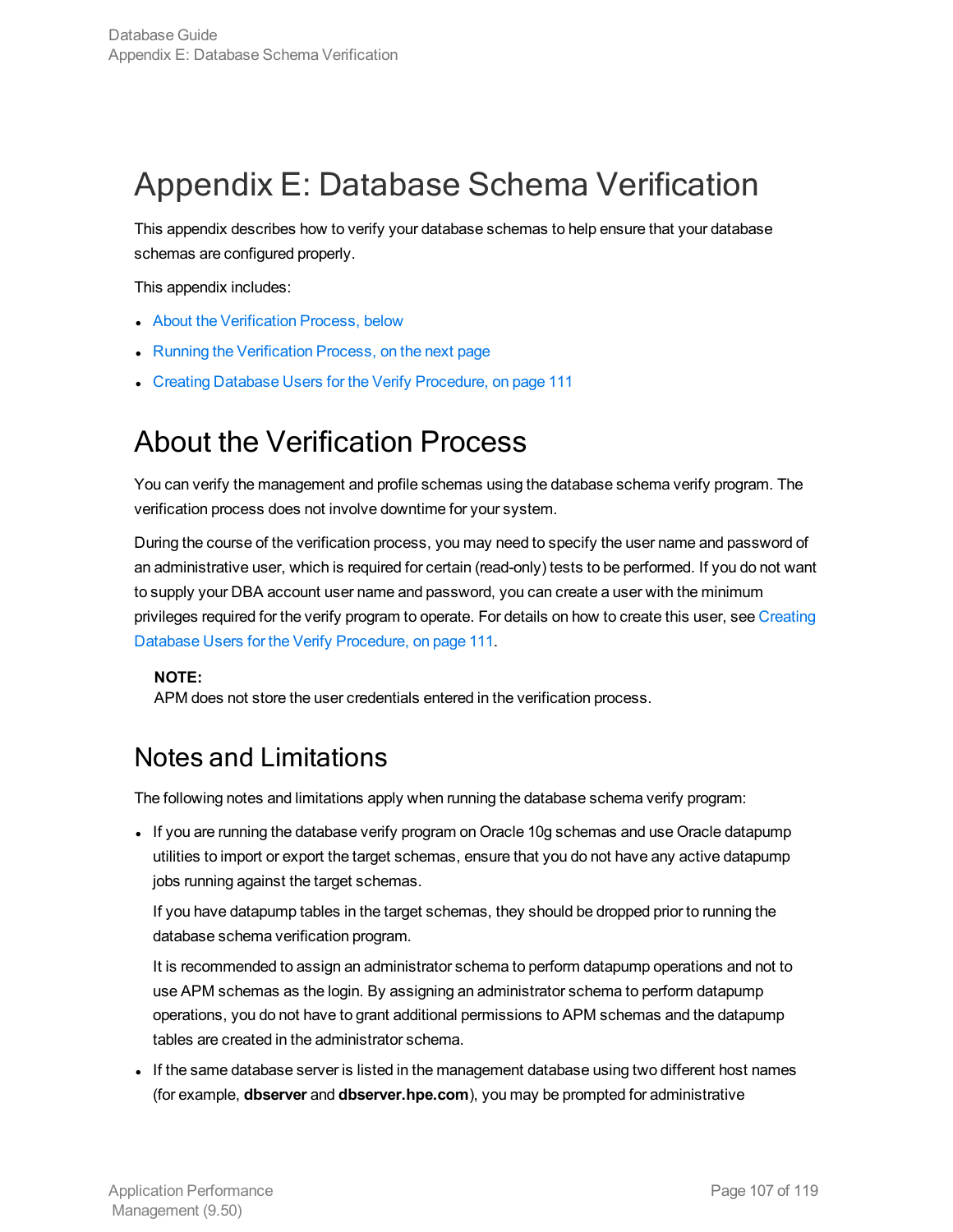# Appendix E: Database Schema Verification

This appendix describes how to verify your database schemas to help ensure that your database schemas are configured properly.

This appendix includes:

- About the Verification Process, below
- Running the Verification Process, on the next page
- Creating Database Users for the Verify Procedure, on page 111

## About the Verification Process

You can verify the management and profile schemas using the database schema verify program. The verification process does not involve downtime for your system.

During the course of the verification process, you may need to specify the user name and password of an administrative user, which is required for certain (read-only) tests to be performed. If you do not want to supply your DBA account user name and password, you can create a user with the minimum privileges required for the verify program to operate. For details on how to create this user, see Creating Database Users for the Verify Procedure, on page 111.

> **NOTE:**
> APM does not store the user credentials entered in the verification process.

### Notes and Limitations

The following notes and limitations apply when running the database schema verify program:

- If you are running the database verify program on Oracle 10g schemas and use Oracle datapump utilities to import or export the target schemas, ensure that you do not have any active datapump jobs running against the target schemas.

  If you have datapump tables in the target schemas, they should be dropped prior to running the database schema verification program.

  It is recommended to assign an administrator schema to perform datapump operations and not to use APM schemas as the login. By assigning an administrator schema to perform datapump operations, you do not have to grant additional permissions to APM schemas and the datapump tables are created in the administrator schema.

- If the same database server is listed in the management database using two different host names (for example, **dbserver** and **dbserver.hpe.com**), you may be prompted for administrative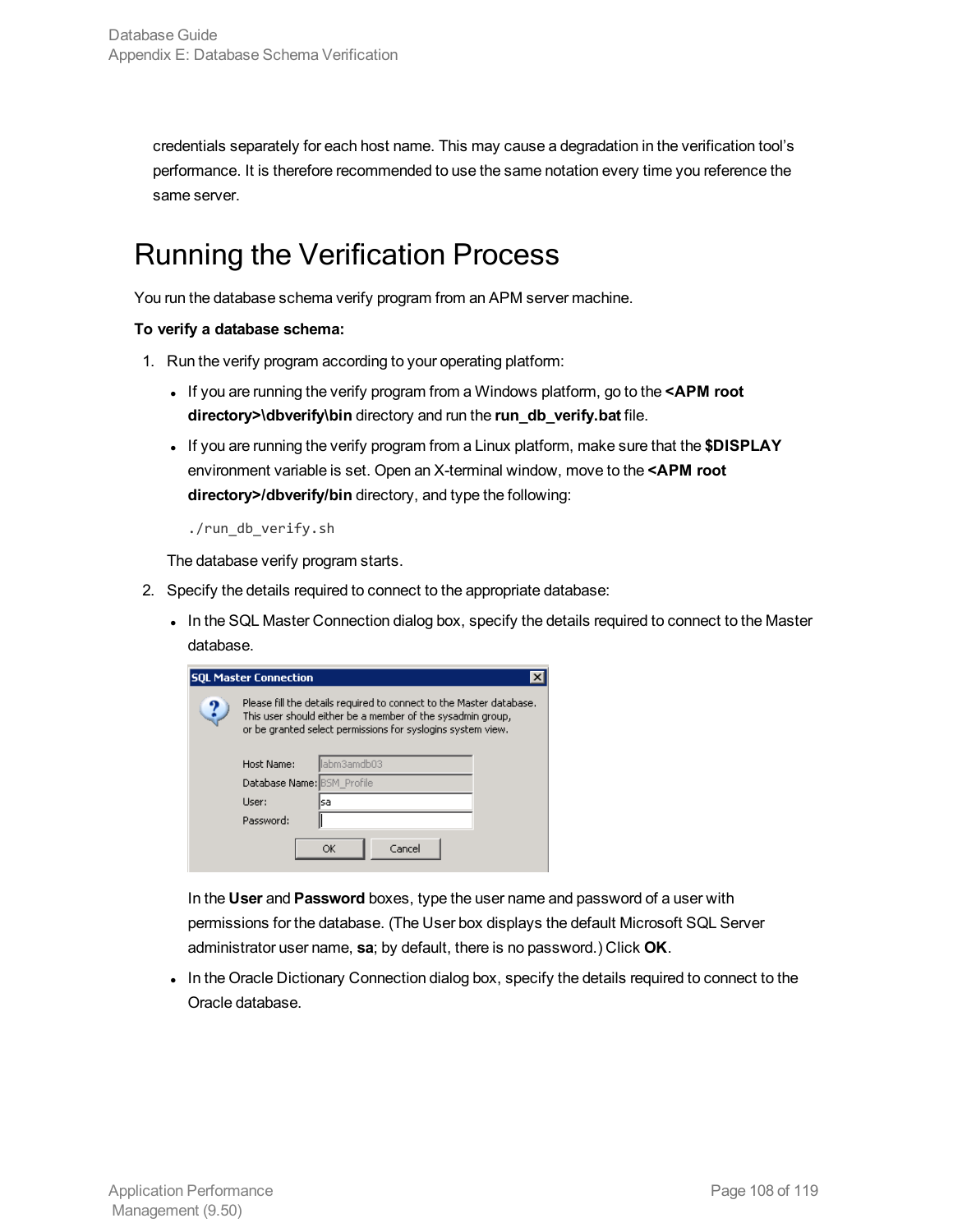credentials separately for each host name. This may cause a degradation in the verification tool's performance. It is therefore recommended to use the same notation every time you reference the same server.

# Running the Verification Process

You run the database schema verify program from an APM server machine.

**To verify a database schema:**

1. Run the verify program according to your operating platform:

   - If you are running the verify program from a Windows platform, go to the **<APM root directory>\dbverify\bin** directory and run the **run_db_verify.bat** file.
   - If you are running the verify program from a Linux platform, make sure that the **$DISPLAY** environment variable is set. Open an X-terminal window, move to the **<APM root directory>/dbverify/bin** directory, and type the following:

     ```
     ./run_db_verify.sh
     ```

   The database verify program starts.

2. Specify the details required to connect to the appropriate database:

   - In the SQL Master Connection dialog box, specify the details required to connect to the Master database.

     In the **User** and **Password** boxes, type the user name and password of a user with permissions for the database. (The User box displays the default Microsoft SQL Server administrator user name, **sa**; by default, there is no password.) Click **OK**.

   - In the Oracle Dictionary Connection dialog box, specify the details required to connect to the Oracle database.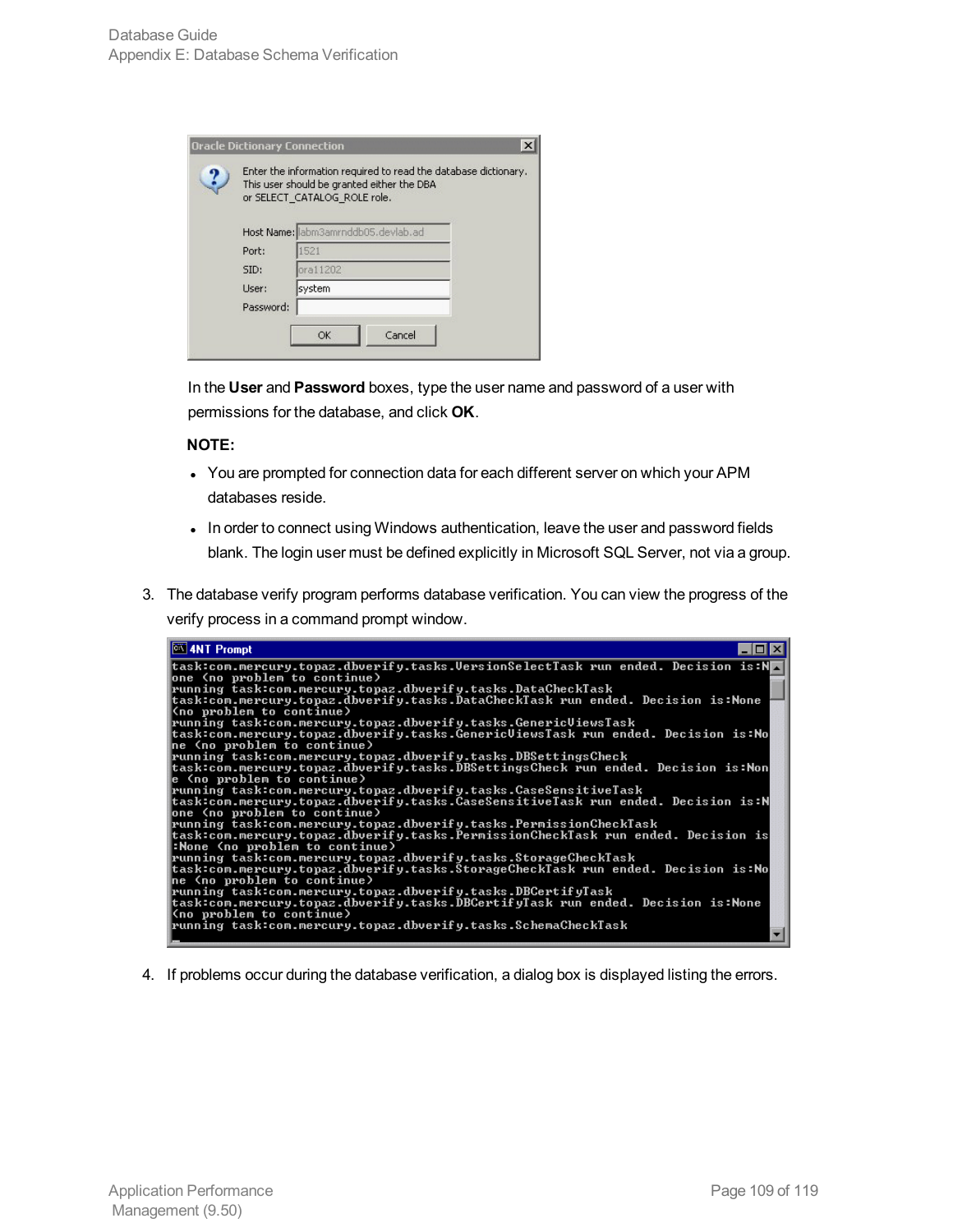In the **User** and **Password** boxes, type the user name and password of a user with permissions for the database, and click **OK**.

**NOTE:**

- You are prompted for connection data for each different server on which your APM databases reside.
- In order to connect using Windows authentication, leave the user and password fields blank. The login user must be defined explicitly in Microsoft SQL Server, not via a group.

3. The database verify program performs database verification. You can view the progress of the verify process in a command prompt window.

4. If problems occur during the database verification, a dialog box is displayed listing the errors.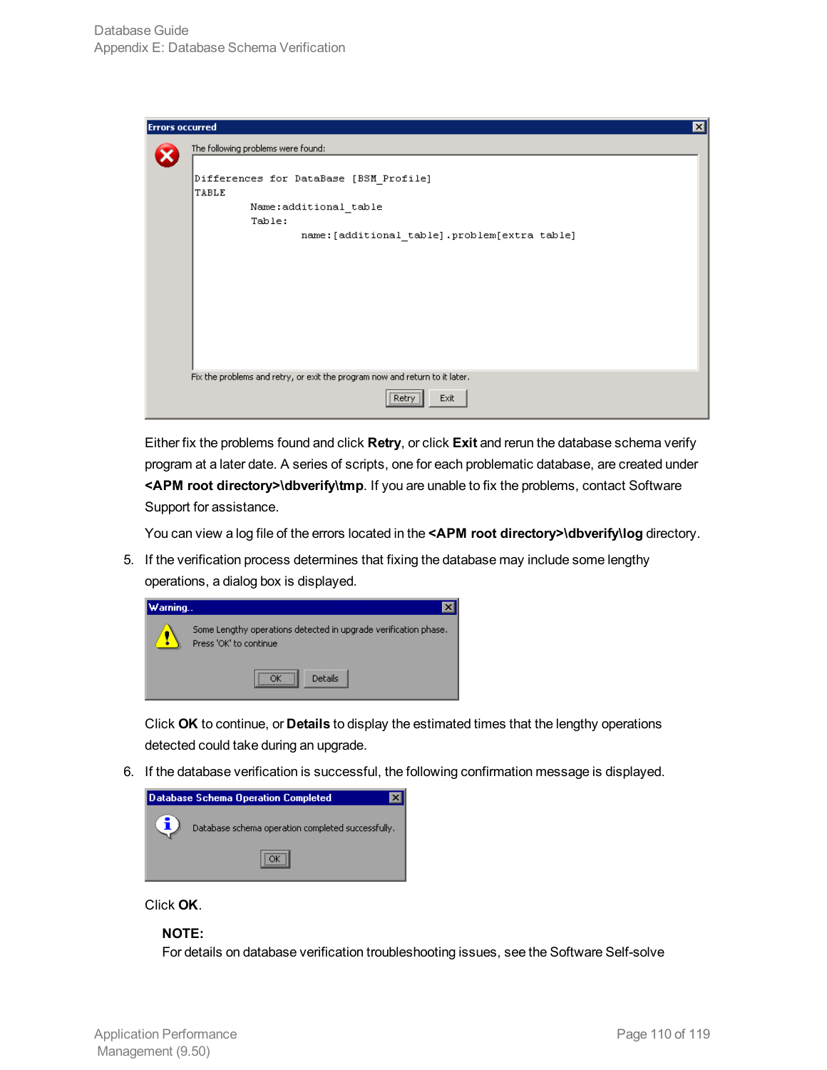Either fix the problems found and click **Retry**, or click **Exit** and rerun the database schema verify program at a later date. A series of scripts, one for each problematic database, are created under **<APM root directory>\dbverify\tmp**. If you are unable to fix the problems, contact Software Support for assistance.

You can view a log file of the errors located in the **<APM root directory>\dbverify\log** directory.

5. If the verification process determines that fixing the database may include some lengthy operations, a dialog box is displayed.

   Click **OK** to continue, or **Details** to display the estimated times that the lengthy operations detected could take during an upgrade.

6. If the database verification is successful, the following confirmation message is displayed.

   Click **OK**.

   **NOTE:**
   For details on database verification troubleshooting issues, see the Software Self-solve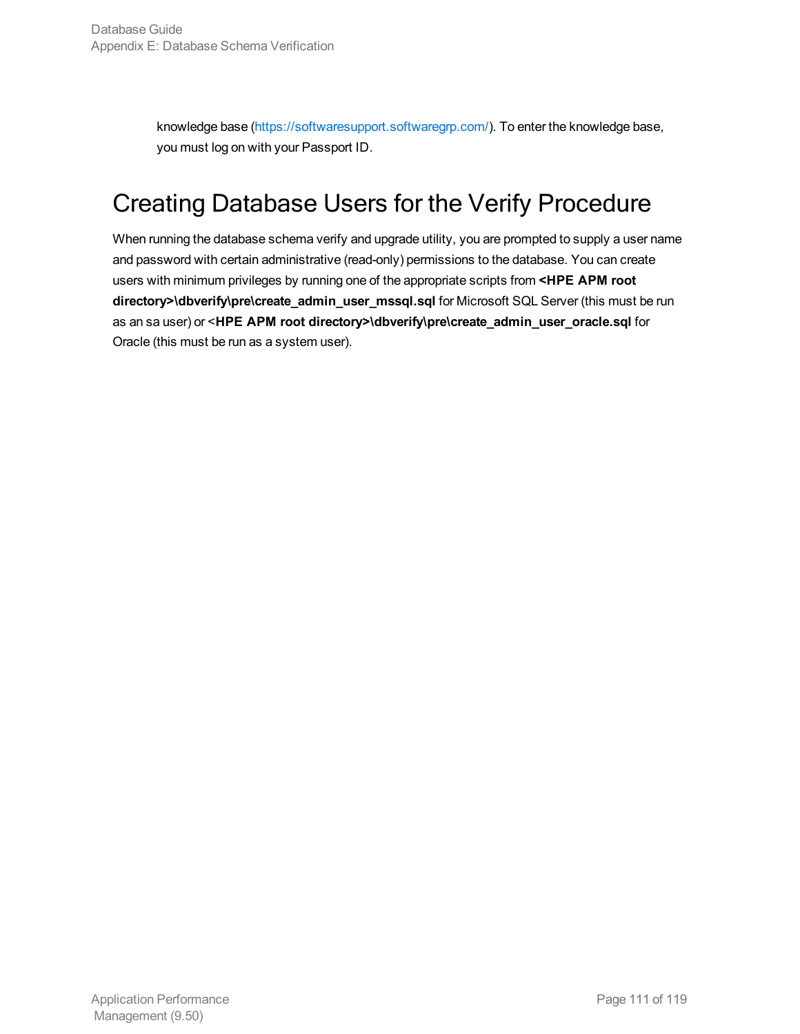knowledge base (https://softwaresupport.softwaregrp.com/). To enter the knowledge base, you must log on with your Passport ID.

## Creating Database Users for the Verify Procedure

When running the database schema verify and upgrade utility, you are prompted to supply a user name and password with certain administrative (read-only) permissions to the database. You can create users with minimum privileges by running one of the appropriate scripts from **<HPE APM root directory>\dbverify\pre\create_admin_user_mssql.sql** for Microsoft SQL Server (this must be run as an sa user) or <**HPE APM root directory>\dbverify\pre\create_admin_user_oracle.sql** for Oracle (this must be run as a system user).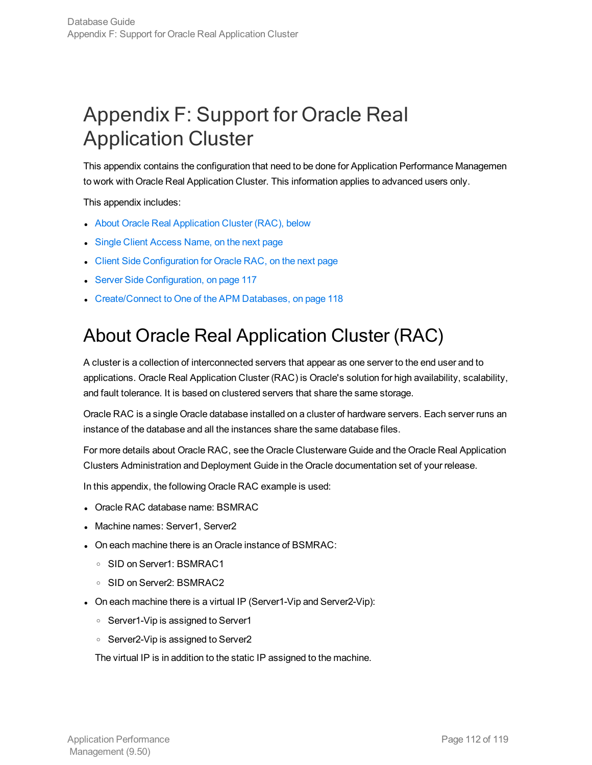# Appendix F: Support for Oracle Real Application Cluster

This appendix contains the configuration that need to be done for Application Performance Managemen to work with Oracle Real Application Cluster. This information applies to advanced users only.

This appendix includes:

- About Oracle Real Application Cluster (RAC), below
- Single Client Access Name, on the next page
- Client Side Configuration for Oracle RAC, on the next page
- Server Side Configuration, on page 117
- Create/Connect to One of the APM Databases, on page 118

## About Oracle Real Application Cluster (RAC)

A cluster is a collection of interconnected servers that appear as one server to the end user and to applications. Oracle Real Application Cluster (RAC) is Oracle's solution for high availability, scalability, and fault tolerance. It is based on clustered servers that share the same storage.

Oracle RAC is a single Oracle database installed on a cluster of hardware servers. Each server runs an instance of the database and all the instances share the same database files.

For more details about Oracle RAC, see the Oracle Clusterware Guide and the Oracle Real Application Clusters Administration and Deployment Guide in the Oracle documentation set of your release.

In this appendix, the following Oracle RAC example is used:

- Oracle RAC database name: BSMRAC
- Machine names: Server1, Server2
- On each machine there is an Oracle instance of BSMRAC:
  - SID on Server1: BSMRAC1
  - SID on Server2: BSMRAC2
- On each machine there is a virtual IP (Server1-Vip and Server2-Vip):
  - Server1-Vip is assigned to Server1
  - Server2-Vip is assigned to Server2

  The virtual IP is in addition to the static IP assigned to the machine.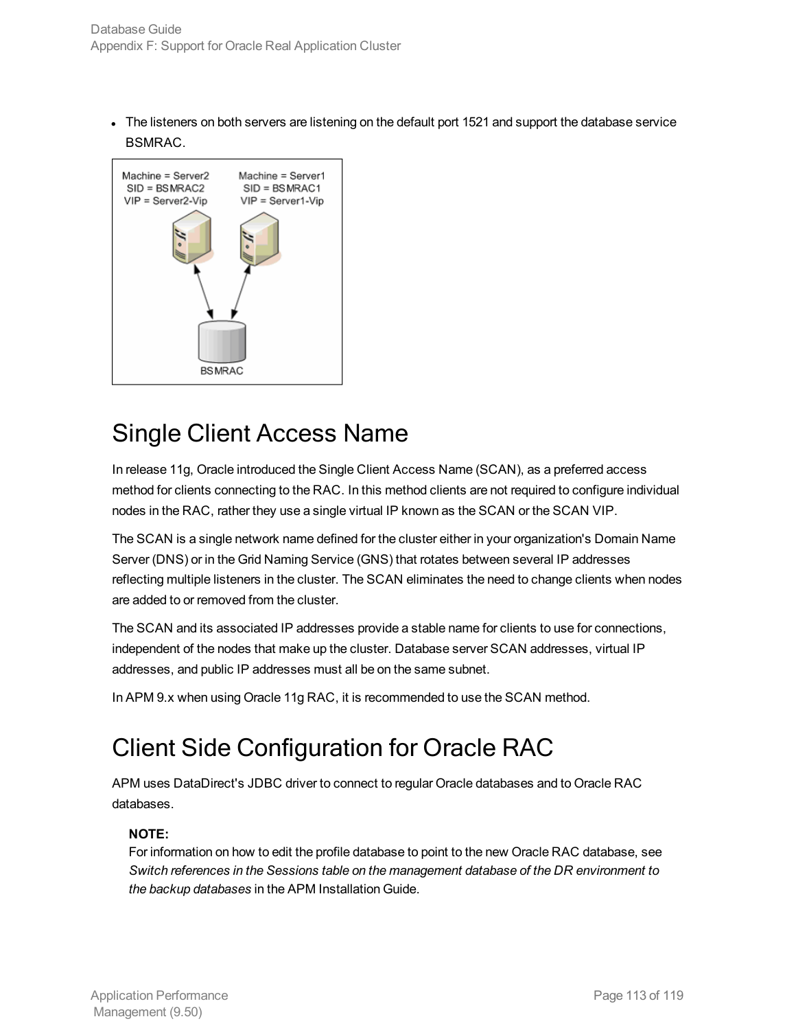- The listeners on both servers are listening on the default port 1521 and support the database service BSMRAC.

## Single Client Access Name

In release 11g, Oracle introduced the Single Client Access Name (SCAN), as a preferred access method for clients connecting to the RAC. In this method clients are not required to configure individual nodes in the RAC, rather they use a single virtual IP known as the SCAN or the SCAN VIP.

The SCAN is a single network name defined for the cluster either in your organization's Domain Name Server (DNS) or in the Grid Naming Service (GNS) that rotates between several IP addresses reflecting multiple listeners in the cluster. The SCAN eliminates the need to change clients when nodes are added to or removed from the cluster.

The SCAN and its associated IP addresses provide a stable name for clients to use for connections, independent of the nodes that make up the cluster. Database server SCAN addresses, virtual IP addresses, and public IP addresses must all be on the same subnet.

In APM 9.x when using Oracle 11g RAC, it is recommended to use the SCAN method.

## Client Side Configuration for Oracle RAC

APM uses DataDirect's JDBC driver to connect to regular Oracle databases and to Oracle RAC databases.

> **NOTE:**
> For information on how to edit the profile database to point to the new Oracle RAC database, see *Switch references in the Sessions table on the management database of the DR environment to the backup databases* in the APM Installation Guide.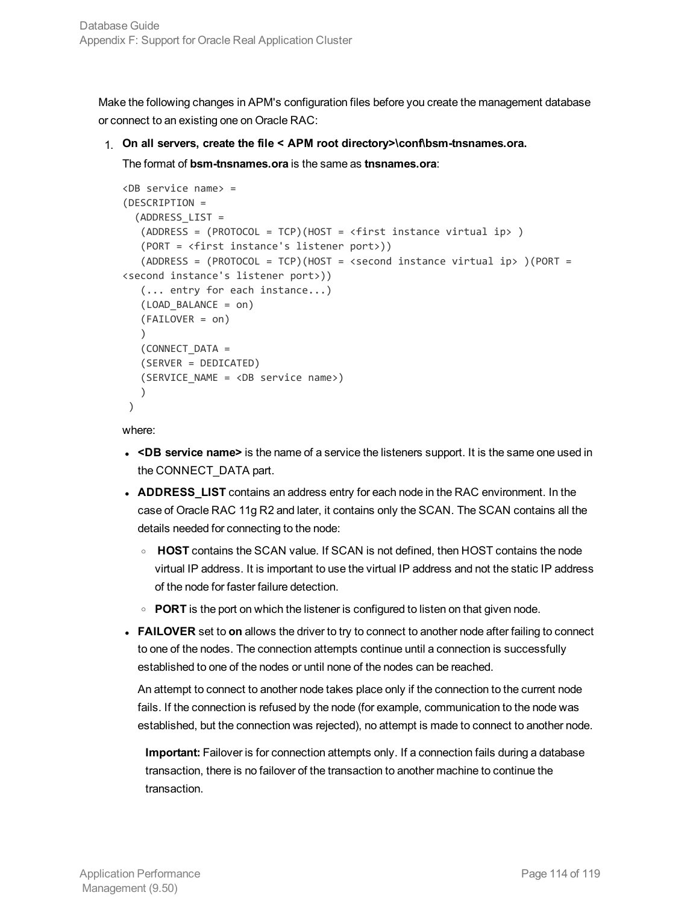Make the following changes in APM's configuration files before you create the management database or connect to an existing one on Oracle RAC:

1. **On all servers, create the file < APM root directory>\conf\bsm-tnsnames.ora.**

   The format of **bsm-tnsnames.ora** is the same as **tnsnames.ora**:

   ```
   <DB service name> =
   (DESCRIPTION =
     (ADDRESS_LIST =
      (ADDRESS = (PROTOCOL = TCP)(HOST = <first instance virtual ip> )
      (PORT = <first instance's listener port>))
      (ADDRESS = (PROTOCOL = TCP)(HOST = <second instance virtual ip> )(PORT =
   <second instance's listener port>))
      (... entry for each instance...)
      (LOAD_BALANCE = on)
      (FAILOVER = on)
      )
      (CONNECT_DATA =
      (SERVER = DEDICATED)
      (SERVICE_NAME = <DB service name>)
      )
    )
   ```

   where:

   - **<DB service name>** is the name of a service the listeners support. It is the same one used in the CONNECT_DATA part.
   - **ADDRESS_LIST** contains an address entry for each node in the RAC environment. In the case of Oracle RAC 11g R2 and later, it contains only the SCAN. The SCAN contains all the details needed for connecting to the node:
     - **HOST** contains the SCAN value. If SCAN is not defined, then HOST contains the node virtual IP address. It is important to use the virtual IP address and not the static IP address of the node for faster failure detection.
     - **PORT** is the port on which the listener is configured to listen on that given node.
   - **FAILOVER** set to **on** allows the driver to try to connect to another node after failing to connect to one of the nodes. The connection attempts continue until a connection is successfully established to one of the nodes or until none of the nodes can be reached.

     An attempt to connect to another node takes place only if the connection to the current node fails. If the connection is refused by the node (for example, communication to the node was established, but the connection was rejected), no attempt is made to connect to another node.

     **Important:** Failover is for connection attempts only. If a connection fails during a database transaction, there is no failover of the transaction to another machine to continue the transaction.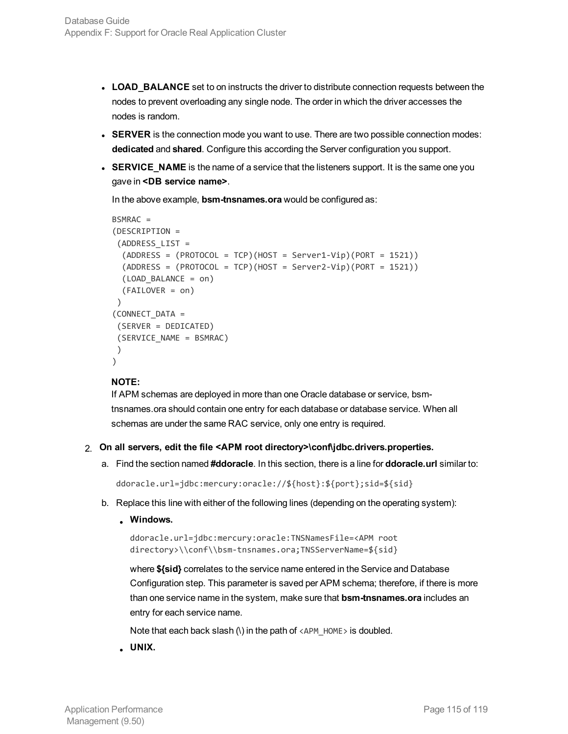- **LOAD_BALANCE** set to on instructs the driver to distribute connection requests between the nodes to prevent overloading any single node. The order in which the driver accesses the nodes is random.
- **SERVER** is the connection mode you want to use. There are two possible connection modes: **dedicated** and **shared**. Configure this according the Server configuration you support.
- **SERVICE_NAME** is the name of a service that the listeners support. It is the same one you gave in **<DB service name>**.

  In the above example, **bsm-tnsnames.ora** would be configured as:

  ```
  BSMRAC =
  (DESCRIPTION =
   (ADDRESS_LIST =
    (ADDRESS = (PROTOCOL = TCP)(HOST = Server1-Vip)(PORT = 1521))
    (ADDRESS = (PROTOCOL = TCP)(HOST = Server2-Vip)(PORT = 1521))
    (LOAD_BALANCE = on)
    (FAILOVER = on)
   )
  (CONNECT_DATA =
   (SERVER = DEDICATED)
   (SERVICE_NAME = BSMRAC)
   )
  )
  ```

  **NOTE:**
  If APM schemas are deployed in more than one Oracle database or service, bsm-tnsnames.ora should contain one entry for each database or database service. When all schemas are under the same RAC service, only one entry is required.

2. **On all servers, edit the file <APM root directory>\conf\jdbc.drivers.properties.**

   a. Find the section named **#ddoracle**. In this section, there is a line for **ddoracle.url** similar to:

   ```
   ddoracle.url=jdbc:mercury:oracle://${host}:${port};sid=${sid}
   ```

   b. Replace this line with either of the following lines (depending on the operating system):

   - **Windows.**

     ```
     ddoracle.url=jdbc:mercury:oracle:TNSNamesFile=<APM root
     directory>\\conf\\bsm-tnsnames.ora;TNSServerName=${sid}
     ```

     where **${sid}** correlates to the service name entered in the Service and Database Configuration step. This parameter is saved per APM schema; therefore, if there is more than one service name in the system, make sure that **bsm-tnsnames.ora** includes an entry for each service name.

     Note that each back slash (\) in the path of `<APM_HOME>` is doubled.

   - **UNIX.**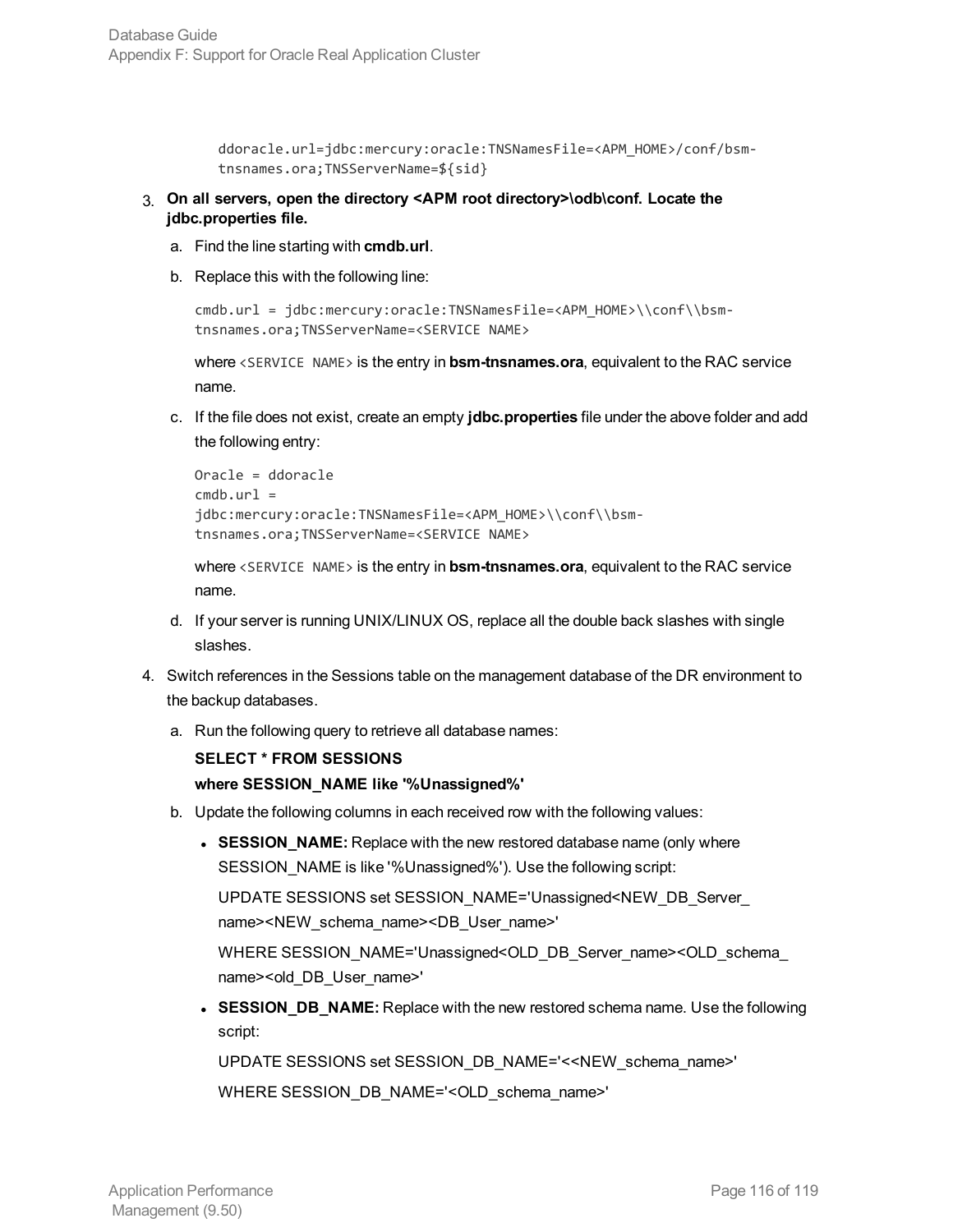```
ddoracle.url=jdbc:mercury:oracle:TNSNamesFile=<APM_HOME>/conf/bsm-tnsnames.ora;TNSServerName=${sid}
```

3. **On all servers, open the directory <APM root directory>\odb\conf. Locate the jdbc.properties file.**

   a. Find the line starting with **cmdb.url**.

   b. Replace this with the following line:

   ```
   cmdb.url = jdbc:mercury:oracle:TNSNamesFile=<APM_HOME>\\conf\\bsm-tnsnames.ora;TNSServerName=<SERVICE NAME>
   ```

   where `<SERVICE NAME>` is the entry in **bsm-tnsnames.ora**, equivalent to the RAC service name.

   c. If the file does not exist, create an empty **jdbc.properties** file under the above folder and add the following entry:

   ```
   Oracle = ddoracle
   cmdb.url =
   jdbc:mercury:oracle:TNSNamesFile=<APM_HOME>\\conf\\bsm-tnsnames.ora;TNSServerName=<SERVICE NAME>
   ```

   where `<SERVICE NAME>` is the entry in **bsm-tnsnames.ora**, equivalent to the RAC service name.

   d. If your server is running UNIX/LINUX OS, replace all the double back slashes with single slashes.

4. Switch references in the Sessions table on the management database of the DR environment to the backup databases.

   a. Run the following query to retrieve all database names:

   **SELECT * FROM SESSIONS**
   **where SESSION_NAME like '%Unassigned%'**

   b. Update the following columns in each received row with the following values:

   - **SESSION_NAME:** Replace with the new restored database name (only where SESSION_NAME is like '%Unassigned%'). Use the following script:

     UPDATE SESSIONS set SESSION_NAME='Unassigned<NEW_DB_Server_name><NEW_schema_name><DB_User_name>'

     WHERE SESSION_NAME='Unassigned<OLD_DB_Server_name><OLD_schema_name><old_DB_User_name>'

   - **SESSION_DB_NAME:** Replace with the new restored schema name. Use the following script:

     UPDATE SESSIONS set SESSION_DB_NAME='<<NEW_schema_name>'

     WHERE SESSION_DB_NAME='<OLD_schema_name>'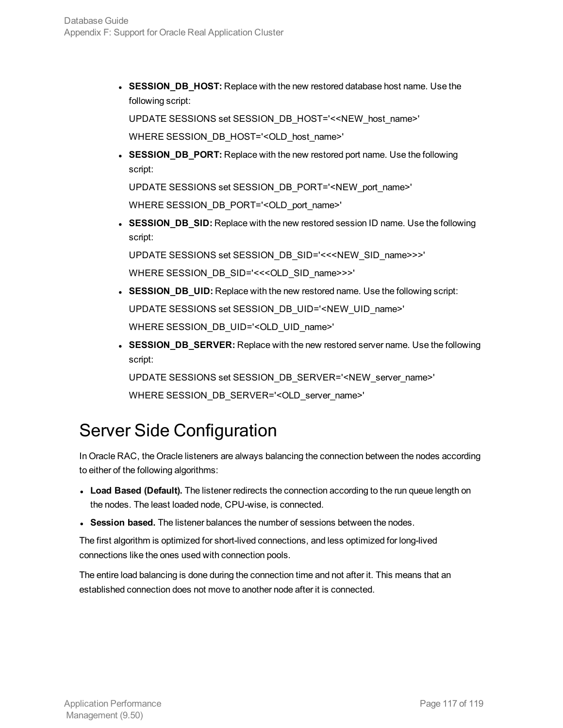- **SESSION_DB_HOST:** Replace with the new restored database host name. Use the following script:

  UPDATE SESSIONS set SESSION_DB_HOST='<<NEW_host_name>'

  WHERE SESSION_DB_HOST='<OLD_host_name>'

- **SESSION_DB_PORT:** Replace with the new restored port name. Use the following script:

  UPDATE SESSIONS set SESSION_DB_PORT='<NEW_port_name>'

  WHERE SESSION_DB_PORT='<OLD_port_name>'

- **SESSION_DB_SID:** Replace with the new restored session ID name. Use the following script:

  UPDATE SESSIONS set SESSION_DB_SID='<<<NEW_SID_name>>>'

  WHERE SESSION_DB_SID='<<<OLD_SID_name>>>'

- **SESSION_DB_UID:** Replace with the new restored name. Use the following script:

  UPDATE SESSIONS set SESSION_DB_UID='<NEW_UID_name>'

  WHERE SESSION_DB_UID='<OLD_UID_name>'

- **SESSION_DB_SERVER:** Replace with the new restored server name. Use the following script:

  UPDATE SESSIONS set SESSION_DB_SERVER='<NEW_server_name>'

  WHERE SESSION_DB_SERVER='<OLD_server_name>'

# Server Side Configuration

In Oracle RAC, the Oracle listeners are always balancing the connection between the nodes according to either of the following algorithms:

- **Load Based (Default).** The listener redirects the connection according to the run queue length on the nodes. The least loaded node, CPU-wise, is connected.
- **Session based.** The listener balances the number of sessions between the nodes.

The first algorithm is optimized for short-lived connections, and less optimized for long-lived connections like the ones used with connection pools.

The entire load balancing is done during the connection time and not after it. This means that an established connection does not move to another node after it is connected.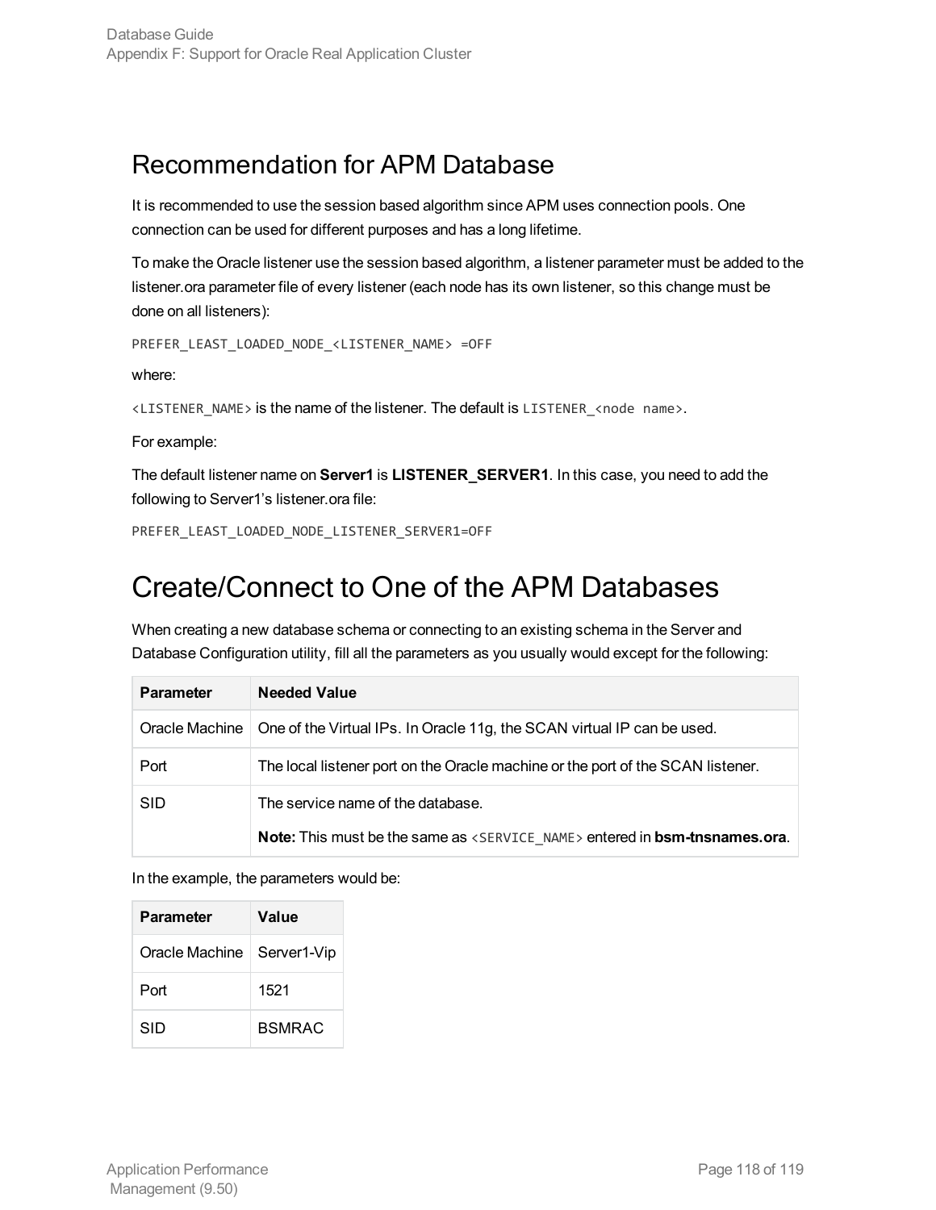## Recommendation for APM Database

It is recommended to use the session based algorithm since APM uses connection pools. One connection can be used for different purposes and has a long lifetime.

To make the Oracle listener use the session based algorithm, a listener parameter must be added to the listener.ora parameter file of every listener (each node has its own listener, so this change must be done on all listeners):

```
PREFER_LEAST_LOADED_NODE_<LISTENER_NAME> =OFF
```

where:

`<LISTENER_NAME>` is the name of the listener. The default is `LISTENER_<node name>`.

For example:

The default listener name on **Server1** is **LISTENER_SERVER1**. In this case, you need to add the following to Server1's listener.ora file:

```
PREFER_LEAST_LOADED_NODE_LISTENER_SERVER1=OFF
```

# Create/Connect to One of the APM Databases

When creating a new database schema or connecting to an existing schema in the Server and Database Configuration utility, fill all the parameters as you usually would except for the following:

| Parameter | Needed Value |
| --- | --- |
| Oracle Machine | One of the Virtual IPs. In Oracle 11g, the SCAN virtual IP can be used. |
| Port | The local listener port on the Oracle machine or the port of the SCAN listener. |
| SID | The service name of the database.<br><br>**Note:** This must be the same as `<SERVICE_NAME>` entered in **bsm-tnsnames.ora**. |

In the example, the parameters would be:

| Parameter | Value |
| --- | --- |
| Oracle Machine | Server1-Vip |
| Port | 1521 |
| SID | BSMRAC |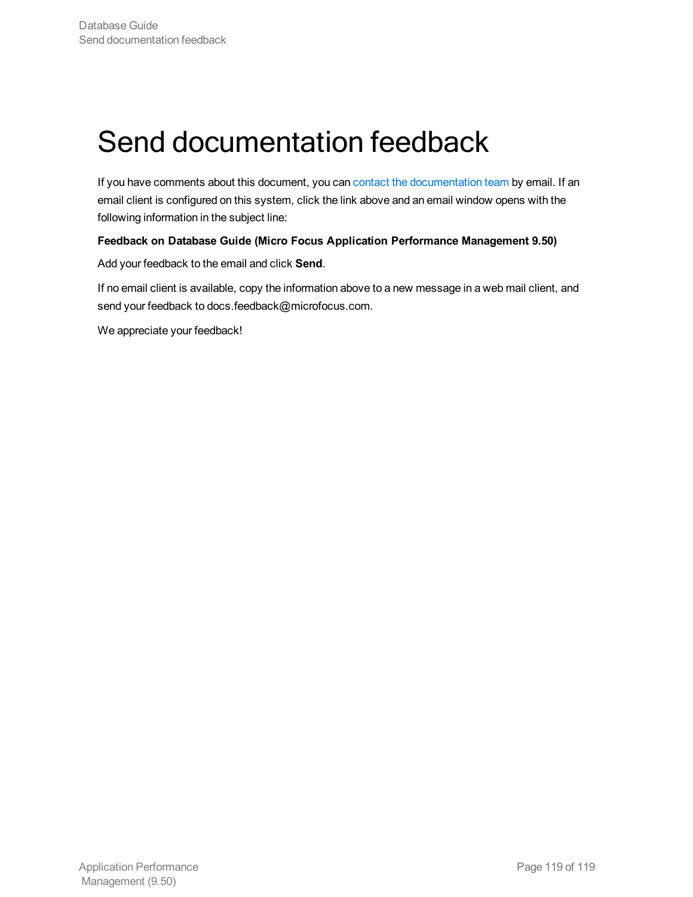# Send documentation feedback

If you have comments about this document, you can contact the documentation team by email. If an email client is configured on this system, click the link above and an email window opens with the following information in the subject line:

**Feedback on Database Guide (Micro Focus Application Performance Management 9.50)**

Add your feedback to the email and click **Send**.

If no email client is available, copy the information above to a new message in a web mail client, and send your feedback to docs.feedback@microfocus.com.

We appreciate your feedback!